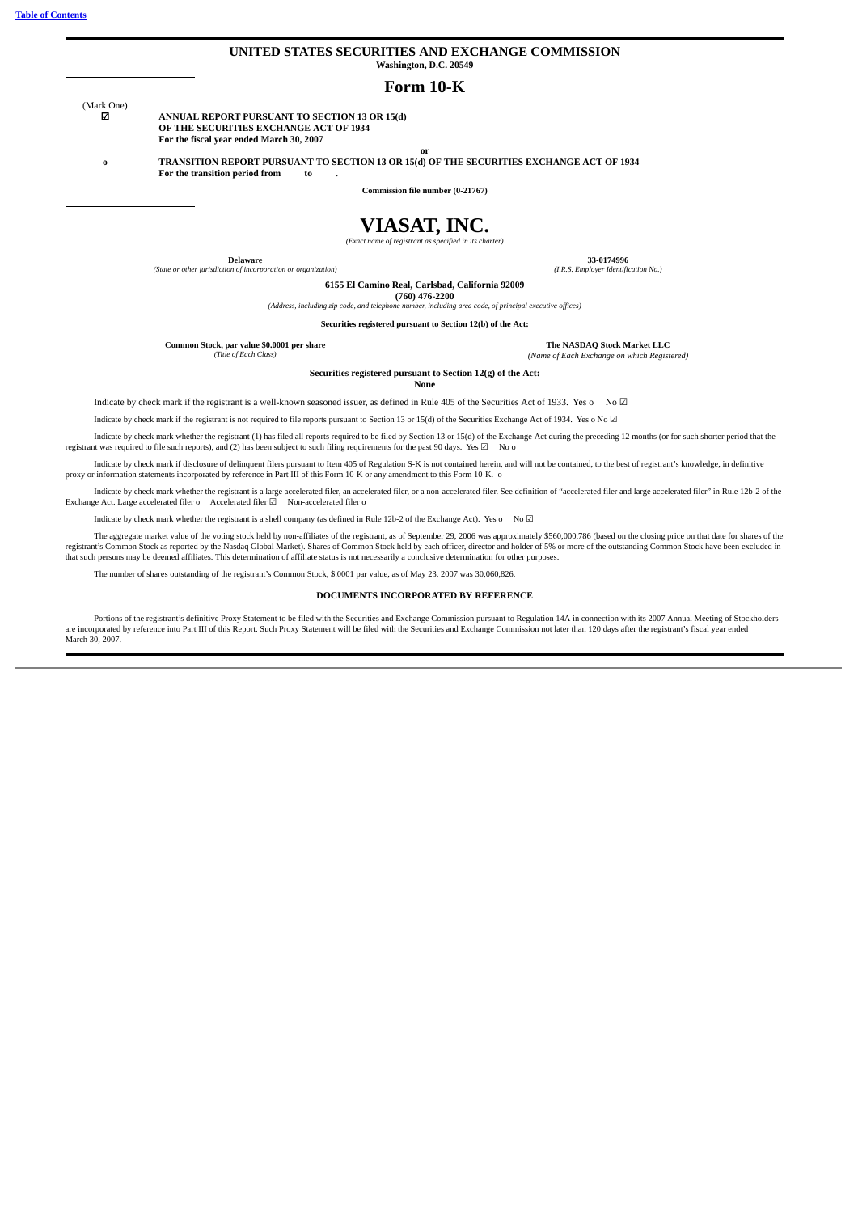Table of Contents

# UNITED STATES SECURITIES AND EXCHANGE COMMISSION

**Washington, D.C. 20549**

## Form 10-K

(Mark One)

☑ **ANNUAL REPORT PURSUANT TO SECTION 13 OR 15(d) OF THE SECURITIES EXCHANGE ACT OF 1934**
**For the fiscal year ended March 30, 2007**

**or**

o **TRANSITION REPORT PURSUANT TO SECTION 13 OR 15(d) OF THE SECURITIES EXCHANGE ACT OF 1934**
**For the transition period from to .**

**Commission file number (0-21767)**

# VIASAT, INC.

*(Exact name of registrant as specified in its charter)*

| **Delaware** | **33-0174996** |
|---|---|
| *(State or other jurisdiction of incorporation or organization)* | *(I.R.S. Employer Identification No.)* |

**6155 El Camino Real, Carlsbad, California 92009**
**(760) 476-2200**
*(Address, including zip code, and telephone number, including area code, of principal executive offices)*

**Securities registered pursuant to Section 12(b) of the Act:**

| **Common Stock, par value $0.0001 per share** | **The NASDAQ Stock Market LLC** |
|---|---|
| *(Title of Each Class)* | *(Name of Each Exchange on which Registered)* |

**Securities registered pursuant to Section 12(g) of the Act:**
**None**

Indicate by check mark if the registrant is a well-known seasoned issuer, as defined in Rule 405 of the Securities Act of 1933. Yes o No ☑

Indicate by check mark if the registrant is not required to file reports pursuant to Section 13 or 15(d) of the Securities Exchange Act of 1934. Yes o No ☑

Indicate by check mark whether the registrant (1) has filed all reports required to be filed by Section 13 or 15(d) of the Exchange Act during the preceding 12 months (or for such shorter period that the registrant was required to file such reports), and (2) has been subject to such filing requirements for the past 90 days. Yes ☑ No o

Indicate by check mark if disclosure of delinquent filers pursuant to Item 405 of Regulation S-K is not contained herein, and will not be contained, to the best of registrant's knowledge, in definitive proxy or information statements incorporated by reference in Part III of this Form 10-K or any amendment to this Form 10-K. o

Indicate by check mark whether the registrant is a large accelerated filer, an accelerated filer, or a non-accelerated filer. See definition of "accelerated filer and large accelerated filer" in Rule 12b-2 of the Exchange Act. Large accelerated filer o Accelerated filer ☑ Non-accelerated filer o

Indicate by check mark whether the registrant is a shell company (as defined in Rule 12b-2 of the Exchange Act). Yes o No ☑

The aggregate market value of the voting stock held by non-affiliates of the registrant, as of September 29, 2006 was approximately $560,000,786 (based on the closing price on that date for shares of the registrant's Common Stock as reported by the Nasdaq Global Market). Shares of Common Stock held by each officer, director and holder of 5% or more of the outstanding Common Stock have been excluded in that such persons may be deemed affiliates. This determination of affiliate status is not necessarily a conclusive determination for other purposes.

The number of shares outstanding of the registrant's Common Stock, $.0001 par value, as of May 23, 2007 was 30,060,826.

**DOCUMENTS INCORPORATED BY REFERENCE**

Portions of the registrant's definitive Proxy Statement to be filed with the Securities and Exchange Commission pursuant to Regulation 14A in connection with its 2007 Annual Meeting of Stockholders are incorporated by reference into Part III of this Report. Such Proxy Statement will be filed with the Securities and Exchange Commission not later than 120 days after the registrant's fiscal year ended March 30, 2007.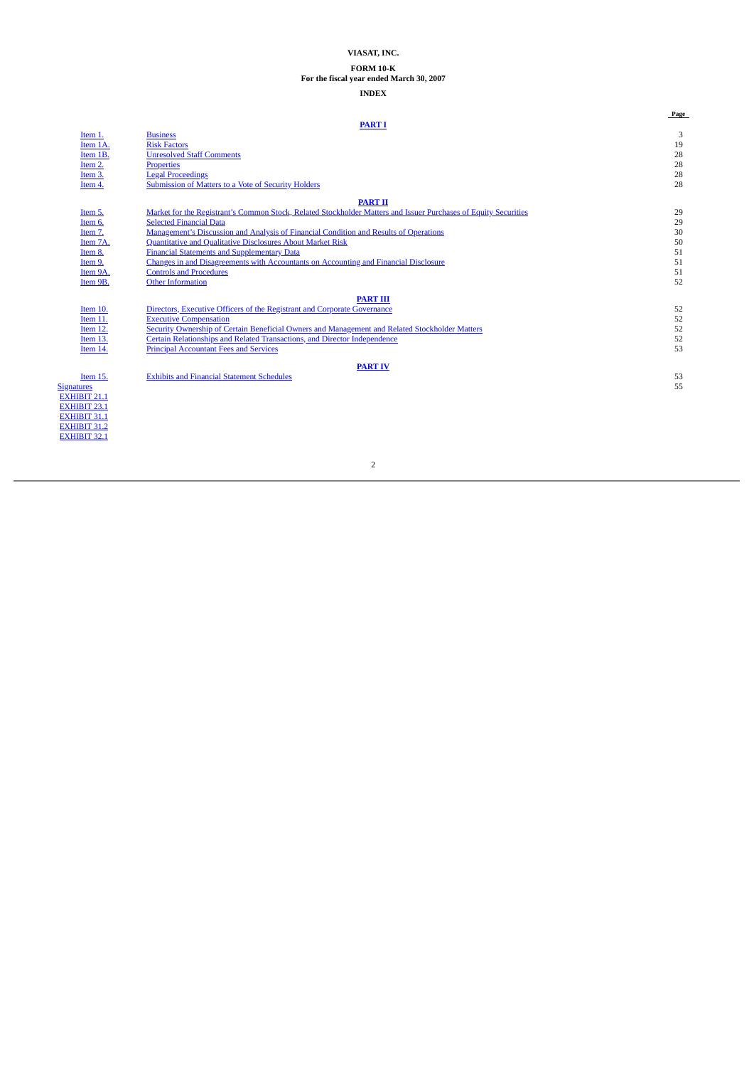**VIASAT, INC.**

**FORM 10-K**
**For the fiscal year ended March 30, 2007**

**INDEX**

| | | Page |
|---|---|---|
| | **PART I** | |
| Item 1. | Business | 3 |
| Item 1A. | Risk Factors | 19 |
| Item 1B. | Unresolved Staff Comments | 28 |
| Item 2. | Properties | 28 |
| Item 3. | Legal Proceedings | 28 |
| Item 4. | Submission of Matters to a Vote of Security Holders | 28 |
| | **PART II** | |
| Item 5. | Market for the Registrant's Common Stock, Related Stockholder Matters and Issuer Purchases of Equity Securities | 29 |
| Item 6. | Selected Financial Data | 29 |
| Item 7. | Management's Discussion and Analysis of Financial Condition and Results of Operations | 30 |
| Item 7A. | Quantitative and Qualitative Disclosures About Market Risk | 50 |
| Item 8. | Financial Statements and Supplementary Data | 51 |
| Item 9. | Changes in and Disagreements with Accountants on Accounting and Financial Disclosure | 51 |
| Item 9A. | Controls and Procedures | 51 |
| Item 9B. | Other Information | 52 |
| | **PART III** | |
| Item 10. | Directors, Executive Officers of the Registrant and Corporate Governance | 52 |
| Item 11. | Executive Compensation | 52 |
| Item 12. | Security Ownership of Certain Beneficial Owners and Management and Related Stockholder Matters | 52 |
| Item 13. | Certain Relationships and Related Transactions, and Director Independence | 52 |
| Item 14. | Principal Accountant Fees and Services | 53 |
| | **PART IV** | |
| Item 15. | Exhibits and Financial Statement Schedules | 53 |
| Signatures | | 55 |
| EXHIBIT 21.1 | | |
| EXHIBIT 23.1 | | |
| EXHIBIT 31.1 | | |
| EXHIBIT 31.2 | | |
| EXHIBIT 32.1 | | |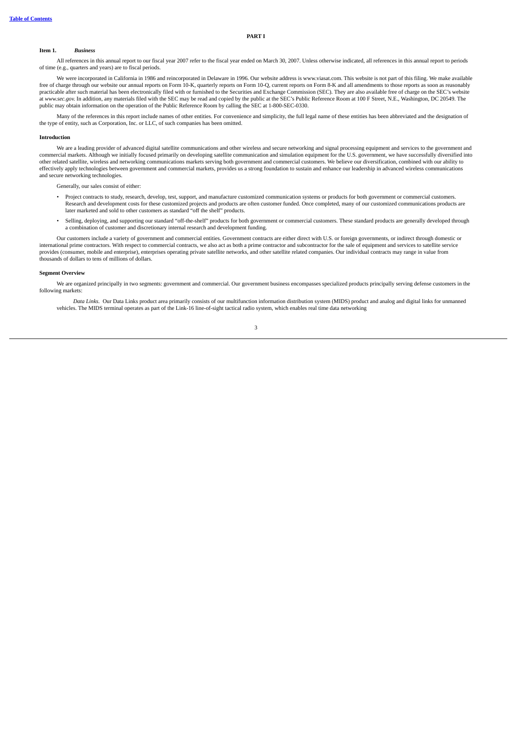# PART I

## Item 1. *Business*

All references in this annual report to our fiscal year 2007 refer to the fiscal year ended on March 30, 2007. Unless otherwise indicated, all references in this annual report to periods of time (e.g., quarters and years) are to fiscal periods.

We were incorporated in California in 1986 and reincorporated in Delaware in 1996. Our website address is www.viasat.com. This website is not part of this filing. We make available free of charge through our website our annual reports on Form 10-K, quarterly reports on Form 10-Q, current reports on Form 8-K and all amendments to those reports as soon as reasonably practicable after such material has been electronically filed with or furnished to the Securities and Exchange Commission (SEC). They are also available free of charge on the SEC's website at *www.sec.gov*. In addition, any materials filed with the SEC may be read and copied by the public at the SEC's Public Reference Room at 100 F Street, N.E., Washington, DC 20549. The public may obtain information on the operation of the Public Reference Room by calling the SEC at 1-800-SEC-0330.

Many of the references in this report include names of other entities. For convenience and simplicity, the full legal name of these entities has been abbreviated and the designation of the type of entity, such as Corporation, Inc. or LLC, of such companies has been omitted.

### Introduction

We are a leading provider of advanced digital satellite communications and other wireless and secure networking and signal processing equipment and services to the government and commercial markets. Although we initially focused primarily on developing satellite communication and simulation equipment for the U.S. government, we have successfully diversified into other related satellite, wireless and networking communications markets serving both government and commercial customers. We believe our diversification, combined with our ability to effectively apply technologies between government and commercial markets, provides us a strong foundation to sustain and enhance our leadership in advanced wireless communications and secure networking technologies.

Generally, our sales consist of either:

- Project contracts to study, research, develop, test, support, and manufacture customized communication systems or products for both government or commercial customers. Research and development costs for these customized projects and products are often customer funded. Once completed, many of our customized communications products are later marketed and sold to other customers as standard "off the shelf" products.
- Selling, deploying, and supporting our standard "off-the-shelf" products for both government or commercial customers. These standard products are generally developed through a combination of customer and discretionary internal research and development funding.

Our customers include a variety of government and commercial entities. Government contracts are either direct with U.S. or foreign governments, or indirect through domestic or international prime contractors. With respect to commercial contracts, we also act as both a prime contractor and subcontractor for the sale of equipment and services to satellite service provides (consumer, mobile and enterprise), enterprises operating private satellite networks, and other satellite related companies. Our individual contracts may range in value from thousands of dollars to tens of millions of dollars.

### Segment Overview

We are organized principally in two segments: government and commercial. Our government business encompasses specialized products principally serving defense customers in the following markets:

*Data Links*. Our Data Links product area primarily consists of our multifunction information distribution system (MIDS) product and analog and digital links for unmanned vehicles. The MIDS terminal operates as part of the Link-16 line-of-sight tactical radio system, which enables real time data networking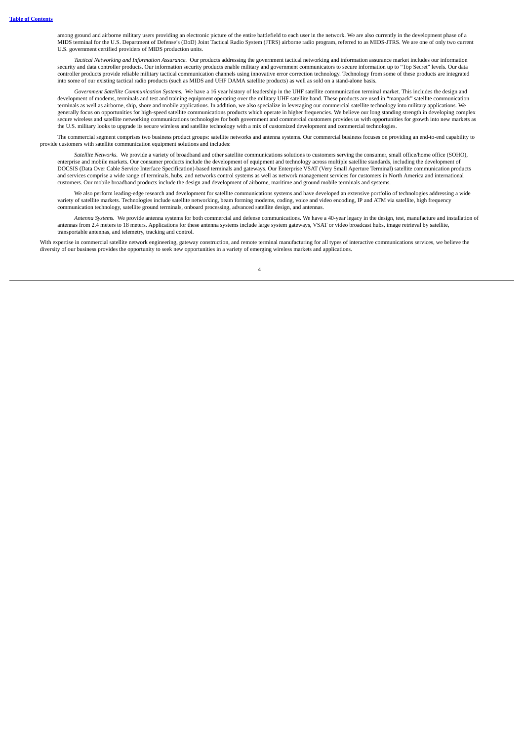among ground and airborne military users providing an electronic picture of the entire battlefield to each user in the network. We are also currently in the development phase of a MIDS terminal for the U.S. Department of Defense's (DoD) Joint Tactical Radio System (JTRS) airborne radio program, referred to as MIDS-JTRS. We are one of only two current U.S. government certified providers of MIDS production units.

*Tactical Networking and Information Assurance.* Our products addressing the government tactical networking and information assurance market includes our information security and data controller products. Our information security products enable military and government communicators to secure information up to "Top Secret" levels. Our data controller products provide reliable military tactical communication channels using innovative error correction technology. Technology from some of these products are integrated into some of our existing tactical radio products (such as MIDS and UHF DAMA satellite products) as well as sold on a stand-alone basis.

*Government Satellite Communication Systems.* We have a 16 year history of leadership in the UHF satellite communication terminal market. This includes the design and development of modems, terminals and test and training equipment operating over the military UHF satellite band. These products are used in "manpack" satellite communication terminals as well as airborne, ship, shore and mobile applications. In addition, we also specialize in leveraging our commercial satellite technology into military applications. We generally focus on opportunities for high-speed satellite communications products which operate in higher frequencies. We believe our long standing strength in developing complex secure wireless and satellite networking communications technologies for both government and commercial customers provides us with opportunities for growth into new markets as the U.S. military looks to upgrade its secure wireless and satellite technology with a mix of customized development and commercial technologies.

The commercial segment comprises two business product groups: satellite networks and antenna systems. Our commercial business focuses on providing an end-to-end capability to provide customers with satellite communication equipment solutions and includes:

*Satellite Networks.* We provide a variety of broadband and other satellite communications solutions to customers serving the consumer, small office/home office (SOHO), enterprise and mobile markets. Our consumer products include the development of equipment and technology across multiple satellite standards, including the development of DOCSIS (Data Over Cable Service Interface Specification)-based terminals and gateways. Our Enterprise VSAT (Very Small Aperture Terminal) satellite communication products and services comprise a wide range of terminals, hubs, and networks control systems as well as network management services for customers in North America and international customers. Our mobile broadband products include the design and development of airborne, maritime and ground mobile terminals and systems.

We also perform leading-edge research and development for satellite communications systems and have developed an extensive portfolio of technologies addressing a wide variety of satellite markets. Technologies include satellite networking, beam forming modems, coding, voice and video encoding, IP and ATM via satellite, high frequency communication technology, satellite ground terminals, onboard processing, advanced satellite design, and antennas.

*Antenna Systems.* We provide antenna systems for both commercial and defense communications. We have a 40-year legacy in the design, test, manufacture and installation of antennas from 2.4 meters to 18 meters. Applications for these antenna systems include large system gateways, VSAT or video broadcast hubs, image retrieval by satellite, transportable antennas, and telemetry, tracking and control.

With expertise in commercial satellite network engineering, gateway construction, and remote terminal manufacturing for all types of interactive communications services, we believe the diversity of our business provides the opportunity to seek new opportunities in a variety of emerging wireless markets and applications.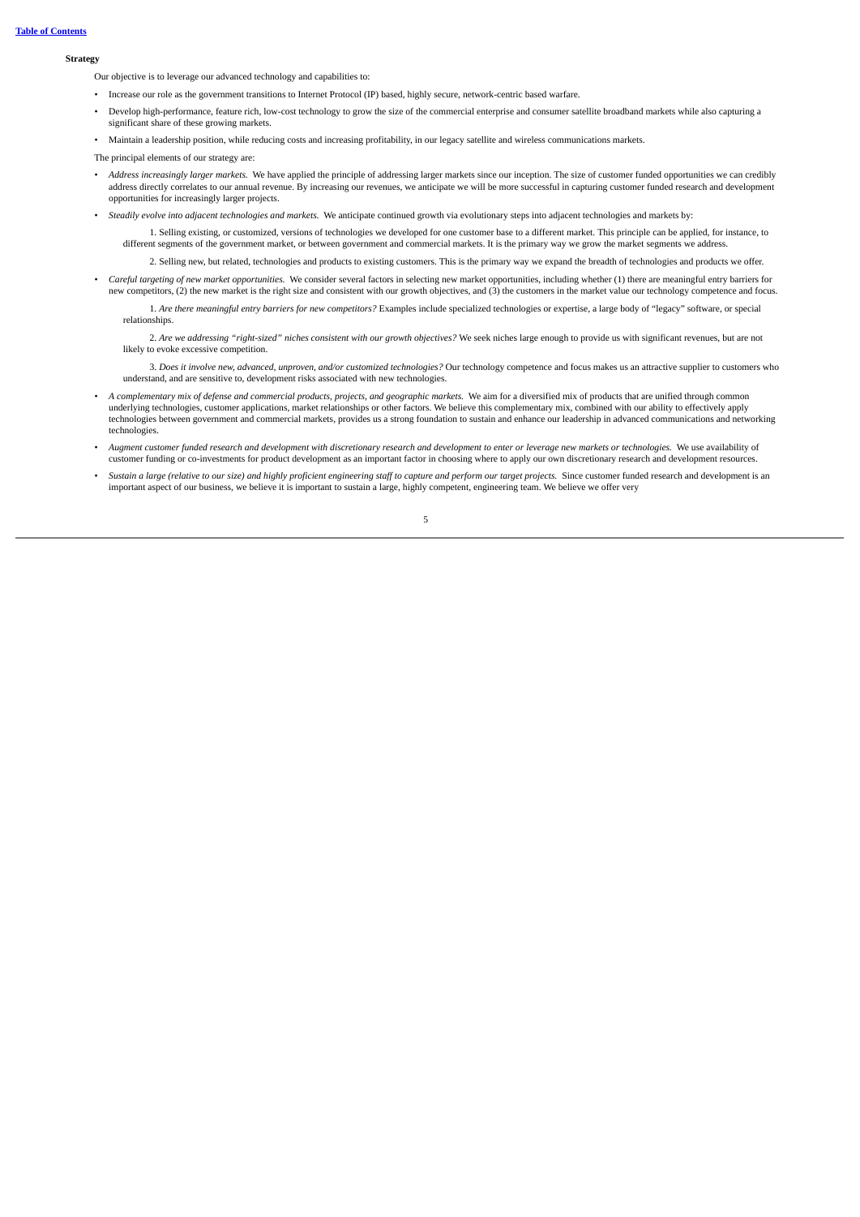**Strategy**

Our objective is to leverage our advanced technology and capabilities to:

- Increase our role as the government transitions to Internet Protocol (IP) based, highly secure, network-centric based warfare.
- Develop high-performance, feature rich, low-cost technology to grow the size of the commercial enterprise and consumer satellite broadband markets while also capturing a significant share of these growing markets.
- Maintain a leadership position, while reducing costs and increasing profitability, in our legacy satellite and wireless communications markets.

The principal elements of our strategy are:

- *Address increasingly larger markets.* We have applied the principle of addressing larger markets since our inception. The size of customer funded opportunities we can credibly address directly correlates to our annual revenue. By increasing our revenues, we anticipate we will be more successful in capturing customer funded research and development opportunities for increasingly larger projects.
- *Steadily evolve into adjacent technologies and markets.* We anticipate continued growth via evolutionary steps into adjacent technologies and markets by:

  1. Selling existing, or customized, versions of technologies we developed for one customer base to a different market. This principle can be applied, for instance, to different segments of the government market, or between government and commercial markets. It is the primary way we grow the market segments we address.

  2. Selling new, but related, technologies and products to existing customers. This is the primary way we expand the breadth of technologies and products we offer.

- *Careful targeting of new market opportunities.* We consider several factors in selecting new market opportunities, including whether (1) there are meaningful entry barriers for new competitors, (2) the new market is the right size and consistent with our growth objectives, and (3) the customers in the market value our technology competence and focus.

  1. *Are there meaningful entry barriers for new competitors?* Examples include specialized technologies or expertise, a large body of "legacy" software, or special relationships.

  2. *Are we addressing "right-sized" niches consistent with our growth objectives?* We seek niches large enough to provide us with significant revenues, but are not likely to evoke excessive competition.

  3. *Does it involve new, advanced, unproven, and/or customized technologies?* Our technology competence and focus makes us an attractive supplier to customers who understand, and are sensitive to, development risks associated with new technologies.

- *A complementary mix of defense and commercial products, projects, and geographic markets.* We aim for a diversified mix of products that are unified through common underlying technologies, customer applications, market relationships or other factors. We believe this complementary mix, combined with our ability to effectively apply technologies between government and commercial markets, provides us a strong foundation to sustain and enhance our leadership in advanced communications and networking technologies.
- *Augment customer funded research and development with discretionary research and development to enter or leverage new markets or technologies.* We use availability of customer funding or co-investments for product development as an important factor in choosing where to apply our own discretionary research and development resources.
- *Sustain a large (relative to our size) and highly proficient engineering staff to capture and perform our target projects.* Since customer funded research and development is an important aspect of our business, we believe it is important to sustain a large, highly competent, engineering team. We believe we offer very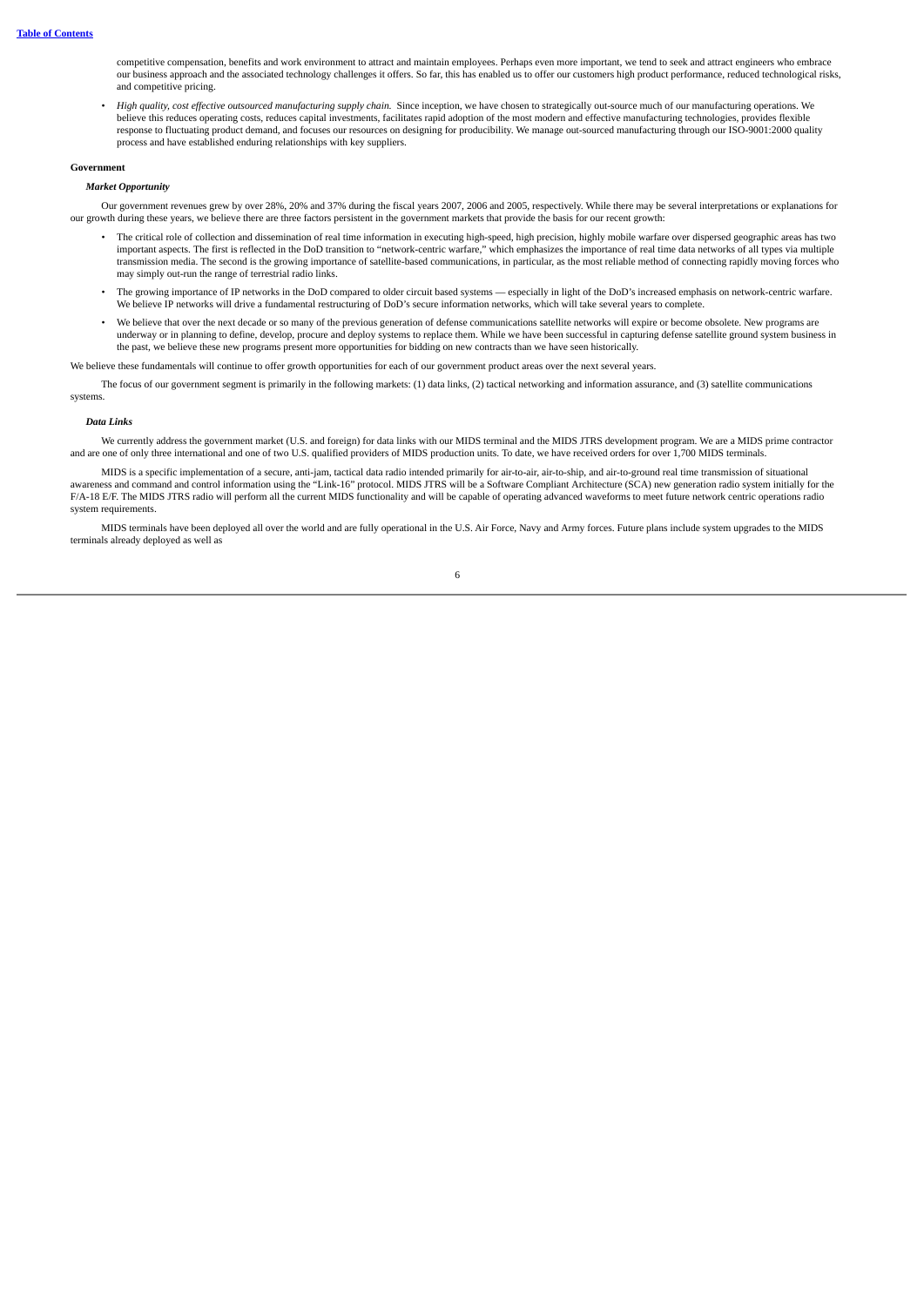competitive compensation, benefits and work environment to attract and maintain employees. Perhaps even more important, we tend to seek and attract engineers who embrace our business approach and the associated technology challenges it offers. So far, this has enabled us to offer our customers high product performance, reduced technological risks, and competitive pricing.

- *High quality, cost effective outsourced manufacturing supply chain.* Since inception, we have chosen to strategically out-source much of our manufacturing operations. We believe this reduces operating costs, reduces capital investments, facilitates rapid adoption of the most modern and effective manufacturing technologies, provides flexible response to fluctuating product demand, and focuses our resources on designing for producibility. We manage out-sourced manufacturing through our ISO-9001:2000 quality process and have established enduring relationships with key suppliers.

**Government**

***Market Opportunity***

Our government revenues grew by over 28%, 20% and 37% during the fiscal years 2007, 2006 and 2005, respectively. While there may be several interpretations or explanations for our growth during these years, we believe there are three factors persistent in the government markets that provide the basis for our recent growth:

- The critical role of collection and dissemination of real time information in executing high-speed, high precision, highly mobile warfare over dispersed geographic areas has two important aspects. The first is reflected in the DoD transition to "network-centric warfare," which emphasizes the importance of real time data networks of all types via multiple transmission media. The second is the growing importance of satellite-based communications, in particular, as the most reliable method of connecting rapidly moving forces who may simply out-run the range of terrestrial radio links.
- The growing importance of IP networks in the DoD compared to older circuit based systems — especially in light of the DoD's increased emphasis on network-centric warfare. We believe IP networks will drive a fundamental restructuring of DoD's secure information networks, which will take several years to complete.
- We believe that over the next decade or so many of the previous generation of defense communications satellite networks will expire or become obsolete. New programs are underway or in planning to define, develop, procure and deploy systems to replace them. While we have been successful in capturing defense satellite ground system business in the past, we believe these new programs present more opportunities for bidding on new contracts than we have seen historically.

We believe these fundamentals will continue to offer growth opportunities for each of our government product areas over the next several years.

The focus of our government segment is primarily in the following markets: (1) data links, (2) tactical networking and information assurance, and (3) satellite communications systems.

***Data Links***

We currently address the government market (U.S. and foreign) for data links with our MIDS terminal and the MIDS JTRS development program. We are a MIDS prime contractor and are one of only three international and one of two U.S. qualified providers of MIDS production units. To date, we have received orders for over 1,700 MIDS terminals.

MIDS is a specific implementation of a secure, anti-jam, tactical data radio intended primarily for air-to-air, air-to-ship, and air-to-ground real time transmission of situational awareness and command and control information using the "Link-16" protocol. MIDS JTRS will be a Software Compliant Architecture (SCA) new generation radio system initially for the F/A-18 E/F. The MIDS JTRS radio will perform all the current MIDS functionality and will be capable of operating advanced waveforms to meet future network centric operations radio system requirements.

MIDS terminals have been deployed all over the world and are fully operational in the U.S. Air Force, Navy and Army forces. Future plans include system upgrades to the MIDS terminals already deployed as well as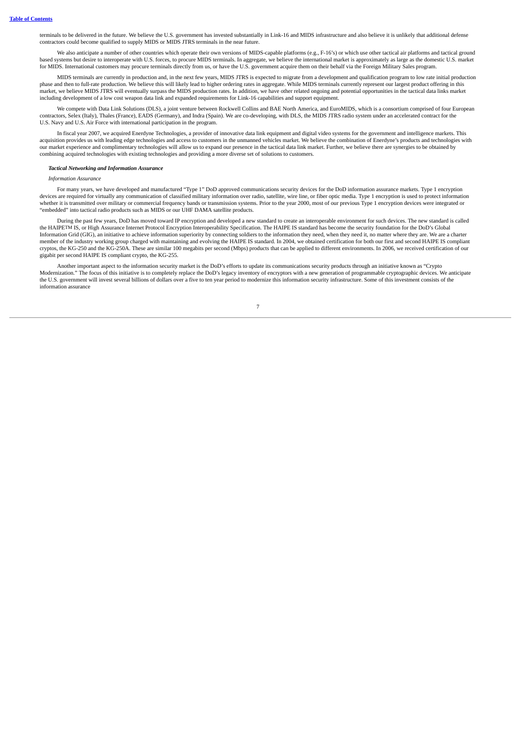terminals to be delivered in the future. We believe the U.S. government has invested substantially in Link-16 and MIDS infrastructure and also believe it is unlikely that additional defense contractors could become qualified to supply MIDS or MIDS JTRS terminals in the near future.

We also anticipate a number of other countries which operate their own versions of MIDS-capable platforms (e.g., F-16's) or which use other tactical air platforms and tactical ground based systems but desire to interoperate with U.S. forces, to procure MIDS terminals. In aggregate, we believe the international market is approximately as large as the domestic U.S. market for MIDS. International customers may procure terminals directly from us, or have the U.S. government acquire them on their behalf via the Foreign Military Sales program.

MIDS terminals are currently in production and, in the next few years, MIDS JTRS is expected to migrate from a development and qualification program to low rate initial production phase and then to full-rate production. We believe this will likely lead to higher ordering rates in aggregate. While MIDS terminals currently represent our largest product offering in this market, we believe MIDS JTRS will eventually surpass the MIDS production rates. In addition, we have other related ongoing and potential opportunities in the tactical data links market including development of a low cost weapon data link and expanded requirements for Link-16 capabilities and support equipment.

We compete with Data Link Solutions (DLS), a joint venture between Rockwell Collins and BAE North America, and EuroMIDS, which is a consortium comprised of four European contractors, Selex (Italy), Thales (France), EADS (Germany), and Indra (Spain). We are co-developing, with DLS, the MIDS JTRS radio system under an accelerated contract for the U.S. Navy and U.S. Air Force with international participation in the program.

In fiscal year 2007, we acquired Enerdyne Technologies, a provider of innovative data link equipment and digital video systems for the government and intelligence markets. This acquisition provides us with leading edge technologies and access to customers in the unmanned vehicles market. We believe the combination of Enerdyne's products and technologies with our market experience and complimentary technologies will allow us to expand our presence in the tactical data link market. Further, we believe there are synergies to be obtained by combining acquired technologies with existing technologies and providing a more diverse set of solutions to customers.

***Tactical Networking and Information Assurance***

*Information Assurance*

For many years, we have developed and manufactured "Type 1" DoD approved communications security devices for the DoD information assurance markets. Type 1 encryption devices are required for virtually any communication of classified military information over radio, satellite, wire line, or fiber optic media. Type 1 encryption is used to protect information whether it is transmitted over military or commercial frequency bands or transmission systems. Prior to the year 2000, most of our previous Type 1 encryption devices were integrated or "embedded" into tactical radio products such as MIDS or our UHF DAMA satellite products.

During the past few years, DoD has moved toward IP encryption and developed a new standard to create an interoperable environment for such devices. The new standard is called the HAIPETM IS, or High Assurance Internet Protocol Encryption Interoperability Specification. The HAIPE IS standard has become the security foundation for the DoD's Global Information Grid (GIG), an initiative to achieve information superiority by connecting soldiers to the information they need, when they need it, no matter where they are. We are a charter member of the industry working group charged with maintaining and evolving the HAIPE IS standard. In 2004, we obtained certification for both our first and second HAIPE IS compliant cryptos, the KG-250 and the KG-250A. These are similar 100 megabits per second (Mbps) products that can be applied to different environments. In 2006, we received certification of our gigabit per second HAIPE IS compliant crypto, the KG-255.

Another important aspect to the information security market is the DoD's efforts to update its communications security products through an initiative known as "Crypto Modernization." The focus of this initiative is to completely replace the DoD's legacy inventory of encryptors with a new generation of programmable cryptographic devices. We anticipate the U.S. government will invest several billions of dollars over a five to ten year period to modernize this information security infrastructure. Some of this investment consists of the information assurance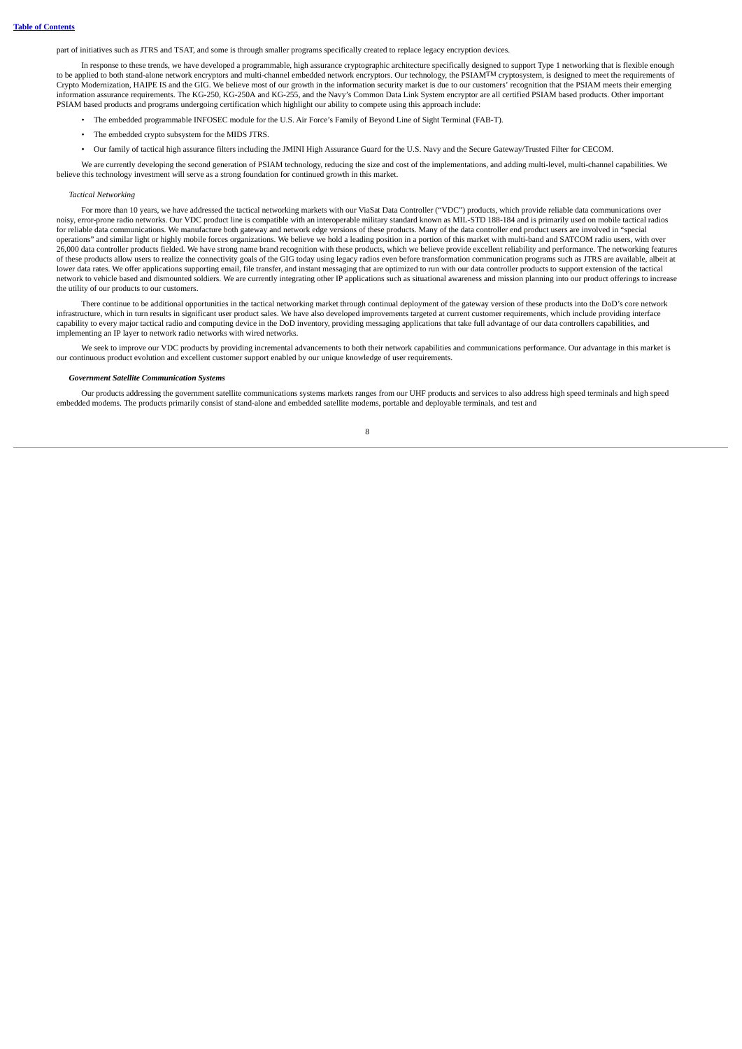part of initiatives such as JTRS and TSAT, and some is through smaller programs specifically created to replace legacy encryption devices.

In response to these trends, we have developed a programmable, high assurance cryptographic architecture specifically designed to support Type 1 networking that is flexible enough to be applied to both stand-alone network encryptors and multi-channel embedded network encryptors. Our technology, the PSIAMTM cryptosystem, is designed to meet the requirements of Crypto Modernization, HAIPE IS and the GIG. We believe most of our growth in the information security market is due to our customers' recognition that the PSIAM meets their emerging information assurance requirements. The KG-250, KG-250A and KG-255, and the Navy's Common Data Link System encryptor are all certified PSIAM based products. Other important PSIAM based products and programs undergoing certification which highlight our ability to compete using this approach include:

- The embedded programmable INFOSEC module for the U.S. Air Force's Family of Beyond Line of Sight Terminal (FAB-T).
- The embedded crypto subsystem for the MIDS JTRS.
- Our family of tactical high assurance filters including the JMINI High Assurance Guard for the U.S. Navy and the Secure Gateway/Trusted Filter for CECOM.

We are currently developing the second generation of PSIAM technology, reducing the size and cost of the implementations, and adding multi-level, multi-channel capabilities. We believe this technology investment will serve as a strong foundation for continued growth in this market.

*Tactical Networking*

For more than 10 years, we have addressed the tactical networking markets with our ViaSat Data Controller ("VDC") products, which provide reliable data communications over noisy, error-prone radio networks. Our VDC product line is compatible with an interoperable military standard known as MIL-STD 188-184 and is primarily used on mobile tactical radios for reliable data communications. We manufacture both gateway and network edge versions of these products. Many of the data controller end product users are involved in "special operations" and similar light or highly mobile forces organizations. We believe we hold a leading position in a portion of this market with multi-band and SATCOM radio users, with over 26,000 data controller products fielded. We have strong name brand recognition with these products, which we believe provide excellent reliability and performance. The networking features of these products allow users to realize the connectivity goals of the GIG today using legacy radios even before transformation communication programs such as JTRS are available, albeit at lower data rates. We offer applications supporting email, file transfer, and instant messaging that are optimized to run with our data controller products to support extension of the tactical network to vehicle based and dismounted soldiers. We are currently integrating other IP applications such as situational awareness and mission planning into our product offerings to increase the utility of our products to our customers.

There continue to be additional opportunities in the tactical networking market through continual deployment of the gateway version of these products into the DoD's core network infrastructure, which in turn results in significant user product sales. We have also developed improvements targeted at current customer requirements, which include providing interface capability to every major tactical radio and computing device in the DoD inventory, providing messaging applications that take full advantage of our data controllers capabilities, and implementing an IP layer to network radio networks with wired networks.

We seek to improve our VDC products by providing incremental advancements to both their network capabilities and communications performance. Our advantage in this market is our continuous product evolution and excellent customer support enabled by our unique knowledge of user requirements.

***Government Satellite Communication Systems***

Our products addressing the government satellite communications systems markets ranges from our UHF products and services to also address high speed terminals and high speed embedded modems. The products primarily consist of stand-alone and embedded satellite modems, portable and deployable terminals, and test and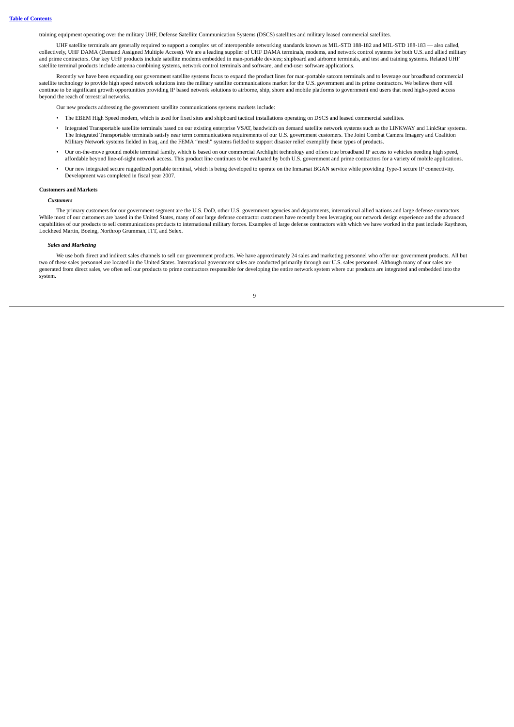training equipment operating over the military UHF, Defense Satellite Communication Systems (DSCS) satellites and military leased commercial satellites.

UHF satellite terminals are generally required to support a complex set of interoperable networking standards known as MIL-STD 188-182 and MIL-STD 188-183 — also called, collectively, UHF DAMA (Demand Assigned Multiple Access). We are a leading supplier of UHF DAMA terminals, modems, and network control systems for both U.S. and allied military and prime contractors. Our key UHF products include satellite modems embedded in man-portable devices; shipboard and airborne terminals, and test and training systems. Related UHF satellite terminal products include antenna combining systems, network control terminals and software, and end-user software applications.

Recently we have been expanding our government satellite systems focus to expand the product lines for man-portable satcom terminals and to leverage our broadband commercial satellite technology to provide high speed network solutions into the military satellite communications market for the U.S. government and its prime contractors. We believe there will continue to be significant growth opportunities providing IP based network solutions to airborne, ship, shore and mobile platforms to government end users that need high-speed access beyond the reach of terrestrial networks.

Our new products addressing the government satellite communications systems markets include:

- The EBEM High Speed modem, which is used for fixed sites and shipboard tactical installations operating on DSCS and leased commercial satellites.
- Integrated Transportable satellite terminals based on our existing enterprise VSAT, bandwidth on demand satellite network systems such as the LINKWAY and LinkStar systems. The Integrated Transportable terminals satisfy near term communications requirements of our U.S. government customers. The Joint Combat Camera Imagery and Coalition Military Network systems fielded in Iraq, and the FEMA "mesh" systems fielded to support disaster relief exemplify these types of products.
- Our on-the-move ground mobile terminal family, which is based on our commercial Archlight technology and offers true broadband IP access to vehicles needing high speed, affordable beyond line-of-sight network access. This product line continues to be evaluated by both U.S. government and prime contractors for a variety of mobile applications.
- Our new integrated secure ruggedized portable terminal, which is being developed to operate on the Inmarsat BGAN service while providing Type-1 secure IP connectivity. Development was completed in fiscal year 2007.

**Customers and Markets**

***Customers***

The primary customers for our government segment are the U.S. DoD, other U.S. government agencies and departments, international allied nations and large defense contractors. While most of our customers are based in the United States, many of our large defense contractor customers have recently been leveraging our network design experience and the advanced capabilities of our products to sell communications products to international military forces. Examples of large defense contractors with which we have worked in the past include Raytheon, Lockheed Martin, Boeing, Northrop Grumman, ITT, and Selex.

***Sales and Marketing***

We use both direct and indirect sales channels to sell our government products. We have approximately 24 sales and marketing personnel who offer our government products. All but two of these sales personnel are located in the United States. International government sales are conducted primarily through our U.S. sales personnel. Although many of our sales are generated from direct sales, we often sell our products to prime contractors responsible for developing the entire network system where our products are integrated and embedded into the system.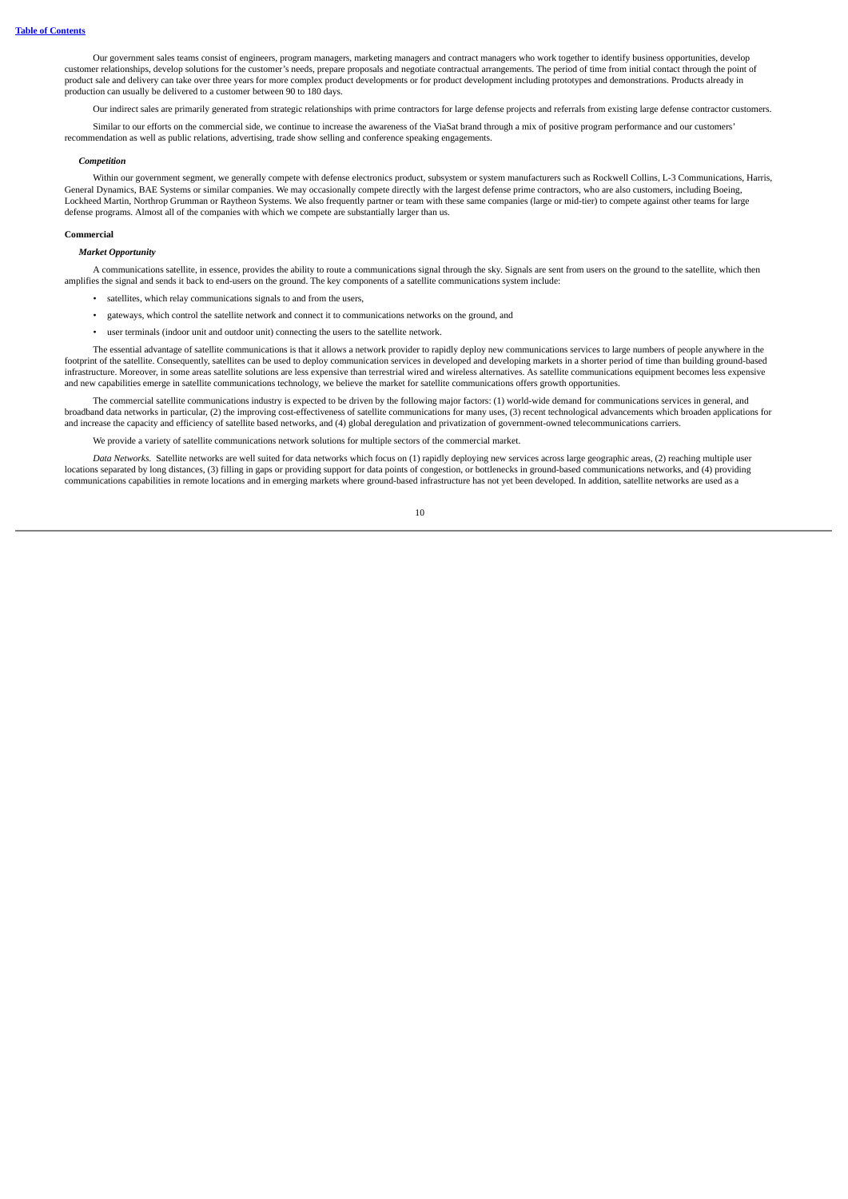Our government sales teams consist of engineers, program managers, marketing managers and contract managers who work together to identify business opportunities, develop customer relationships, develop solutions for the customer's needs, prepare proposals and negotiate contractual arrangements. The period of time from initial contact through the point of product sale and delivery can take over three years for more complex product developments or for product development including prototypes and demonstrations. Products already in production can usually be delivered to a customer between 90 to 180 days.

Our indirect sales are primarily generated from strategic relationships with prime contractors for large defense projects and referrals from existing large defense contractor customers.

Similar to our efforts on the commercial side, we continue to increase the awareness of the ViaSat brand through a mix of positive program performance and our customers' recommendation as well as public relations, advertising, trade show selling and conference speaking engagements.

***Competition***

Within our government segment, we generally compete with defense electronics product, subsystem or system manufacturers such as Rockwell Collins, L-3 Communications, Harris, General Dynamics, BAE Systems or similar companies. We may occasionally compete directly with the largest defense prime contractors, who are also customers, including Boeing, Lockheed Martin, Northrop Grumman or Raytheon Systems. We also frequently partner or team with these same companies (large or mid-tier) to compete against other teams for large defense programs. Almost all of the companies with which we compete are substantially larger than us.

**Commercial**

***Market Opportunity***

A communications satellite, in essence, provides the ability to route a communications signal through the sky. Signals are sent from users on the ground to the satellite, which then amplifies the signal and sends it back to end-users on the ground. The key components of a satellite communications system include:

- satellites, which relay communications signals to and from the users,
- gateways, which control the satellite network and connect it to communications networks on the ground, and
- user terminals (indoor unit and outdoor unit) connecting the users to the satellite network.

The essential advantage of satellite communications is that it allows a network provider to rapidly deploy new communications services to large numbers of people anywhere in the footprint of the satellite. Consequently, satellites can be used to deploy communication services in developed and developing markets in a shorter period of time than building ground-based infrastructure. Moreover, in some areas satellite solutions are less expensive than terrestrial wired and wireless alternatives. As satellite communications equipment becomes less expensive and new capabilities emerge in satellite communications technology, we believe the market for satellite communications offers growth opportunities.

The commercial satellite communications industry is expected to be driven by the following major factors: (1) world-wide demand for communications services in general, and broadband data networks in particular, (2) the improving cost-effectiveness of satellite communications for many uses, (3) recent technological advancements which broaden applications for and increase the capacity and efficiency of satellite based networks, and (4) global deregulation and privatization of government-owned telecommunications carriers.

We provide a variety of satellite communications network solutions for multiple sectors of the commercial market.

*Data Networks.* Satellite networks are well suited for data networks which focus on (1) rapidly deploying new services across large geographic areas, (2) reaching multiple user locations separated by long distances, (3) filling in gaps or providing support for data points of congestion, or bottlenecks in ground-based communications networks, and (4) providing communications capabilities in remote locations and in emerging markets where ground-based infrastructure has not yet been developed. In addition, satellite networks are used as a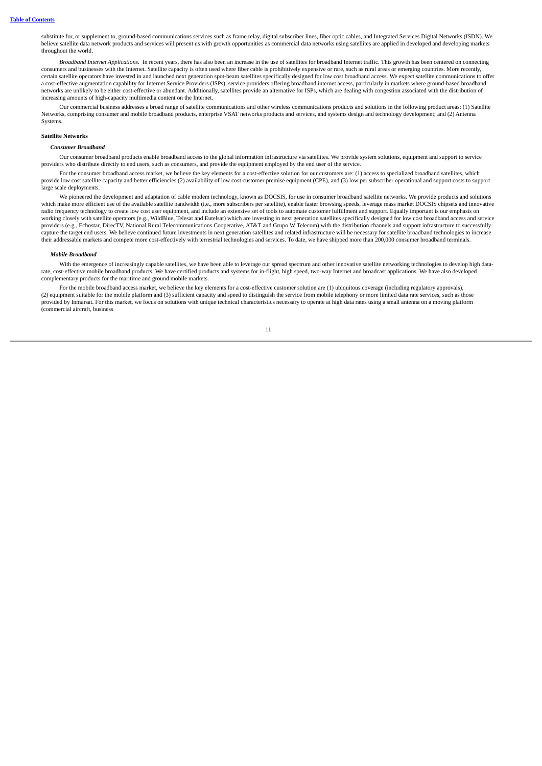substitute for, or supplement to, ground-based communications services such as frame relay, digital subscriber lines, fiber optic cables, and Integrated Services Digital Networks (ISDN). We believe satellite data network products and services will present us with growth opportunities as commercial data networks using satellites are applied in developed and developing markets throughout the world.

*Broadband Internet Applications.* In recent years, there has also been an increase in the use of satellites for broadband Internet traffic. This growth has been centered on connecting consumers and businesses with the Internet. Satellite capacity is often used where fiber cable is prohibitively expensive or rare, such as rural areas or emerging countries. More recently, certain satellite operators have invested in and launched next generation spot-beam satellites specifically designed for low cost broadband access. We expect satellite communications to offer a cost-effective augmentation capability for Internet Service Providers (ISPs), service providers offering broadband internet access, particularly in markets where ground-based broadband networks are unlikely to be either cost-effective or abundant. Additionally, satellites provide an alternative for ISPs, which are dealing with congestion associated with the distribution of increasing amounts of high-capacity multimedia content on the Internet.

Our commercial business addresses a broad range of satellite communications and other wireless communications products and solutions in the following product areas: (1) Satellite Networks, comprising consumer and mobile broadband products, enterprise VSAT networks products and services, and systems design and technology development; and (2) Antenna Systems.

**Satellite Networks**

***Consumer Broadband***

Our consumer broadband products enable broadband access to the global information infrastructure via satellites. We provide system solutions, equipment and support to service providers who distribute directly to end users, such as consumers, and provide the equipment employed by the end user of the service.

For the consumer broadband access market, we believe the key elements for a cost-effective solution for our customers are: (1) access to specialized broadband satellites, which provide low cost satellite capacity and better efficiencies (2) availability of low cost customer premise equipment (CPE), and (3) low per subscriber operational and support costs to support large scale deployments.

We pioneered the development and adaptation of cable modem technology, known as DOCSIS, for use in consumer broadband satellite networks. We provide products and solutions which make more efficient use of the available satellite bandwidth (i,e., more subscribers per satellite), enable faster browsing speeds, leverage mass market DOCSIS chipsets and innovative radio frequency technology to create low cost user equipment, and include an extensive set of tools to automate customer fulfillment and support. Equally important is our emphasis on working closely with satellite operators (e.g., WildBlue, Telesat and Eutelsat) which are investing in next generation satellites specifically designed for low cost broadband access and service providers (e.g., Echostar, DirecTV, National Rural Telecommunications Cooperative, AT&T and Grupo W Telecom) with the distribution channels and support infrastructure to successfully capture the target end users. We believe continued future investments in next generation satellites and related infrastructure will be necessary for satellite broadband technologies to increase their addressable markets and compete more cost-effectively with terrestrial technologies and services. To date, we have shipped more than 200,000 consumer broadband terminals.

***Mobile Broadband***

With the emergence of increasingly capable satellites, we have been able to leverage our spread spectrum and other innovative satellite networking technologies to develop high data-rate, cost-effective mobile broadband products. We have certified products and systems for in-flight, high speed, two-way Internet and broadcast applications. We have also developed complementary products for the maritime and ground mobile markets.

For the mobile broadband access market, we believe the key elements for a cost-effective customer solution are (1) ubiquitous coverage (including regulatory approvals), (2) equipment suitable for the mobile platform and (3) sufficient capacity and speed to distinguish the service from mobile telephony or more limited data rate services, such as those provided by Inmarsat. For this market, we focus on solutions with unique technical characteristics necessary to operate at high data rates using a small antenna on a moving platform (commercial aircraft, business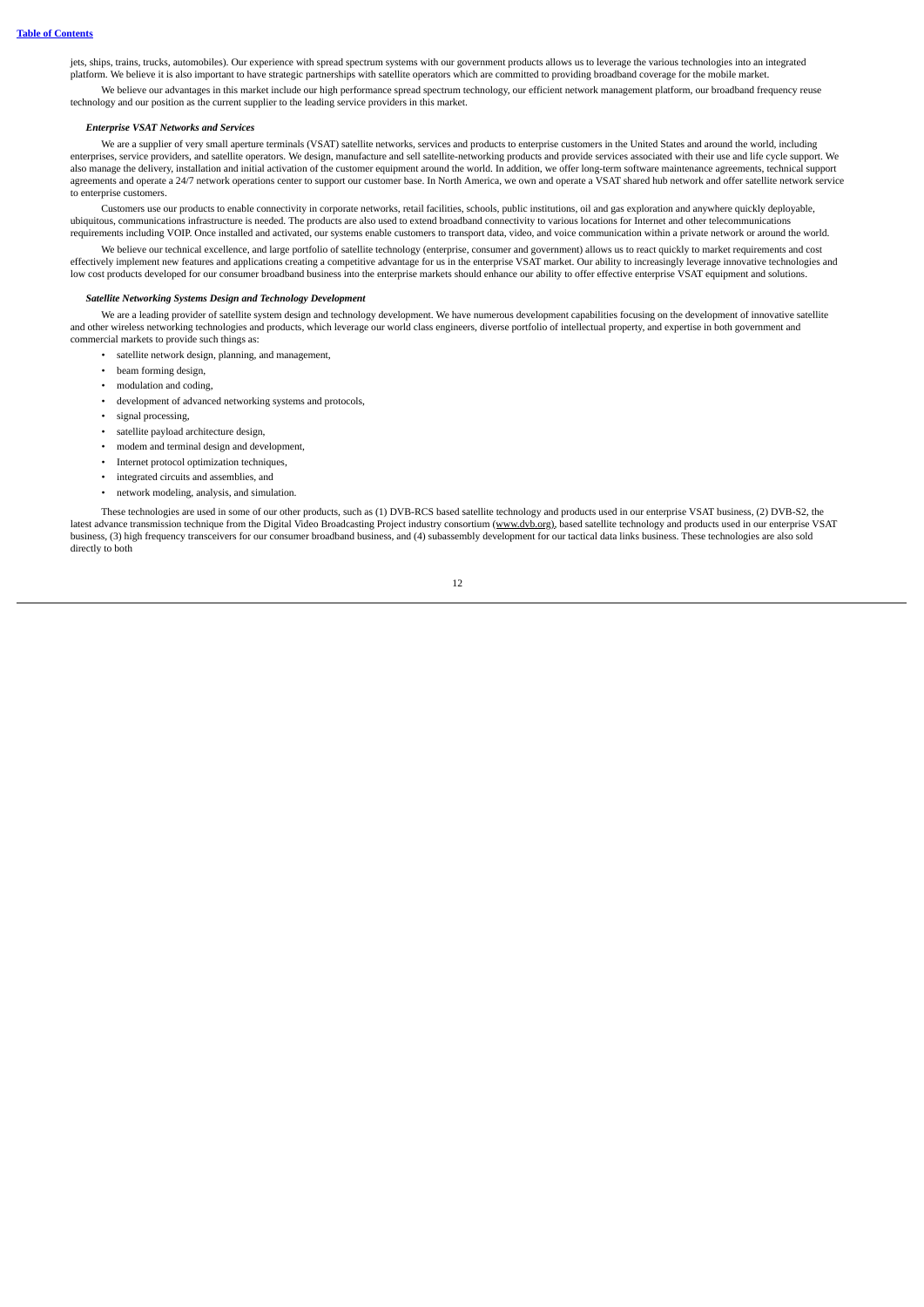jets, ships, trains, trucks, automobiles). Our experience with spread spectrum systems with our government products allows us to leverage the various technologies into an integrated platform. We believe it is also important to have strategic partnerships with satellite operators which are committed to providing broadband coverage for the mobile market.

We believe our advantages in this market include our high performance spread spectrum technology, our efficient network management platform, our broadband frequency reuse technology and our position as the current supplier to the leading service providers in this market.

***Enterprise VSAT Networks and Services***

We are a supplier of very small aperture terminals (VSAT) satellite networks, services and products to enterprise customers in the United States and around the world, including enterprises, service providers, and satellite operators. We design, manufacture and sell satellite-networking products and provide services associated with their use and life cycle support. We also manage the delivery, installation and initial activation of the customer equipment around the world. In addition, we offer long-term software maintenance agreements, technical support agreements and operate a 24/7 network operations center to support our customer base. In North America, we own and operate a VSAT shared hub network and offer satellite network service to enterprise customers.

Customers use our products to enable connectivity in corporate networks, retail facilities, schools, public institutions, oil and gas exploration and anywhere quickly deployable, ubiquitous, communications infrastructure is needed. The products are also used to extend broadband connectivity to various locations for Internet and other telecommunications requirements including VOIP. Once installed and activated, our systems enable customers to transport data, video, and voice communication within a private network or around the world.

We believe our technical excellence, and large portfolio of satellite technology (enterprise, consumer and government) allows us to react quickly to market requirements and cost effectively implement new features and applications creating a competitive advantage for us in the enterprise VSAT market. Our ability to increasingly leverage innovative technologies and low cost products developed for our consumer broadband business into the enterprise markets should enhance our ability to offer effective enterprise VSAT equipment and solutions.

***Satellite Networking Systems Design and Technology Development***

We are a leading provider of satellite system design and technology development. We have numerous development capabilities focusing on the development of innovative satellite and other wireless networking technologies and products, which leverage our world class engineers, diverse portfolio of intellectual property, and expertise in both government and commercial markets to provide such things as:

- satellite network design, planning, and management,
- beam forming design,
- modulation and coding,
- development of advanced networking systems and protocols,
- signal processing,
- satellite payload architecture design,
- modem and terminal design and development,
- Internet protocol optimization techniques,
- integrated circuits and assemblies, and
- network modeling, analysis, and simulation.

These technologies are used in some of our other products, such as (1) DVB-RCS based satellite technology and products used in our enterprise VSAT business, (2) DVB-S2, the latest advance transmission technique from the Digital Video Broadcasting Project industry consortium (www.dvb.org), based satellite technology and products used in our enterprise VSAT business, (3) high frequency transceivers for our consumer broadband business, and (4) subassembly development for our tactical data links business. These technologies are also sold directly to both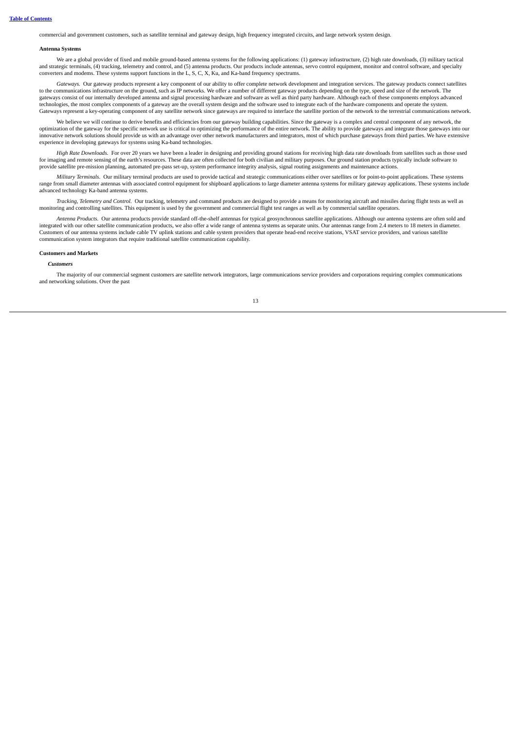commercial and government customers, such as satellite terminal and gateway design, high frequency integrated circuits, and large network system design.

**Antenna Systems**

We are a global provider of fixed and mobile ground-based antenna systems for the following applications: (1) gateway infrastructure, (2) high rate downloads, (3) military tactical and strategic terminals, (4) tracking, telemetry and control, and (5) antenna products. Our products include antennas, servo control equipment, monitor and control software, and specialty converters and modems. These systems support functions in the L, S, C, X, Ku, and Ka-band frequency spectrums.

*Gateways.* Our gateway products represent a key component of our ability to offer complete network development and integration services. The gateway products connect satellites to the communications infrastructure on the ground, such as IP networks. We offer a number of different gateway products depending on the type, speed and size of the network. The gateways consist of our internally developed antenna and signal processing hardware and software as well as third party hardware. Although each of these components employs advanced technologies, the most complex components of a gateway are the overall system design and the software used to integrate each of the hardware components and operate the system. Gateways represent a key-operating component of any satellite network since gateways are required to interface the satellite portion of the network to the terrestrial communications network.

We believe we will continue to derive benefits and efficiencies from our gateway building capabilities. Since the gateway is a complex and central component of any network, the optimization of the gateway for the specific network use is critical to optimizing the performance of the entire network. The ability to provide gateways and integrate those gateways into our innovative network solutions should provide us with an advantage over other network manufacturers and integrators, most of which purchase gateways from third parties. We have extensive experience in developing gateways for systems using Ka-band technologies.

*High Rate Downloads.* For over 20 years we have been a leader in designing and providing ground stations for receiving high data rate downloads from satellites such as those used for imaging and remote sensing of the earth's resources. These data are often collected for both civilian and military purposes. Our ground station products typically include software to provide satellite pre-mission planning, automated pre-pass set-up, system performance integrity analysis, signal routing assignments and maintenance actions.

*Military Terminals.* Our military terminal products are used to provide tactical and strategic communications either over satellites or for point-to-point applications. These systems range from small diameter antennas with associated control equipment for shipboard applications to large diameter antenna systems for military gateway applications. These systems include advanced technology Ka-band antenna systems.

*Tracking, Telemetry and Control.* Our tracking, telemetry and command products are designed to provide a means for monitoring aircraft and missiles during flight tests as well as monitoring and controlling satellites. This equipment is used by the government and commercial flight test ranges as well as by commercial satellite operators.

*Antenna Products.* Our antenna products provide standard off-the-shelf antennas for typical geosynchronous satellite applications. Although our antenna systems are often sold and integrated with our other satellite communication products, we also offer a wide range of antenna systems as separate units. Our antennas range from 2.4 meters to 18 meters in diameter. Customers of our antenna systems include cable TV uplink stations and cable system providers that operate head-end receive stations, VSAT service providers, and various satellite communication system integrators that require traditional satellite communication capability.

**Customers and Markets**

***Customers***

The majority of our commercial segment customers are satellite network integrators, large communications service providers and corporations requiring complex communications and networking solutions. Over the past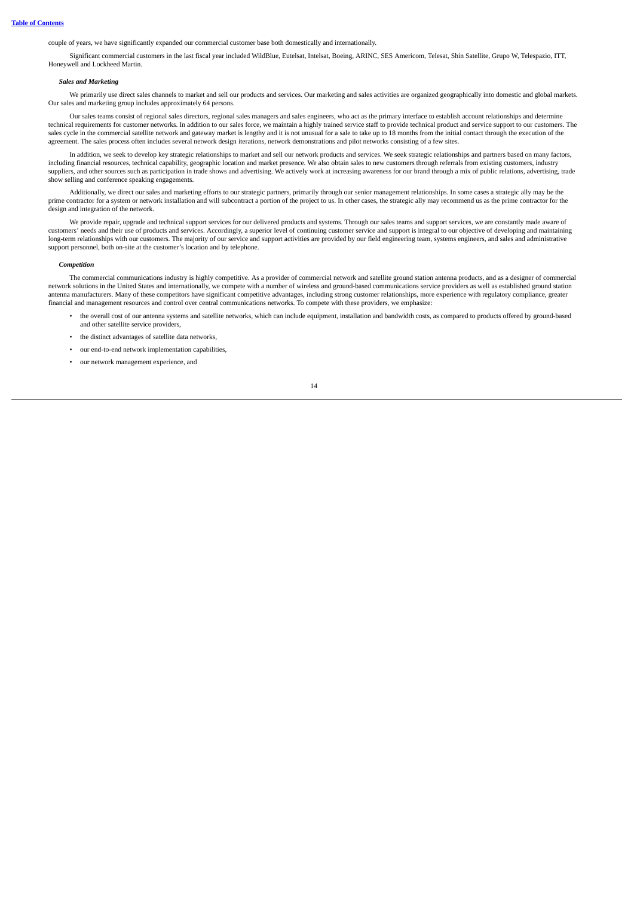couple of years, we have significantly expanded our commercial customer base both domestically and internationally.

Significant commercial customers in the last fiscal year included WildBlue, Eutelsat, Intelsat, Boeing, ARINC, SES Americom, Telesat, Shin Satellite, Grupo W, Telespazio, ITT, Honeywell and Lockheed Martin.

***Sales and Marketing***

We primarily use direct sales channels to market and sell our products and services. Our marketing and sales activities are organized geographically into domestic and global markets. Our sales and marketing group includes approximately 64 persons.

Our sales teams consist of regional sales directors, regional sales managers and sales engineers, who act as the primary interface to establish account relationships and determine technical requirements for customer networks. In addition to our sales force, we maintain a highly trained service staff to provide technical product and service support to our customers. The sales cycle in the commercial satellite network and gateway market is lengthy and it is not unusual for a sale to take up to 18 months from the initial contact through the execution of the agreement. The sales process often includes several network design iterations, network demonstrations and pilot networks consisting of a few sites.

In addition, we seek to develop key strategic relationships to market and sell our network products and services. We seek strategic relationships and partners based on many factors, including financial resources, technical capability, geographic location and market presence. We also obtain sales to new customers through referrals from existing customers, industry suppliers, and other sources such as participation in trade shows and advertising. We actively work at increasing awareness for our brand through a mix of public relations, advertising, trade show selling and conference speaking engagements.

Additionally, we direct our sales and marketing efforts to our strategic partners, primarily through our senior management relationships. In some cases a strategic ally may be the prime contractor for a system or network installation and will subcontract a portion of the project to us. In other cases, the strategic ally may recommend us as the prime contractor for the design and integration of the network.

We provide repair, upgrade and technical support services for our delivered products and systems. Through our sales teams and support services, we are constantly made aware of customers' needs and their use of products and services. Accordingly, a superior level of continuing customer service and support is integral to our objective of developing and maintaining long-term relationships with our customers. The majority of our service and support activities are provided by our field engineering team, systems engineers, and sales and administrative support personnel, both on-site at the customer's location and by telephone.

***Competition***

The commercial communications industry is highly competitive. As a provider of commercial network and satellite ground station antenna products, and as a designer of commercial network solutions in the United States and internationally, we compete with a number of wireless and ground-based communications service providers as well as established ground station antenna manufacturers. Many of these competitors have significant competitive advantages, including strong customer relationships, more experience with regulatory compliance, greater financial and management resources and control over central communications networks. To compete with these providers, we emphasize:

- the overall cost of our antenna systems and satellite networks, which can include equipment, installation and bandwidth costs, as compared to products offered by ground-based and other satellite service providers,
- the distinct advantages of satellite data networks,
- our end-to-end network implementation capabilities,
- our network management experience, and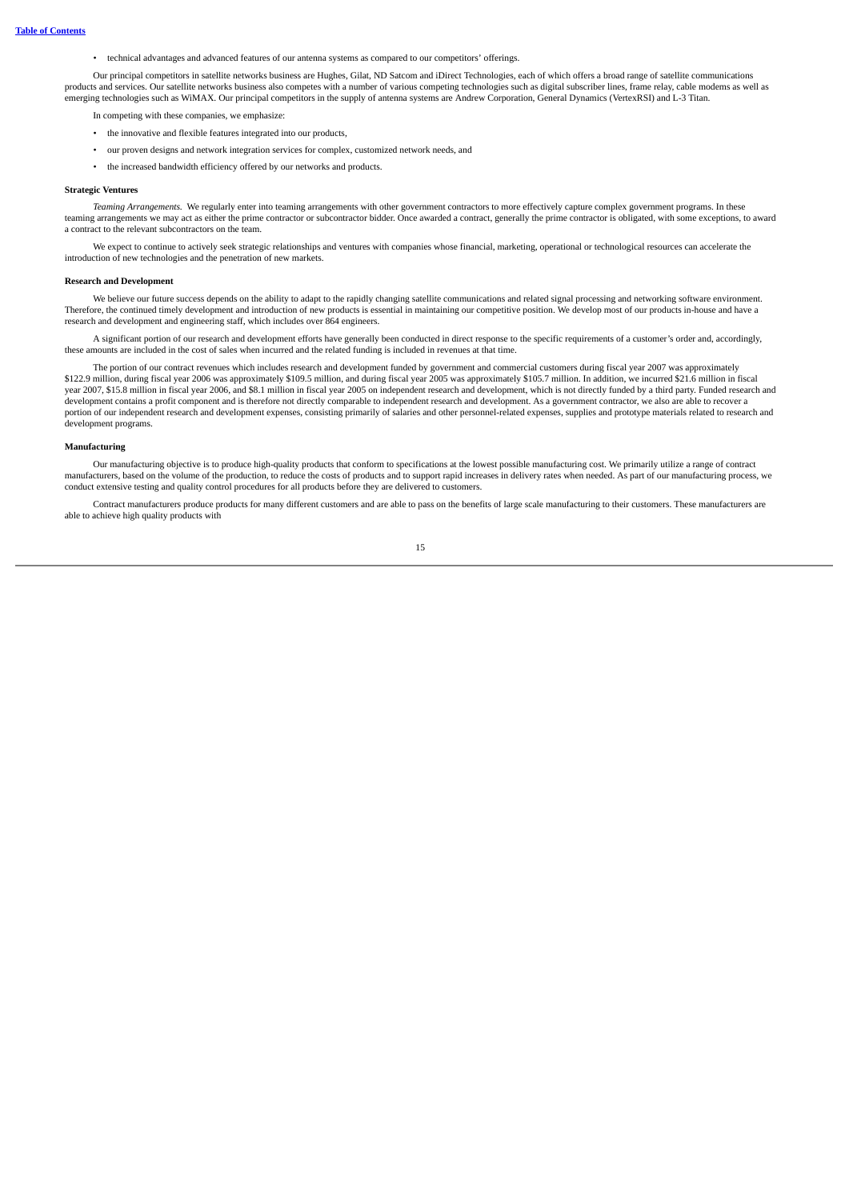- technical advantages and advanced features of our antenna systems as compared to our competitors' offerings.

Our principal competitors in satellite networks business are Hughes, Gilat, ND Satcom and iDirect Technologies, each of which offers a broad range of satellite communications products and services. Our satellite networks business also competes with a number of various competing technologies such as digital subscriber lines, frame relay, cable modems as well as emerging technologies such as WiMAX. Our principal competitors in the supply of antenna systems are Andrew Corporation, General Dynamics (VertexRSI) and L-3 Titan.

In competing with these companies, we emphasize:

- the innovative and flexible features integrated into our products,
- our proven designs and network integration services for complex, customized network needs, and
- the increased bandwidth efficiency offered by our networks and products.

**Strategic Ventures**

*Teaming Arrangements.* We regularly enter into teaming arrangements with other government contractors to more effectively capture complex government programs. In these teaming arrangements we may act as either the prime contractor or subcontractor bidder. Once awarded a contract, generally the prime contractor is obligated, with some exceptions, to award a contract to the relevant subcontractors on the team.

We expect to continue to actively seek strategic relationships and ventures with companies whose financial, marketing, operational or technological resources can accelerate the introduction of new technologies and the penetration of new markets.

**Research and Development**

We believe our future success depends on the ability to adapt to the rapidly changing satellite communications and related signal processing and networking software environment. Therefore, the continued timely development and introduction of new products is essential in maintaining our competitive position. We develop most of our products in-house and have a research and development and engineering staff, which includes over 864 engineers.

A significant portion of our research and development efforts have generally been conducted in direct response to the specific requirements of a customer's order and, accordingly, these amounts are included in the cost of sales when incurred and the related funding is included in revenues at that time.

The portion of our contract revenues which includes research and development funded by government and commercial customers during fiscal year 2007 was approximately $122.9 million, during fiscal year 2006 was approximately $109.5 million, and during fiscal year 2005 was approximately $105.7 million. In addition, we incurred $21.6 million in fiscal year 2007, $15.8 million in fiscal year 2006, and $8.1 million in fiscal year 2005 on independent research and development, which is not directly funded by a third party. Funded research and development contains a profit component and is therefore not directly comparable to independent research and development. As a government contractor, we also are able to recover a portion of our independent research and development expenses, consisting primarily of salaries and other personnel-related expenses, supplies and prototype materials related to research and development programs.

**Manufacturing**

Our manufacturing objective is to produce high-quality products that conform to specifications at the lowest possible manufacturing cost. We primarily utilize a range of contract manufacturers, based on the volume of the production, to reduce the costs of products and to support rapid increases in delivery rates when needed. As part of our manufacturing process, we conduct extensive testing and quality control procedures for all products before they are delivered to customers.

Contract manufacturers produce products for many different customers and are able to pass on the benefits of large scale manufacturing to their customers. These manufacturers are able to achieve high quality products with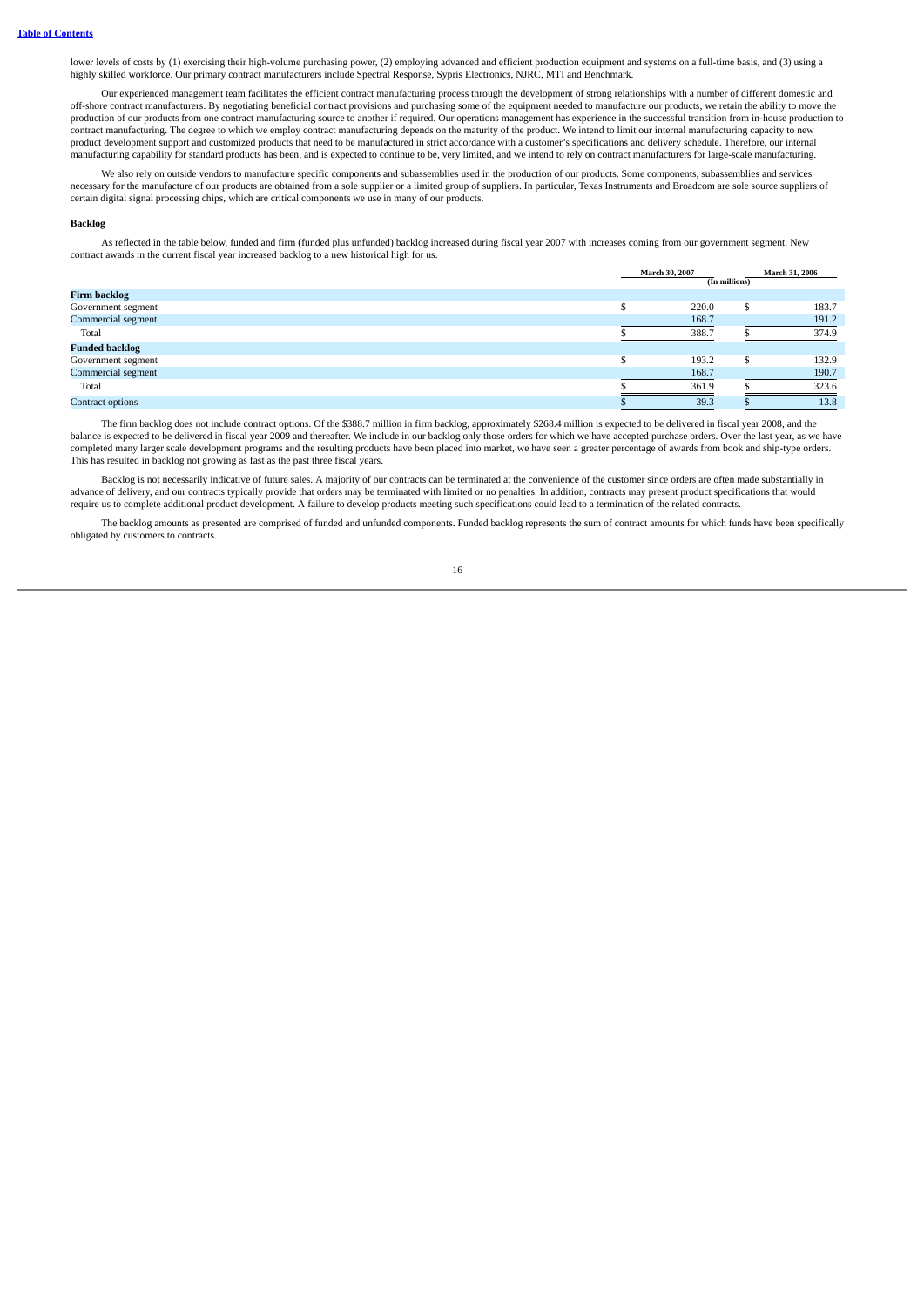lower levels of costs by (1) exercising their high-volume purchasing power, (2) employing advanced and efficient production equipment and systems on a full-time basis, and (3) using a highly skilled workforce. Our primary contract manufacturers include Spectral Response, Sypris Electronics, NJRC, MTI and Benchmark.

Our experienced management team facilitates the efficient contract manufacturing process through the development of strong relationships with a number of different domestic and off-shore contract manufacturers. By negotiating beneficial contract provisions and purchasing some of the equipment needed to manufacture our products, we retain the ability to move the production of our products from one contract manufacturing source to another if required. Our operations management has experience in the successful transition from in-house production to contract manufacturing. The degree to which we employ contract manufacturing depends on the maturity of the product. We intend to limit our internal manufacturing capacity to new product development support and customized products that need to be manufactured in strict accordance with a customer's specifications and delivery schedule. Therefore, our internal manufacturing capability for standard products has been, and is expected to continue to be, very limited, and we intend to rely on contract manufacturers for large-scale manufacturing.

We also rely on outside vendors to manufacture specific components and subassemblies used in the production of our products. Some components, subassemblies and services necessary for the manufacture of our products are obtained from a sole supplier or a limited group of suppliers. In particular, Texas Instruments and Broadcom are sole source suppliers of certain digital signal processing chips, which are critical components we use in many of our products.

**Backlog**

As reflected in the table below, funded and firm (funded plus unfunded) backlog increased during fiscal year 2007 with increases coming from our government segment. New contract awards in the current fiscal year increased backlog to a new historical high for us.

| | March 30, 2007 | March 31, 2006 |
|---|---|---|
| | (In millions) | |
| **Firm backlog** | | |
| Government segment | $ 220.0 | $ 183.7 |
| Commercial segment | 168.7 | 191.2 |
| Total | $ 388.7 | $ 374.9 |
| **Funded backlog** | | |
| Government segment | $ 193.2 | $ 132.9 |
| Commercial segment | 168.7 | 190.7 |
| Total | $ 361.9 | $ 323.6 |
| Contract options | $ 39.3 | $ 13.8 |

The firm backlog does not include contract options. Of the $388.7 million in firm backlog, approximately $268.4 million is expected to be delivered in fiscal year 2008, and the balance is expected to be delivered in fiscal year 2009 and thereafter. We include in our backlog only those orders for which we have accepted purchase orders. Over the last year, as we have completed many larger scale development programs and the resulting products have been placed into market, we have seen a greater percentage of awards from book and ship-type orders. This has resulted in backlog not growing as fast as the past three fiscal years.

Backlog is not necessarily indicative of future sales. A majority of our contracts can be terminated at the convenience of the customer since orders are often made substantially in advance of delivery, and our contracts typically provide that orders may be terminated with limited or no penalties. In addition, contracts may present product specifications that would require us to complete additional product development. A failure to develop products meeting such specifications could lead to a termination of the related contracts.

The backlog amounts as presented are comprised of funded and unfunded components. Funded backlog represents the sum of contract amounts for which funds have been specifically obligated by customers to contracts.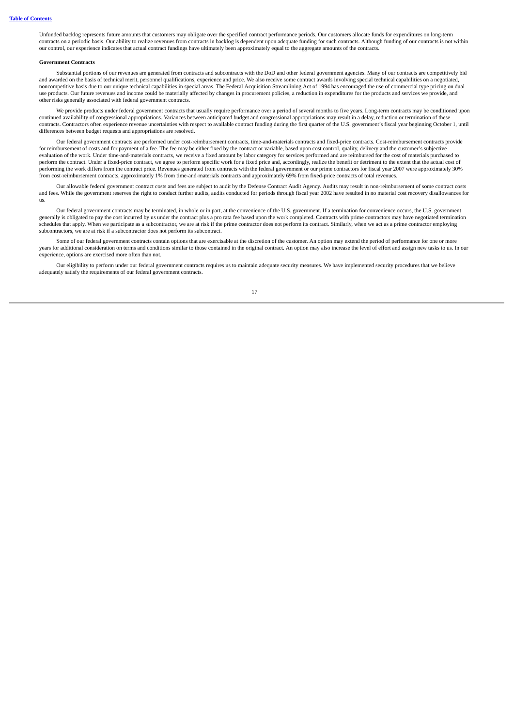Unfunded backlog represents future amounts that customers may obligate over the specified contract performance periods. Our customers allocate funds for expenditures on long-term contracts on a periodic basis. Our ability to realize revenues from contracts in backlog is dependent upon adequate funding for such contracts. Although funding of our contracts is not within our control, our experience indicates that actual contract fundings have ultimately been approximately equal to the aggregate amounts of the contracts.

**Government Contracts**

Substantial portions of our revenues are generated from contracts and subcontracts with the DoD and other federal government agencies. Many of our contracts are competitively bid and awarded on the basis of technical merit, personnel qualifications, experience and price. We also receive some contract awards involving special technical capabilities on a negotiated, noncompetitive basis due to our unique technical capabilities in special areas. The Federal Acquisition Streamlining Act of 1994 has encouraged the use of commercial type pricing on dual use products. Our future revenues and income could be materially affected by changes in procurement policies, a reduction in expenditures for the products and services we provide, and other risks generally associated with federal government contracts.

We provide products under federal government contracts that usually require performance over a period of several months to five years. Long-term contracts may be conditioned upon continued availability of congressional appropriations. Variances between anticipated budget and congressional appropriations may result in a delay, reduction or termination of these contracts. Contractors often experience revenue uncertainties with respect to available contract funding during the first quarter of the U.S. government's fiscal year beginning October 1, until differences between budget requests and appropriations are resolved.

Our federal government contracts are performed under cost-reimbursement contracts, time-and-materials contracts and fixed-price contracts. Cost-reimbursement contracts provide for reimbursement of costs and for payment of a fee. The fee may be either fixed by the contract or variable, based upon cost control, quality, delivery and the customer's subjective evaluation of the work. Under time-and-materials contracts, we receive a fixed amount by labor category for services performed and are reimbursed for the cost of materials purchased to perform the contract. Under a fixed-price contract, we agree to perform specific work for a fixed price and, accordingly, realize the benefit or detriment to the extent that the actual cost of performing the work differs from the contract price. Revenues generated from contracts with the federal government or our prime contractors for fiscal year 2007 were approximately 30% from cost-reimbursement contracts, approximately 1% from time-and-materials contracts and approximately 69% from fixed-price contracts of total revenues.

Our allowable federal government contract costs and fees are subject to audit by the Defense Contract Audit Agency. Audits may result in non-reimbursement of some contract costs and fees. While the government reserves the right to conduct further audits, audits conducted for periods through fiscal year 2002 have resulted in no material cost recovery disallowances for us.

Our federal government contracts may be terminated, in whole or in part, at the convenience of the U.S. government. If a termination for convenience occurs, the U.S. government generally is obligated to pay the cost incurred by us under the contract plus a pro rata fee based upon the work completed. Contracts with prime contractors may have negotiated termination schedules that apply. When we participate as a subcontractor, we are at risk if the prime contractor does not perform its contract. Similarly, when we act as a prime contractor employing subcontractors, we are at risk if a subcontractor does not perform its subcontract.

Some of our federal government contracts contain options that are exercisable at the discretion of the customer. An option may extend the period of performance for one or more years for additional consideration on terms and conditions similar to those contained in the original contract. An option may also increase the level of effort and assign new tasks to us. In our experience, options are exercised more often than not.

Our eligibility to perform under our federal government contracts requires us to maintain adequate security measures. We have implemented security procedures that we believe adequately satisfy the requirements of our federal government contracts.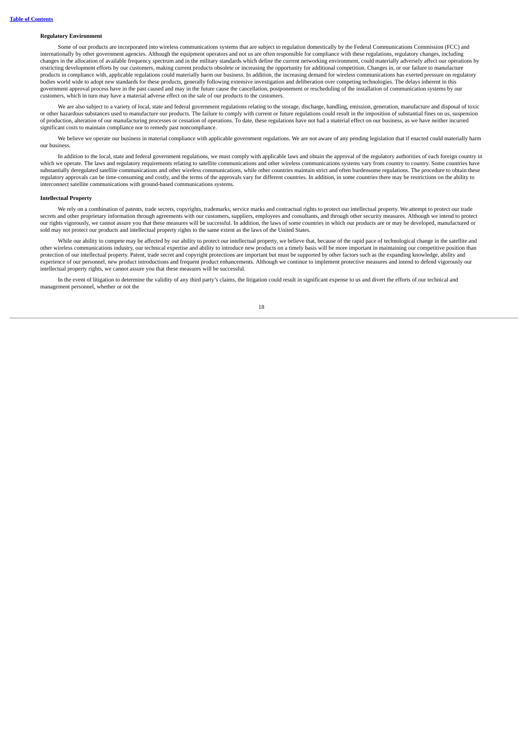**Regulatory Environment**

Some of our products are incorporated into wireless communications systems that are subject to regulation domestically by the Federal Communications Commission (FCC) and internationally by other government agencies. Although the equipment operators and not us are often responsible for compliance with these regulations, regulatory changes, including changes in the allocation of available frequency spectrum and in the military standards which define the current networking environment, could materially adversely affect our operations by restricting development efforts by our customers, making current products obsolete or increasing the opportunity for additional competition. Changes in, or our failure to manufacture products in compliance with, applicable regulations could materially harm our business. In addition, the increasing demand for wireless communications has exerted pressure on regulatory bodies world wide to adopt new standards for these products, generally following extensive investigation and deliberation over competing technologies. The delays inherent in this government approval process have in the past caused and may in the future cause the cancellation, postponement or rescheduling of the installation of communication systems by our customers, which in turn may have a material adverse effect on the sale of our products to the customers.

We are also subject to a variety of local, state and federal government regulations relating to the storage, discharge, handling, emission, generation, manufacture and disposal of toxic or other hazardous substances used to manufacture our products. The failure to comply with current or future regulations could result in the imposition of substantial fines on us, suspension of production, alteration of our manufacturing processes or cessation of operations. To date, these regulations have not had a material effect on our business, as we have neither incurred significant costs to maintain compliance nor to remedy past noncompliance.

We believe we operate our business in material compliance with applicable government regulations. We are not aware of any pending legislation that if enacted could materially harm our business.

In addition to the local, state and federal government regulations, we must comply with applicable laws and obtain the approval of the regulatory authorities of each foreign country in which we operate. The laws and regulatory requirements relating to satellite communications and other wireless communications systems vary from country to country. Some countries have substantially deregulated satellite communications and other wireless communications, while other countries maintain strict and often burdensome regulations. The procedure to obtain these regulatory approvals can be time-consuming and costly, and the terms of the approvals vary for different countries. In addition, in some countries there may be restrictions on the ability to interconnect satellite communications with ground-based communications systems.

**Intellectual Property**

We rely on a combination of patents, trade secrets, copyrights, trademarks, service marks and contractual rights to protect our intellectual property. We attempt to protect our trade secrets and other proprietary information through agreements with our customers, suppliers, employees and consultants, and through other security measures. Although we intend to protect our rights vigorously, we cannot assure you that these measures will be successful. In addition, the laws of some countries in which our products are or may be developed, manufactured or sold may not protect our products and intellectual property rights to the same extent as the laws of the United States.

While our ability to compete may be affected by our ability to protect our intellectual property, we believe that, because of the rapid pace of technological change in the satellite and other wireless communications industry, our technical expertise and ability to introduce new products on a timely basis will be more important in maintaining our competitive position than protection of our intellectual property. Patent, trade secret and copyright protections are important but must be supported by other factors such as the expanding knowledge, ability and experience of our personnel, new product introductions and frequent product enhancements. Although we continue to implement protective measures and intend to defend vigorously our intellectual property rights, we cannot assure you that these measures will be successful.

In the event of litigation to determine the validity of any third party's claims, the litigation could result in significant expense to us and divert the efforts of our technical and management personnel, whether or not the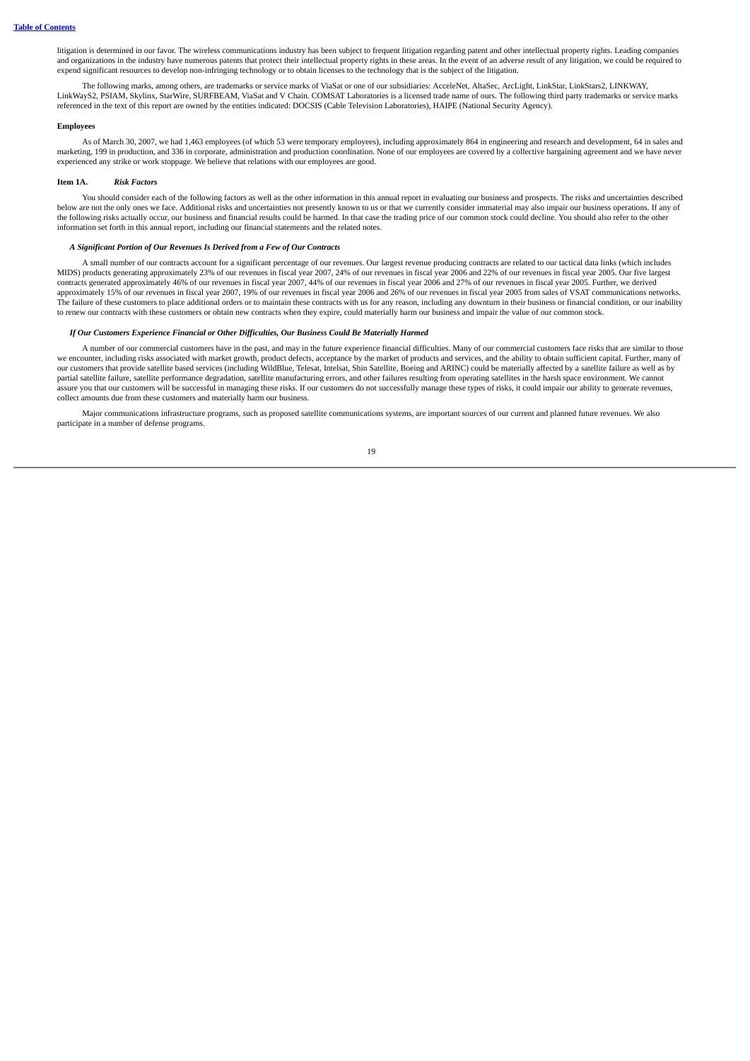litigation is determined in our favor. The wireless communications industry has been subject to frequent litigation regarding patent and other intellectual property rights. Leading companies and organizations in the industry have numerous patents that protect their intellectual property rights in these areas. In the event of an adverse result of any litigation, we could be required to expend significant resources to develop non-infringing technology or to obtain licenses to the technology that is the subject of the litigation.

The following marks, among others, are trademarks or service marks of ViaSat or one of our subsidiaries: AcceleNet, AltaSec, ArcLight, LinkStar, LinkStars2, LINKWAY, LinkWayS2, PSIAM, Skylinx, StarWire, SURFBEAM, ViaSat and V Chain. COMSAT Laboratories is a licensed trade name of ours. The following third party trademarks or service marks referenced in the text of this report are owned by the entities indicated: DOCSIS (Cable Television Laboratories), HAIPE (National Security Agency).

**Employees**

As of March 30, 2007, we had 1,463 employees (of which 53 were temporary employees), including approximately 864 in engineering and research and development, 64 in sales and marketing, 199 in production, and 336 in corporate, administration and production coordination. None of our employees are covered by a collective bargaining agreement and we have never experienced any strike or work stoppage. We believe that relations with our employees are good.

**Item 1A.** ***Risk Factors***

You should consider each of the following factors as well as the other information in this annual report in evaluating our business and prospects. The risks and uncertainties described below are not the only ones we face. Additional risks and uncertainties not presently known to us or that we currently consider immaterial may also impair our business operations. If any of the following risks actually occur, our business and financial results could be harmed. In that case the trading price of our common stock could decline. You should also refer to the other information set forth in this annual report, including our financial statements and the related notes.

***A Significant Portion of Our Revenues Is Derived from a Few of Our Contracts***

A small number of our contracts account for a significant percentage of our revenues. Our largest revenue producing contracts are related to our tactical data links (which includes MIDS) products generating approximately 23% of our revenues in fiscal year 2007, 24% of our revenues in fiscal year 2006 and 22% of our revenues in fiscal year 2005. Our five largest contracts generated approximately 46% of our revenues in fiscal year 2007, 44% of our revenues in fiscal year 2006 and 27% of our revenues in fiscal year 2005. Further, we derived approximately 15% of our revenues in fiscal year 2007, 19% of our revenues in fiscal year 2006 and 26% of our revenues in fiscal year 2005 from sales of VSAT communications networks. The failure of these customers to place additional orders or to maintain these contracts with us for any reason, including any downturn in their business or financial condition, or our inability to renew our contracts with these customers or obtain new contracts when they expire, could materially harm our business and impair the value of our common stock.

***If Our Customers Experience Financial or Other Difficulties, Our Business Could Be Materially Harmed***

A number of our commercial customers have in the past, and may in the future experience financial difficulties. Many of our commercial customers face risks that are similar to those we encounter, including risks associated with market growth, product defects, acceptance by the market of products and services, and the ability to obtain sufficient capital. Further, many of our customers that provide satellite based services (including WildBlue, Telesat, Intelsat, Shin Satellite, Boeing and ARINC) could be materially affected by a satellite failure as well as by partial satellite failure, satellite performance degradation, satellite manufacturing errors, and other failures resulting from operating satellites in the harsh space environment. We cannot assure you that our customers will be successful in managing these risks. If our customers do not successfully manage these types of risks, it could impair our ability to generate revenues, collect amounts due from these customers and materially harm our business.

Major communications infrastructure programs, such as proposed satellite communications systems, are important sources of our current and planned future revenues. We also participate in a number of defense programs.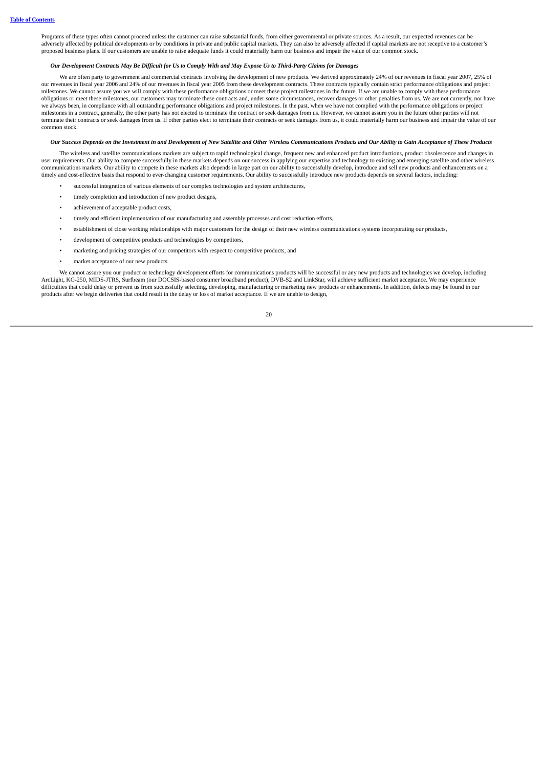Programs of these types often cannot proceed unless the customer can raise substantial funds, from either governmental or private sources. As a result, our expected revenues can be adversely affected by political developments or by conditions in private and public capital markets. They can also be adversely affected if capital markets are not receptive to a customer's proposed business plans. If our customers are unable to raise adequate funds it could materially harm our business and impair the value of our common stock.

***Our Development Contracts May Be Difficult for Us to Comply With and May Expose Us to Third-Party Claims for Damages***

We are often party to government and commercial contracts involving the development of new products. We derived approximately 24% of our revenues in fiscal year 2007, 25% of our revenues in fiscal year 2006 and 24% of our revenues in fiscal year 2005 from these development contracts. These contracts typically contain strict performance obligations and project milestones. We cannot assure you we will comply with these performance obligations or meet these project milestones in the future. If we are unable to comply with these performance obligations or meet these milestones, our customers may terminate these contracts and, under some circumstances, recover damages or other penalties from us. We are not currently, nor have we always been, in compliance with all outstanding performance obligations and project milestones. In the past, when we have not complied with the performance obligations or project milestones in a contract, generally, the other party has not elected to terminate the contract or seek damages from us. However, we cannot assure you in the future other parties will not terminate their contracts or seek damages from us. If other parties elect to terminate their contracts or seek damages from us, it could materially harm our business and impair the value of our common stock.

***Our Success Depends on the Investment in and Development of New Satellite and Other Wireless Communications Products and Our Ability to Gain Acceptance of These Products***

The wireless and satellite communications markets are subject to rapid technological change, frequent new and enhanced product introductions, product obsolescence and changes in user requirements. Our ability to compete successfully in these markets depends on our success in applying our expertise and technology to existing and emerging satellite and other wireless communications markets. Our ability to compete in these markets also depends in large part on our ability to successfully develop, introduce and sell new products and enhancements on a timely and cost-effective basis that respond to ever-changing customer requirements. Our ability to successfully introduce new products depends on several factors, including:

- successful integration of various elements of our complex technologies and system architectures,
- timely completion and introduction of new product designs,
- achievement of acceptable product costs,
- timely and efficient implementation of our manufacturing and assembly processes and cost reduction efforts,
- establishment of close working relationships with major customers for the design of their new wireless communications systems incorporating our products,
- development of competitive products and technologies by competitors,
- marketing and pricing strategies of our competitors with respect to competitive products, and
- market acceptance of our new products.

We cannot assure you our product or technology development efforts for communications products will be successful or any new products and technologies we develop, including ArcLight, KG-250, MIDS-JTRS, Surfbeam (our DOCSIS-based consumer broadband product), DVB-S2 and LinkStar, will achieve sufficient market acceptance. We may experience difficulties that could delay or prevent us from successfully selecting, developing, manufacturing or marketing new products or enhancements. In addition, defects may be found in our products after we begin deliveries that could result in the delay or loss of market acceptance. If we are unable to design,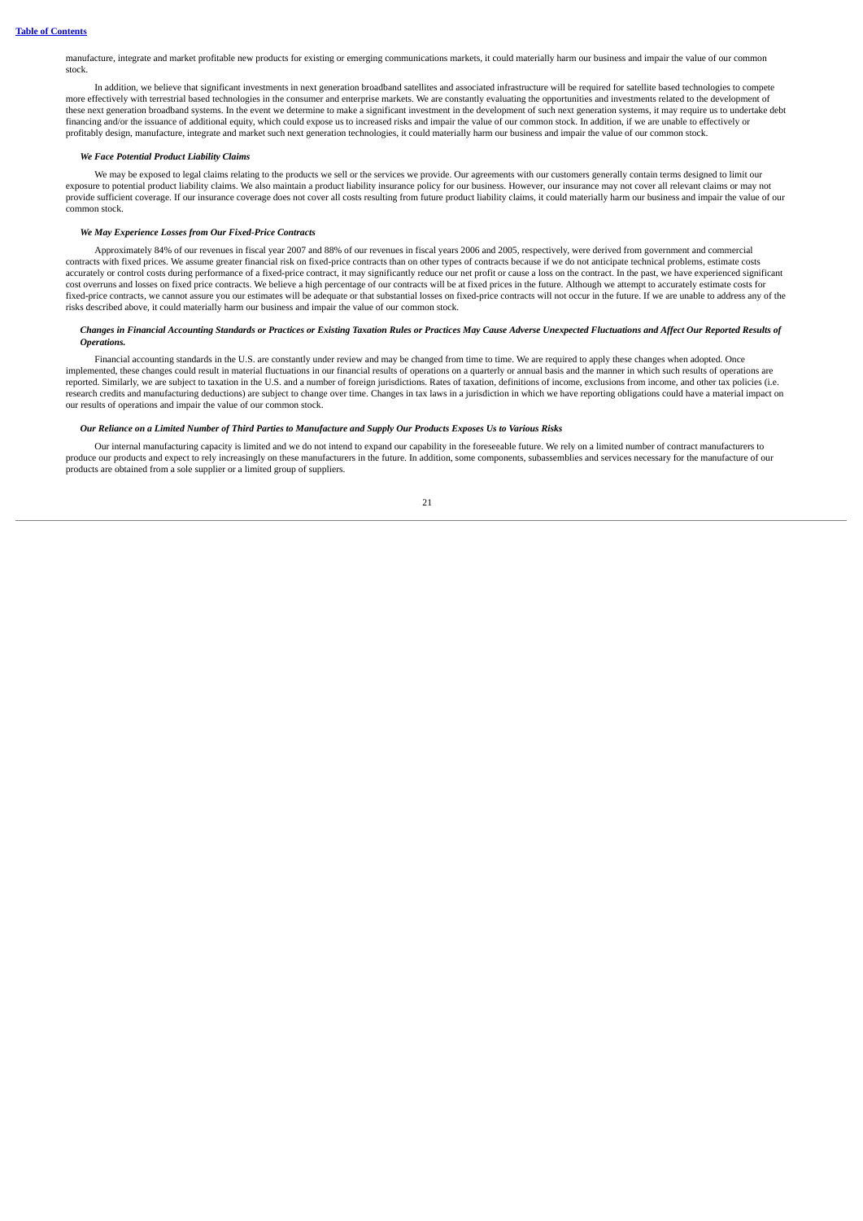manufacture, integrate and market profitable new products for existing or emerging communications markets, it could materially harm our business and impair the value of our common stock.

In addition, we believe that significant investments in next generation broadband satellites and associated infrastructure will be required for satellite based technologies to compete more effectively with terrestrial based technologies in the consumer and enterprise markets. We are constantly evaluating the opportunities and investments related to the development of these next generation broadband systems. In the event we determine to make a significant investment in the development of such next generation systems, it may require us to undertake debt financing and/or the issuance of additional equity, which could expose us to increased risks and impair the value of our common stock. In addition, if we are unable to effectively or profitably design, manufacture, integrate and market such next generation technologies, it could materially harm our business and impair the value of our common stock.

***We Face Potential Product Liability Claims***

We may be exposed to legal claims relating to the products we sell or the services we provide. Our agreements with our customers generally contain terms designed to limit our exposure to potential product liability claims. We also maintain a product liability insurance policy for our business. However, our insurance may not cover all relevant claims or may not provide sufficient coverage. If our insurance coverage does not cover all costs resulting from future product liability claims, it could materially harm our business and impair the value of our common stock.

***We May Experience Losses from Our Fixed-Price Contracts***

Approximately 84% of our revenues in fiscal year 2007 and 88% of our revenues in fiscal years 2006 and 2005, respectively, were derived from government and commercial contracts with fixed prices. We assume greater financial risk on fixed-price contracts than on other types of contracts because if we do not anticipate technical problems, estimate costs accurately or control costs during performance of a fixed-price contract, it may significantly reduce our net profit or cause a loss on the contract. In the past, we have experienced significant cost overruns and losses on fixed price contracts. We believe a high percentage of our contracts will be at fixed prices in the future. Although we attempt to accurately estimate costs for fixed-price contracts, we cannot assure you our estimates will be adequate or that substantial losses on fixed-price contracts will not occur in the future. If we are unable to address any of the risks described above, it could materially harm our business and impair the value of our common stock.

***Changes in Financial Accounting Standards or Practices or Existing Taxation Rules or Practices May Cause Adverse Unexpected Fluctuations and Affect Our Reported Results of Operations.***

Financial accounting standards in the U.S. are constantly under review and may be changed from time to time. We are required to apply these changes when adopted. Once implemented, these changes could result in material fluctuations in our financial results of operations on a quarterly or annual basis and the manner in which such results of operations are reported. Similarly, we are subject to taxation in the U.S. and a number of foreign jurisdictions. Rates of taxation, definitions of income, exclusions from income, and other tax policies (i.e. research credits and manufacturing deductions) are subject to change over time. Changes in tax laws in a jurisdiction in which we have reporting obligations could have a material impact on our results of operations and impair the value of our common stock.

***Our Reliance on a Limited Number of Third Parties to Manufacture and Supply Our Products Exposes Us to Various Risks***

Our internal manufacturing capacity is limited and we do not intend to expand our capability in the foreseeable future. We rely on a limited number of contract manufacturers to produce our products and expect to rely increasingly on these manufacturers in the future. In addition, some components, subassemblies and services necessary for the manufacture of our products are obtained from a sole supplier or a limited group of suppliers.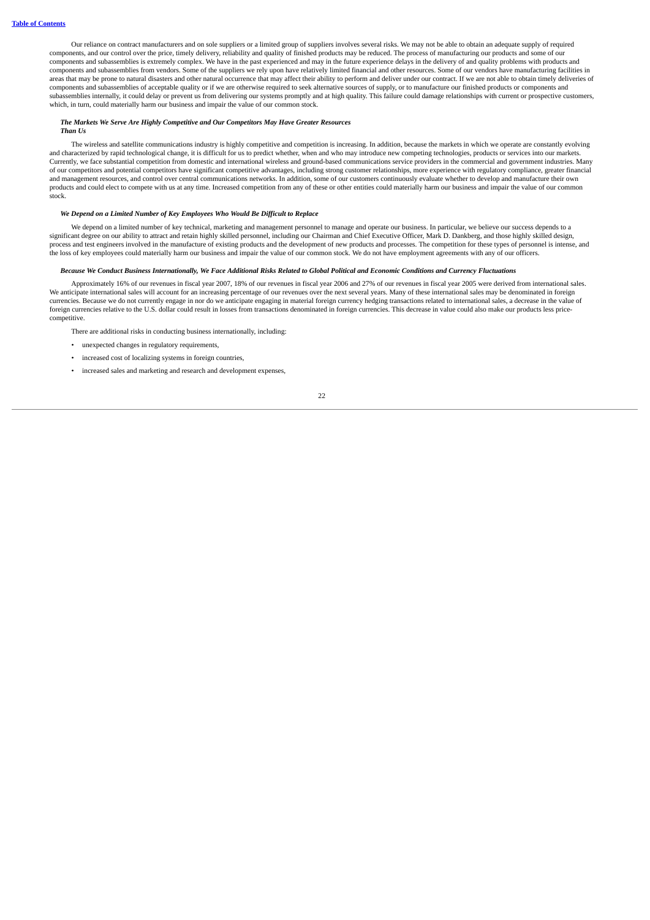Our reliance on contract manufacturers and on sole suppliers or a limited group of suppliers involves several risks. We may not be able to obtain an adequate supply of required components, and our control over the price, timely delivery, reliability and quality of finished products may be reduced. The process of manufacturing our products and some of our components and subassemblies is extremely complex. We have in the past experienced and may in the future experience delays in the delivery of and quality problems with products and components and subassemblies from vendors. Some of the suppliers we rely upon have relatively limited financial and other resources. Some of our vendors have manufacturing facilities in areas that may be prone to natural disasters and other natural occurrence that may affect their ability to perform and deliver under our contract. If we are not able to obtain timely deliveries of components and subassemblies of acceptable quality or if we are otherwise required to seek alternative sources of supply, or to manufacture our finished products or components and subassemblies internally, it could delay or prevent us from delivering our systems promptly and at high quality. This failure could damage relationships with current or prospective customers, which, in turn, could materially harm our business and impair the value of our common stock.

***The Markets We Serve Are Highly Competitive and Our Competitors May Have Greater Resources Than Us***

The wireless and satellite communications industry is highly competitive and competition is increasing. In addition, because the markets in which we operate are constantly evolving and characterized by rapid technological change, it is difficult for us to predict whether, when and who may introduce new competing technologies, products or services into our markets. Currently, we face substantial competition from domestic and international wireless and ground-based communications service providers in the commercial and government industries. Many of our competitors and potential competitors have significant competitive advantages, including strong customer relationships, more experience with regulatory compliance, greater financial and management resources, and control over central communications networks. In addition, some of our customers continuously evaluate whether to develop and manufacture their own products and could elect to compete with us at any time. Increased competition from any of these or other entities could materially harm our business and impair the value of our common stock.

***We Depend on a Limited Number of Key Employees Who Would Be Difficult to Replace***

We depend on a limited number of key technical, marketing and management personnel to manage and operate our business. In particular, we believe our success depends to a significant degree on our ability to attract and retain highly skilled personnel, including our Chairman and Chief Executive Officer, Mark D. Dankberg, and those highly skilled design, process and test engineers involved in the manufacture of existing products and the development of new products and processes. The competition for these types of personnel is intense, and the loss of key employees could materially harm our business and impair the value of our common stock. We do not have employment agreements with any of our officers.

***Because We Conduct Business Internationally, We Face Additional Risks Related to Global Political and Economic Conditions and Currency Fluctuations***

Approximately 16% of our revenues in fiscal year 2007, 18% of our revenues in fiscal year 2006 and 27% of our revenues in fiscal year 2005 were derived from international sales. We anticipate international sales will account for an increasing percentage of our revenues over the next several years. Many of these international sales may be denominated in foreign currencies. Because we do not currently engage in nor do we anticipate engaging in material foreign currency hedging transactions related to international sales, a decrease in the value of foreign currencies relative to the U.S. dollar could result in losses from transactions denominated in foreign currencies. This decrease in value could also make our products less price-competitive.

There are additional risks in conducting business internationally, including:

- unexpected changes in regulatory requirements,
- increased cost of localizing systems in foreign countries,
- increased sales and marketing and research and development expenses,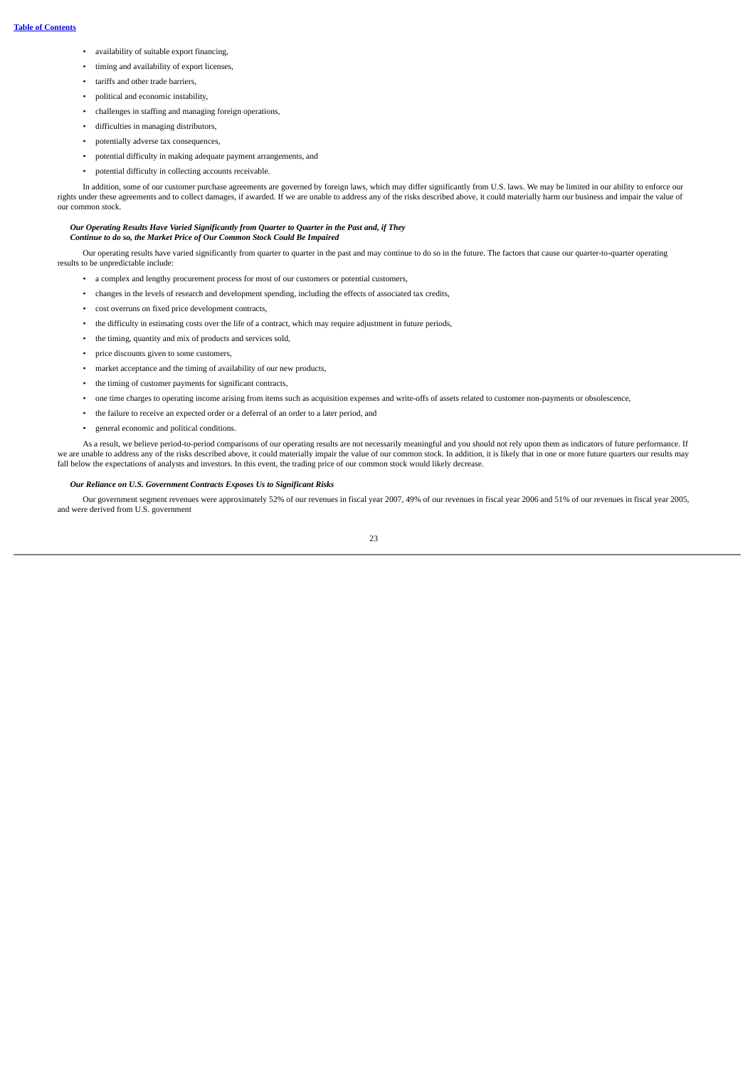- availability of suitable export financing,
- timing and availability of export licenses,
- tariffs and other trade barriers,
- political and economic instability,
- challenges in staffing and managing foreign operations,
- difficulties in managing distributors,
- potentially adverse tax consequences,
- potential difficulty in making adequate payment arrangements, and
- potential difficulty in collecting accounts receivable.

In addition, some of our customer purchase agreements are governed by foreign laws, which may differ significantly from U.S. laws. We may be limited in our ability to enforce our rights under these agreements and to collect damages, if awarded. If we are unable to address any of the risks described above, it could materially harm our business and impair the value of our common stock.

***Our Operating Results Have Varied Significantly from Quarter to Quarter in the Past and, if They Continue to do so, the Market Price of Our Common Stock Could Be Impaired***

Our operating results have varied significantly from quarter to quarter in the past and may continue to do so in the future. The factors that cause our quarter-to-quarter operating results to be unpredictable include:

- a complex and lengthy procurement process for most of our customers or potential customers,
- changes in the levels of research and development spending, including the effects of associated tax credits,
- cost overruns on fixed price development contracts,
- the difficulty in estimating costs over the life of a contract, which may require adjustment in future periods,
- the timing, quantity and mix of products and services sold,
- price discounts given to some customers,
- market acceptance and the timing of availability of our new products,
- the timing of customer payments for significant contracts,
- one time charges to operating income arising from items such as acquisition expenses and write-offs of assets related to customer non-payments or obsolescence,
- the failure to receive an expected order or a deferral of an order to a later period, and
- general economic and political conditions.

As a result, we believe period-to-period comparisons of our operating results are not necessarily meaningful and you should not rely upon them as indicators of future performance. If we are unable to address any of the risks described above, it could materially impair the value of our common stock. In addition, it is likely that in one or more future quarters our results may fall below the expectations of analysts and investors. In this event, the trading price of our common stock would likely decrease.

***Our Reliance on U.S. Government Contracts Exposes Us to Significant Risks***

Our government segment revenues were approximately 52% of our revenues in fiscal year 2007, 49% of our revenues in fiscal year 2006 and 51% of our revenues in fiscal year 2005, and were derived from U.S. government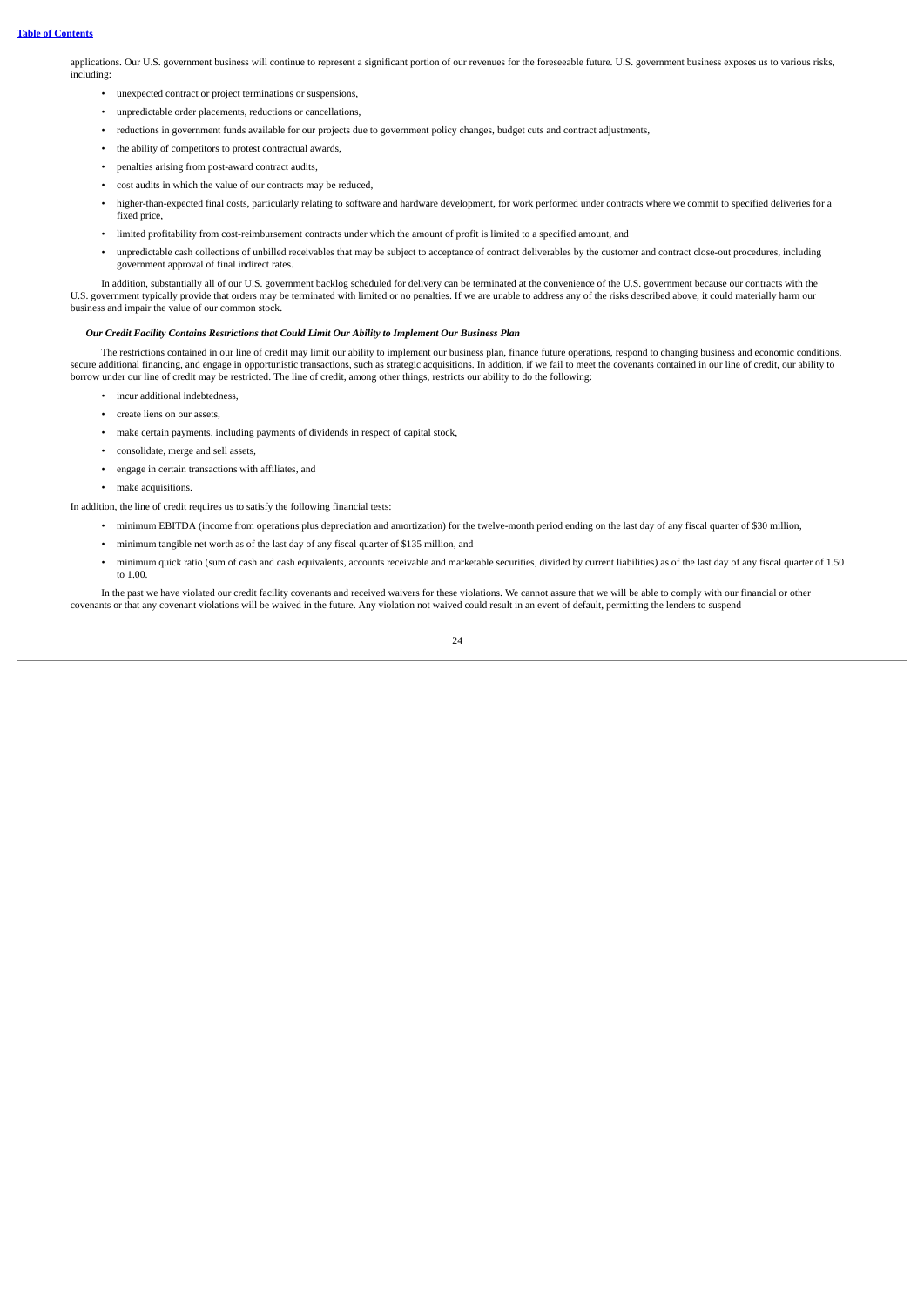applications. Our U.S. government business will continue to represent a significant portion of our revenues for the foreseeable future. U.S. government business exposes us to various risks, including:

- unexpected contract or project terminations or suspensions,
- unpredictable order placements, reductions or cancellations,
- reductions in government funds available for our projects due to government policy changes, budget cuts and contract adjustments,
- the ability of competitors to protest contractual awards,
- penalties arising from post-award contract audits,
- cost audits in which the value of our contracts may be reduced,
- higher-than-expected final costs, particularly relating to software and hardware development, for work performed under contracts where we commit to specified deliveries for a fixed price,
- limited profitability from cost-reimbursement contracts under which the amount of profit is limited to a specified amount, and
- unpredictable cash collections of unbilled receivables that may be subject to acceptance of contract deliverables by the customer and contract close-out procedures, including government approval of final indirect rates.

In addition, substantially all of our U.S. government backlog scheduled for delivery can be terminated at the convenience of the U.S. government because our contracts with the U.S. government typically provide that orders may be terminated with limited or no penalties. If we are unable to address any of the risks described above, it could materially harm our business and impair the value of our common stock.

***Our Credit Facility Contains Restrictions that Could Limit Our Ability to Implement Our Business Plan***

The restrictions contained in our line of credit may limit our ability to implement our business plan, finance future operations, respond to changing business and economic conditions, secure additional financing, and engage in opportunistic transactions, such as strategic acquisitions. In addition, if we fail to meet the covenants contained in our line of credit, our ability to borrow under our line of credit may be restricted. The line of credit, among other things, restricts our ability to do the following:

- incur additional indebtedness,
- create liens on our assets,
- make certain payments, including payments of dividends in respect of capital stock,
- consolidate, merge and sell assets,
- engage in certain transactions with affiliates, and
- make acquisitions.

In addition, the line of credit requires us to satisfy the following financial tests:

- minimum EBITDA (income from operations plus depreciation and amortization) for the twelve-month period ending on the last day of any fiscal quarter of $30 million,
- minimum tangible net worth as of the last day of any fiscal quarter of $135 million, and
- minimum quick ratio (sum of cash and cash equivalents, accounts receivable and marketable securities, divided by current liabilities) as of the last day of any fiscal quarter of 1.50 to 1.00.

In the past we have violated our credit facility covenants and received waivers for these violations. We cannot assure that we will be able to comply with our financial or other covenants or that any covenant violations will be waived in the future. Any violation not waived could result in an event of default, permitting the lenders to suspend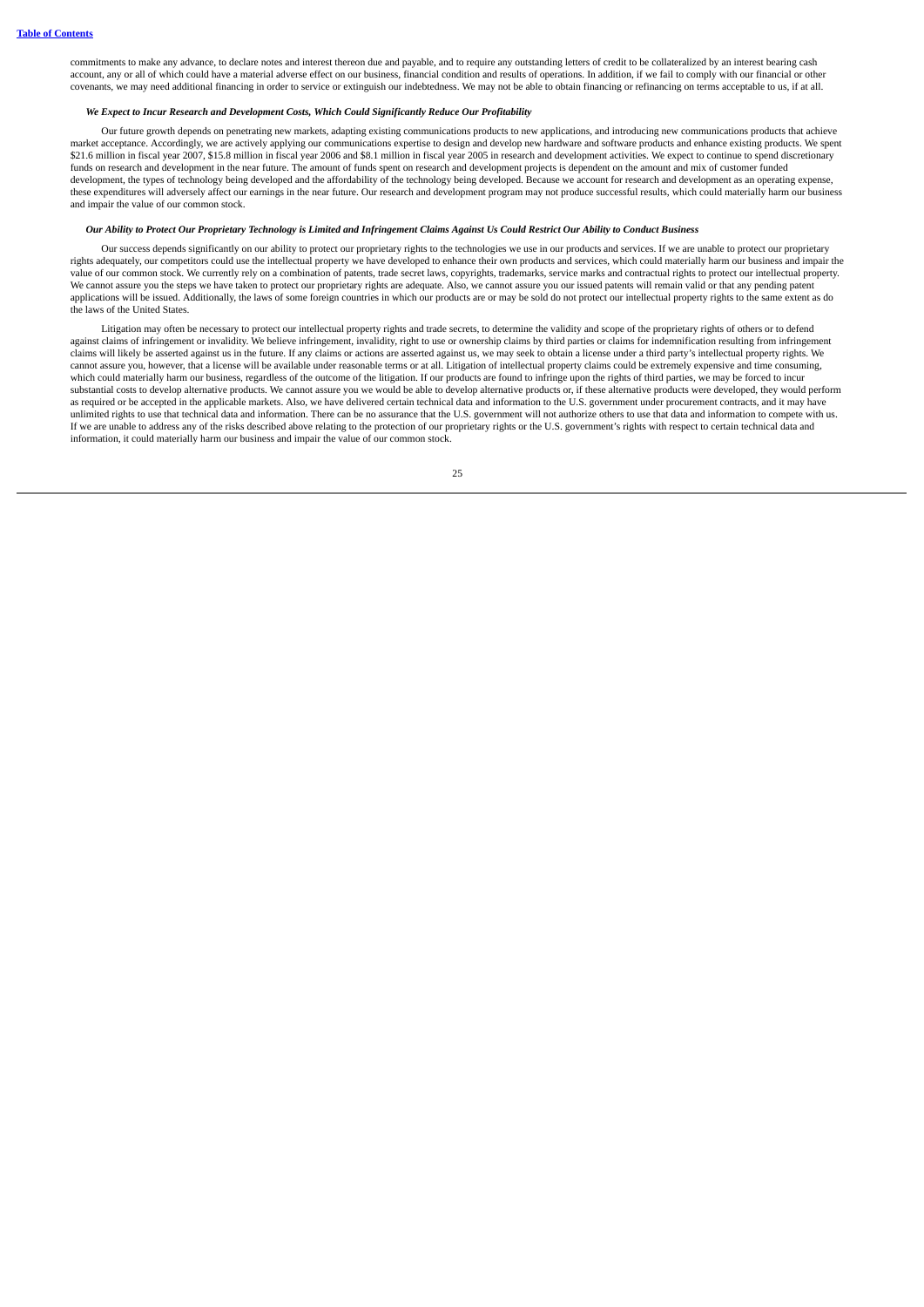commitments to make any advance, to declare notes and interest thereon due and payable, and to require any outstanding letters of credit to be collateralized by an interest bearing cash account, any or all of which could have a material adverse effect on our business, financial condition and results of operations. In addition, if we fail to comply with our financial or other covenants, we may need additional financing in order to service or extinguish our indebtedness. We may not be able to obtain financing or refinancing on terms acceptable to us, if at all.

***We Expect to Incur Research and Development Costs, Which Could Significantly Reduce Our Profitability***

Our future growth depends on penetrating new markets, adapting existing communications products to new applications, and introducing new communications products that achieve market acceptance. Accordingly, we are actively applying our communications expertise to design and develop new hardware and software products and enhance existing products. We spent $21.6 million in fiscal year 2007, $15.8 million in fiscal year 2006 and $8.1 million in fiscal year 2005 in research and development activities. We expect to continue to spend discretionary funds on research and development in the near future. The amount of funds spent on research and development projects is dependent on the amount and mix of customer funded development, the types of technology being developed and the affordability of the technology being developed. Because we account for research and development as an operating expense, these expenditures will adversely affect our earnings in the near future. Our research and development program may not produce successful results, which could materially harm our business and impair the value of our common stock.

***Our Ability to Protect Our Proprietary Technology is Limited and Infringement Claims Against Us Could Restrict Our Ability to Conduct Business***

Our success depends significantly on our ability to protect our proprietary rights to the technologies we use in our products and services. If we are unable to protect our proprietary rights adequately, our competitors could use the intellectual property we have developed to enhance their own products and services, which could materially harm our business and impair the value of our common stock. We currently rely on a combination of patents, trade secret laws, copyrights, trademarks, service marks and contractual rights to protect our intellectual property. We cannot assure you the steps we have taken to protect our proprietary rights are adequate. Also, we cannot assure you our issued patents will remain valid or that any pending patent applications will be issued. Additionally, the laws of some foreign countries in which our products are or may be sold do not protect our intellectual property rights to the same extent as do the laws of the United States.

Litigation may often be necessary to protect our intellectual property rights and trade secrets, to determine the validity and scope of the proprietary rights of others or to defend against claims of infringement or invalidity. We believe infringement, invalidity, right to use or ownership claims by third parties or claims for indemnification resulting from infringement claims will likely be asserted against us in the future. If any claims or actions are asserted against us, we may seek to obtain a license under a third party's intellectual property rights. We cannot assure you, however, that a license will be available under reasonable terms or at all. Litigation of intellectual property claims could be extremely expensive and time consuming, which could materially harm our business, regardless of the outcome of the litigation. If our products are found to infringe upon the rights of third parties, we may be forced to incur substantial costs to develop alternative products. We cannot assure you we would be able to develop alternative products or, if these alternative products were developed, they would perform as required or be accepted in the applicable markets. Also, we have delivered certain technical data and information to the U.S. government under procurement contracts, and it may have unlimited rights to use that technical data and information. There can be no assurance that the U.S. government will not authorize others to use that data and information to compete with us. If we are unable to address any of the risks described above relating to the protection of our proprietary rights or the U.S. government's rights with respect to certain technical data and information, it could materially harm our business and impair the value of our common stock.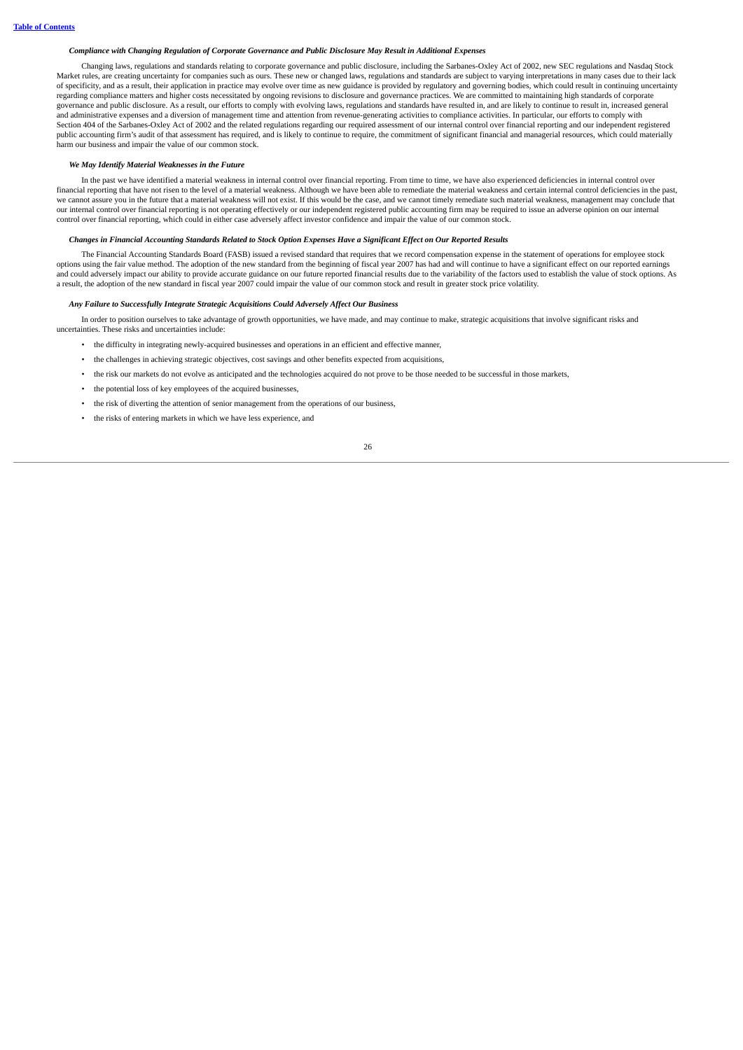***Compliance with Changing Regulation of Corporate Governance and Public Disclosure May Result in Additional Expenses***

Changing laws, regulations and standards relating to corporate governance and public disclosure, including the Sarbanes-Oxley Act of 2002, new SEC regulations and Nasdaq Stock Market rules, are creating uncertainty for companies such as ours. These new or changed laws, regulations and standards are subject to varying interpretations in many cases due to their lack of specificity, and as a result, their application in practice may evolve over time as new guidance is provided by regulatory and governing bodies, which could result in continuing uncertainty regarding compliance matters and higher costs necessitated by ongoing revisions to disclosure and governance practices. We are committed to maintaining high standards of corporate governance and public disclosure. As a result, our efforts to comply with evolving laws, regulations and standards have resulted in, and are likely to continue to result in, increased general and administrative expenses and a diversion of management time and attention from revenue-generating activities to compliance activities. In particular, our efforts to comply with Section 404 of the Sarbanes-Oxley Act of 2002 and the related regulations regarding our required assessment of our internal control over financial reporting and our independent registered public accounting firm's audit of that assessment has required, and is likely to continue to require, the commitment of significant financial and managerial resources, which could materially harm our business and impair the value of our common stock.

***We May Identify Material Weaknesses in the Future***

In the past we have identified a material weakness in internal control over financial reporting. From time to time, we have also experienced deficiencies in internal control over financial reporting that have not risen to the level of a material weakness. Although we have been able to remediate the material weakness and certain internal control deficiencies in the past, we cannot assure you in the future that a material weakness will not exist. If this would be the case, and we cannot timely remediate such material weakness, management may conclude that our internal control over financial reporting is not operating effectively or our independent registered public accounting firm may be required to issue an adverse opinion on our internal control over financial reporting, which could in either case adversely affect investor confidence and impair the value of our common stock.

***Changes in Financial Accounting Standards Related to Stock Option Expenses Have a Significant Effect on Our Reported Results***

The Financial Accounting Standards Board (FASB) issued a revised standard that requires that we record compensation expense in the statement of operations for employee stock options using the fair value method. The adoption of the new standard from the beginning of fiscal year 2007 has had and will continue to have a significant effect on our reported earnings and could adversely impact our ability to provide accurate guidance on our future reported financial results due to the variability of the factors used to establish the value of stock options. As a result, the adoption of the new standard in fiscal year 2007 could impair the value of our common stock and result in greater stock price volatility.

***Any Failure to Successfully Integrate Strategic Acquisitions Could Adversely Affect Our Business***

In order to position ourselves to take advantage of growth opportunities, we have made, and may continue to make, strategic acquisitions that involve significant risks and uncertainties. These risks and uncertainties include:

- the difficulty in integrating newly-acquired businesses and operations in an efficient and effective manner,
- the challenges in achieving strategic objectives, cost savings and other benefits expected from acquisitions,
- the risk our markets do not evolve as anticipated and the technologies acquired do not prove to be those needed to be successful in those markets,
- the potential loss of key employees of the acquired businesses,
- the risk of diverting the attention of senior management from the operations of our business,
- the risks of entering markets in which we have less experience, and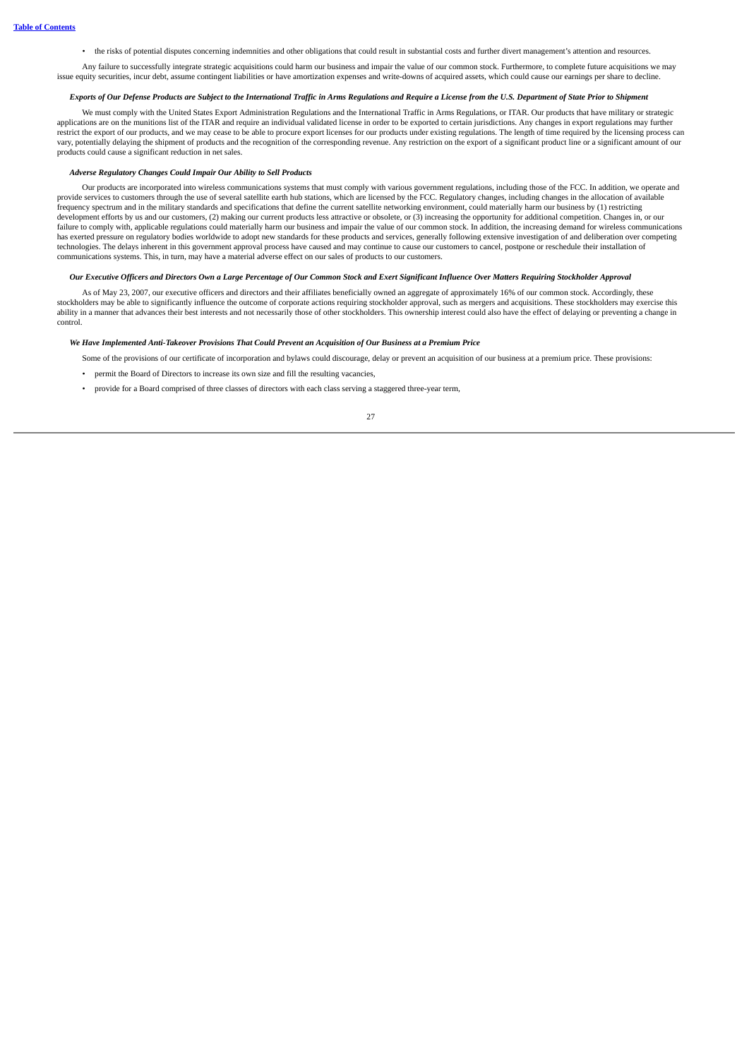- the risks of potential disputes concerning indemnities and other obligations that could result in substantial costs and further divert management's attention and resources.

Any failure to successfully integrate strategic acquisitions could harm our business and impair the value of our common stock. Furthermore, to complete future acquisitions we may issue equity securities, incur debt, assume contingent liabilities or have amortization expenses and write-downs of acquired assets, which could cause our earnings per share to decline.

***Exports of Our Defense Products are Subject to the International Traffic in Arms Regulations and Require a License from the U.S. Department of State Prior to Shipment***

We must comply with the United States Export Administration Regulations and the International Traffic in Arms Regulations, or ITAR. Our products that have military or strategic applications are on the munitions list of the ITAR and require an individual validated license in order to be exported to certain jurisdictions. Any changes in export regulations may further restrict the export of our products, and we may cease to be able to procure export licenses for our products under existing regulations. The length of time required by the licensing process can vary, potentially delaying the shipment of products and the recognition of the corresponding revenue. Any restriction on the export of a significant product line or a significant amount of our products could cause a significant reduction in net sales.

***Adverse Regulatory Changes Could Impair Our Ability to Sell Products***

Our products are incorporated into wireless communications systems that must comply with various government regulations, including those of the FCC. In addition, we operate and provide services to customers through the use of several satellite earth hub stations, which are licensed by the FCC. Regulatory changes, including changes in the allocation of available frequency spectrum and in the military standards and specifications that define the current satellite networking environment, could materially harm our business by (1) restricting development efforts by us and our customers, (2) making our current products less attractive or obsolete, or (3) increasing the opportunity for additional competition. Changes in, or our failure to comply with, applicable regulations could materially harm our business and impair the value of our common stock. In addition, the increasing demand for wireless communications has exerted pressure on regulatory bodies worldwide to adopt new standards for these products and services, generally following extensive investigation of and deliberation over competing technologies. The delays inherent in this government approval process have caused and may continue to cause our customers to cancel, postpone or reschedule their installation of communications systems. This, in turn, may have a material adverse effect on our sales of products to our customers.

***Our Executive Officers and Directors Own a Large Percentage of Our Common Stock and Exert Significant Influence Over Matters Requiring Stockholder Approval***

As of May 23, 2007, our executive officers and directors and their affiliates beneficially owned an aggregate of approximately 16% of our common stock. Accordingly, these stockholders may be able to significantly influence the outcome of corporate actions requiring stockholder approval, such as mergers and acquisitions. These stockholders may exercise this ability in a manner that advances their best interests and not necessarily those of other stockholders. This ownership interest could also have the effect of delaying or preventing a change in control.

***We Have Implemented Anti-Takeover Provisions That Could Prevent an Acquisition of Our Business at a Premium Price***

Some of the provisions of our certificate of incorporation and bylaws could discourage, delay or prevent an acquisition of our business at a premium price. These provisions:

- permit the Board of Directors to increase its own size and fill the resulting vacancies,
- provide for a Board comprised of three classes of directors with each class serving a staggered three-year term,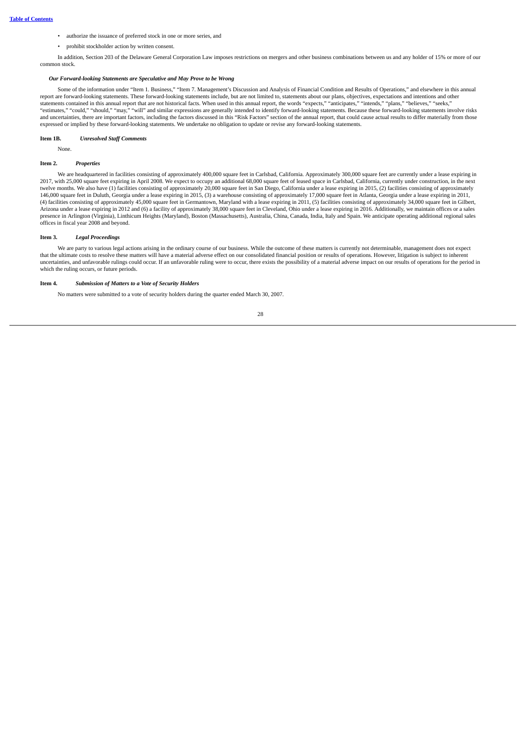- authorize the issuance of preferred stock in one or more series, and
- prohibit stockholder action by written consent.

In addition, Section 203 of the Delaware General Corporation Law imposes restrictions on mergers and other business combinations between us and any holder of 15% or more of our common stock.

***Our Forward-looking Statements are Speculative and May Prove to be Wrong***

Some of the information under "Item 1. Business," "Item 7. Management's Discussion and Analysis of Financial Condition and Results of Operations," and elsewhere in this annual report are forward-looking statements. These forward-looking statements include, but are not limited to, statements about our plans, objectives, expectations and intentions and other statements contained in this annual report that are not historical facts. When used in this annual report, the words "expects," "anticipates," "intends," "plans," "believes," "seeks," "estimates," "could," "should," "may," "will" and similar expressions are generally intended to identify forward-looking statements. Because these forward-looking statements involve risks and uncertainties, there are important factors, including the factors discussed in this "Risk Factors" section of the annual report, that could cause actual results to differ materially from those expressed or implied by these forward-looking statements. We undertake no obligation to update or revise any forward-looking statements.

### Item 1B. *Unresolved Staff Comments*

None.

### Item 2. *Properties*

We are headquartered in facilities consisting of approximately 400,000 square feet in Carlsbad, California. Approximately 300,000 square feet are currently under a lease expiring in 2017, with 25,000 square feet expiring in April 2008. We expect to occupy an additional 68,000 square feet of leased space in Carlsbad, California, currently under construction, in the next twelve months. We also have (1) facilities consisting of approximately 20,000 square feet in San Diego, California under a lease expiring in 2015, (2) facilities consisting of approximately 146,000 square feet in Duluth, Georgia under a lease expiring in 2015, (3) a warehouse consisting of approximately 17,000 square feet in Atlanta, Georgia under a lease expiring in 2011, (4) facilities consisting of approximately 45,000 square feet in Germantown, Maryland with a lease expiring in 2011, (5) facilities consisting of approximately 34,000 square feet in Gilbert, Arizona under a lease expiring in 2012 and (6) a facility of approximately 38,000 square feet in Cleveland, Ohio under a lease expiring in 2016. Additionally, we maintain offices or a sales presence in Arlington (Virginia), Linthicum Heights (Maryland), Boston (Massachusetts), Australia, China, Canada, India, Italy and Spain. We anticipate operating additional regional sales offices in fiscal year 2008 and beyond.

### Item 3. *Legal Proceedings*

We are party to various legal actions arising in the ordinary course of our business. While the outcome of these matters is currently not determinable, management does not expect that the ultimate costs to resolve these matters will have a material adverse effect on our consolidated financial position or results of operations. However, litigation is subject to inherent uncertainties, and unfavorable rulings could occur. If an unfavorable ruling were to occur, there exists the possibility of a material adverse impact on our results of operations for the period in which the ruling occurs, or future periods.

### Item 4. *Submission of Matters to a Vote of Security Holders*

No matters were submitted to a vote of security holders during the quarter ended March 30, 2007.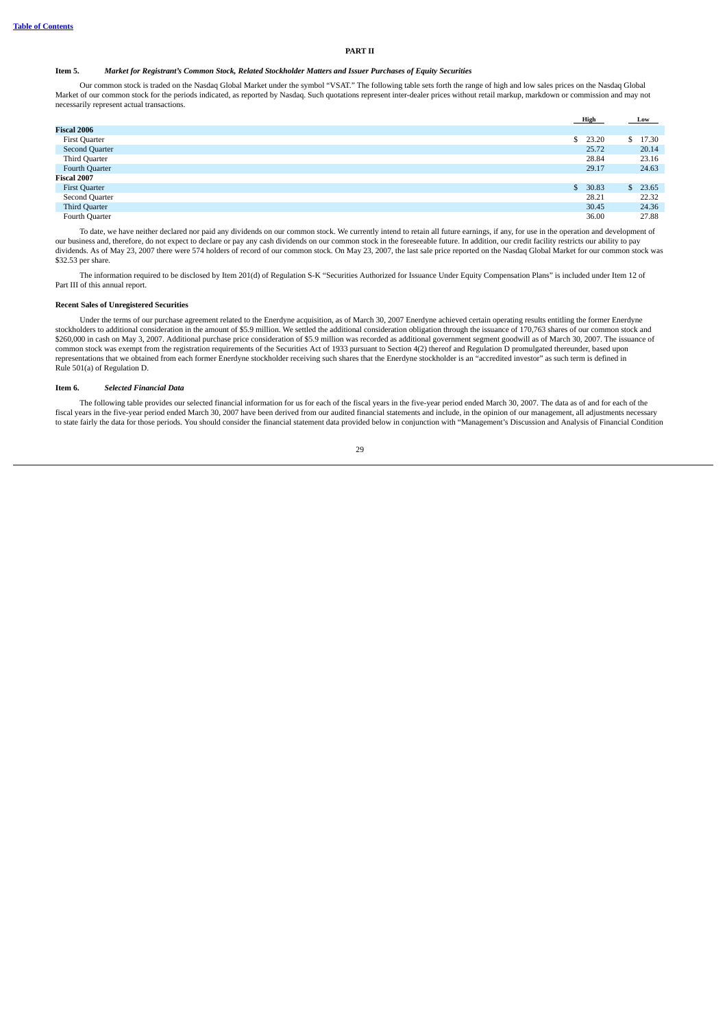**Table of Contents**

# PART II

### Item 5. *Market for Registrant's Common Stock, Related Stockholder Matters and Issuer Purchases of Equity Securities*

Our common stock is traded on the Nasdaq Global Market under the symbol "VSAT." The following table sets forth the range of high and low sales prices on the Nasdaq Global Market of our common stock for the periods indicated, as reported by Nasdaq. Such quotations represent inter-dealer prices without retail markup, markdown or commission and may not necessarily represent actual transactions.

| | High | Low |
|---|---|---|
| **Fiscal 2006** | | |
| First Quarter | $ 23.20 | $ 17.30 |
| Second Quarter | 25.72 | 20.14 |
| Third Quarter | 28.84 | 23.16 |
| Fourth Quarter | 29.17 | 24.63 |
| **Fiscal 2007** | | |
| First Quarter | $ 30.83 | $ 23.65 |
| Second Quarter | 28.21 | 22.32 |
| Third Quarter | 30.45 | 24.36 |
| Fourth Quarter | 36.00 | 27.88 |

To date, we have neither declared nor paid any dividends on our common stock. We currently intend to retain all future earnings, if any, for use in the operation and development of our business and, therefore, do not expect to declare or pay any cash dividends on our common stock in the foreseeable future. In addition, our credit facility restricts our ability to pay dividends. As of May 23, 2007 there were 574 holders of record of our common stock. On May 23, 2007, the last sale price reported on the Nasdaq Global Market for our common stock was $32.53 per share.

The information required to be disclosed by Item 201(d) of Regulation S-K "Securities Authorized for Issuance Under Equity Compensation Plans" is included under Item 12 of Part III of this annual report.

#### Recent Sales of Unregistered Securities

Under the terms of our purchase agreement related to the Enerdyne acquisition, as of March 30, 2007 Enerdyne achieved certain operating results entitling the former Enerdyne stockholders to additional consideration in the amount of $5.9 million. We settled the additional consideration obligation through the issuance of 170,763 shares of our common stock and $260,000 in cash on May 3, 2007. Additional purchase price consideration of $5.9 million was recorded as additional government segment goodwill as of March 30, 2007. The issuance of common stock was exempt from the registration requirements of the Securities Act of 1933 pursuant to Section 4(2) thereof and Regulation D promulgated thereunder, based upon representations that we obtained from each former Enerdyne stockholder receiving such shares that the Enerdyne stockholder is an "accredited investor" as such term is defined in Rule 501(a) of Regulation D.

### Item 6. *Selected Financial Data*

The following table provides our selected financial information for us for each of the fiscal years in the five-year period ended March 30, 2007. The data as of and for each of the fiscal years in the five-year period ended March 30, 2007 have been derived from our audited financial statements and include, in the opinion of our management, all adjustments necessary to state fairly the data for those periods. You should consider the financial statement data provided below in conjunction with "Management's Discussion and Analysis of Financial Condition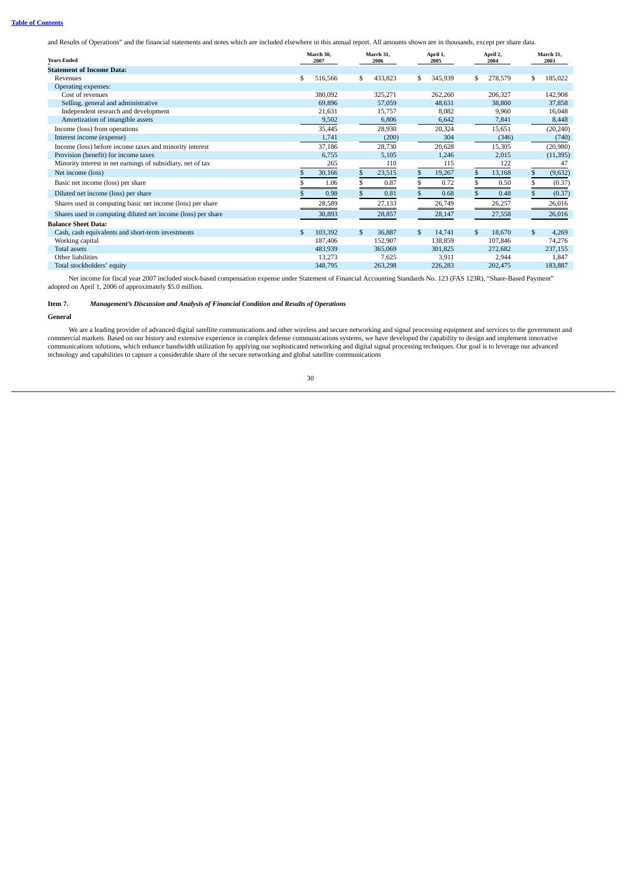and Results of Operations" and the financial statements and notes which are included elsewhere in this annual report. All amounts shown are in thousands, except per share data.

| Years Ended | March 30, 2007 | March 31, 2006 | April 1, 2005 | April 2, 2004 | March 31, 2003 |
|---|---|---|---|---|---|
| **Statement of Income Data:** | | | | | |
| Revenues | $ 516,566 | $ 433,823 | $ 345,939 | $ 278,579 | $ 185,022 |
| Operating expenses: | | | | | |
| Cost of revenues | 380,092 | 325,271 | 262,260 | 206,327 | 142,908 |
| Selling, general and administrative | 69,896 | 57,059 | 48,631 | 38,800 | 37,858 |
| Independent research and development | 21,631 | 15,757 | 8,082 | 9,960 | 16,048 |
| Amortization of intangible assets | 9,502 | 6,806 | 6,642 | 7,841 | 8,448 |
| Income (loss) from operations | 35,445 | 28,930 | 20,324 | 15,651 | (20,240) |
| Interest income (expense) | 1,741 | (200) | 304 | (346) | (740) |
| Income (loss) before income taxes and minority interest | 37,186 | 28,730 | 20,628 | 15,305 | (20,980) |
| Provision (benefit) for income taxes | 6,755 | 5,105 | 1,246 | 2,015 | (11,395) |
| Minority interest in net earnings of subsidiary, net of tax | 265 | 110 | 115 | 122 | 47 |
| Net income (loss) | $ 30,166 | $ 23,515 | $ 19,267 | $ 13,168 | $ (9,632) |
| Basic net income (loss) per share | $ 1.06 | $ 0.87 | $ 0.72 | $ 0.50 | $ (0.37) |
| Diluted net income (loss) per share | $ 0.98 | $ 0.81 | $ 0.68 | $ 0.48 | $ (0.37) |
| Shares used in computing basic net income (loss) per share | 28,589 | 27,133 | 26,749 | 26,257 | 26,016 |
| Shares used in computing diluted net income (loss) per share | 30,893 | 28,857 | 28,147 | 27,558 | 26,016 |
| **Balance Sheet Data:** | | | | | |
| Cash, cash equivalents and short-term investments | $ 103,392 | $ 36,887 | $ 14,741 | $ 18,670 | $ 4,269 |
| Working capital | 187,406 | 152,907 | 138,859 | 107,846 | 74,276 |
| Total assets | 483,939 | 365,069 | 301,825 | 272,682 | 237,155 |
| Other liabilities | 13,273 | 7,625 | 3,911 | 2,944 | 1,847 |
| Total stockholders' equity | 348,795 | 263,298 | 226,283 | 202,475 | 183,887 |

Net income for fiscal year 2007 included stock-based compensation expense under Statement of Financial Accounting Standards No. 123 (FAS 123R), "Share-Based Payment" adopted on April 1, 2006 of approximately $5.0 million.

## Item 7. *Management's Discussion and Analysis of Financial Condition and Results of Operations*

### General

We are a leading provider of advanced digital satellite communications and other wireless and secure networking and signal processing equipment and services to the government and commercial markets. Based on our history and extensive experience in complex defense communications systems, we have developed the capability to design and implement innovative communications solutions, which enhance bandwidth utilization by applying our sophisticated networking and digital signal processing techniques. Our goal is to leverage our advanced technology and capabilities to capture a considerable share of the secure networking and global satellite communications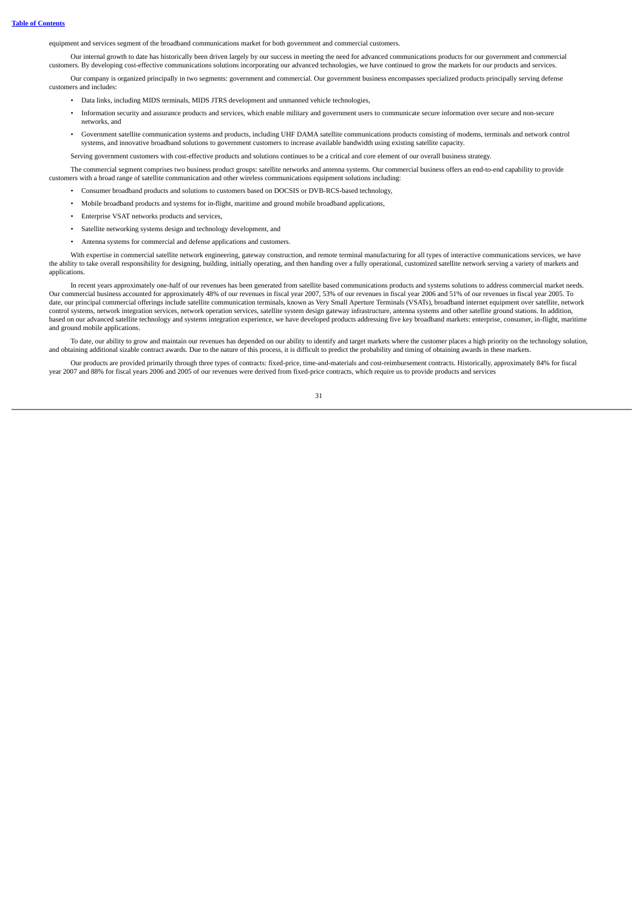equipment and services segment of the broadband communications market for both government and commercial customers.

Our internal growth to date has historically been driven largely by our success in meeting the need for advanced communications products for our government and commercial customers. By developing cost-effective communications solutions incorporating our advanced technologies, we have continued to grow the markets for our products and services.

Our company is organized principally in two segments: government and commercial. Our government business encompasses specialized products principally serving defense customers and includes:

- Data links, including MIDS terminals, MIDS JTRS development and unmanned vehicle technologies,
- Information security and assurance products and services, which enable military and government users to communicate secure information over secure and non-secure networks, and
- Government satellite communication systems and products, including UHF DAMA satellite communications products consisting of modems, terminals and network control systems, and innovative broadband solutions to government customers to increase available bandwidth using existing satellite capacity.

Serving government customers with cost-effective products and solutions continues to be a critical and core element of our overall business strategy.

The commercial segment comprises two business product groups: satellite networks and antenna systems. Our commercial business offers an end-to-end capability to provide customers with a broad range of satellite communication and other wireless communications equipment solutions including:

- Consumer broadband products and solutions to customers based on DOCSIS or DVB-RCS-based technology,
- Mobile broadband products and systems for in-flight, maritime and ground mobile broadband applications,
- Enterprise VSAT networks products and services,
- Satellite networking systems design and technology development, and
- Antenna systems for commercial and defense applications and customers.

With expertise in commercial satellite network engineering, gateway construction, and remote terminal manufacturing for all types of interactive communications services, we have the ability to take overall responsibility for designing, building, initially operating, and then handing over a fully operational, customized satellite network serving a variety of markets and applications.

In recent years approximately one-half of our revenues has been generated from satellite based communications products and systems solutions to address commercial market needs. Our commercial business accounted for approximately 48% of our revenues in fiscal year 2007, 53% of our revenues in fiscal year 2006 and 51% of our revenues in fiscal year 2005. To date, our principal commercial offerings include satellite communication terminals, known as Very Small Aperture Terminals (VSATs), broadband internet equipment over satellite, network control systems, network integration services, network operation services, satellite system design gateway infrastructure, antenna systems and other satellite ground stations. In addition, based on our advanced satellite technology and systems integration experience, we have developed products addressing five key broadband markets: enterprise, consumer, in-flight, maritime and ground mobile applications.

To date, our ability to grow and maintain our revenues has depended on our ability to identify and target markets where the customer places a high priority on the technology solution, and obtaining additional sizable contract awards. Due to the nature of this process, it is difficult to predict the probability and timing of obtaining awards in these markets.

Our products are provided primarily through three types of contracts: fixed-price, time-and-materials and cost-reimbursement contracts. Historically, approximately 84% for fiscal year 2007 and 88% for fiscal years 2006 and 2005 of our revenues were derived from fixed-price contracts, which require us to provide products and services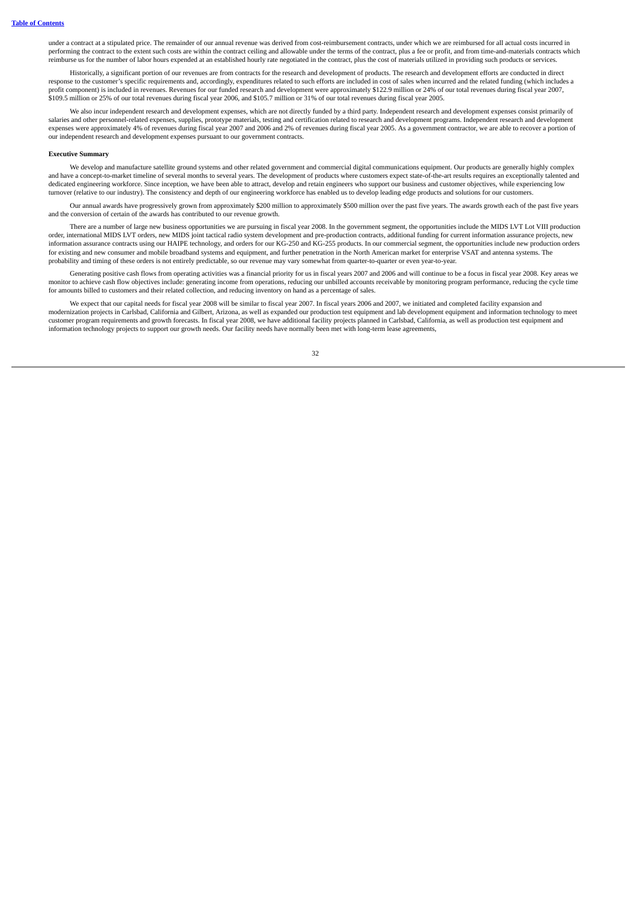under a contract at a stipulated price. The remainder of our annual revenue was derived from cost-reimbursement contracts, under which we are reimbursed for all actual costs incurred in performing the contract to the extent such costs are within the contract ceiling and allowable under the terms of the contract, plus a fee or profit, and from time-and-materials contracts which reimburse us for the number of labor hours expended at an established hourly rate negotiated in the contract, plus the cost of materials utilized in providing such products or services.

Historically, a significant portion of our revenues are from contracts for the research and development of products. The research and development efforts are conducted in direct response to the customer's specific requirements and, accordingly, expenditures related to such efforts are included in cost of sales when incurred and the related funding (which includes a profit component) is included in revenues. Revenues for our funded research and development were approximately $122.9 million or 24% of our total revenues during fiscal year 2007, $109.5 million or 25% of our total revenues during fiscal year 2006, and $105.7 million or 31% of our total revenues during fiscal year 2005.

We also incur independent research and development expenses, which are not directly funded by a third party. Independent research and development expenses consist primarily of salaries and other personnel-related expenses, supplies, prototype materials, testing and certification related to research and development programs. Independent research and development expenses were approximately 4% of revenues during fiscal year 2007 and 2006 and 2% of revenues during fiscal year 2005. As a government contractor, we are able to recover a portion of our independent research and development expenses pursuant to our government contracts.

**Executive Summary**

We develop and manufacture satellite ground systems and other related government and commercial digital communications equipment. Our products are generally highly complex and have a concept-to-market timeline of several months to several years. The development of products where customers expect state-of-the-art results requires an exceptionally talented and dedicated engineering workforce. Since inception, we have been able to attract, develop and retain engineers who support our business and customer objectives, while experiencing low turnover (relative to our industry). The consistency and depth of our engineering workforce has enabled us to develop leading edge products and solutions for our customers.

Our annual awards have progressively grown from approximately $200 million to approximately $500 million over the past five years. The awards growth each of the past five years and the conversion of certain of the awards has contributed to our revenue growth.

There are a number of large new business opportunities we are pursuing in fiscal year 2008. In the government segment, the opportunities include the MIDS LVT Lot VIII production order, international MIDS LVT orders, new MIDS joint tactical radio system development and pre-production contracts, additional funding for current information assurance projects, new information assurance contracts using our HAIPE technology, and orders for our KG-250 and KG-255 products. In our commercial segment, the opportunities include new production orders for existing and new consumer and mobile broadband systems and equipment, and further penetration in the North American market for enterprise VSAT and antenna systems. The probability and timing of these orders is not entirely predictable, so our revenue may vary somewhat from quarter-to-quarter or even year-to-year.

Generating positive cash flows from operating activities was a financial priority for us in fiscal years 2007 and 2006 and will continue to be a focus in fiscal year 2008. Key areas we monitor to achieve cash flow objectives include: generating income from operations, reducing our unbilled accounts receivable by monitoring program performance, reducing the cycle time for amounts billed to customers and their related collection, and reducing inventory on hand as a percentage of sales.

We expect that our capital needs for fiscal year 2008 will be similar to fiscal year 2007. In fiscal years 2006 and 2007, we initiated and completed facility expansion and modernization projects in Carlsbad, California and Gilbert, Arizona, as well as expanded our production test equipment and lab development equipment and information technology to meet customer program requirements and growth forecasts. In fiscal year 2008, we have additional facility projects planned in Carlsbad, California, as well as production test equipment and information technology projects to support our growth needs. Our facility needs have normally been met with long-term lease agreements,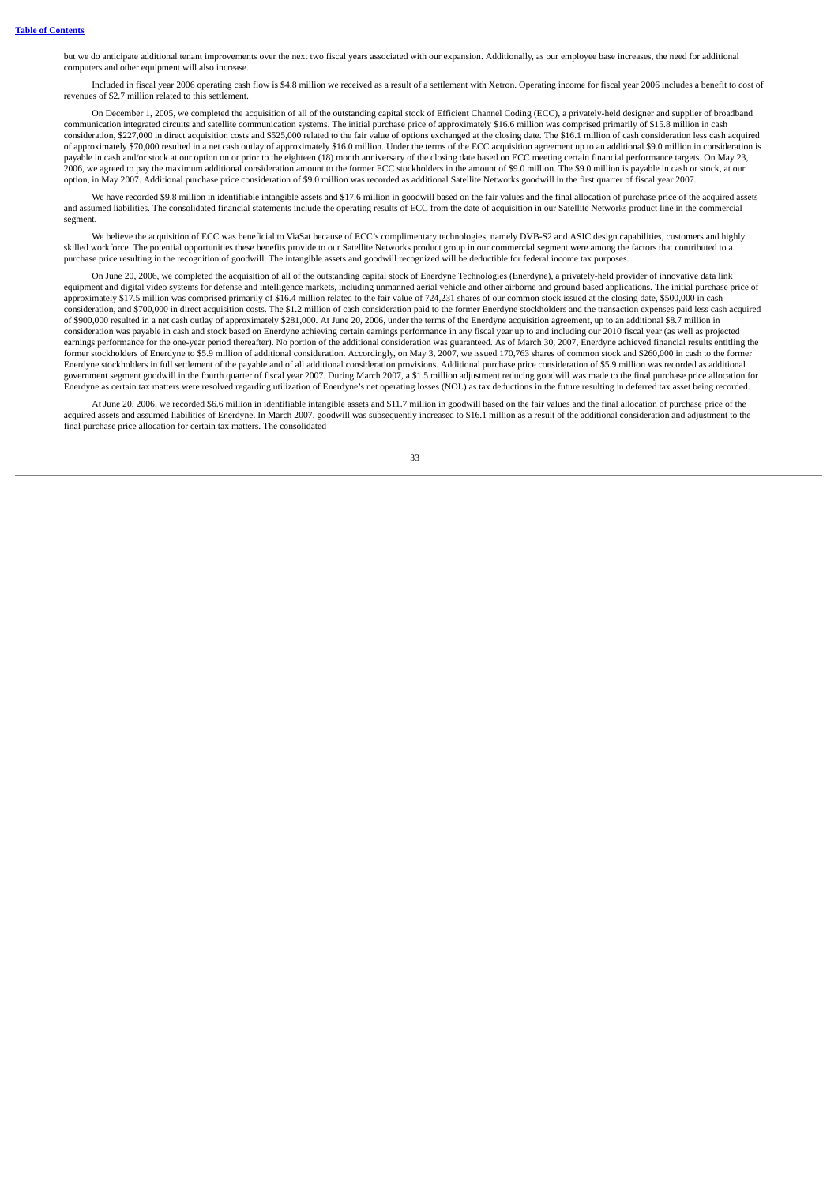but we do anticipate additional tenant improvements over the next two fiscal years associated with our expansion. Additionally, as our employee base increases, the need for additional computers and other equipment will also increase.

Included in fiscal year 2006 operating cash flow is $4.8 million we received as a result of a settlement with Xetron. Operating income for fiscal year 2006 includes a benefit to cost of revenues of $2.7 million related to this settlement.

On December 1, 2005, we completed the acquisition of all of the outstanding capital stock of Efficient Channel Coding (ECC), a privately-held designer and supplier of broadband communication integrated circuits and satellite communication systems. The initial purchase price of approximately $16.6 million was comprised primarily of $15.8 million in cash consideration, $227,000 in direct acquisition costs and $525,000 related to the fair value of options exchanged at the closing date. The $16.1 million of cash consideration less cash acquired of approximately $70,000 resulted in a net cash outlay of approximately $16.0 million. Under the terms of the ECC acquisition agreement up to an additional $9.0 million in consideration is payable in cash and/or stock at our option on or prior to the eighteen (18) month anniversary of the closing date based on ECC meeting certain financial performance targets. On May 23, 2006, we agreed to pay the maximum additional consideration amount to the former ECC stockholders in the amount of $9.0 million. The $9.0 million is payable in cash or stock, at our option, in May 2007. Additional purchase price consideration of $9.0 million was recorded as additional Satellite Networks goodwill in the first quarter of fiscal year 2007.

We have recorded $9.8 million in identifiable intangible assets and $17.6 million in goodwill based on the fair values and the final allocation of purchase price of the acquired assets and assumed liabilities. The consolidated financial statements include the operating results of ECC from the date of acquisition in our Satellite Networks product line in the commercial segment.

We believe the acquisition of ECC was beneficial to ViaSat because of ECC's complimentary technologies, namely DVB-S2 and ASIC design capabilities, customers and highly skilled workforce. The potential opportunities these benefits provide to our Satellite Networks product group in our commercial segment were among the factors that contributed to a purchase price resulting in the recognition of goodwill. The intangible assets and goodwill recognized will be deductible for federal income tax purposes.

On June 20, 2006, we completed the acquisition of all of the outstanding capital stock of Enerdyne Technologies (Enerdyne), a privately-held provider of innovative data link equipment and digital video systems for defense and intelligence markets, including unmanned aerial vehicle and other airborne and ground based applications. The initial purchase price of approximately $17.5 million was comprised primarily of $16.4 million related to the fair value of 724,231 shares of our common stock issued at the closing date, $500,000 in cash consideration, and $700,000 in direct acquisition costs. The $1.2 million of cash consideration paid to the former Enerdyne stockholders and the transaction expenses paid less cash acquired of $900,000 resulted in a net cash outlay of approximately $281,000. At June 20, 2006, under the terms of the Enerdyne acquisition agreement, up to an additional $8.7 million in consideration was payable in cash and stock based on Enerdyne achieving certain earnings performance in any fiscal year up to and including our 2010 fiscal year (as well as projected earnings performance for the one-year period thereafter). No portion of the additional consideration was guaranteed. As of March 30, 2007, Enerdyne achieved financial results entitling the former stockholders of Enerdyne to $5.9 million of additional consideration. Accordingly, on May 3, 2007, we issued 170,763 shares of common stock and $260,000 in cash to the former Enerdyne stockholders in full settlement of the payable and of all additional consideration provisions. Additional purchase price consideration of $5.9 million was recorded as additional government segment goodwill in the fourth quarter of fiscal year 2007. During March 2007, a $1.5 million adjustment reducing goodwill was made to the final purchase price allocation for Enerdyne as certain tax matters were resolved regarding utilization of Enerdyne's net operating losses (NOL) as tax deductions in the future resulting in deferred tax asset being recorded.

At June 20, 2006, we recorded $6.6 million in identifiable intangible assets and $11.7 million in goodwill based on the fair values and the final allocation of purchase price of the acquired assets and assumed liabilities of Enerdyne. In March 2007, goodwill was subsequently increased to $16.1 million as a result of the additional consideration and adjustment to the final purchase price allocation for certain tax matters. The consolidated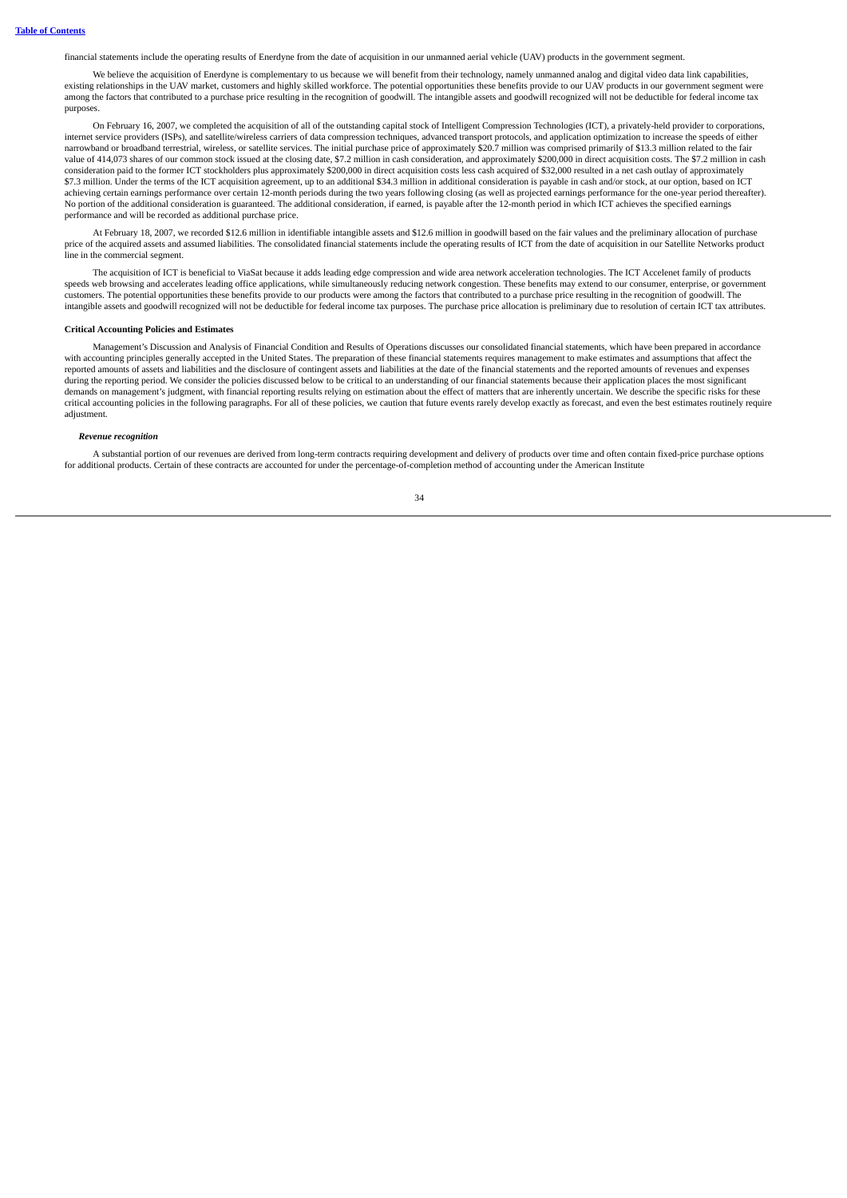financial statements include the operating results of Enerdyne from the date of acquisition in our unmanned aerial vehicle (UAV) products in the government segment.

We believe the acquisition of Enerdyne is complementary to us because we will benefit from their technology, namely unmanned analog and digital video data link capabilities, existing relationships in the UAV market, customers and highly skilled workforce. The potential opportunities these benefits provide to our UAV products in our government segment were among the factors that contributed to a purchase price resulting in the recognition of goodwill. The intangible assets and goodwill recognized will not be deductible for federal income tax purposes.

On February 16, 2007, we completed the acquisition of all of the outstanding capital stock of Intelligent Compression Technologies (ICT), a privately-held provider to corporations, internet service providers (ISPs), and satellite/wireless carriers of data compression techniques, advanced transport protocols, and application optimization to increase the speeds of either narrowband or broadband terrestrial, wireless, or satellite services. The initial purchase price of approximately $20.7 million was comprised primarily of $13.3 million related to the fair value of 414,073 shares of our common stock issued at the closing date, $7.2 million in cash consideration, and approximately $200,000 in direct acquisition costs. The $7.2 million in cash consideration paid to the former ICT stockholders plus approximately $200,000 in direct acquisition costs less cash acquired of $32,000 resulted in a net cash outlay of approximately $7.3 million. Under the terms of the ICT acquisition agreement, up to an additional $34.3 million in additional consideration is payable in cash and/or stock, at our option, based on ICT achieving certain earnings performance over certain 12-month periods during the two years following closing (as well as projected earnings performance for the one-year period thereafter). No portion of the additional consideration is guaranteed. The additional consideration, if earned, is payable after the 12-month period in which ICT achieves the specified earnings performance and will be recorded as additional purchase price.

At February 18, 2007, we recorded $12.6 million in identifiable intangible assets and $12.6 million in goodwill based on the fair values and the preliminary allocation of purchase price of the acquired assets and assumed liabilities. The consolidated financial statements include the operating results of ICT from the date of acquisition in our Satellite Networks product line in the commercial segment.

The acquisition of ICT is beneficial to ViaSat because it adds leading edge compression and wide area network acceleration technologies. The ICT Accelenet family of products speeds web browsing and accelerates leading office applications, while simultaneously reducing network congestion. These benefits may extend to our consumer, enterprise, or government customers. The potential opportunities these benefits provide to our products were among the factors that contributed to a purchase price resulting in the recognition of goodwill. The intangible assets and goodwill recognized will not be deductible for federal income tax purposes. The purchase price allocation is preliminary due to resolution of certain ICT tax attributes.

**Critical Accounting Policies and Estimates**

Management's Discussion and Analysis of Financial Condition and Results of Operations discusses our consolidated financial statements, which have been prepared in accordance with accounting principles generally accepted in the United States. The preparation of these financial statements requires management to make estimates and assumptions that affect the reported amounts of assets and liabilities and the disclosure of contingent assets and liabilities at the date of the financial statements and the reported amounts of revenues and expenses during the reporting period. We consider the policies discussed below to be critical to an understanding of our financial statements because their application places the most significant demands on management's judgment, with financial reporting results relying on estimation about the effect of matters that are inherently uncertain. We describe the specific risks for these critical accounting policies in the following paragraphs. For all of these policies, we caution that future events rarely develop exactly as forecast, and even the best estimates routinely require adjustment.

***Revenue recognition***

A substantial portion of our revenues are derived from long-term contracts requiring development and delivery of products over time and often contain fixed-price purchase options for additional products. Certain of these contracts are accounted for under the percentage-of-completion method of accounting under the American Institute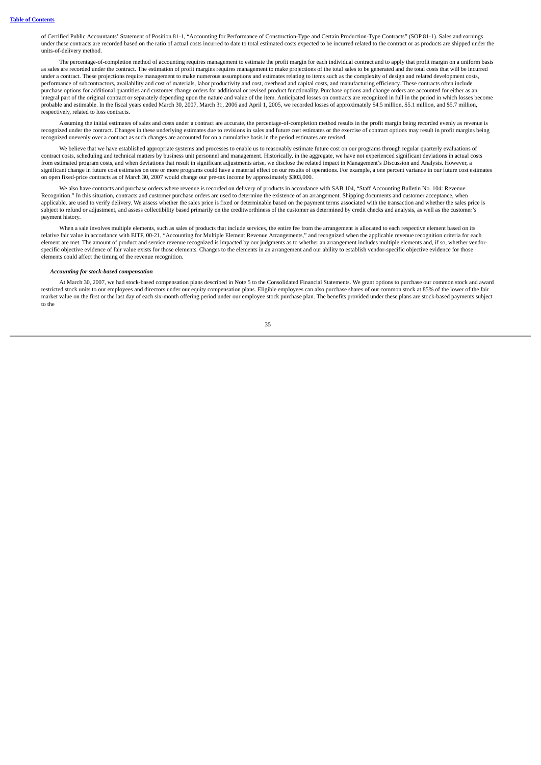of Certified Public Accountants' Statement of Position 81-1, "Accounting for Performance of Construction-Type and Certain Production-Type Contracts" (SOP 81-1). Sales and earnings under these contracts are recorded based on the ratio of actual costs incurred to date to total estimated costs expected to be incurred related to the contract or as products are shipped under the units-of-delivery method.

The percentage-of-completion method of accounting requires management to estimate the profit margin for each individual contract and to apply that profit margin on a uniform basis as sales are recorded under the contract. The estimation of profit margins requires management to make projections of the total sales to be generated and the total costs that will be incurred under a contract. These projections require management to make numerous assumptions and estimates relating to items such as the complexity of design and related development costs, performance of subcontractors, availability and cost of materials, labor productivity and cost, overhead and capital costs, and manufacturing efficiency. These contracts often include purchase options for additional quantities and customer change orders for additional or revised product functionality. Purchase options and change orders are accounted for either as an integral part of the original contract or separately depending upon the nature and value of the item. Anticipated losses on contracts are recognized in full in the period in which losses become probable and estimable. In the fiscal years ended March 30, 2007, March 31, 2006 and April 1, 2005, we recorded losses of approximately $4.5 million, $5.1 million, and $5.7 million, respectively, related to loss contracts.

Assuming the initial estimates of sales and costs under a contract are accurate, the percentage-of-completion method results in the profit margin being recorded evenly as revenue is recognized under the contract. Changes in these underlying estimates due to revisions in sales and future cost estimates or the exercise of contract options may result in profit margins being recognized unevenly over a contract as such changes are accounted for on a cumulative basis in the period estimates are revised.

We believe that we have established appropriate systems and processes to enable us to reasonably estimate future cost on our programs through regular quarterly evaluations of contract costs, scheduling and technical matters by business unit personnel and management. Historically, in the aggregate, we have not experienced significant deviations in actual costs from estimated program costs, and when deviations that result in significant adjustments arise, we disclose the related impact in Management's Discussion and Analysis. However, a significant change in future cost estimates on one or more programs could have a material effect on our results of operations. For example, a one percent variance in our future cost estimates on open fixed-price contracts as of March 30, 2007 would change our pre-tax income by approximately $303,000.

We also have contracts and purchase orders where revenue is recorded on delivery of products in accordance with SAB 104, "Staff Accounting Bulletin No. 104: Revenue Recognition." In this situation, contracts and customer purchase orders are used to determine the existence of an arrangement. Shipping documents and customer acceptance, when applicable, are used to verify delivery. We assess whether the sales price is fixed or determinable based on the payment terms associated with the transaction and whether the sales price is subject to refund or adjustment, and assess collectibility based primarily on the creditworthiness of the customer as determined by credit checks and analysis, as well as the customer's payment history.

When a sale involves multiple elements, such as sales of products that include services, the entire fee from the arrangement is allocated to each respective element based on its relative fair value in accordance with EITF, 00-21, "Accounting for Multiple Element Revenue Arrangements," and recognized when the applicable revenue recognition criteria for each element are met. The amount of product and service revenue recognized is impacted by our judgments as to whether an arrangement includes multiple elements and, if so, whether vendor-specific objective evidence of fair value exists for those elements. Changes to the elements in an arrangement and our ability to establish vendor-specific objective evidence for those elements could affect the timing of the revenue recognition.

***Accounting for stock-based compensation***

At March 30, 2007, we had stock-based compensation plans described in Note 5 to the Consolidated Financial Statements. We grant options to purchase our common stock and award restricted stock units to our employees and directors under our equity compensation plans. Eligible employees can also purchase shares of our common stock at 85% of the lower of the fair market value on the first or the last day of each six-month offering period under our employee stock purchase plan. The benefits provided under these plans are stock-based payments subject to the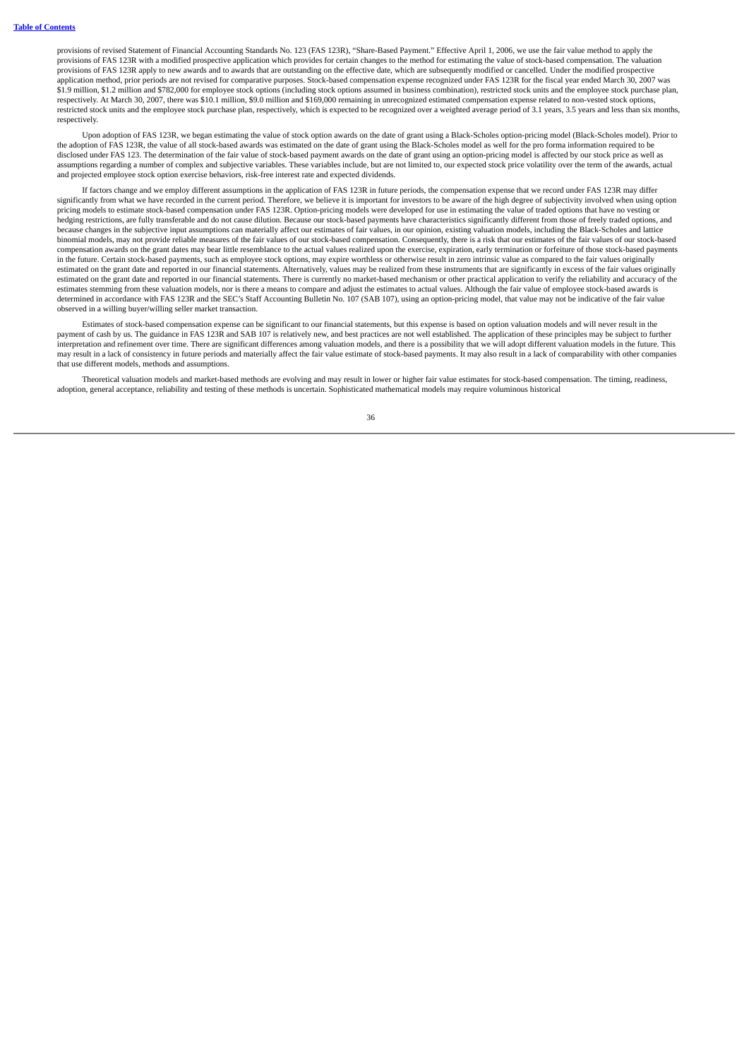provisions of revised Statement of Financial Accounting Standards No. 123 (FAS 123R), "Share-Based Payment." Effective April 1, 2006, we use the fair value method to apply the provisions of FAS 123R with a modified prospective application which provides for certain changes to the method for estimating the value of stock-based compensation. The valuation provisions of FAS 123R apply to new awards and to awards that are outstanding on the effective date, which are subsequently modified or cancelled. Under the modified prospective application method, prior periods are not revised for comparative purposes. Stock-based compensation expense recognized under FAS 123R for the fiscal year ended March 30, 2007 was $1.9 million, $1.2 million and $782,000 for employee stock options (including stock options assumed in business combination), restricted stock units and the employee stock purchase plan, respectively. At March 30, 2007, there was $10.1 million, $9.0 million and $169,000 remaining in unrecognized estimated compensation expense related to non-vested stock options, restricted stock units and the employee stock purchase plan, respectively, which is expected to be recognized over a weighted average period of 3.1 years, 3.5 years and less than six months, respectively.

Upon adoption of FAS 123R, we began estimating the value of stock option awards on the date of grant using a Black-Scholes option-pricing model (Black-Scholes model). Prior to the adoption of FAS 123R, the value of all stock-based awards was estimated on the date of grant using the Black-Scholes model as well for the pro forma information required to be disclosed under FAS 123. The determination of the fair value of stock-based payment awards on the date of grant using an option-pricing model is affected by our stock price as well as assumptions regarding a number of complex and subjective variables. These variables include, but are not limited to, our expected stock price volatility over the term of the awards, actual and projected employee stock option exercise behaviors, risk-free interest rate and expected dividends.

If factors change and we employ different assumptions in the application of FAS 123R in future periods, the compensation expense that we record under FAS 123R may differ significantly from what we have recorded in the current period. Therefore, we believe it is important for investors to be aware of the high degree of subjectivity involved when using option pricing models to estimate stock-based compensation under FAS 123R. Option-pricing models were developed for use in estimating the value of traded options that have no vesting or hedging restrictions, are fully transferable and do not cause dilution. Because our stock-based payments have characteristics significantly different from those of freely traded options, and because changes in the subjective input assumptions can materially affect our estimates of fair values, in our opinion, existing valuation models, including the Black-Scholes and lattice binomial models, may not provide reliable measures of the fair values of our stock-based compensation. Consequently, there is a risk that our estimates of the fair values of our stock-based compensation awards on the grant dates may bear little resemblance to the actual values realized upon the exercise, expiration, early termination or forfeiture of those stock-based payments in the future. Certain stock-based payments, such as employee stock options, may expire worthless or otherwise result in zero intrinsic value as compared to the fair values originally estimated on the grant date and reported in our financial statements. Alternatively, values may be realized from these instruments that are significantly in excess of the fair values originally estimated on the grant date and reported in our financial statements. There is currently no market-based mechanism or other practical application to verify the reliability and accuracy of the estimates stemming from these valuation models, nor is there a means to compare and adjust the estimates to actual values. Although the fair value of employee stock-based awards is determined in accordance with FAS 123R and the SEC's Staff Accounting Bulletin No. 107 (SAB 107), using an option-pricing model, that value may not be indicative of the fair value observed in a willing buyer/willing seller market transaction.

Estimates of stock-based compensation expense can be significant to our financial statements, but this expense is based on option valuation models and will never result in the payment of cash by us. The guidance in FAS 123R and SAB 107 is relatively new, and best practices are not well established. The application of these principles may be subject to further interpretation and refinement over time. There are significant differences among valuation models, and there is a possibility that we will adopt different valuation models in the future. This may result in a lack of consistency in future periods and materially affect the fair value estimate of stock-based payments. It may also result in a lack of comparability with other companies that use different models, methods and assumptions.

Theoretical valuation models and market-based methods are evolving and may result in lower or higher fair value estimates for stock-based compensation. The timing, readiness, adoption, general acceptance, reliability and testing of these methods is uncertain. Sophisticated mathematical models may require voluminous historical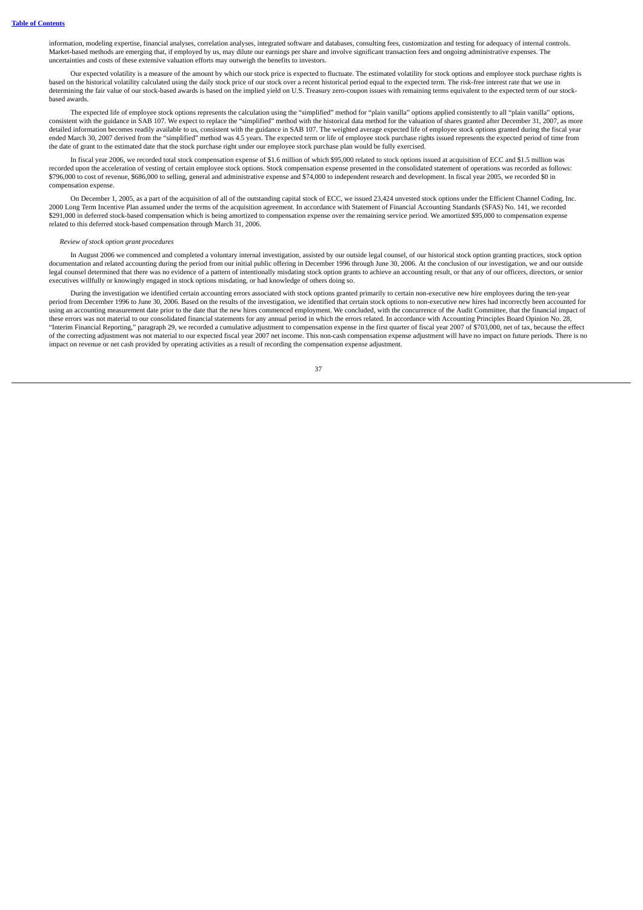information, modeling expertise, financial analyses, correlation analyses, integrated software and databases, consulting fees, customization and testing for adequacy of internal controls. Market-based methods are emerging that, if employed by us, may dilute our earnings per share and involve significant transaction fees and ongoing administrative expenses. The uncertainties and costs of these extensive valuation efforts may outweigh the benefits to investors.

Our expected volatility is a measure of the amount by which our stock price is expected to fluctuate. The estimated volatility for stock options and employee stock purchase rights is based on the historical volatility calculated using the daily stock price of our stock over a recent historical period equal to the expected term. The risk-free interest rate that we use in determining the fair value of our stock-based awards is based on the implied yield on U.S. Treasury zero-coupon issues with remaining terms equivalent to the expected term of our stock-based awards.

The expected life of employee stock options represents the calculation using the "simplified" method for "plain vanilla" options applied consistently to all "plain vanilla" options, consistent with the guidance in SAB 107. We expect to replace the "simplified" method with the historical data method for the valuation of shares granted after December 31, 2007, as more detailed information becomes readily available to us, consistent with the guidance in SAB 107. The weighted average expected life of employee stock options granted during the fiscal year ended March 30, 2007 derived from the "simplified" method was 4.5 years. The expected term or life of employee stock purchase rights issued represents the expected period of time from the date of grant to the estimated date that the stock purchase right under our employee stock purchase plan would be fully exercised.

In fiscal year 2006, we recorded total stock compensation expense of $1.6 million of which $95,000 related to stock options issued at acquisition of ECC and $1.5 million was recorded upon the acceleration of vesting of certain employee stock options. Stock compensation expense presented in the consolidated statement of operations was recorded as follows: $796,000 to cost of revenue, $686,000 to selling, general and administrative expense and $74,000 to independent research and development. In fiscal year 2005, we recorded $0 in compensation expense.

On December 1, 2005, as a part of the acquisition of all of the outstanding capital stock of ECC, we issued 23,424 unvested stock options under the Efficient Channel Coding, Inc. 2000 Long Term Incentive Plan assumed under the terms of the acquisition agreement. In accordance with Statement of Financial Accounting Standards (SFAS) No. 141, we recorded $291,000 in deferred stock-based compensation which is being amortized to compensation expense over the remaining service period. We amortized $95,000 to compensation expense related to this deferred stock-based compensation through March 31, 2006.

*Review of stock option grant procedures*

In August 2006 we commenced and completed a voluntary internal investigation, assisted by our outside legal counsel, of our historical stock option granting practices, stock option documentation and related accounting during the period from our initial public offering in December 1996 through June 30, 2006. At the conclusion of our investigation, we and our outside legal counsel determined that there was no evidence of a pattern of intentionally misdating stock option grants to achieve an accounting result, or that any of our officers, directors, or senior executives willfully or knowingly engaged in stock options misdating, or had knowledge of others doing so.

During the investigation we identified certain accounting errors associated with stock options granted primarily to certain non-executive new hire employees during the ten-year period from December 1996 to June 30, 2006. Based on the results of the investigation, we identified that certain stock options to non-executive new hires had incorrectly been accounted for using an accounting measurement date prior to the date that the new hires commenced employment. We concluded, with the concurrence of the Audit Committee, that the financial impact of these errors was not material to our consolidated financial statements for any annual period in which the errors related. In accordance with Accounting Principles Board Opinion No. 28, "Interim Financial Reporting," paragraph 29, we recorded a cumulative adjustment to compensation expense in the first quarter of fiscal year 2007 of $703,000, net of tax, because the effect of the correcting adjustment was not material to our expected fiscal year 2007 net income. This non-cash compensation expense adjustment will have no impact on future periods. There is no impact on revenue or net cash provided by operating activities as a result of recording the compensation expense adjustment.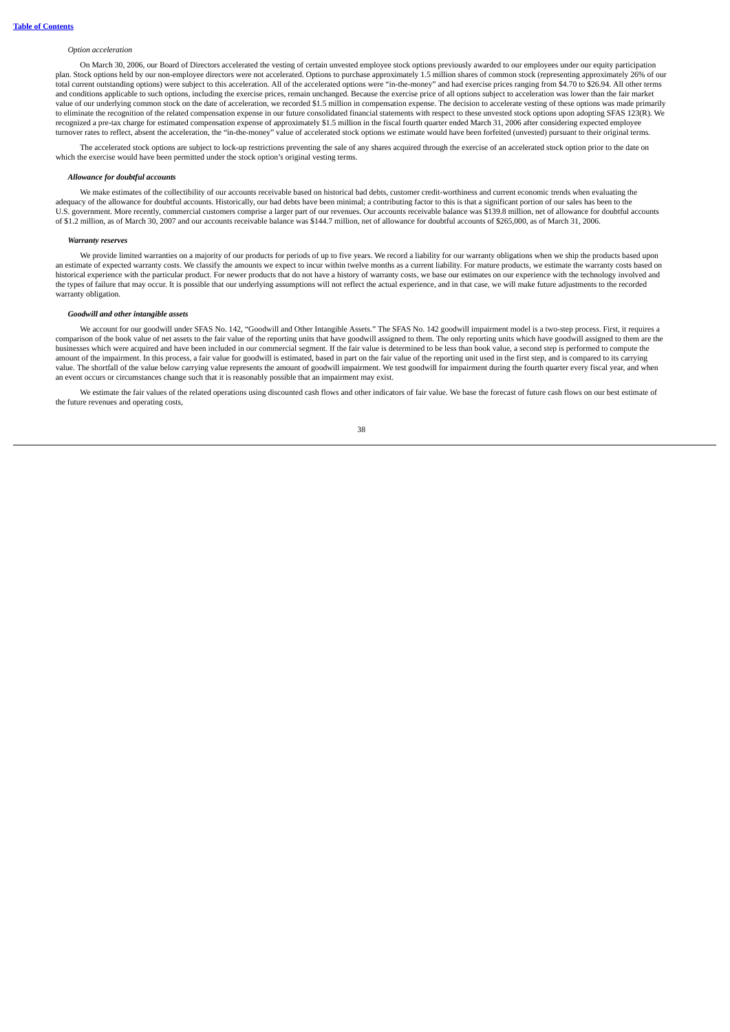*Option acceleration*

On March 30, 2006, our Board of Directors accelerated the vesting of certain unvested employee stock options previously awarded to our employees under our equity participation plan. Stock options held by our non-employee directors were not accelerated. Options to purchase approximately 1.5 million shares of common stock (representing approximately 26% of our total current outstanding options) were subject to this acceleration. All of the accelerated options were "in-the-money" and had exercise prices ranging from $4.70 to $26.94. All other terms and conditions applicable to such options, including the exercise prices, remain unchanged. Because the exercise price of all options subject to acceleration was lower than the fair market value of our underlying common stock on the date of acceleration, we recorded $1.5 million in compensation expense. The decision to accelerate vesting of these options was made primarily to eliminate the recognition of the related compensation expense in our future consolidated financial statements with respect to these unvested stock options upon adopting SFAS 123(R). We recognized a pre-tax charge for estimated compensation expense of approximately $1.5 million in the fiscal fourth quarter ended March 31, 2006 after considering expected employee turnover rates to reflect, absent the acceleration, the "in-the-money" value of accelerated stock options we estimate would have been forfeited (unvested) pursuant to their original terms.

The accelerated stock options are subject to lock-up restrictions preventing the sale of any shares acquired through the exercise of an accelerated stock option prior to the date on which the exercise would have been permitted under the stock option's original vesting terms.

***Allowance for doubtful accounts***

We make estimates of the collectibility of our accounts receivable based on historical bad debts, customer credit-worthiness and current economic trends when evaluating the adequacy of the allowance for doubtful accounts. Historically, our bad debts have been minimal; a contributing factor to this is that a significant portion of our sales has been to the U.S. government. More recently, commercial customers comprise a larger part of our revenues. Our accounts receivable balance was $139.8 million, net of allowance for doubtful accounts of $1.2 million, as of March 30, 2007 and our accounts receivable balance was $144.7 million, net of allowance for doubtful accounts of $265,000, as of March 31, 2006.

***Warranty reserves***

We provide limited warranties on a majority of our products for periods of up to five years. We record a liability for our warranty obligations when we ship the products based upon an estimate of expected warranty costs. We classify the amounts we expect to incur within twelve months as a current liability. For mature products, we estimate the warranty costs based on historical experience with the particular product. For newer products that do not have a history of warranty costs, we base our estimates on our experience with the technology involved and the types of failure that may occur. It is possible that our underlying assumptions will not reflect the actual experience, and in that case, we will make future adjustments to the recorded warranty obligation.

***Goodwill and other intangible assets***

We account for our goodwill under SFAS No. 142, "Goodwill and Other Intangible Assets." The SFAS No. 142 goodwill impairment model is a two-step process. First, it requires a comparison of the book value of net assets to the fair value of the reporting units that have goodwill assigned to them. The only reporting units which have goodwill assigned to them are the businesses which were acquired and have been included in our commercial segment. If the fair value is determined to be less than book value, a second step is performed to compute the amount of the impairment. In this process, a fair value for goodwill is estimated, based in part on the fair value of the reporting unit used in the first step, and is compared to its carrying value. The shortfall of the value below carrying value represents the amount of goodwill impairment. We test goodwill for impairment during the fourth quarter every fiscal year, and when an event occurs or circumstances change such that it is reasonably possible that an impairment may exist.

We estimate the fair values of the related operations using discounted cash flows and other indicators of fair value. We base the forecast of future cash flows on our best estimate of the future revenues and operating costs,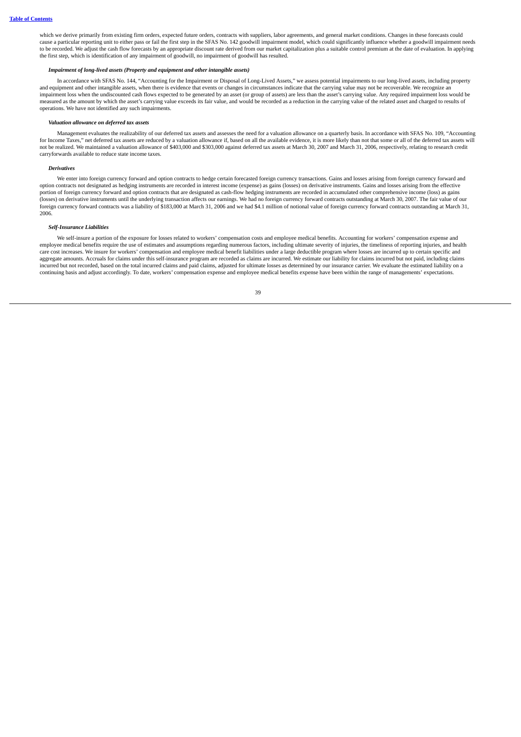which we derive primarily from existing firm orders, expected future orders, contracts with suppliers, labor agreements, and general market conditions. Changes in these forecasts could cause a particular reporting unit to either pass or fail the first step in the SFAS No. 142 goodwill impairment model, which could significantly influence whether a goodwill impairment needs to be recorded. We adjust the cash flow forecasts by an appropriate discount rate derived from our market capitalization plus a suitable control premium at the date of evaluation. In applying the first step, which is identification of any impairment of goodwill, no impairment of goodwill has resulted.

***Impairment of long-lived assets (Property and equipment and other intangible assets)***

In accordance with SFAS No. 144, "Accounting for the Impairment or Disposal of Long-Lived Assets," we assess potential impairments to our long-lived assets, including property and equipment and other intangible assets, when there is evidence that events or changes in circumstances indicate that the carrying value may not be recoverable. We recognize an impairment loss when the undiscounted cash flows expected to be generated by an asset (or group of assets) are less than the asset's carrying value. Any required impairment loss would be measured as the amount by which the asset's carrying value exceeds its fair value, and would be recorded as a reduction in the carrying value of the related asset and charged to results of operations. We have not identified any such impairments.

***Valuation allowance on deferred tax assets***

Management evaluates the realizability of our deferred tax assets and assesses the need for a valuation allowance on a quarterly basis. In accordance with SFAS No. 109, "Accounting for Income Taxes," net deferred tax assets are reduced by a valuation allowance if, based on all the available evidence, it is more likely than not that some or all of the deferred tax assets will not be realized. We maintained a valuation allowance of $403,000 and $303,000 against deferred tax assets at March 30, 2007 and March 31, 2006, respectively, relating to research credit carryforwards available to reduce state income taxes.

***Derivatives***

We enter into foreign currency forward and option contracts to hedge certain forecasted foreign currency transactions. Gains and losses arising from foreign currency forward and option contracts not designated as hedging instruments are recorded in interest income (expense) as gains (losses) on derivative instruments. Gains and losses arising from the effective portion of foreign currency forward and option contracts that are designated as cash-flow hedging instruments are recorded in accumulated other comprehensive income (loss) as gains (losses) on derivative instruments until the underlying transaction affects our earnings. We had no foreign currency forward contracts outstanding at March 30, 2007. The fair value of our foreign currency forward contracts was a liability of $183,000 at March 31, 2006 and we had $4.1 million of notional value of foreign currency forward contracts outstanding at March 31, 2006.

***Self-Insurance Liabilities***

We self-insure a portion of the exposure for losses related to workers' compensation costs and employee medical benefits. Accounting for workers' compensation expense and employee medical benefits require the use of estimates and assumptions regarding numerous factors, including ultimate severity of injuries, the timeliness of reporting injuries, and health care cost increases. We insure for workers' compensation and employee medical benefit liabilities under a large deductible program where losses are incurred up to certain specific and aggregate amounts. Accruals for claims under this self-insurance program are recorded as claims are incurred. We estimate our liability for claims incurred but not paid, including claims incurred but not recorded, based on the total incurred claims and paid claims, adjusted for ultimate losses as determined by our insurance carrier. We evaluate the estimated liability on a continuing basis and adjust accordingly. To date, workers' compensation expense and employee medical benefits expense have been within the range of managements' expectations.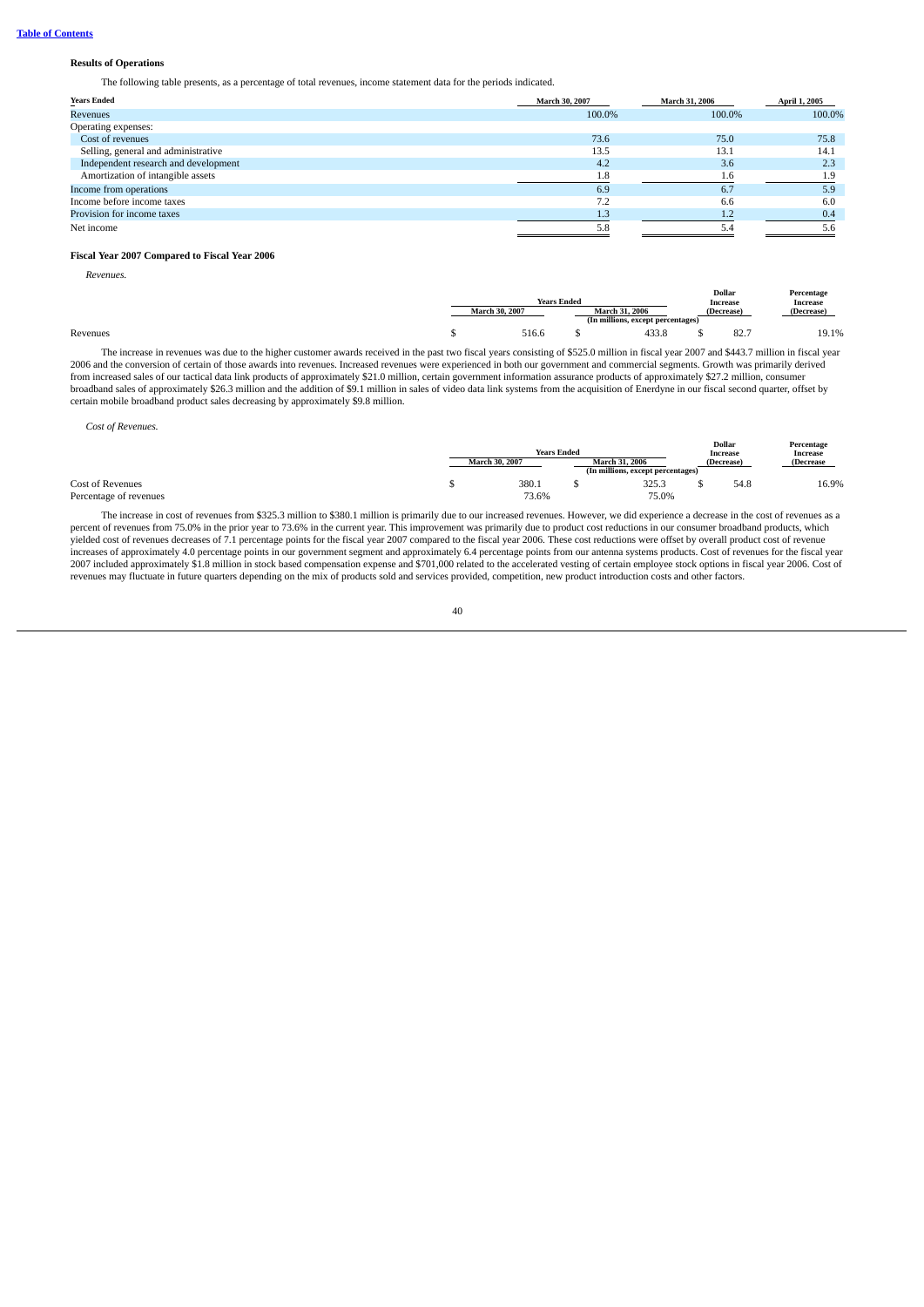**Table of Contents**

**Results of Operations**

The following table presents, as a percentage of total revenues, income statement data for the periods indicated.

| Years Ended | March 30, 2007 | March 31, 2006 | April 1, 2005 |
|---|---|---|---|
| Revenues | 100.0% | 100.0% | 100.0% |
| Operating expenses: | | | |
| Cost of revenues | 73.6 | 75.0 | 75.8 |
| Selling, general and administrative | 13.5 | 13.1 | 14.1 |
| Independent research and development | 4.2 | 3.6 | 2.3 |
| Amortization of intangible assets | 1.8 | 1.6 | 1.9 |
| Income from operations | 6.9 | 6.7 | 5.9 |
| Income before income taxes | 7.2 | 6.6 | 6.0 |
| Provision for income taxes | 1.3 | 1.2 | 0.4 |
| Net income | 5.8 | 5.4 | 5.6 |

**Fiscal Year 2007 Compared to Fiscal Year 2006**

*Revenues.*

| | Years Ended | | Dollar Increase (Decrease) | Percentage Increase (Decrease) |
|---|---|---|---|---|
| | March 30, 2007 | March 31, 2006 | | |
| | (In millions, except percentages) | | | |
| Revenues | $ 516.6 | $ 433.8 | $ 82.7 | 19.1% |

The increase in revenues was due to the higher customer awards received in the past two fiscal years consisting of $525.0 million in fiscal year 2007 and $443.7 million in fiscal year 2006 and the conversion of certain of those awards into revenues. Increased revenues were experienced in both our government and commercial segments. Growth was primarily derived from increased sales of our tactical data link products of approximately $21.0 million, certain government information assurance products of approximately $27.2 million, consumer broadband sales of approximately $26.3 million and the addition of $9.1 million in sales of video data link systems from the acquisition of Enerdyne in our fiscal second quarter, offset by certain mobile broadband product sales decreasing by approximately $9.8 million.

*Cost of Revenues.*

| | Years Ended | | Dollar Increase (Decrease) | Percentage Increase (Decrease |
|---|---|---|---|---|
| | March 30, 2007 | March 31, 2006 | | |
| | (In millions, except percentages) | | | |
| Cost of Revenues | $ 380.1 | $ 325.3 | $ 54.8 | 16.9% |
| Percentage of revenues | 73.6% | 75.0% | | |

The increase in cost of revenues from $325.3 million to $380.1 million is primarily due to our increased revenues. However, we did experience a decrease in the cost of revenues as a percent of revenues from 75.0% in the prior year to 73.6% in the current year. This improvement was primarily due to product cost reductions in our consumer broadband products, which yielded cost of revenues decreases of 7.1 percentage points for the fiscal year 2007 compared to the fiscal year 2006. These cost reductions were offset by overall product cost of revenue increases of approximately 4.0 percentage points in our government segment and approximately 6.4 percentage points from our antenna systems products. Cost of revenues for the fiscal year 2007 included approximately $1.8 million in stock based compensation expense and $701,000 related to the accelerated vesting of certain employee stock options in fiscal year 2006. Cost of revenues may fluctuate in future quarters depending on the mix of products sold and services provided, competition, new product introduction costs and other factors.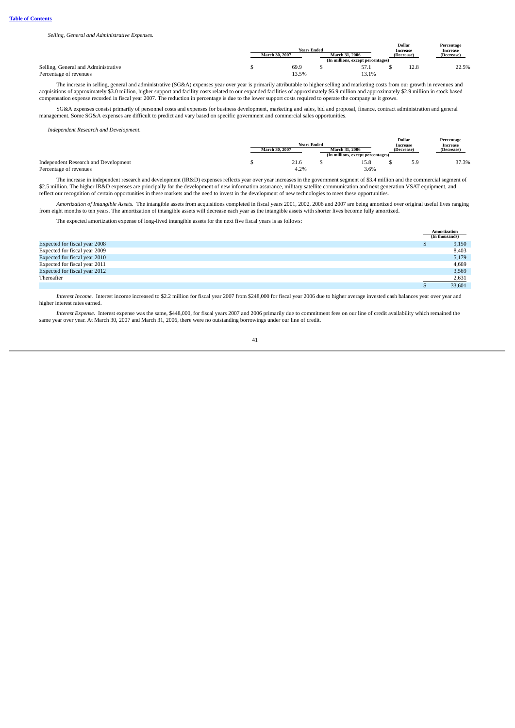[Table of Contents](#)

*Selling, General and Administrative Expenses.*

| | Years Ended | | Dollar Increase (Decrease) | Percentage Increase (Decrease) |
|---|---|---|---|---|
| | March 30, 2007 | March 31, 2006 | | |
| | (In millions, except percentages) | | | |
| Selling, General and Administrative | $ 69.9 | $ 57.1 | $ 12.8 | 22.5% |
| Percentage of revenues | 13.5% | 13.1% | | |

The increase in selling, general and administrative (SG&A) expenses year over year is primarily attributable to higher selling and marketing costs from our growth in revenues and acquisitions of approximately $3.0 million, higher support and facility costs related to our expanded facilities of approximately $6.9 million and approximately $2.9 million in stock based compensation expense recorded in fiscal year 2007. The reduction in percentage is due to the lower support costs required to operate the company as it grows.

SG&A expenses consist primarily of personnel costs and expenses for business development, marketing and sales, bid and proposal, finance, contract administration and general management. Some SG&A expenses are difficult to predict and vary based on specific government and commercial sales opportunities.

*Independent Research and Development.*

| | Years Ended | | Dollar Increase (Decrease) | Percentage Increase (Decrease) |
|---|---|---|---|---|
| | March 30, 2007 | March 31, 2006 | | |
| | (In millions, except percentages) | | | |
| Independent Research and Development | $ 21.6 | $ 15.8 | $ 5.9 | 37.3% |
| Percentage of revenues | 4.2% | 3.6% | | |

The increase in independent research and development (IR&D) expenses reflects year over year increases in the government segment of $3.4 million and the commercial segment of $2.5 million. The higher IR&D expenses are principally for the development of new information assurance, military satellite communication and next generation VSAT equipment, and reflect our recognition of certain opportunities in these markets and the need to invest in the development of new technologies to meet these opportunities.

*Amortization of Intangible Assets.* The intangible assets from acquisitions completed in fiscal years 2001, 2002, 2006 and 2007 are being amortized over original useful lives ranging from eight months to ten years. The amortization of intangible assets will decrease each year as the intangible assets with shorter lives become fully amortized.

The expected amortization expense of long-lived intangible assets for the next five fiscal years is as follows:

| | Amortization (In thousands) |
|---|---|
| Expected for fiscal year 2008 | $ 9,150 |
| Expected for fiscal year 2009 | 8,403 |
| Expected for fiscal year 2010 | 5,179 |
| Expected for fiscal year 2011 | 4,669 |
| Expected for fiscal year 2012 | 3,569 |
| Thereafter | 2,631 |
| | $ 33,601 |

*Interest Income.* Interest income increased to $2.2 million for fiscal year 2007 from $248,000 for fiscal year 2006 due to higher average invested cash balances year over year and higher interest rates earned.

*Interest Expense.* Interest expense was the same, $448,000, for fiscal years 2007 and 2006 primarily due to commitment fees on our line of credit availability which remained the same year over year. At March 30, 2007 and March 31, 2006, there were no outstanding borrowings under our line of credit.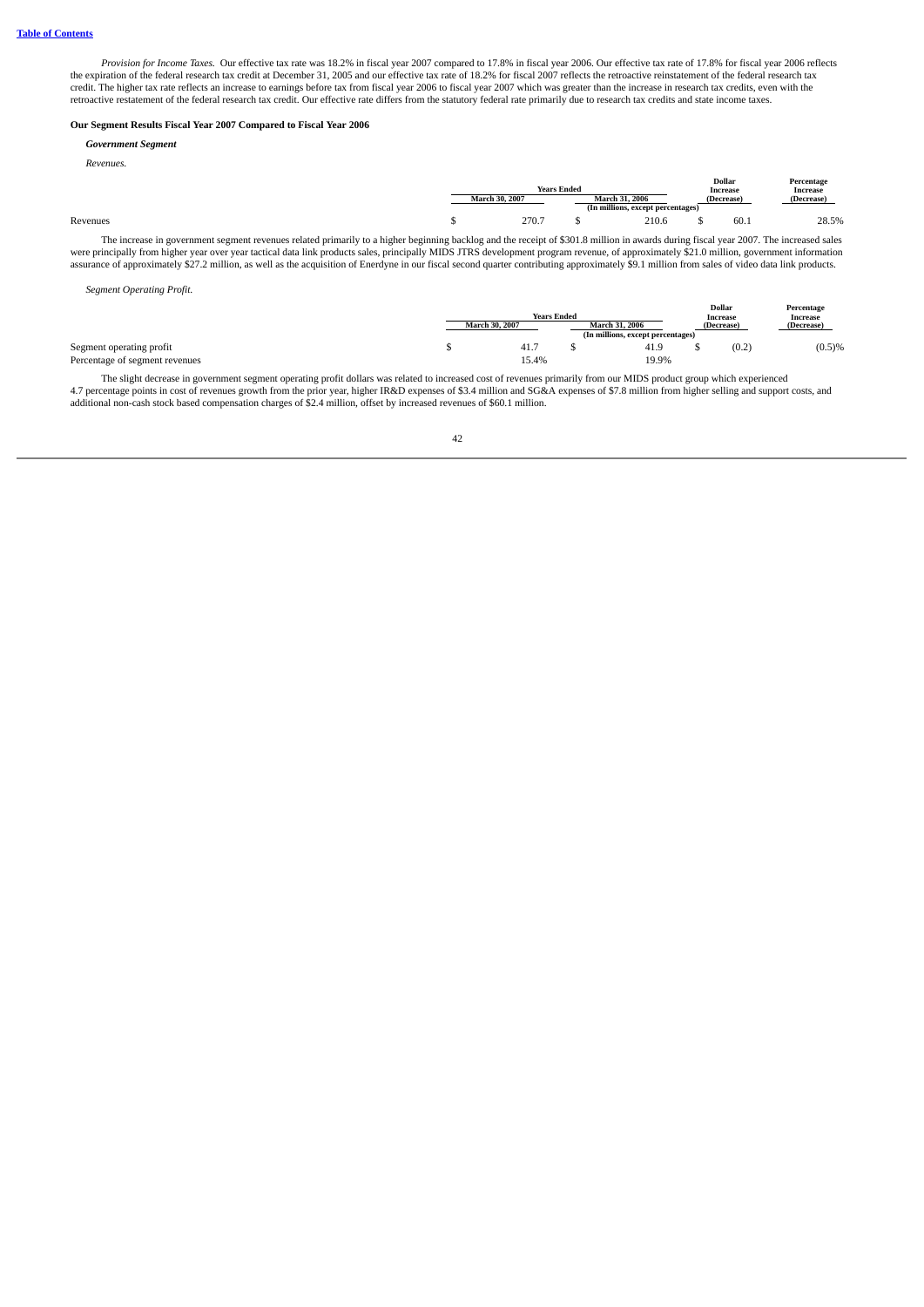*Provision for Income Taxes.* Our effective tax rate was 18.2% in fiscal year 2007 compared to 17.8% in fiscal year 2006. Our effective tax rate of 17.8% for fiscal year 2006 reflects the expiration of the federal research tax credit at December 31, 2005 and our effective tax rate of 18.2% for fiscal 2007 reflects the retroactive reinstatement of the federal research tax credit. The higher tax rate reflects an increase to earnings before tax from fiscal year 2006 to fiscal year 2007 which was greater than the increase in research tax credits, even with the retroactive restatement of the federal research tax credit. Our effective rate differs from the statutory federal rate primarily due to research tax credits and state income taxes.

**Our Segment Results Fiscal Year 2007 Compared to Fiscal Year 2006**

***Government Segment***

*Revenues.*

| | Years Ended | | Dollar Increase (Decrease) | Percentage Increase (Decrease) |
|---|---|---|---|---|
| | March 30, 2007 | March 31, 2006 | | |
| | (In millions, except percentages) | | | |
| Revenues | $ 270.7 | $ 210.6 | $ 60.1 | 28.5% |

The increase in government segment revenues related primarily to a higher beginning backlog and the receipt of $301.8 million in awards during fiscal year 2007. The increased sales were principally from higher year over year tactical data link products sales, principally MIDS JTRS development program revenue, of approximately $21.0 million, government information assurance of approximately $27.2 million, as well as the acquisition of Enerdyne in our fiscal second quarter contributing approximately $9.1 million from sales of video data link products.

*Segment Operating Profit.*

| | Years Ended | | Dollar Increase (Decrease) | Percentage Increase (Decrease) |
|---|---|---|---|---|
| | March 30, 2007 | March 31, 2006 | | |
| | (In millions, except percentages) | | | |
| Segment operating profit | $ 41.7 | $ 41.9 | $ (0.2) | (0.5)% |
| Percentage of segment revenues | 15.4% | 19.9% | | |

The slight decrease in government segment operating profit dollars was related to increased cost of revenues primarily from our MIDS product group which experienced 4.7 percentage points in cost of revenues growth from the prior year, higher IR&D expenses of $3.4 million and SG&A expenses of $7.8 million from higher selling and support costs, and additional non-cash stock based compensation charges of $2.4 million, offset by increased revenues of $60.1 million.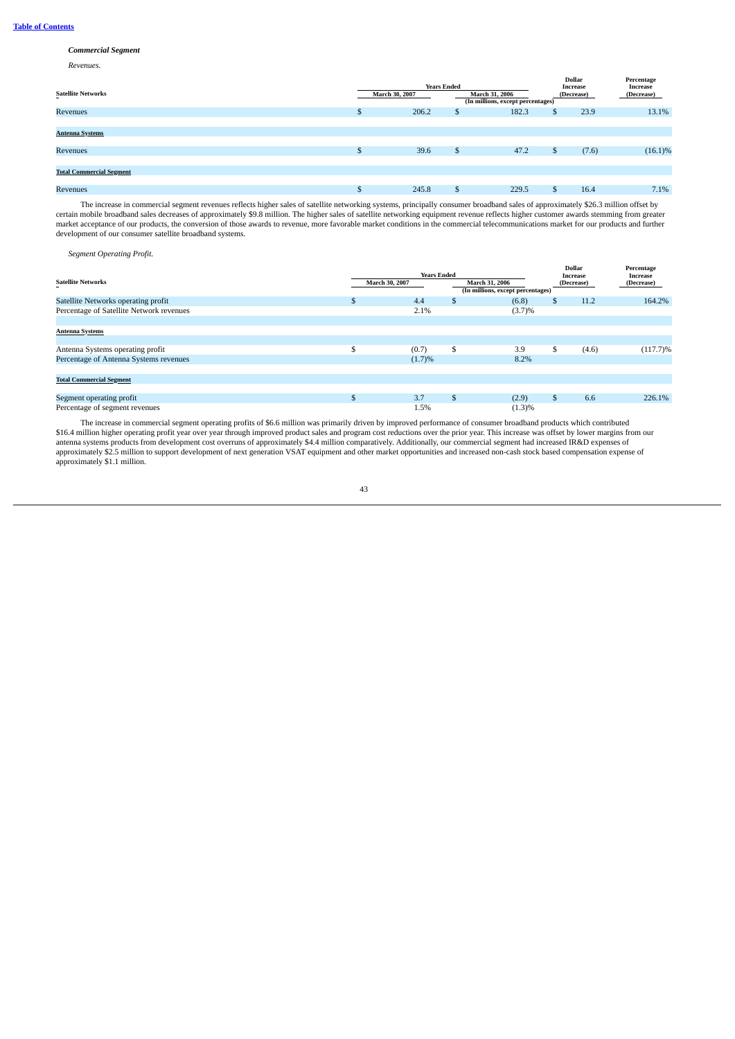*Commercial Segment*

*Revenues.*

| Satellite Networks | Years Ended March 30, 2007 | Years Ended March 31, 2006 | Dollar Increase (Decrease) | Percentage Increase (Decrease) |
|---|---|---|---|---|
| | (In millions, except percentages) | | | |
| Revenues | $ 206.2 | $ 182.3 | $ 23.9 | 13.1% |
| **Antenna Systems** | | | | |
| Revenues | $ 39.6 | $ 47.2 | $ (7.6) | (16.1)% |
| **Total Commercial Segment** | | | | |
| Revenues | $ 245.8 | $ 229.5 | $ 16.4 | 7.1% |

The increase in commercial segment revenues reflects higher sales of satellite networking systems, principally consumer broadband sales of approximately $26.3 million offset by certain mobile broadband sales decreases of approximately $9.8 million. The higher sales of satellite networking equipment revenue reflects higher customer awards stemming from greater market acceptance of our products, the conversion of those awards to revenue, more favorable market conditions in the commercial telecommunications market for our products and further development of our consumer satellite broadband systems.

*Segment Operating Profit.*

| Satellite Networks | Years Ended March 30, 2007 | Years Ended March 31, 2006 | Dollar Increase (Decrease) | Percentage Increase (Decrease) |
|---|---|---|---|---|
| | (In millions, except percentages) | | | |
| Satellite Networks operating profit | $ 4.4 | $ (6.8) | $ 11.2 | 164.2% |
| Percentage of Satellite Network revenues | 2.1% | (3.7)% | | |
| **Antenna Systems** | | | | |
| Antenna Systems operating profit | $ (0.7) | $ 3.9 | $ (4.6) | (117.7)% |
| Percentage of Antenna Systems revenues | (1.7)% | 8.2% | | |
| **Total Commercial Segment** | | | | |
| Segment operating profit | $ 3.7 | $ (2.9) | $ 6.6 | 226.1% |
| Percentage of segment revenues | 1.5% | (1.3)% | | |

The increase in commercial segment operating profits of $6.6 million was primarily driven by improved performance of consumer broadband products which contributed $16.4 million higher operating profit year over year through improved product sales and program cost reductions over the prior year. This increase was offset by lower margins from our antenna systems products from development cost overruns of approximately $4.4 million comparatively. Additionally, our commercial segment had increased IR&D expenses of approximately $2.5 million to support development of next generation VSAT equipment and other market opportunities and increased non-cash stock based compensation expense of approximately $1.1 million.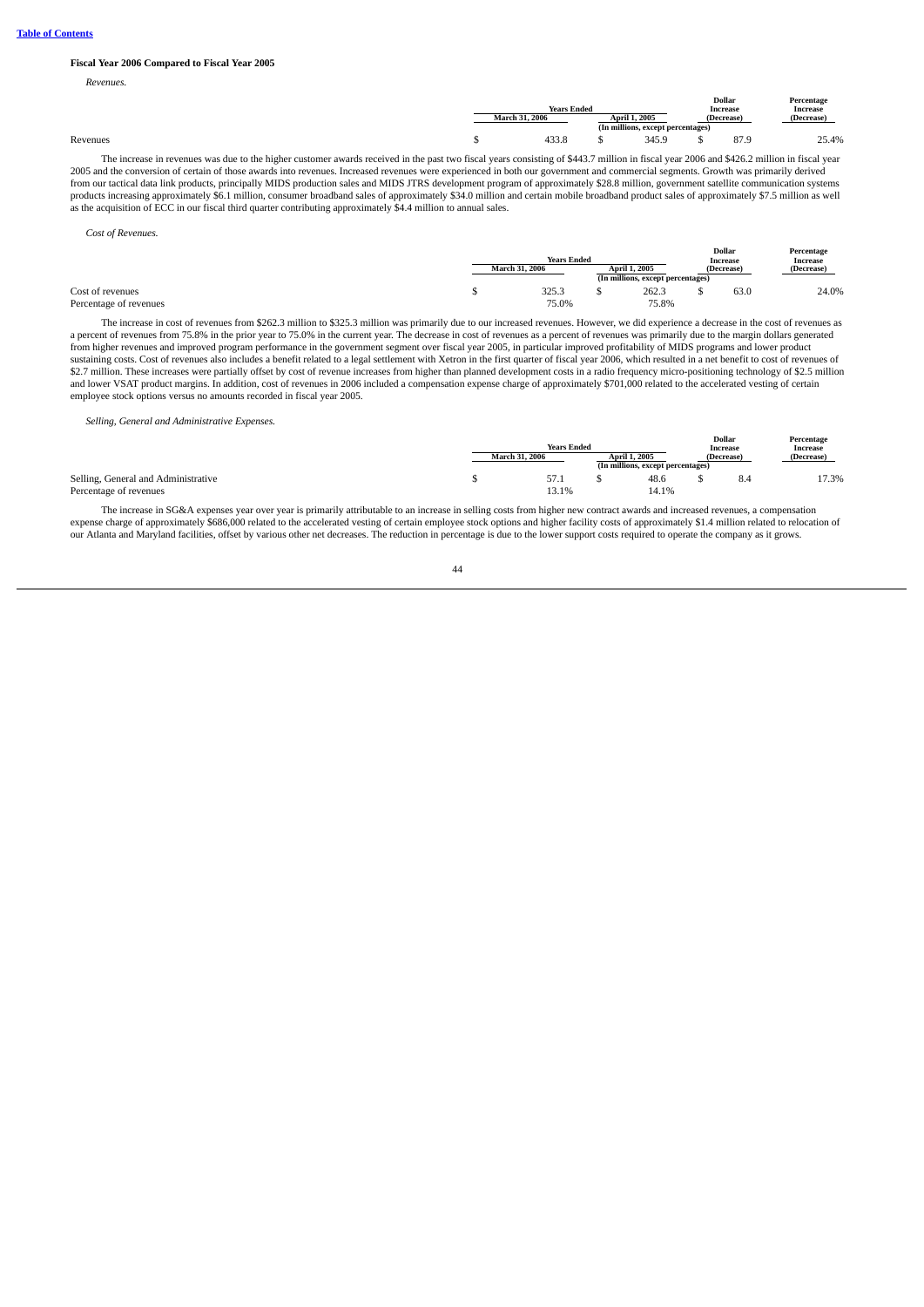**Fiscal Year 2006 Compared to Fiscal Year 2005**

*Revenues.*

| | Years Ended | | Dollar Increase (Decrease) | Percentage Increase (Decrease) |
|---|---|---|---|---|
| | March 31, 2006 | April 1, 2005 | | |
| | (In millions, except percentages) | | | |
| Revenues | $ 433.8 | $ 345.9 | $ 87.9 | 25.4% |

The increase in revenues was due to the higher customer awards received in the past two fiscal years consisting of $443.7 million in fiscal year 2006 and $426.2 million in fiscal year 2005 and the conversion of certain of those awards into revenues. Increased revenues were experienced in both our government and commercial segments. Growth was primarily derived from our tactical data link products, principally MIDS production sales and MIDS JTRS development program of approximately $28.8 million, government satellite communication systems products increasing approximately $6.1 million, consumer broadband sales of approximately $34.0 million and certain mobile broadband product sales of approximately $7.5 million as well as the acquisition of ECC in our fiscal third quarter contributing approximately $4.4 million to annual sales.

*Cost of Revenues.*

| | Years Ended | | Dollar Increase (Decrease) | Percentage Increase (Decrease) |
|---|---|---|---|---|
| | March 31, 2006 | April 1, 2005 | | |
| | (In millions, except percentages) | | | |
| Cost of revenues | $ 325.3 | $ 262.3 | $ 63.0 | 24.0% |
| Percentage of revenues | 75.0% | 75.8% | | |

The increase in cost of revenues from $262.3 million to $325.3 million was primarily due to our increased revenues. However, we did experience a decrease in the cost of revenues as a percent of revenues from 75.8% in the prior year to 75.0% in the current year. The decrease in cost of revenues as a percent of revenues was primarily due to the margin dollars generated from higher revenues and improved program performance in the government segment over fiscal year 2005, in particular improved profitability of MIDS programs and lower product sustaining costs. Cost of revenues also includes a benefit related to a legal settlement with Xetron in the first quarter of fiscal year 2006, which resulted in a net benefit to cost of revenues of $2.7 million. These increases were partially offset by cost of revenue increases from higher than planned development costs in a radio frequency micro-positioning technology of $2.5 million and lower VSAT product margins. In addition, cost of revenues in 2006 included a compensation expense charge of approximately $701,000 related to the accelerated vesting of certain employee stock options versus no amounts recorded in fiscal year 2005.

*Selling, General and Administrative Expenses.*

| | Years Ended | | Dollar Increase (Decrease) | Percentage Increase (Decrease) |
|---|---|---|---|---|
| | March 31, 2006 | April 1, 2005 | | |
| | (In millions, except percentages) | | | |
| Selling, General and Administrative | $ 57.1 | $ 48.6 | $ 8.4 | 17.3% |
| Percentage of revenues | 13.1% | 14.1% | | |

The increase in SG&A expenses year over year is primarily attributable to an increase in selling costs from higher new contract awards and increased revenues, a compensation expense charge of approximately $686,000 related to the accelerated vesting of certain employee stock options and higher facility costs of approximately $1.4 million related to relocation of our Atlanta and Maryland facilities, offset by various other net decreases. The reduction in percentage is due to the lower support costs required to operate the company as it grows.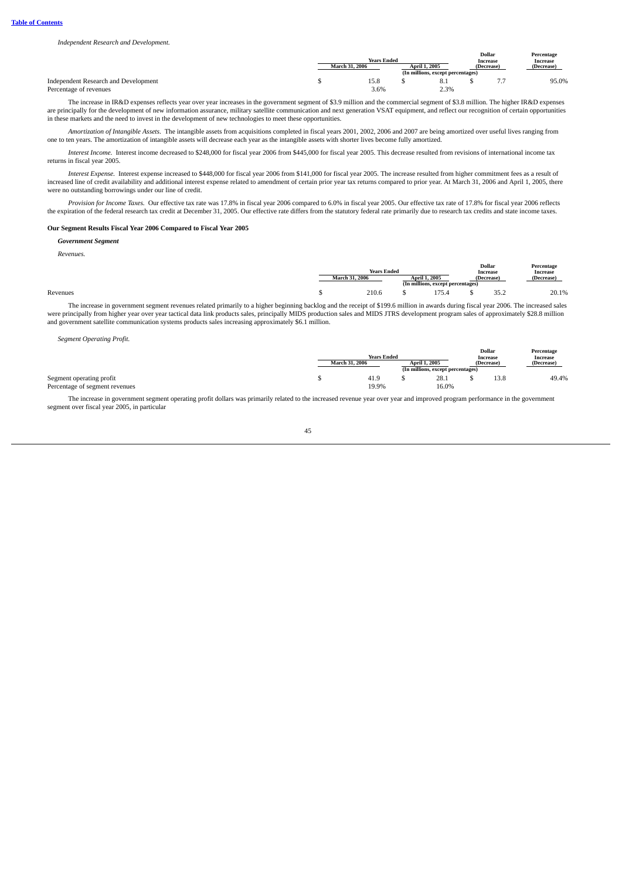*Independent Research and Development.*

| | Years Ended | | Dollar Increase (Decrease) | Percentage Increase (Decrease) |
|---|---|---|---|---|
| | March 31, 2006 | April 1, 2005 | | |
| | (In millions, except percentages) | | | |
| Independent Research and Development | $ 15.8 | $ 8.1 | $ 7.7 | 95.0% |
| Percentage of revenues | 3.6% | 2.3% | | |

The increase in IR&D expenses reflects year over year increases in the government segment of $3.9 million and the commercial segment of $3.8 million. The higher IR&D expenses are principally for the development of new information assurance, military satellite communication and next generation VSAT equipment, and reflect our recognition of certain opportunities in these markets and the need to invest in the development of new technologies to meet these opportunities.

*Amortization of Intangible Assets.* The intangible assets from acquisitions completed in fiscal years 2001, 2002, 2006 and 2007 are being amortized over useful lives ranging from one to ten years. The amortization of intangible assets will decrease each year as the intangible assets with shorter lives become fully amortized.

*Interest Income.* Interest income decreased to $248,000 for fiscal year 2006 from $445,000 for fiscal year 2005. This decrease resulted from revisions of international income tax returns in fiscal year 2005.

*Interest Expense.* Interest expense increased to $448,000 for fiscal year 2006 from $141,000 for fiscal year 2005. The increase resulted from higher commitment fees as a result of increased line of credit availability and additional interest expense related to amendment of certain prior year tax returns compared to prior year. At March 31, 2006 and April 1, 2005, there were no outstanding borrowings under our line of credit.

*Provision for Income Taxes.* Our effective tax rate was 17.8% in fiscal year 2006 compared to 6.0% in fiscal year 2005. Our effective tax rate of 17.8% for fiscal year 2006 reflects the expiration of the federal research tax credit at December 31, 2005. Our effective rate differs from the statutory federal rate primarily due to research tax credits and state income taxes.

**Our Segment Results Fiscal Year 2006 Compared to Fiscal Year 2005**

***Government Segment***

*Revenues.*

| | Years Ended | | Dollar Increase (Decrease) | Percentage Increase (Decrease) |
|---|---|---|---|---|
| | March 31, 2006 | April 1, 2005 | | |
| | (In millions, except percentages) | | | |
| Revenues | $ 210.6 | $ 175.4 | $ 35.2 | 20.1% |

The increase in government segment revenues related primarily to a higher beginning backlog and the receipt of $199.6 million in awards during fiscal year 2006. The increased sales were principally from higher year over year tactical data link products sales, principally MIDS production sales and MIDS JTRS development program sales of approximately $28.8 million and government satellite communication systems products sales increasing approximately $6.1 million.

*Segment Operating Profit.*

| | Years Ended | | Dollar Increase (Decrease) | Percentage Increase (Decrease) |
|---|---|---|---|---|
| | March 31, 2006 | April 1, 2005 | | |
| | (In millions, except percentages) | | | |
| Segment operating profit | $ 41.9 | $ 28.1 | $ 13.8 | 49.4% |
| Percentage of segment revenues | 19.9% | 16.0% | | |

The increase in government segment operating profit dollars was primarily related to the increased revenue year over year and improved program performance in the government segment over fiscal year 2005, in particular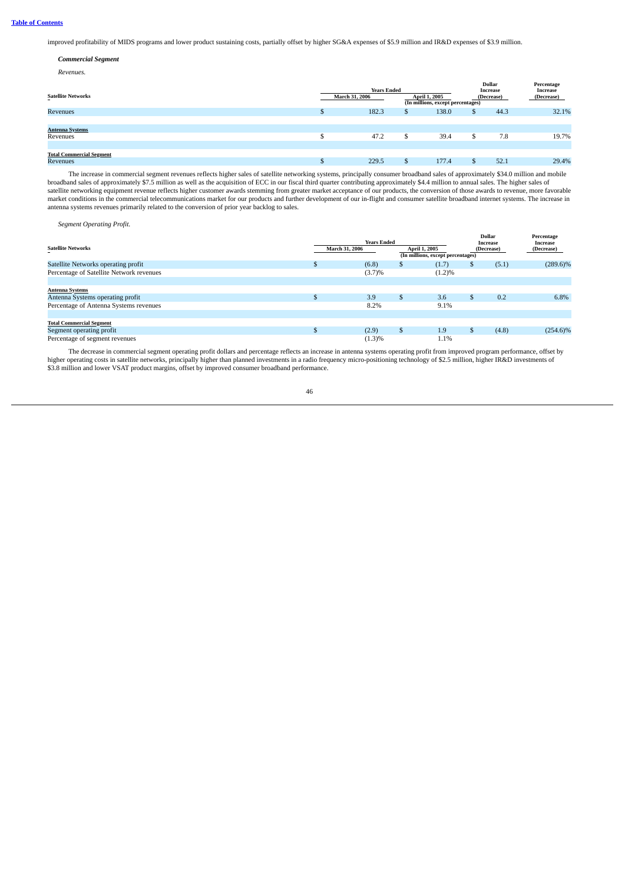improved profitability of MIDS programs and lower product sustaining costs, partially offset by higher SG&A expenses of $5.9 million and IR&D expenses of $3.9 million.

***Commercial Segment***

*Revenues.*

| | Years Ended | | Dollar Increase (Decrease) | Percentage Increase (Decrease) |
|---|---|---|---|---|
| **Satellite Networks** | **March 31, 2006** | **April 1, 2005** | | |
| | (In millions, except percentages) | | | |
| Revenues | $ 182.3 | $ 138.0 | $ 44.3 | 32.1% |
| **Antenna Systems** | | | | |
| Revenues | $ 47.2 | $ 39.4 | $ 7.8 | 19.7% |
| **Total Commercial Segment** | | | | |
| Revenues | $ 229.5 | $ 177.4 | $ 52.1 | 29.4% |

The increase in commercial segment revenues reflects higher sales of satellite networking systems, principally consumer broadband sales of approximately $34.0 million and mobile broadband sales of approximately $7.5 million as well as the acquisition of ECC in our fiscal third quarter contributing approximately $4.4 million to annual sales. The higher sales of satellite networking equipment revenue reflects higher customer awards stemming from greater market acceptance of our products, the conversion of those awards to revenue, more favorable market conditions in the commercial telecommunications market for our products and further development of our in-flight and consumer satellite broadband internet systems. The increase in antenna systems revenues primarily related to the conversion of prior year backlog to sales.

*Segment Operating Profit.*

| | Years Ended | | Dollar Increase (Decrease) | Percentage Increase (Decrease) |
|---|---|---|---|---|
| **Satellite Networks** | **March 31, 2006** | **April 1, 2005** | | |
| | (In millions, except percentages) | | | |
| Satellite Networks operating profit | $ (6.8) | $ (1.7) | $ (5.1) | (289.6)% |
| Percentage of Satellite Network revenues | (3.7)% | (1.2)% | | |
| **Antenna Systems** | | | | |
| Antenna Systems operating profit | $ 3.9 | $ 3.6 | $ 0.2 | 6.8% |
| Percentage of Antenna Systems revenues | 8.2% | 9.1% | | |
| **Total Commercial Segment** | | | | |
| Segment operating profit | $ (2.9) | $ 1.9 | $ (4.8) | (254.6)% |
| Percentage of segment revenues | (1.3)% | 1.1% | | |

The decrease in commercial segment operating profit dollars and percentage reflects an increase in antenna systems operating profit from improved program performance, offset by higher operating costs in satellite networks, principally higher than planned investments in a radio frequency micro-positioning technology of $2.5 million, higher IR&D investments of $3.8 million and lower VSAT product margins, offset by improved consumer broadband performance.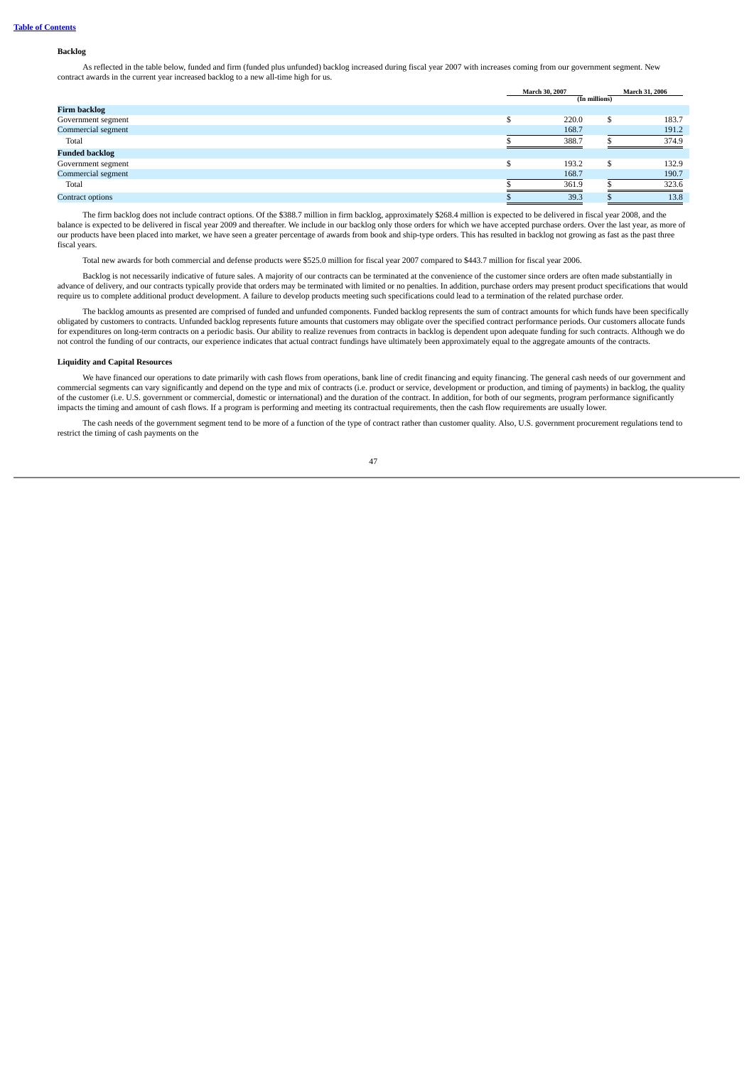### Backlog

As reflected in the table below, funded and firm (funded plus unfunded) backlog increased during fiscal year 2007 with increases coming from our government segment. New contract awards in the current year increased backlog to a new all-time high for us.

| | March 30, 2007 | March 31, 2006 |
|---|---|---|
| | (In millions) | |
| **Firm backlog** | | |
| Government segment | $ 220.0 | $ 183.7 |
| Commercial segment | 168.7 | 191.2 |
| Total | $ 388.7 | $ 374.9 |
| **Funded backlog** | | |
| Government segment | $ 193.2 | $ 132.9 |
| Commercial segment | 168.7 | 190.7 |
| Total | $ 361.9 | $ 323.6 |
| Contract options | $ 39.3 | $ 13.8 |

The firm backlog does not include contract options. Of the $388.7 million in firm backlog, approximately $268.4 million is expected to be delivered in fiscal year 2008, and the balance is expected to be delivered in fiscal year 2009 and thereafter. We include in our backlog only those orders for which we have accepted purchase orders. Over the last year, as more of our products have been placed into market, we have seen a greater percentage of awards from book and ship-type orders. This has resulted in backlog not growing as fast as the past three fiscal years.

Total new awards for both commercial and defense products were $525.0 million for fiscal year 2007 compared to $443.7 million for fiscal year 2006.

Backlog is not necessarily indicative of future sales. A majority of our contracts can be terminated at the convenience of the customer since orders are often made substantially in advance of delivery, and our contracts typically provide that orders may be terminated with limited or no penalties. In addition, purchase orders may present product specifications that would require us to complete additional product development. A failure to develop products meeting such specifications could lead to a termination of the related purchase order.

The backlog amounts as presented are comprised of funded and unfunded components. Funded backlog represents the sum of contract amounts for which funds have been specifically obligated by customers to contracts. Unfunded backlog represents future amounts that customers may obligate over the specified contract performance periods. Our customers allocate funds for expenditures on long-term contracts on a periodic basis. Our ability to realize revenues from contracts in backlog is dependent upon adequate funding for such contracts. Although we do not control the funding of our contracts, our experience indicates that actual contract fundings have ultimately been approximately equal to the aggregate amounts of the contracts.

### Liquidity and Capital Resources

We have financed our operations to date primarily with cash flows from operations, bank line of credit financing and equity financing. The general cash needs of our government and commercial segments can vary significantly and depend on the type and mix of contracts (i.e. product or service, development or production, and timing of payments) in backlog, the quality of the customer (i.e. U.S. government or commercial, domestic or international) and the duration of the contract. In addition, for both of our segments, program performance significantly impacts the timing and amount of cash flows. If a program is performing and meeting its contractual requirements, then the cash flow requirements are usually lower.

The cash needs of the government segment tend to be more of a function of the type of contract rather than customer quality. Also, U.S. government procurement regulations tend to restrict the timing of cash payments on the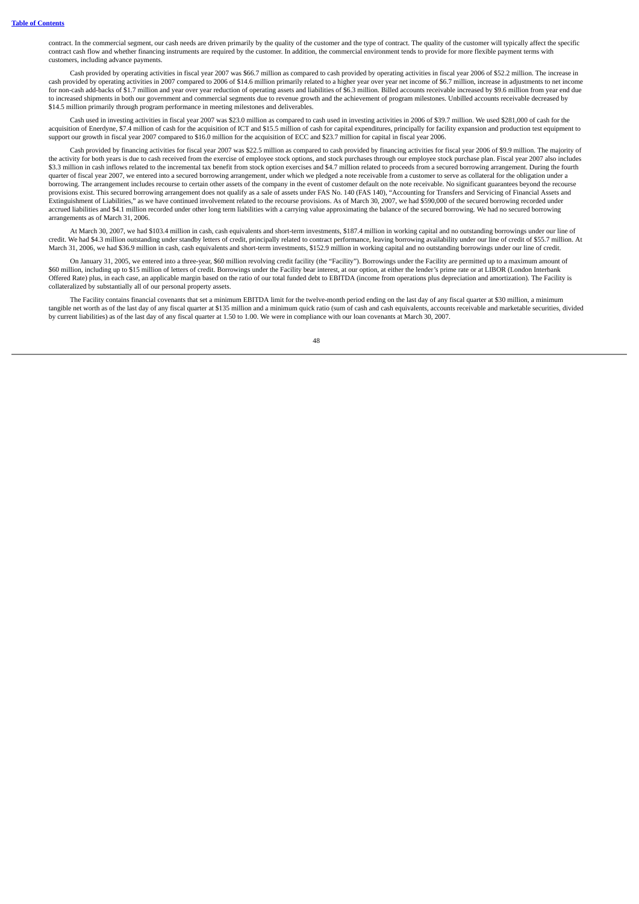contract. In the commercial segment, our cash needs are driven primarily by the quality of the customer and the type of contract. The quality of the customer will typically affect the specific contract cash flow and whether financing instruments are required by the customer. In addition, the commercial environment tends to provide for more flexible payment terms with customers, including advance payments.

Cash provided by operating activities in fiscal year 2007 was $66.7 million as compared to cash provided by operating activities in fiscal year 2006 of $52.2 million. The increase in cash provided by operating activities in 2007 compared to 2006 of $14.6 million primarily related to a higher year over year net income of $6.7 million, increase in adjustments to net income for non-cash add-backs of $1.7 million and year over year reduction of operating assets and liabilities of $6.3 million. Billed accounts receivable increased by $9.6 million from year end due to increased shipments in both our government and commercial segments due to revenue growth and the achievement of program milestones. Unbilled accounts receivable decreased by $14.5 million primarily through program performance in meeting milestones and deliverables.

Cash used in investing activities in fiscal year 2007 was $23.0 million as compared to cash used in investing activities in 2006 of $39.7 million. We used $281,000 of cash for the acquisition of Enerdyne, $7.4 million of cash for the acquisition of ICT and $15.5 million of cash for capital expenditures, principally for facility expansion and production test equipment to support our growth in fiscal year 2007 compared to $16.0 million for the acquisition of ECC and $23.7 million for capital in fiscal year 2006.

Cash provided by financing activities for fiscal year 2007 was $22.5 million as compared to cash provided by financing activities for fiscal year 2006 of $9.9 million. The majority of the activity for both years is due to cash received from the exercise of employee stock options, and stock purchases through our employee stock purchase plan. Fiscal year 2007 also includes $3.3 million in cash inflows related to the incremental tax benefit from stock option exercises and $4.7 million related to proceeds from a secured borrowing arrangement. During the fourth quarter of fiscal year 2007, we entered into a secured borrowing arrangement, under which we pledged a note receivable from a customer to serve as collateral for the obligation under a borrowing. The arrangement includes recourse to certain other assets of the company in the event of customer default on the note receivable. No significant guarantees beyond the recourse provisions exist. This secured borrowing arrangement does not qualify as a sale of assets under FAS No. 140 (FAS 140), "Accounting for Transfers and Servicing of Financial Assets and Extinguishment of Liabilities," as we have continued involvement related to the recourse provisions. As of March 30, 2007, we had $590,000 of the secured borrowing recorded under accrued liabilities and $4.1 million recorded under other long term liabilities with a carrying value approximating the balance of the secured borrowing. We had no secured borrowing arrangements as of March 31, 2006.

At March 30, 2007, we had $103.4 million in cash, cash equivalents and short-term investments, $187.4 million in working capital and no outstanding borrowings under our line of credit. We had $4.3 million outstanding under standby letters of credit, principally related to contract performance, leaving borrowing availability under our line of credit of $55.7 million. At March 31, 2006, we had $36.9 million in cash, cash equivalents and short-term investments, $152.9 million in working capital and no outstanding borrowings under our line of credit.

On January 31, 2005, we entered into a three-year, $60 million revolving credit facility (the "Facility"). Borrowings under the Facility are permitted up to a maximum amount of $60 million, including up to $15 million of letters of credit. Borrowings under the Facility bear interest, at our option, at either the lender's prime rate or at LIBOR (London Interbank Offered Rate) plus, in each case, an applicable margin based on the ratio of our total funded debt to EBITDA (income from operations plus depreciation and amortization). The Facility is collateralized by substantially all of our personal property assets.

The Facility contains financial covenants that set a minimum EBITDA limit for the twelve-month period ending on the last day of any fiscal quarter at $30 million, a minimum tangible net worth as of the last day of any fiscal quarter at $135 million and a minimum quick ratio (sum of cash and cash equivalents, accounts receivable and marketable securities, divided by current liabilities) as of the last day of any fiscal quarter at 1.50 to 1.00. We were in compliance with our loan covenants at March 30, 2007.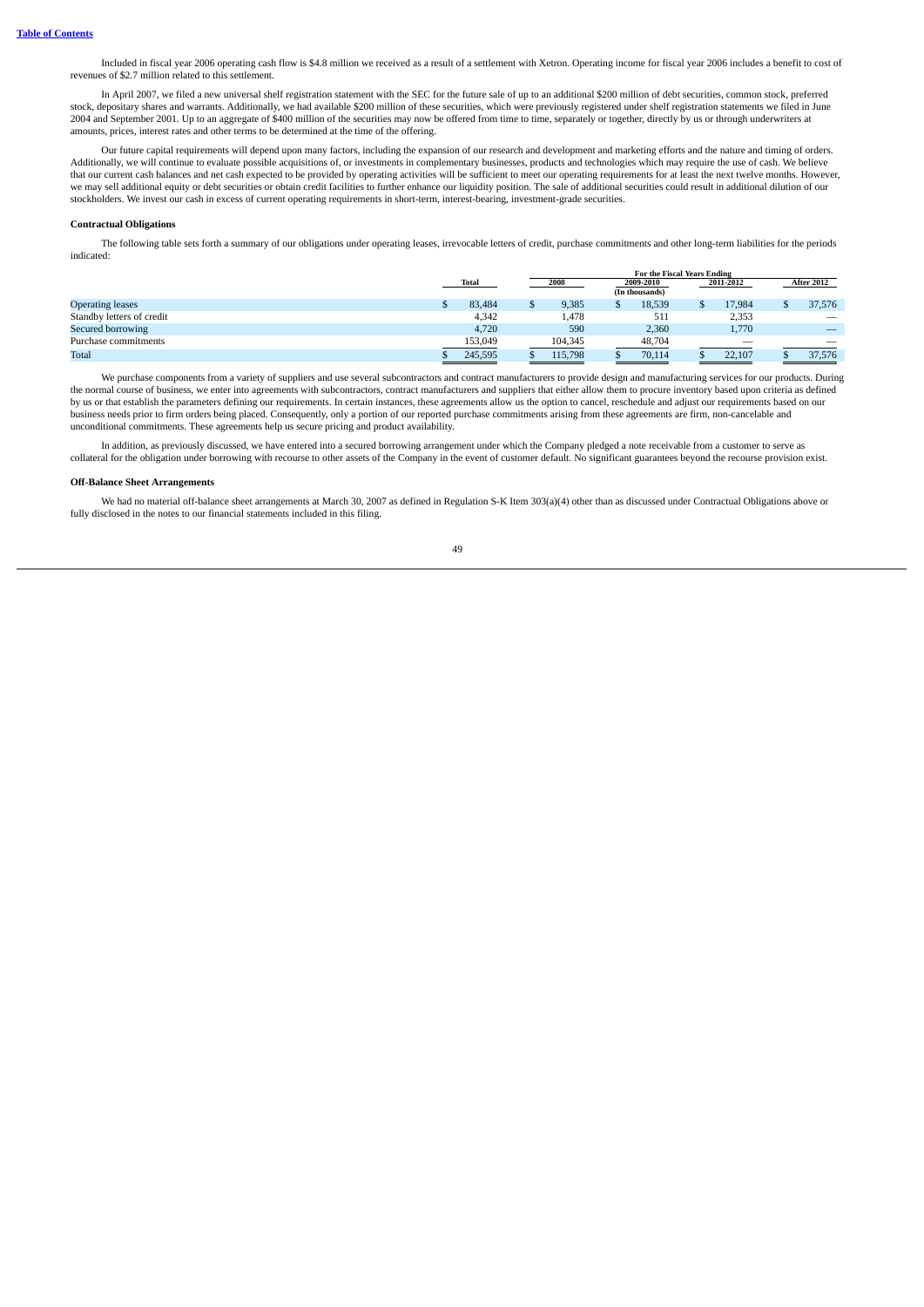Included in fiscal year 2006 operating cash flow is $4.8 million we received as a result of a settlement with Xetron. Operating income for fiscal year 2006 includes a benefit to cost of revenues of $2.7 million related to this settlement.

In April 2007, we filed a new universal shelf registration statement with the SEC for the future sale of up to an additional $200 million of debt securities, common stock, preferred stock, depositary shares and warrants. Additionally, we had available $200 million of these securities, which were previously registered under shelf registration statements we filed in June 2004 and September 2001. Up to an aggregate of $400 million of the securities may now be offered from time to time, separately or together, directly by us or through underwriters at amounts, prices, interest rates and other terms to be determined at the time of the offering.

Our future capital requirements will depend upon many factors, including the expansion of our research and development and marketing efforts and the nature and timing of orders. Additionally, we will continue to evaluate possible acquisitions of, or investments in complementary businesses, products and technologies which may require the use of cash. We believe that our current cash balances and net cash expected to be provided by operating activities will be sufficient to meet our operating requirements for at least the next twelve months. However, we may sell additional equity or debt securities or obtain credit facilities to further enhance our liquidity position. The sale of additional securities could result in additional dilution of our stockholders. We invest our cash in excess of current operating requirements in short-term, interest-bearing, investment-grade securities.

**Contractual Obligations**

The following table sets forth a summary of our obligations under operating leases, irrevocable letters of credit, purchase commitments and other long-term liabilities for the periods indicated:

| | | For the Fiscal Years Ending | | | |
|---|---|---|---|---|---|
| | Total | 2008 | 2009-2010 | 2011-2012 | After 2012 |
| | | | (In thousands) | | |
| Operating leases | $ 83,484 | $ 9,385 | $ 18,539 | $ 17,984 | $ 37,576 |
| Standby letters of credit | 4,342 | 1,478 | 511 | 2,353 | — |
| Secured borrowing | 4,720 | 590 | 2,360 | 1,770 | — |
| Purchase commitments | 153,049 | 104,345 | 48,704 | — | — |
| Total | $ 245,595 | $ 115,798 | $ 70,114 | $ 22,107 | $ 37,576 |

We purchase components from a variety of suppliers and use several subcontractors and contract manufacturers to provide design and manufacturing services for our products. During the normal course of business, we enter into agreements with subcontractors, contract manufacturers and suppliers that either allow them to procure inventory based upon criteria as defined by us or that establish the parameters defining our requirements. In certain instances, these agreements allow us the option to cancel, reschedule and adjust our requirements based on our business needs prior to firm orders being placed. Consequently, only a portion of our reported purchase commitments arising from these agreements are firm, non-cancelable and unconditional commitments. These agreements help us secure pricing and product availability.

In addition, as previously discussed, we have entered into a secured borrowing arrangement under which the Company pledged a note receivable from a customer to serve as collateral for the obligation under borrowing with recourse to other assets of the Company in the event of customer default. No significant guarantees beyond the recourse provision exist.

**Off-Balance Sheet Arrangements**

We had no material off-balance sheet arrangements at March 30, 2007 as defined in Regulation S-K Item 303(a)(4) other than as discussed under Contractual Obligations above or fully disclosed in the notes to our financial statements included in this filing.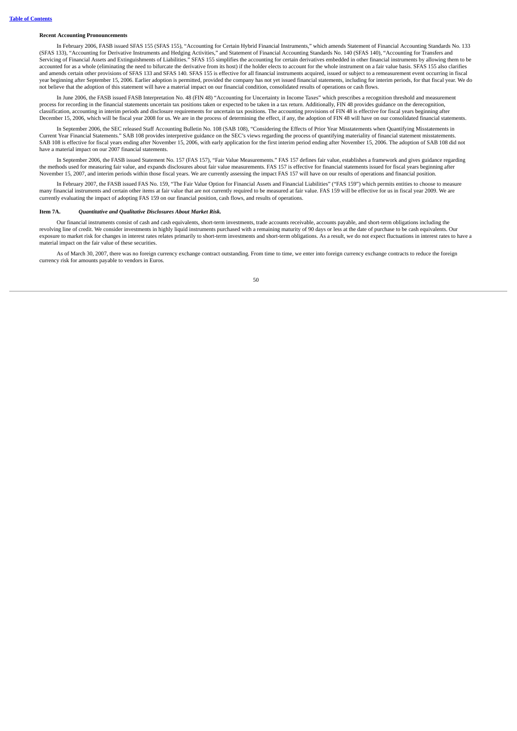**Recent Accounting Pronouncements**

In February 2006, FASB issued SFAS 155 (SFAS 155), "Accounting for Certain Hybrid Financial Instruments," which amends Statement of Financial Accounting Standards No. 133 (SFAS 133), "Accounting for Derivative Instruments and Hedging Activities," and Statement of Financial Accounting Standards No. 140 (SFAS 140), "Accounting for Transfers and Servicing of Financial Assets and Extinguishments of Liabilities." SFAS 155 simplifies the accounting for certain derivatives embedded in other financial instruments by allowing them to be accounted for as a whole (eliminating the need to bifurcate the derivative from its host) if the holder elects to account for the whole instrument on a fair value basis. SFAS 155 also clarifies and amends certain other provisions of SFAS 133 and SFAS 140. SFAS 155 is effective for all financial instruments acquired, issued or subject to a remeasurement event occurring in fiscal year beginning after September 15, 2006. Earlier adoption is permitted, provided the company has not yet issued financial statements, including for interim periods, for that fiscal year. We do not believe that the adoption of this statement will have a material impact on our financial condition, consolidated results of operations or cash flows.

In June 2006, the FASB issued FASB Interpretation No. 48 (FIN 48) "Accounting for Uncertainty in Income Taxes" which prescribes a recognition threshold and measurement process for recording in the financial statements uncertain tax positions taken or expected to be taken in a tax return. Additionally, FIN 48 provides guidance on the derecognition, classification, accounting in interim periods and disclosure requirements for uncertain tax positions. The accounting provisions of FIN 48 is effective for fiscal years beginning after December 15, 2006, which will be fiscal year 2008 for us. We are in the process of determining the effect, if any, the adoption of FIN 48 will have on our consolidated financial statements.

In September 2006, the SEC released Staff Accounting Bulletin No. 108 (SAB 108), "Considering the Effects of Prior Year Misstatements when Quantifying Misstatements in Current Year Financial Statements." SAB 108 provides interpretive guidance on the SEC's views regarding the process of quantifying materiality of financial statement misstatements. SAB 108 is effective for fiscal years ending after November 15, 2006, with early application for the first interim period ending after November 15, 2006. The adoption of SAB 108 did not have a material impact on our 2007 financial statements.

In September 2006, the FASB issued Statement No. 157 (FAS 157), "Fair Value Measurements." FAS 157 defines fair value, establishes a framework and gives guidance regarding the methods used for measuring fair value, and expands disclosures about fair value measurements. FAS 157 is effective for financial statements issued for fiscal years beginning after November 15, 2007, and interim periods within those fiscal years. We are currently assessing the impact FAS 157 will have on our results of operations and financial position.

In February 2007, the FASB issued FAS No. 159, "The Fair Value Option for Financial Assets and Financial Liabilities" ("FAS 159") which permits entities to choose to measure many financial instruments and certain other items at fair value that are not currently required to be measured at fair value. FAS 159 will be effective for us in fiscal year 2009. We are currently evaluating the impact of adopting FAS 159 on our financial position, cash flows, and results of operations.

**Item 7A.** ***Quantitative and Qualitative Disclosures About Market Risk.***

Our financial instruments consist of cash and cash equivalents, short-term investments, trade accounts receivable, accounts payable, and short-term obligations including the revolving line of credit. We consider investments in highly liquid instruments purchased with a remaining maturity of 90 days or less at the date of purchase to be cash equivalents. Our exposure to market risk for changes in interest rates relates primarily to short-term investments and short-term obligations. As a result, we do not expect fluctuations in interest rates to have a material impact on the fair value of these securities.

As of March 30, 2007, there was no foreign currency exchange contract outstanding. From time to time, we enter into foreign currency exchange contracts to reduce the foreign currency risk for amounts payable to vendors in Euros.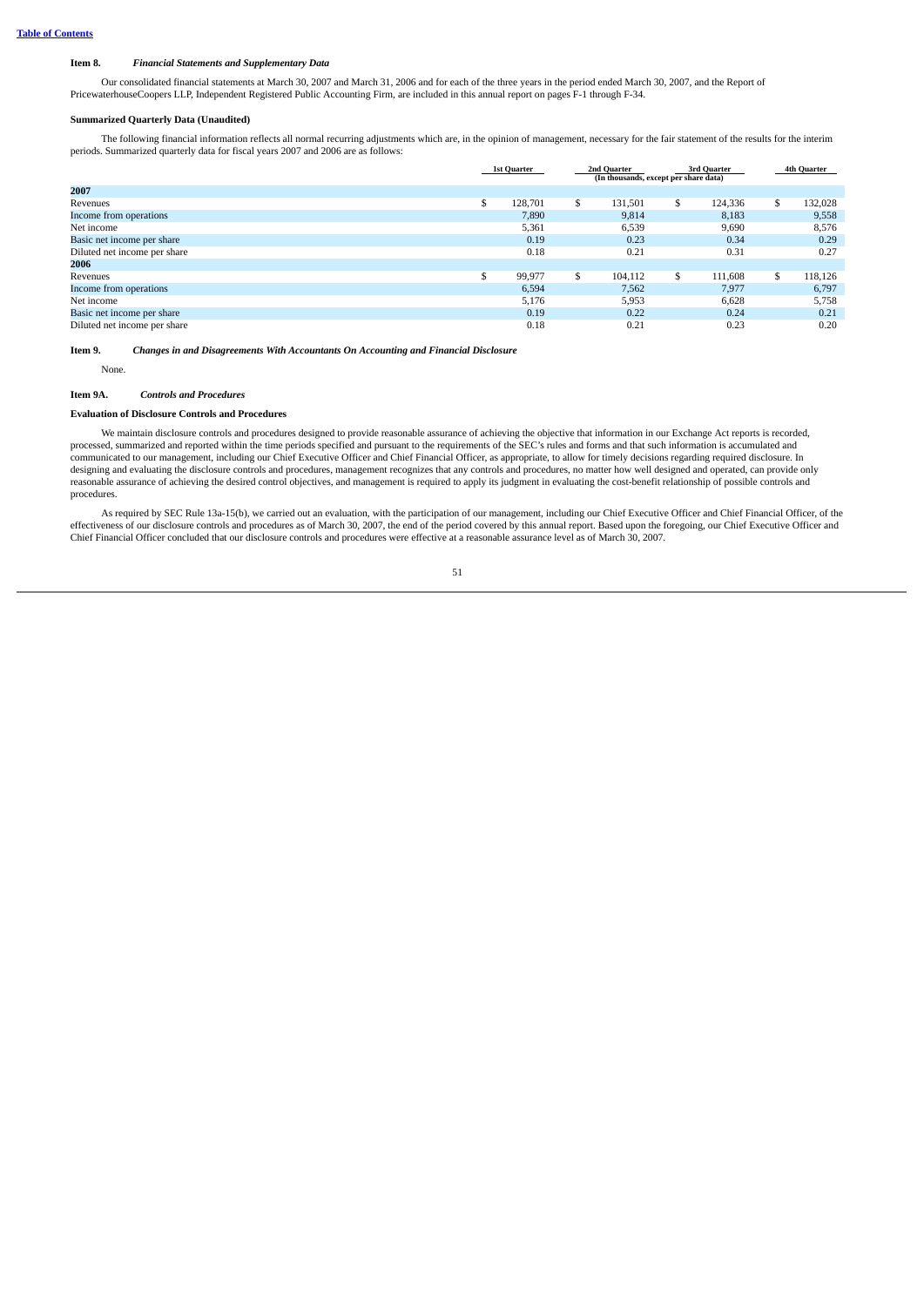### Item 8. *Financial Statements and Supplementary Data*

Our consolidated financial statements at March 30, 2007 and March 31, 2006 and for each of the three years in the period ended March 30, 2007, and the Report of PricewaterhouseCoopers LLP, Independent Registered Public Accounting Firm, are included in this annual report on pages F-1 through F-34.

**Summarized Quarterly Data (Unaudited)**

The following financial information reflects all normal recurring adjustments which are, in the opinion of management, necessary for the fair statement of the results for the interim periods. Summarized quarterly data for fiscal years 2007 and 2006 are as follows:

| | 1st Quarter | 2nd Quarter | 3rd Quarter | 4th Quarter |
|---|---|---|---|---|
| | (In thousands, except per share data) | | | |
| **2007** | | | | |
| Revenues | $ 128,701 | $ 131,501 | $ 124,336 | $ 132,028 |
| Income from operations | 7,890 | 9,814 | 8,183 | 9,558 |
| Net income | 5,361 | 6,539 | 9,690 | 8,576 |
| Basic net income per share | 0.19 | 0.23 | 0.34 | 0.29 |
| Diluted net income per share | 0.18 | 0.21 | 0.31 | 0.27 |
| **2006** | | | | |
| Revenues | $ 99,977 | $ 104,112 | $ 111,608 | $ 118,126 |
| Income from operations | 6,594 | 7,562 | 7,977 | 6,797 |
| Net income | 5,176 | 5,953 | 6,628 | 5,758 |
| Basic net income per share | 0.19 | 0.22 | 0.24 | 0.21 |
| Diluted net income per share | 0.18 | 0.21 | 0.23 | 0.20 |

### Item 9. *Changes in and Disagreements With Accountants On Accounting and Financial Disclosure*

None.

### Item 9A. *Controls and Procedures*

**Evaluation of Disclosure Controls and Procedures**

We maintain disclosure controls and procedures designed to provide reasonable assurance of achieving the objective that information in our Exchange Act reports is recorded, processed, summarized and reported within the time periods specified and pursuant to the requirements of the SEC's rules and forms and that such information is accumulated and communicated to our management, including our Chief Executive Officer and Chief Financial Officer, as appropriate, to allow for timely decisions regarding required disclosure. In designing and evaluating the disclosure controls and procedures, management recognizes that any controls and procedures, no matter how well designed and operated, can provide only reasonable assurance of achieving the desired control objectives, and management is required to apply its judgment in evaluating the cost-benefit relationship of possible controls and procedures.

As required by SEC Rule 13a-15(b), we carried out an evaluation, with the participation of our management, including our Chief Executive Officer and Chief Financial Officer, of the effectiveness of our disclosure controls and procedures as of March 30, 2007, the end of the period covered by this annual report. Based upon the foregoing, our Chief Executive Officer and Chief Financial Officer concluded that our disclosure controls and procedures were effective at a reasonable assurance level as of March 30, 2007.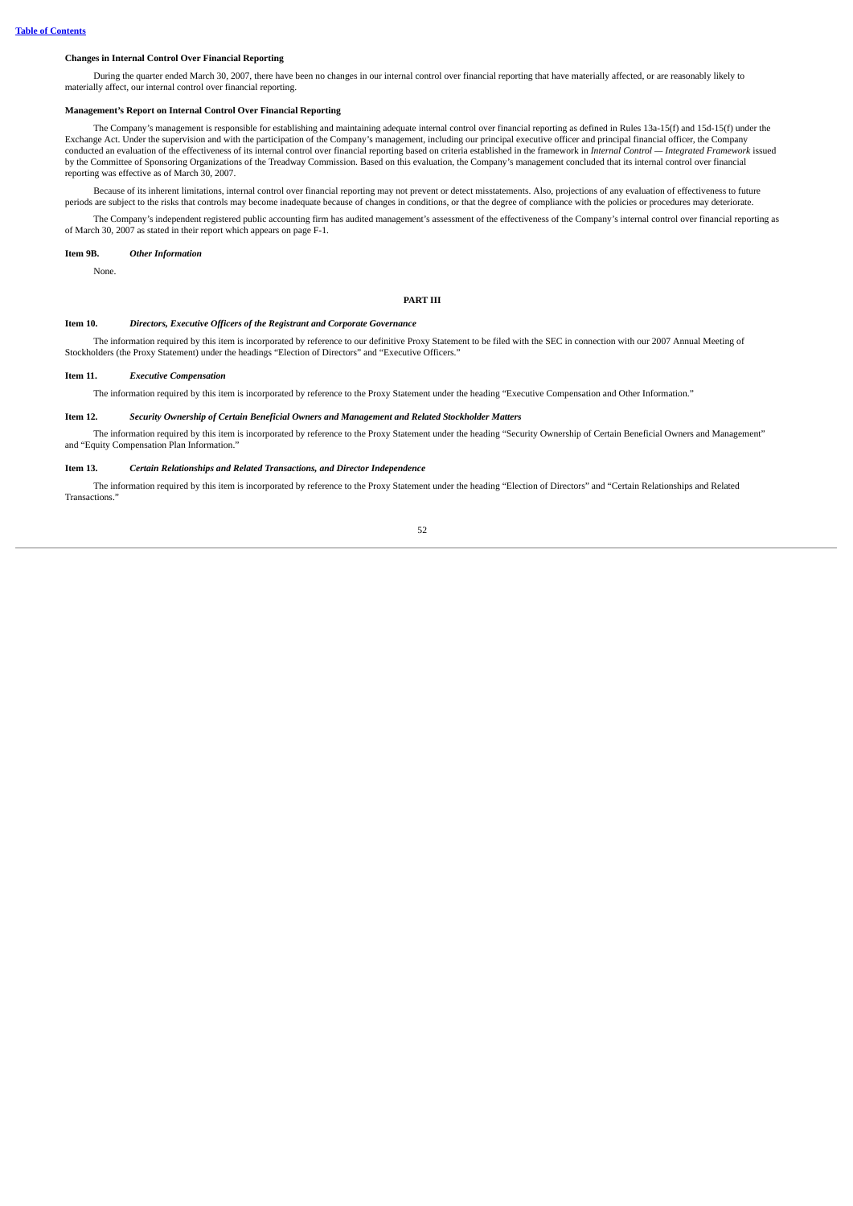**Changes in Internal Control Over Financial Reporting**

During the quarter ended March 30, 2007, there have been no changes in our internal control over financial reporting that have materially affected, or are reasonably likely to materially affect, our internal control over financial reporting.

**Management's Report on Internal Control Over Financial Reporting**

The Company's management is responsible for establishing and maintaining adequate internal control over financial reporting as defined in Rules 13a-15(f) and 15d-15(f) under the Exchange Act. Under the supervision and with the participation of the Company's management, including our principal executive officer and principal financial officer, the Company conducted an evaluation of the effectiveness of its internal control over financial reporting based on criteria established in the framework in *Internal Control — Integrated Framework* issued by the Committee of Sponsoring Organizations of the Treadway Commission. Based on this evaluation, the Company's management concluded that its internal control over financial reporting was effective as of March 30, 2007.

Because of its inherent limitations, internal control over financial reporting may not prevent or detect misstatements. Also, projections of any evaluation of effectiveness to future periods are subject to the risks that controls may become inadequate because of changes in conditions, or that the degree of compliance with the policies or procedures may deteriorate.

The Company's independent registered public accounting firm has audited management's assessment of the effectiveness of the Company's internal control over financial reporting as of March 30, 2007 as stated in their report which appears on page F-1.

**Item 9B.** ***Other Information***

None.

## PART III

**Item 10.** ***Directors, Executive Officers of the Registrant and Corporate Governance***

The information required by this item is incorporated by reference to our definitive Proxy Statement to be filed with the SEC in connection with our 2007 Annual Meeting of Stockholders (the Proxy Statement) under the headings "Election of Directors" and "Executive Officers."

**Item 11.** ***Executive Compensation***

The information required by this item is incorporated by reference to the Proxy Statement under the heading "Executive Compensation and Other Information."

**Item 12.** ***Security Ownership of Certain Beneficial Owners and Management and Related Stockholder Matters***

The information required by this item is incorporated by reference to the Proxy Statement under the heading "Security Ownership of Certain Beneficial Owners and Management" and "Equity Compensation Plan Information."

**Item 13.** ***Certain Relationships and Related Transactions, and Director Independence***

The information required by this item is incorporated by reference to the Proxy Statement under the heading "Election of Directors" and "Certain Relationships and Related Transactions."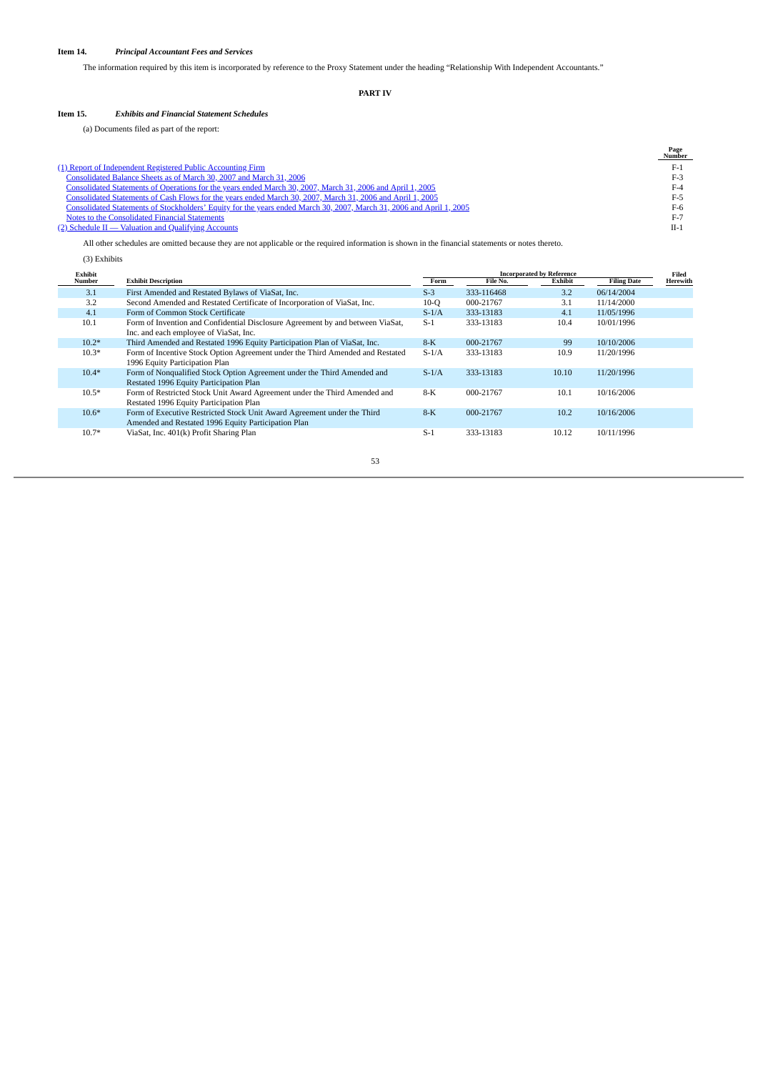### Item 14. *Principal Accountant Fees and Services*

The information required by this item is incorporated by reference to the Proxy Statement under the heading "Relationship With Independent Accountants."

## PART IV

### Item 15. *Exhibits and Financial Statement Schedules*

(a) Documents filed as part of the report:

| | Page Number |
|---|---|
| (1) Report of Independent Registered Public Accounting Firm | F-1 |
| Consolidated Balance Sheets as of March 30, 2007 and March 31, 2006 | F-3 |
| Consolidated Statements of Operations for the years ended March 30, 2007, March 31, 2006 and April 1, 2005 | F-4 |
| Consolidated Statements of Cash Flows for the years ended March 30, 2007, March 31, 2006 and April 1, 2005 | F-5 |
| Consolidated Statements of Stockholders' Equity for the years ended March 30, 2007, March 31, 2006 and April 1, 2005 | F-6 |
| Notes to the Consolidated Financial Statements | F-7 |
| (2) Schedule II — Valuation and Qualifying Accounts | II-1 |

All other schedules are omitted because they are not applicable or the required information is shown in the financial statements or notes thereto.

(3) Exhibits

| Exhibit Number | Exhibit Description | Incorporated by Reference Form | File No. | Exhibit | Filing Date | Filed Herewith |
|---|---|---|---|---|---|---|
| 3.1 | First Amended and Restated Bylaws of ViaSat, Inc. | S-3 | 333-116468 | 3.2 | 06/14/2004 | |
| 3.2 | Second Amended and Restated Certificate of Incorporation of ViaSat, Inc. | 10-Q | 000-21767 | 3.1 | 11/14/2000 | |
| 4.1 | Form of Common Stock Certificate | S-1/A | 333-13183 | 4.1 | 11/05/1996 | |
| 10.1 | Form of Invention and Confidential Disclosure Agreement by and between ViaSat, Inc. and each employee of ViaSat, Inc. | S-1 | 333-13183 | 10.4 | 10/01/1996 | |
| 10.2* | Third Amended and Restated 1996 Equity Participation Plan of ViaSat, Inc. | 8-K | 000-21767 | 99 | 10/10/2006 | |
| 10.3* | Form of Incentive Stock Option Agreement under the Third Amended and Restated 1996 Equity Participation Plan | S-1/A | 333-13183 | 10.9 | 11/20/1996 | |
| 10.4* | Form of Nonqualified Stock Option Agreement under the Third Amended and Restated 1996 Equity Participation Plan | S-1/A | 333-13183 | 10.10 | 11/20/1996 | |
| 10.5* | Form of Restricted Stock Unit Award Agreement under the Third Amended and Restated 1996 Equity Participation Plan | 8-K | 000-21767 | 10.1 | 10/16/2006 | |
| 10.6* | Form of Executive Restricted Stock Unit Award Agreement under the Third Amended and Restated 1996 Equity Participation Plan | 8-K | 000-21767 | 10.2 | 10/16/2006 | |
| 10.7* | ViaSat, Inc. 401(k) Profit Sharing Plan | S-1 | 333-13183 | 10.12 | 10/11/1996 | |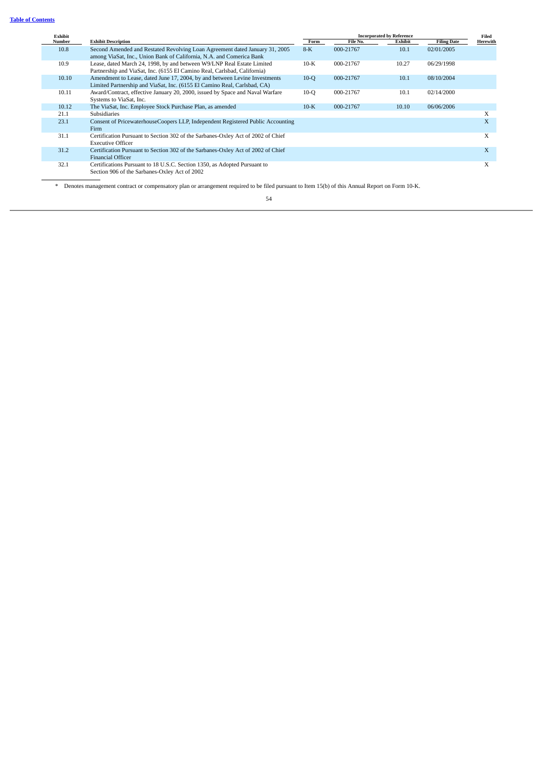[Table of Contents](#)

| Exhibit Number | Exhibit Description | Incorporated by Reference | | | | Filed Herewith |
|---|---|---|---|---|---|---|
| | | Form | File No. | Exhibit | Filing Date | |
| 10.8 | Second Amended and Restated Revolving Loan Agreement dated January 31, 2005 among ViaSat, Inc., Union Bank of California, N.A. and Comerica Bank | 8-K | 000-21767 | 10.1 | 02/01/2005 | |
| 10.9 | Lease, dated March 24, 1998, by and between W9/LNP Real Estate Limited Partnership and ViaSat, Inc. (6155 El Camino Real, Carlsbad, California) | 10-K | 000-21767 | 10.27 | 06/29/1998 | |
| 10.10 | Amendment to Lease, dated June 17, 2004, by and between Levine Investments Limited Partnership and ViaSat, Inc. (6155 El Camino Real, Carlsbad, CA) | 10-Q | 000-21767 | 10.1 | 08/10/2004 | |
| 10.11 | Award/Contract, effective January 20, 2000, issued by Space and Naval Warfare Systems to ViaSat, Inc. | 10-Q | 000-21767 | 10.1 | 02/14/2000 | |
| 10.12 | The ViaSat, Inc. Employee Stock Purchase Plan, as amended | 10-K | 000-21767 | 10.10 | 06/06/2006 | |
| 21.1 | Subsidiaries | | | | | X |
| 23.1 | Consent of PricewaterhouseCoopers LLP, Independent Registered Public Accounting Firm | | | | | X |
| 31.1 | Certification Pursuant to Section 302 of the Sarbanes-Oxley Act of 2002 of Chief Executive Officer | | | | | X |
| 31.2 | Certification Pursuant to Section 302 of the Sarbanes-Oxley Act of 2002 of Chief Financial Officer | | | | | X |
| 32.1 | Certifications Pursuant to 18 U.S.C. Section 1350, as Adopted Pursuant to Section 906 of the Sarbanes-Oxley Act of 2002 | | | | | X |

\* Denotes management contract or compensatory plan or arrangement required to be filed pursuant to Item 15(b) of this Annual Report on Form 10-K.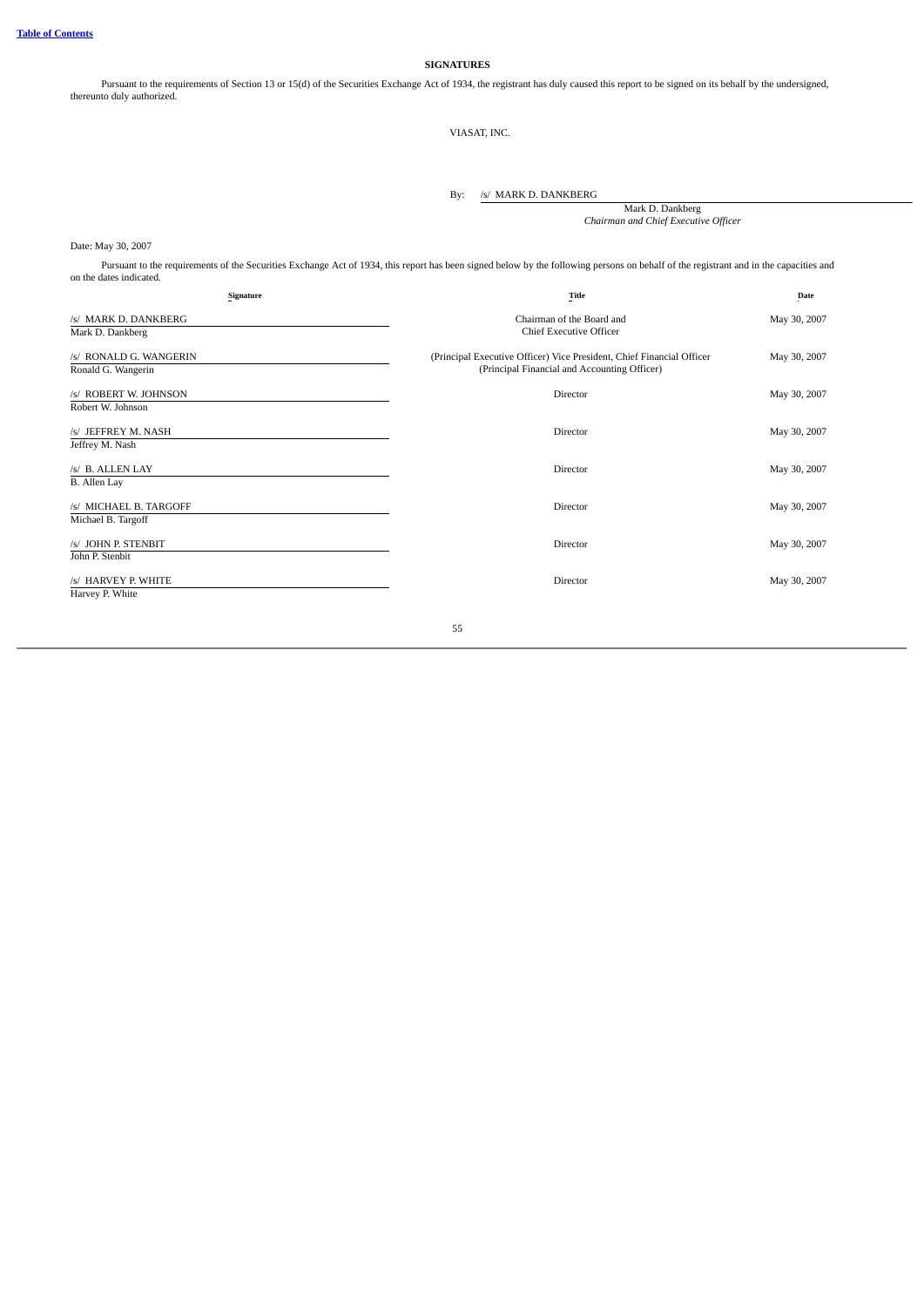[Table of Contents](#)

## SIGNATURES

Pursuant to the requirements of Section 13 or 15(d) of the Securities Exchange Act of 1934, the registrant has duly caused this report to be signed on its behalf by the undersigned, thereunto duly authorized.

VIASAT, INC.

By: /s/ MARK D. DANKBERG

Mark D. Dankberg
*Chairman and Chief Executive Officer*

Date: May 30, 2007

Pursuant to the requirements of the Securities Exchange Act of 1934, this report has been signed below by the following persons on behalf of the registrant and in the capacities and on the dates indicated.

| Signature | Title | Date |
|---|---|---|
| /s/ MARK D. DANKBERG<br>Mark D. Dankberg | Chairman of the Board and<br>Chief Executive Officer | May 30, 2007 |
| /s/ RONALD G. WANGERIN<br>Ronald G. Wangerin | (Principal Executive Officer) Vice President, Chief Financial Officer<br>(Principal Financial and Accounting Officer) | May 30, 2007 |
| /s/ ROBERT W. JOHNSON<br>Robert W. Johnson | Director | May 30, 2007 |
| /s/ JEFFREY M. NASH<br>Jeffrey M. Nash | Director | May 30, 2007 |
| /s/ B. ALLEN LAY<br>B. Allen Lay | Director | May 30, 2007 |
| /s/ MICHAEL B. TARGOFF<br>Michael B. Targoff | Director | May 30, 2007 |
| /s/ JOHN P. STENBIT<br>John P. Stenbit | Director | May 30, 2007 |
| /s/ HARVEY P. WHITE<br>Harvey P. White | Director | May 30, 2007 |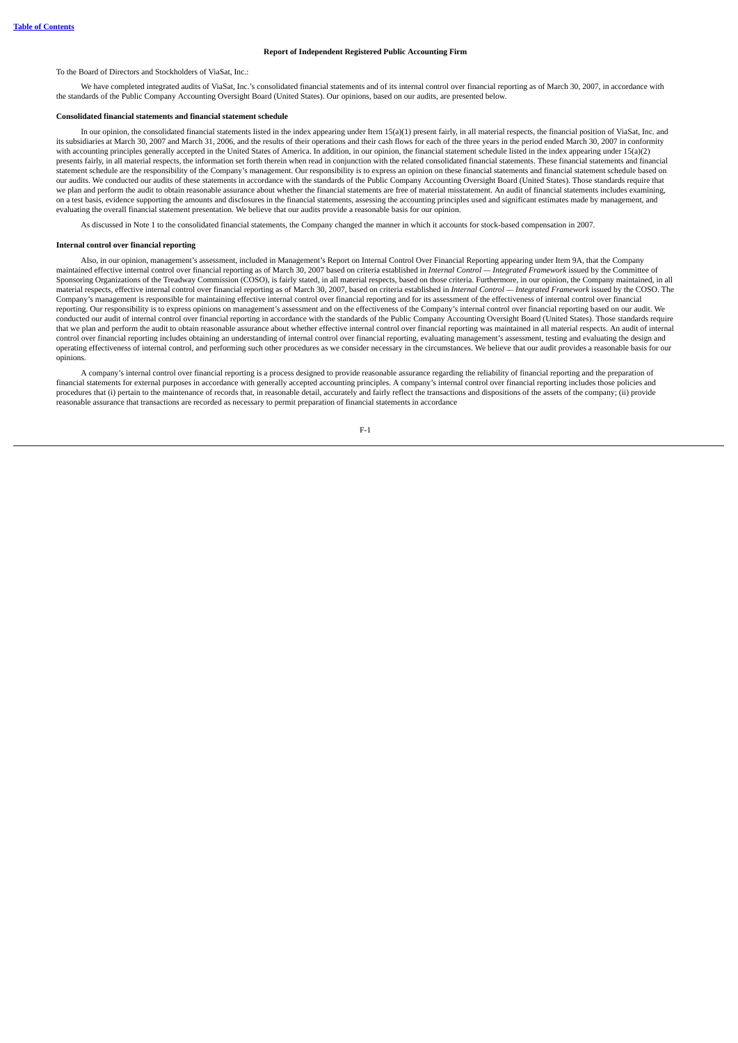[Table of Contents](#)

## Report of Independent Registered Public Accounting Firm

To the Board of Directors and Stockholders of ViaSat, Inc.:

We have completed integrated audits of ViaSat, Inc.'s consolidated financial statements and of its internal control over financial reporting as of March 30, 2007, in accordance with the standards of the Public Company Accounting Oversight Board (United States). Our opinions, based on our audits, are presented below.

### Consolidated financial statements and financial statement schedule

In our opinion, the consolidated financial statements listed in the index appearing under Item 15(a)(1) present fairly, in all material respects, the financial position of ViaSat, Inc. and its subsidiaries at March 30, 2007 and March 31, 2006, and the results of their operations and their cash flows for each of the three years in the period ended March 30, 2007 in conformity with accounting principles generally accepted in the United States of America. In addition, in our opinion, the financial statement schedule listed in the index appearing under 15(a)(2) presents fairly, in all material respects, the information set forth therein when read in conjunction with the related consolidated financial statements. These financial statements and financial statement schedule are the responsibility of the Company's management. Our responsibility is to express an opinion on these financial statements and financial statement schedule based on our audits. We conducted our audits of these statements in accordance with the standards of the Public Company Accounting Oversight Board (United States). Those standards require that we plan and perform the audit to obtain reasonable assurance about whether the financial statements are free of material misstatement. An audit of financial statements includes examining, on a test basis, evidence supporting the amounts and disclosures in the financial statements, assessing the accounting principles used and significant estimates made by management, and evaluating the overall financial statement presentation. We believe that our audits provide a reasonable basis for our opinion.

As discussed in Note 1 to the consolidated financial statements, the Company changed the manner in which it accounts for stock-based compensation in 2007.

### Internal control over financial reporting

Also, in our opinion, management's assessment, included in Management's Report on Internal Control Over Financial Reporting appearing under Item 9A, that the Company maintained effective internal control over financial reporting as of March 30, 2007 based on criteria established in *Internal Control — Integrated Framework* issued by the Committee of Sponsoring Organizations of the Treadway Commission (COSO), is fairly stated, in all material respects, based on those criteria. Furthermore, in our opinion, the Company maintained, in all material respects, effective internal control over financial reporting as of March 30, 2007, based on criteria established in *Internal Control — Integrated Framework* issued by the COSO. The Company's management is responsible for maintaining effective internal control over financial reporting and for its assessment of the effectiveness of internal control over financial reporting. Our responsibility is to express opinions on management's assessment and on the effectiveness of the Company's internal control over financial reporting based on our audit. We conducted our audit of internal control over financial reporting in accordance with the standards of the Public Company Accounting Oversight Board (United States). Those standards require that we plan and perform the audit to obtain reasonable assurance about whether effective internal control over financial reporting was maintained in all material respects. An audit of internal control over financial reporting includes obtaining an understanding of internal control over financial reporting, evaluating management's assessment, testing and evaluating the design and operating effectiveness of internal control, and performing such other procedures as we consider necessary in the circumstances. We believe that our audit provides a reasonable basis for our opinions.

A company's internal control over financial reporting is a process designed to provide reasonable assurance regarding the reliability of financial reporting and the preparation of financial statements for external purposes in accordance with generally accepted accounting principles. A company's internal control over financial reporting includes those policies and procedures that (i) pertain to the maintenance of records that, in reasonable detail, accurately and fairly reflect the transactions and dispositions of the assets of the company; (ii) provide reasonable assurance that transactions are recorded as necessary to permit preparation of financial statements in accordance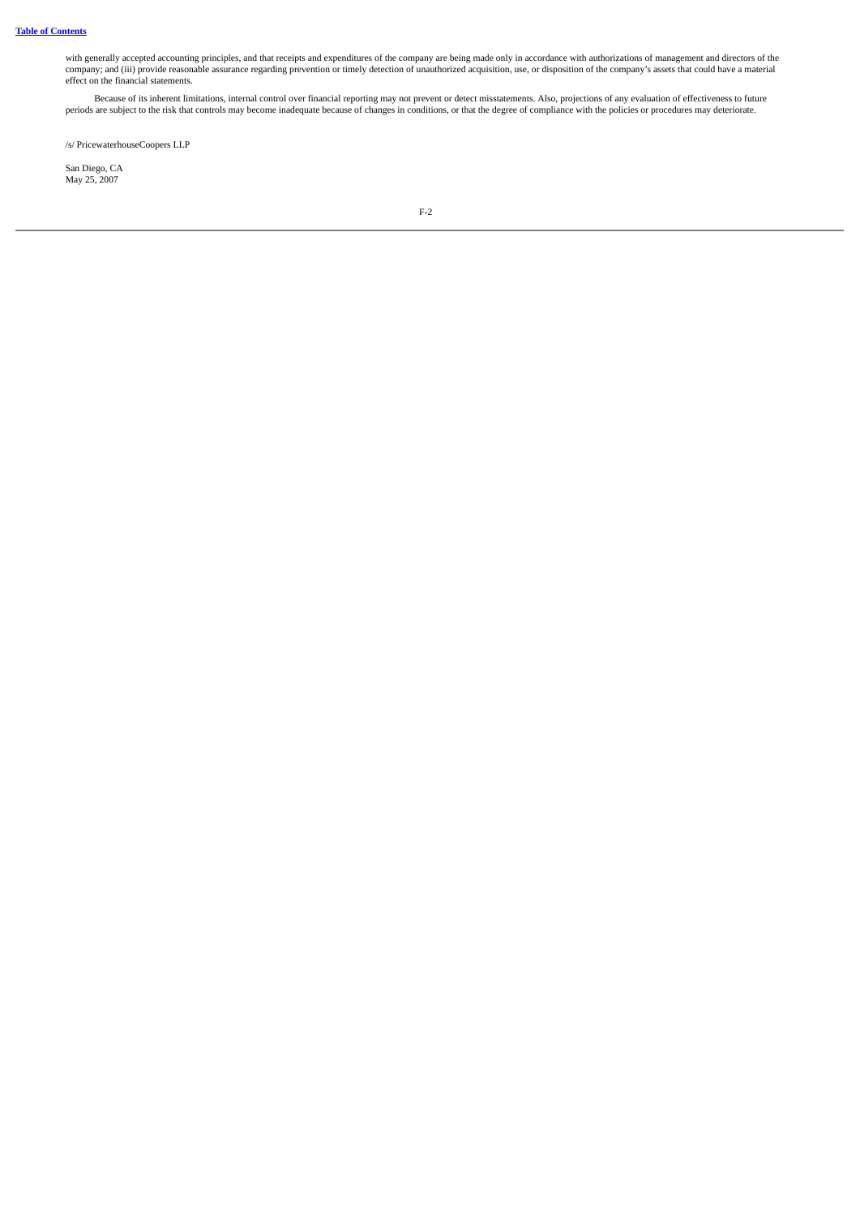with generally accepted accounting principles, and that receipts and expenditures of the company are being made only in accordance with authorizations of management and directors of the company; and (iii) provide reasonable assurance regarding prevention or timely detection of unauthorized acquisition, use, or disposition of the company's assets that could have a material effect on the financial statements.

Because of its inherent limitations, internal control over financial reporting may not prevent or detect misstatements. Also, projections of any evaluation of effectiveness to future periods are subject to the risk that controls may become inadequate because of changes in conditions, or that the degree of compliance with the policies or procedures may deteriorate.

/s/ PricewaterhouseCoopers LLP

San Diego, CA
May 25, 2007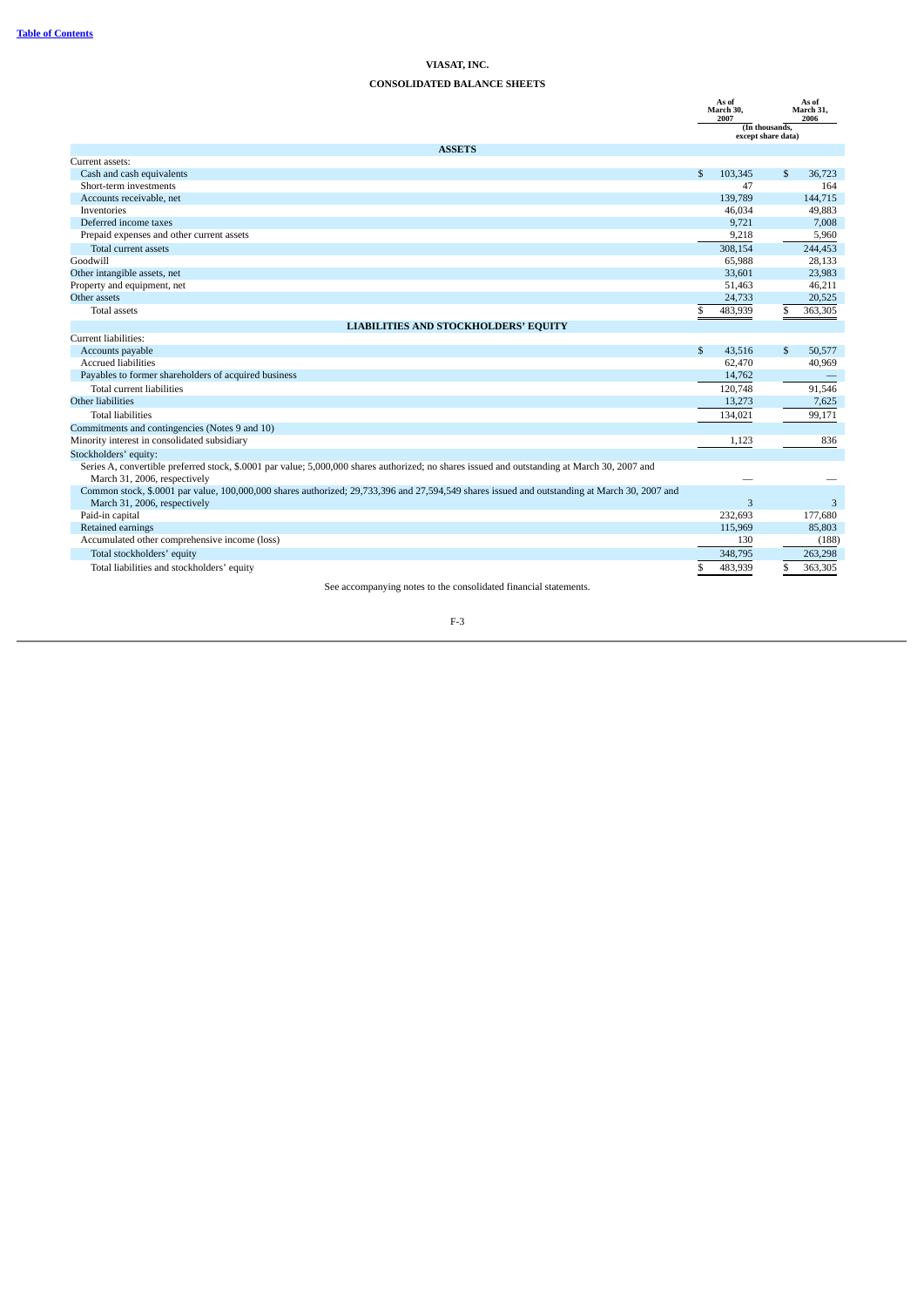# VIASAT, INC.

## CONSOLIDATED BALANCE SHEETS

| | As of March 30, 2007 | As of March 31, 2006 |
|---|---|---|
| | (In thousands, except share data) | |
| **ASSETS** | | |
| Current assets: | | |
| Cash and cash equivalents | $ 103,345 | $ 36,723 |
| Short-term investments | 47 | 164 |
| Accounts receivable, net | 139,789 | 144,715 |
| Inventories | 46,034 | 49,883 |
| Deferred income taxes | 9,721 | 7,008 |
| Prepaid expenses and other current assets | 9,218 | 5,960 |
| Total current assets | 308,154 | 244,453 |
| Goodwill | 65,988 | 28,133 |
| Other intangible assets, net | 33,601 | 23,983 |
| Property and equipment, net | 51,463 | 46,211 |
| Other assets | 24,733 | 20,525 |
| Total assets | $ 483,939 | $ 363,305 |
| **LIABILITIES AND STOCKHOLDERS' EQUITY** | | |
| Current liabilities: | | |
| Accounts payable | $ 43,516 | $ 50,577 |
| Accrued liabilities | 62,470 | 40,969 |
| Payables to former shareholders of acquired business | 14,762 | — |
| Total current liabilities | 120,748 | 91,546 |
| Other liabilities | 13,273 | 7,625 |
| Total liabilities | 134,021 | 99,171 |
| Commitments and contingencies (Notes 9 and 10) | | |
| Minority interest in consolidated subsidiary | 1,123 | 836 |
| Stockholders' equity: | | |
| Series A, convertible preferred stock, $.0001 par value; 5,000,000 shares authorized; no shares issued and outstanding at March 30, 2007 and March 31, 2006, respectively | — | — |
| Common stock, $.0001 par value, 100,000,000 shares authorized; 29,733,396 and 27,594,549 shares issued and outstanding at March 30, 2007 and March 31, 2006, respectively | 3 | 3 |
| Paid-in capital | 232,693 | 177,680 |
| Retained earnings | 115,969 | 85,803 |
| Accumulated other comprehensive income (loss) | 130 | (188) |
| Total stockholders' equity | 348,795 | 263,298 |
| Total liabilities and stockholders' equity | $ 483,939 | $ 363,305 |

See accompanying notes to the consolidated financial statements.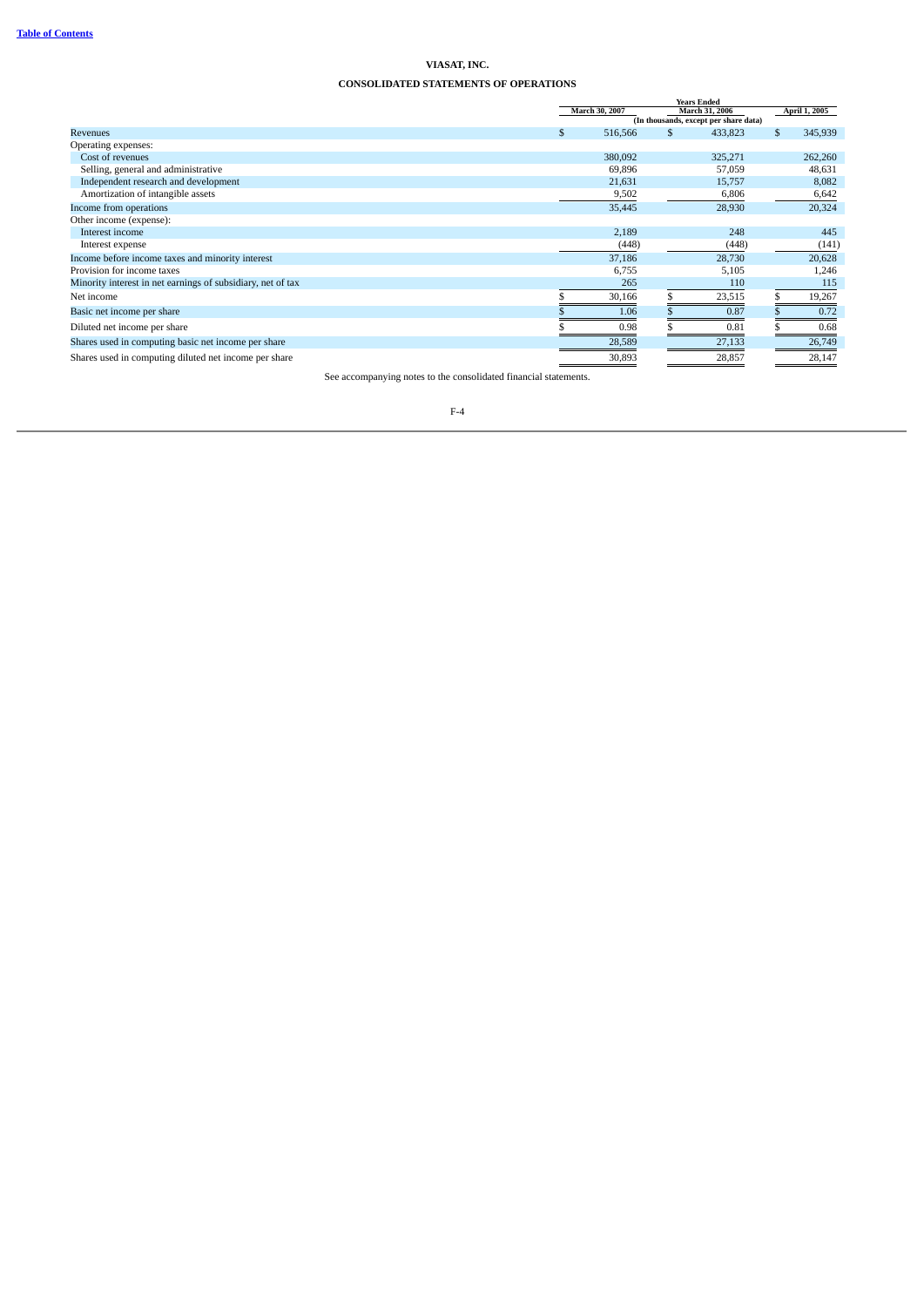[Table of Contents]

# VIASAT, INC.

## CONSOLIDATED STATEMENTS OF OPERATIONS

| | Years Ended | | |
|---|---|---|---|
| | March 30, 2007 | March 31, 2006 | April 1, 2005 |
| | (In thousands, except per share data) | | |
| Revenues | $ 516,566 | $ 433,823 | $ 345,939 |
| Operating expenses: | | | |
| Cost of revenues | 380,092 | 325,271 | 262,260 |
| Selling, general and administrative | 69,896 | 57,059 | 48,631 |
| Independent research and development | 21,631 | 15,757 | 8,082 |
| Amortization of intangible assets | 9,502 | 6,806 | 6,642 |
| Income from operations | 35,445 | 28,930 | 20,324 |
| Other income (expense): | | | |
| Interest income | 2,189 | 248 | 445 |
| Interest expense | (448) | (448) | (141) |
| Income before income taxes and minority interest | 37,186 | 28,730 | 20,628 |
| Provision for income taxes | 6,755 | 5,105 | 1,246 |
| Minority interest in net earnings of subsidiary, net of tax | 265 | 110 | 115 |
| Net income | $ 30,166 | $ 23,515 | $ 19,267 |
| Basic net income per share | $ 1.06 | $ 0.87 | $ 0.72 |
| Diluted net income per share | $ 0.98 | $ 0.81 | $ 0.68 |
| Shares used in computing basic net income per share | 28,589 | 27,133 | 26,749 |
| Shares used in computing diluted net income per share | 30,893 | 28,857 | 28,147 |

See accompanying notes to the consolidated financial statements.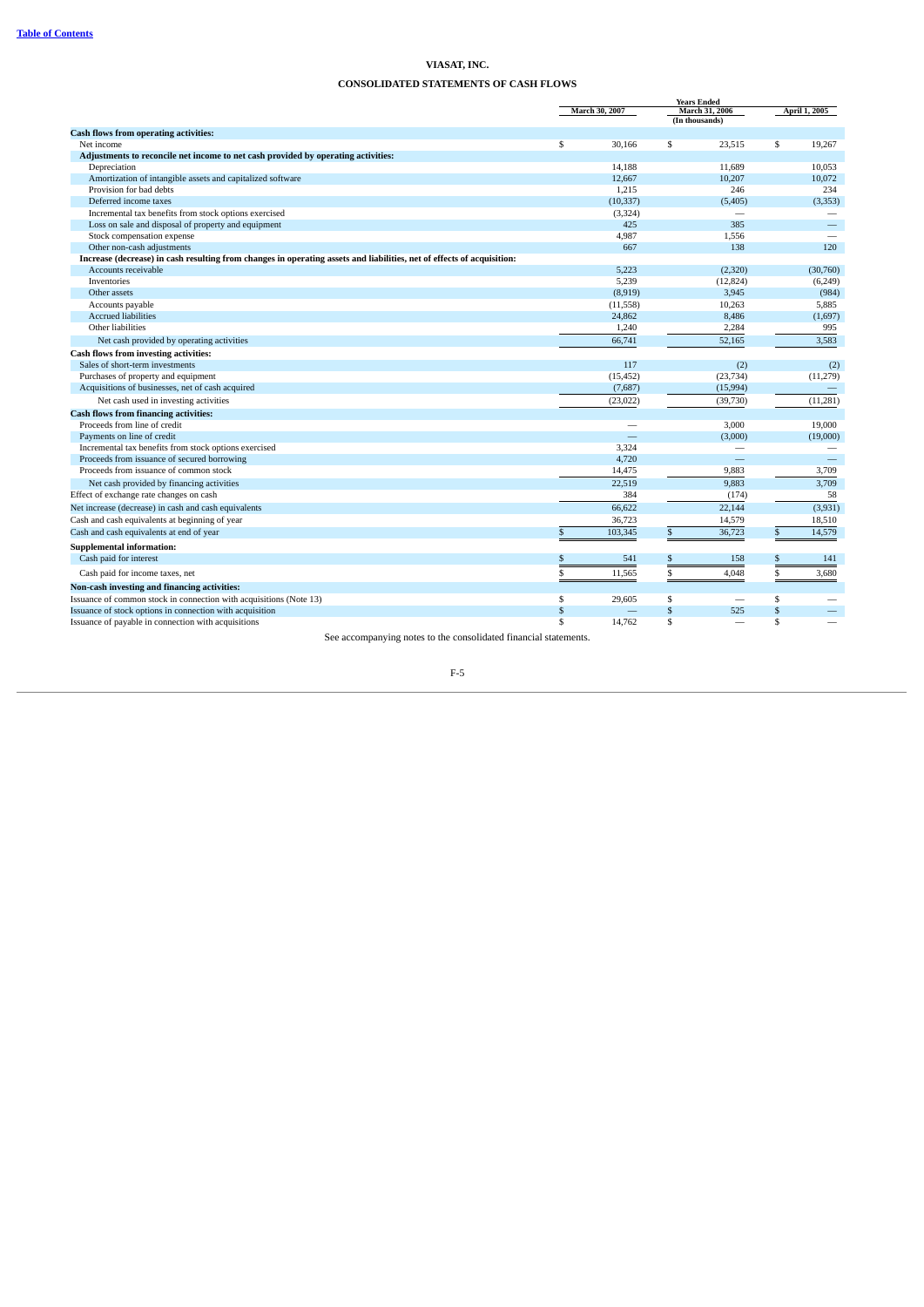# VIASAT, INC.

## CONSOLIDATED STATEMENTS OF CASH FLOWS

| | Years Ended | | |
|---|---|---|---|
| | March 30, 2007 | March 31, 2006 | April 1, 2005 |
| | (In thousands) | | |
| **Cash flows from operating activities:** | | | |
| Net income | $ 30,166 | $ 23,515 | $ 19,267 |
| **Adjustments to reconcile net income to net cash provided by operating activities:** | | | |
| Depreciation | 14,188 | 11,689 | 10,053 |
| Amortization of intangible assets and capitalized software | 12,667 | 10,207 | 10,072 |
| Provision for bad debts | 1,215 | 246 | 234 |
| Deferred income taxes | (10,337) | (5,405) | (3,353) |
| Incremental tax benefits from stock options exercised | (3,324) | — | — |
| Loss on sale and disposal of property and equipment | 425 | 385 | — |
| Stock compensation expense | 4,987 | 1,556 | — |
| Other non-cash adjustments | 667 | 138 | 120 |
| **Increase (decrease) in cash resulting from changes in operating assets and liabilities, net of effects of acquisition:** | | | |
| Accounts receivable | 5,223 | (2,320) | (30,760) |
| Inventories | 5,239 | (12,824) | (6,249) |
| Other assets | (8,919) | 3,945 | (984) |
| Accounts payable | (11,558) | 10,263 | 5,885 |
| Accrued liabilities | 24,862 | 8,486 | (1,697) |
| Other liabilities | 1,240 | 2,284 | 995 |
| Net cash provided by operating activities | 66,741 | 52,165 | 3,583 |
| **Cash flows from investing activities:** | | | |
| Sales of short-term investments | 117 | (2) | (2) |
| Purchases of property and equipment | (15,452) | (23,734) | (11,279) |
| Acquisitions of businesses, net of cash acquired | (7,687) | (15,994) | — |
| Net cash used in investing activities | (23,022) | (39,730) | (11,281) |
| **Cash flows from financing activities:** | | | |
| Proceeds from line of credit | — | 3,000 | 19,000 |
| Payments on line of credit | — | (3,000) | (19,000) |
| Incremental tax benefits from stock options exercised | 3,324 | — | — |
| Proceeds from issuance of secured borrowing | 4,720 | — | — |
| Proceeds from issuance of common stock | 14,475 | 9,883 | 3,709 |
| Net cash provided by financing activities | 22,519 | 9,883 | 3,709 |
| Effect of exchange rate changes on cash | 384 | (174) | 58 |
| Net increase (decrease) in cash and cash equivalents | 66,622 | 22,144 | (3,931) |
| Cash and cash equivalents at beginning of year | 36,723 | 14,579 | 18,510 |
| Cash and cash equivalents at end of year | $ 103,345 | $ 36,723 | $ 14,579 |
| **Supplemental information:** | | | |
| Cash paid for interest | $ 541 | $ 158 | $ 141 |
| Cash paid for income taxes, net | $ 11,565 | $ 4,048 | $ 3,680 |
| **Non-cash investing and financing activities:** | | | |
| Issuance of common stock in connection with acquisitions (Note 13) | $ 29,605 | $ — | $ — |
| Issuance of stock options in connection with acquisition | $ — | $ 525 | $ — |
| Issuance of payable in connection with acquisitions | $ 14,762 | $ — | $ — |

See accompanying notes to the consolidated financial statements.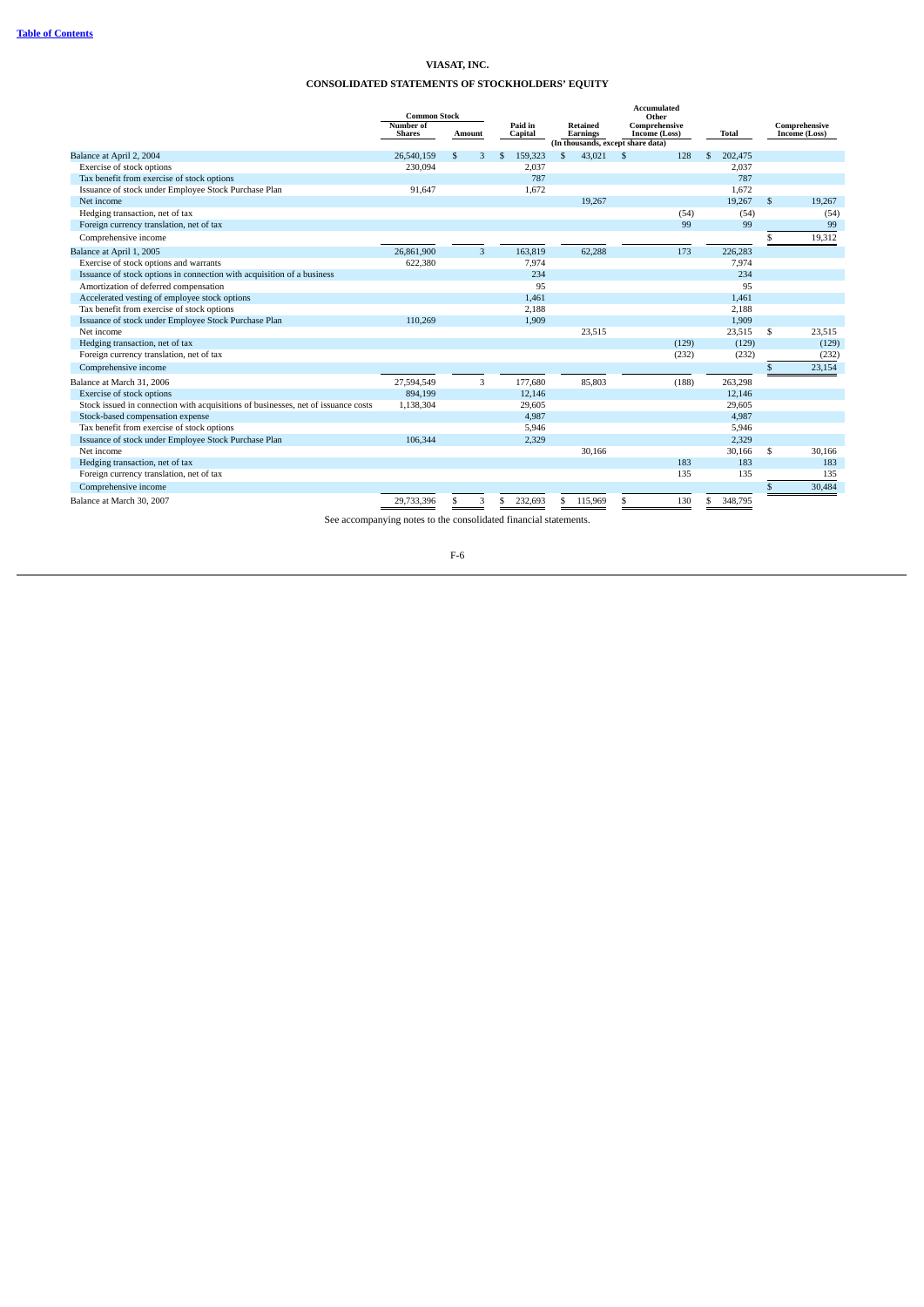[Table of Contents](#)

# VIASAT, INC.

## CONSOLIDATED STATEMENTS OF STOCKHOLDERS' EQUITY

| | Common Stock Number of Shares | Common Stock Amount | Paid in Capital | Retained Earnings | Accumulated Other Comprehensive Income (Loss) | Total | Comprehensive Income (Loss) |
|---|---|---|---|---|---|---|---|
| | | | (In thousands, except share data) | | | | |
| Balance at April 2, 2004 | 26,540,159 | $ 3 | $ 159,323 | $ 43,021 | $ 128 | $ 202,475 | |
| Exercise of stock options | 230,094 | | 2,037 | | | 2,037 | |
| Tax benefit from exercise of stock options | | | 787 | | | 787 | |
| Issuance of stock under Employee Stock Purchase Plan | 91,647 | | 1,672 | | | 1,672 | |
| Net income | | | | 19,267 | | 19,267 | $ 19,267 |
| Hedging transaction, net of tax | | | | | (54) | (54) | (54) |
| Foreign currency translation, net of tax | | | | | 99 | 99 | 99 |
| Comprehensive income | | | | | | | $ 19,312 |
| Balance at April 1, 2005 | 26,861,900 | 3 | 163,819 | 62,288 | 173 | 226,283 | |
| Exercise of stock options and warrants | 622,380 | | 7,974 | | | 7,974 | |
| Issuance of stock options in connection with acquisition of a business | | | 234 | | | 234 | |
| Amortization of deferred compensation | | | 95 | | | 95 | |
| Accelerated vesting of employee stock options | | | 1,461 | | | 1,461 | |
| Tax benefit from exercise of stock options | | | 2,188 | | | 2,188 | |
| Issuance of stock under Employee Stock Purchase Plan | 110,269 | | 1,909 | | | 1,909 | |
| Net income | | | | 23,515 | | 23,515 | $ 23,515 |
| Hedging transaction, net of tax | | | | | (129) | (129) | (129) |
| Foreign currency translation, net of tax | | | | | (232) | (232) | (232) |
| Comprehensive income | | | | | | | $ 23,154 |
| Balance at March 31, 2006 | 27,594,549 | 3 | 177,680 | 85,803 | (188) | 263,298 | |
| Exercise of stock options | 894,199 | | 12,146 | | | 12,146 | |
| Stock issued in connection with acquisitions of businesses, net of issuance costs | 1,138,304 | | 29,605 | | | 29,605 | |
| Stock-based compensation expense | | | 4,987 | | | 4,987 | |
| Tax benefit from exercise of stock options | | | 5,946 | | | 5,946 | |
| Issuance of stock under Employee Stock Purchase Plan | 106,344 | | 2,329 | | | 2,329 | |
| Net income | | | | 30,166 | | 30,166 | $ 30,166 |
| Hedging transaction, net of tax | | | | | 183 | 183 | 183 |
| Foreign currency translation, net of tax | | | | | 135 | 135 | 135 |
| Comprehensive income | | | | | | | $ 30,484 |
| Balance at March 30, 2007 | 29,733,396 | $ 3 | $ 232,693 | $ 115,969 | $ 130 | $ 348,795 | |

See accompanying notes to the consolidated financial statements.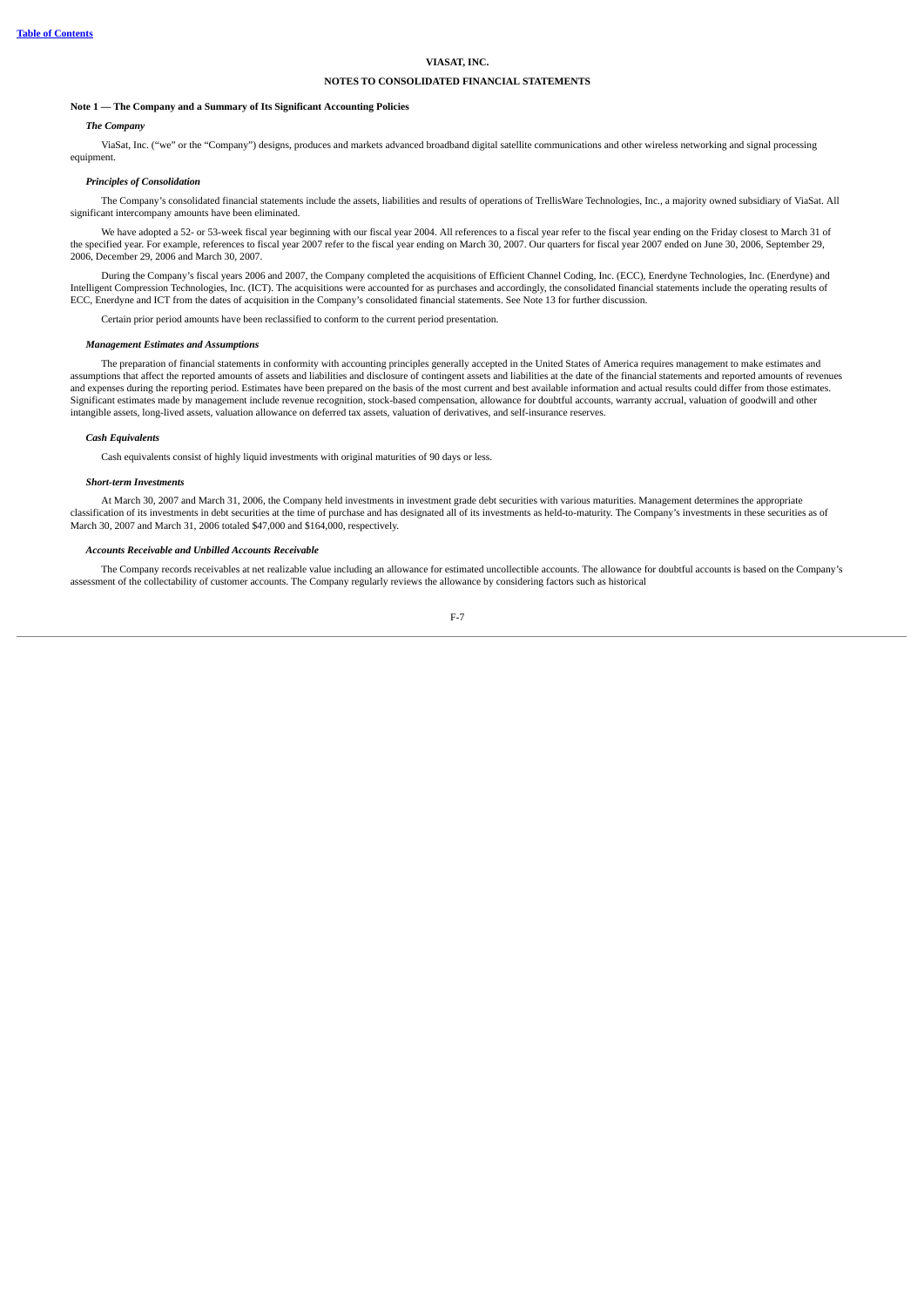**VIASAT, INC.**

**NOTES TO CONSOLIDATED FINANCIAL STATEMENTS**

**Note 1 — The Company and a Summary of Its Significant Accounting Policies**

***The Company***

ViaSat, Inc. ("we" or the "Company") designs, produces and markets advanced broadband digital satellite communications and other wireless networking and signal processing equipment.

***Principles of Consolidation***

The Company's consolidated financial statements include the assets, liabilities and results of operations of TrellisWare Technologies, Inc., a majority owned subsidiary of ViaSat. All significant intercompany amounts have been eliminated.

We have adopted a 52- or 53-week fiscal year beginning with our fiscal year 2004. All references to a fiscal year refer to the fiscal year ending on the Friday closest to March 31 of the specified year. For example, references to fiscal year 2007 refer to the fiscal year ending on March 30, 2007. Our quarters for fiscal year 2007 ended on June 30, 2006, September 29, 2006, December 29, 2006 and March 30, 2007.

During the Company's fiscal years 2006 and 2007, the Company completed the acquisitions of Efficient Channel Coding, Inc. (ECC), Enerdyne Technologies, Inc. (Enerdyne) and Intelligent Compression Technologies, Inc. (ICT). The acquisitions were accounted for as purchases and accordingly, the consolidated financial statements include the operating results of ECC, Enerdyne and ICT from the dates of acquisition in the Company's consolidated financial statements. See Note 13 for further discussion.

Certain prior period amounts have been reclassified to conform to the current period presentation.

***Management Estimates and Assumptions***

The preparation of financial statements in conformity with accounting principles generally accepted in the United States of America requires management to make estimates and assumptions that affect the reported amounts of assets and liabilities and disclosure of contingent assets and liabilities at the date of the financial statements and reported amounts of revenues and expenses during the reporting period. Estimates have been prepared on the basis of the most current and best available information and actual results could differ from those estimates. Significant estimates made by management include revenue recognition, stock-based compensation, allowance for doubtful accounts, warranty accrual, valuation of goodwill and other intangible assets, long-lived assets, valuation allowance on deferred tax assets, valuation of derivatives, and self-insurance reserves.

***Cash Equivalents***

Cash equivalents consist of highly liquid investments with original maturities of 90 days or less.

***Short-term Investments***

At March 30, 2007 and March 31, 2006, the Company held investments in investment grade debt securities with various maturities. Management determines the appropriate classification of its investments in debt securities at the time of purchase and has designated all of its investments as held-to-maturity. The Company's investments in these securities as of March 30, 2007 and March 31, 2006 totaled $47,000 and $164,000, respectively.

***Accounts Receivable and Unbilled Accounts Receivable***

The Company records receivables at net realizable value including an allowance for estimated uncollectible accounts. The allowance for doubtful accounts is based on the Company's assessment of the collectability of customer accounts. The Company regularly reviews the allowance by considering factors such as historical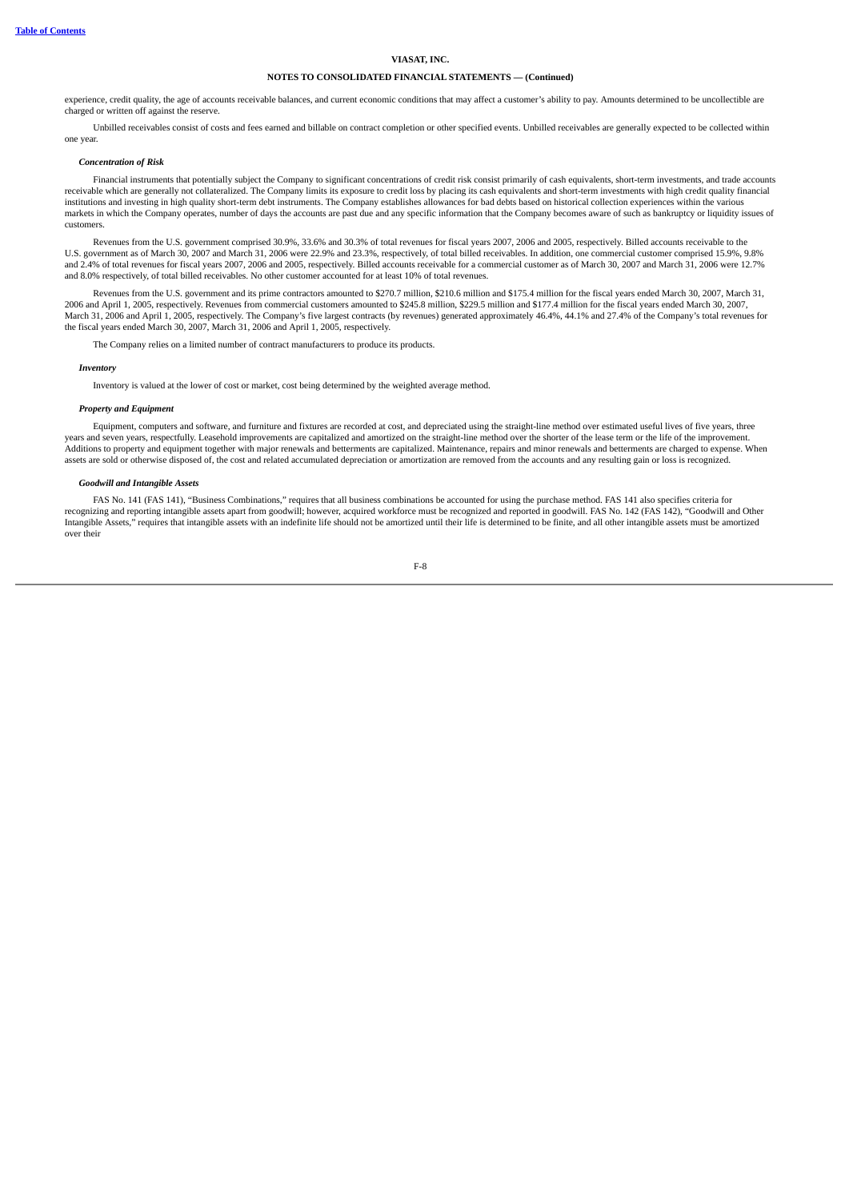experience, credit quality, the age of accounts receivable balances, and current economic conditions that may affect a customer's ability to pay. Amounts determined to be uncollectible are charged or written off against the reserve.

Unbilled receivables consist of costs and fees earned and billable on contract completion or other specified events. Unbilled receivables are generally expected to be collected within one year.

***Concentration of Risk***

Financial instruments that potentially subject the Company to significant concentrations of credit risk consist primarily of cash equivalents, short-term investments, and trade accounts receivable which are generally not collateralized. The Company limits its exposure to credit loss by placing its cash equivalents and short-term investments with high credit quality financial institutions and investing in high quality short-term debt instruments. The Company establishes allowances for bad debts based on historical collection experiences within the various markets in which the Company operates, number of days the accounts are past due and any specific information that the Company becomes aware of such as bankruptcy or liquidity issues of customers.

Revenues from the U.S. government comprised 30.9%, 33.6% and 30.3% of total revenues for fiscal years 2007, 2006 and 2005, respectively. Billed accounts receivable to the U.S. government as of March 30, 2007 and March 31, 2006 were 22.9% and 23.3%, respectively, of total billed receivables. In addition, one commercial customer comprised 15.9%, 9.8% and 2.4% of total revenues for fiscal years 2007, 2006 and 2005, respectively. Billed accounts receivable for a commercial customer as of March 30, 2007 and March 31, 2006 were 12.7% and 8.0% respectively, of total billed receivables. No other customer accounted for at least 10% of total revenues.

Revenues from the U.S. government and its prime contractors amounted to $270.7 million, $210.6 million and $175.4 million for the fiscal years ended March 30, 2007, March 31, 2006 and April 1, 2005, respectively. Revenues from commercial customers amounted to $245.8 million, $229.5 million and $177.4 million for the fiscal years ended March 30, 2007, March 31, 2006 and April 1, 2005, respectively. The Company's five largest contracts (by revenues) generated approximately 46.4%, 44.1% and 27.4% of the Company's total revenues for the fiscal years ended March 30, 2007, March 31, 2006 and April 1, 2005, respectively.

The Company relies on a limited number of contract manufacturers to produce its products.

***Inventory***

Inventory is valued at the lower of cost or market, cost being determined by the weighted average method.

***Property and Equipment***

Equipment, computers and software, and furniture and fixtures are recorded at cost, and depreciated using the straight-line method over estimated useful lives of five years, three years and seven years, respectfully. Leasehold improvements are capitalized and amortized on the straight-line method over the shorter of the lease term or the life of the improvement. Additions to property and equipment together with major renewals and betterments are capitalized. Maintenance, repairs and minor renewals and betterments are charged to expense. When assets are sold or otherwise disposed of, the cost and related accumulated depreciation or amortization are removed from the accounts and any resulting gain or loss is recognized.

***Goodwill and Intangible Assets***

FAS No. 141 (FAS 141), "Business Combinations," requires that all business combinations be accounted for using the purchase method. FAS 141 also specifies criteria for recognizing and reporting intangible assets apart from goodwill; however, acquired workforce must be recognized and reported in goodwill. FAS No. 142 (FAS 142), "Goodwill and Other Intangible Assets," requires that intangible assets with an indefinite life should not be amortized until their life is determined to be finite, and all other intangible assets must be amortized over their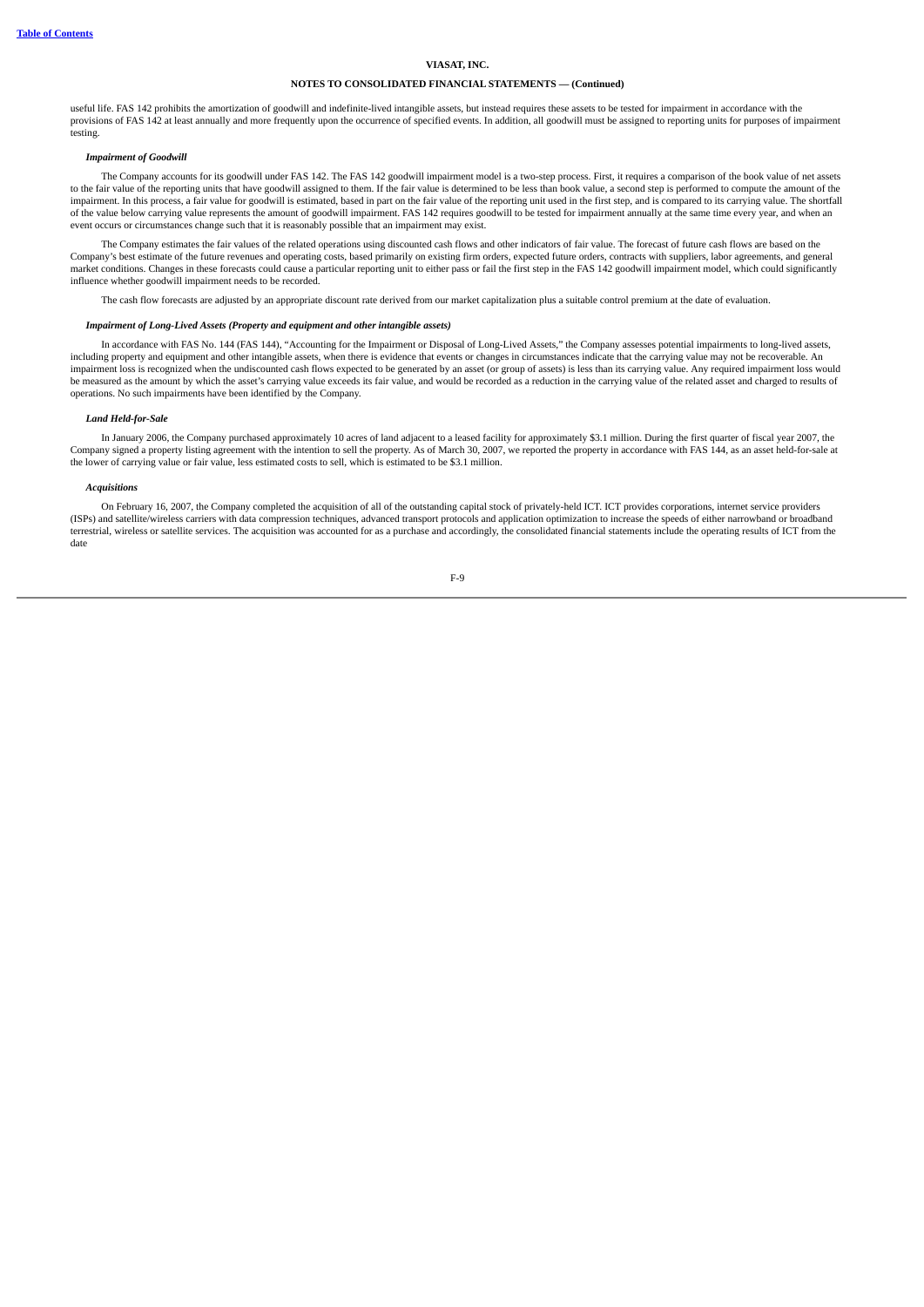useful life. FAS 142 prohibits the amortization of goodwill and indefinite-lived intangible assets, but instead requires these assets to be tested for impairment in accordance with the provisions of FAS 142 at least annually and more frequently upon the occurrence of specified events. In addition, all goodwill must be assigned to reporting units for purposes of impairment testing.

***Impairment of Goodwill***

The Company accounts for its goodwill under FAS 142. The FAS 142 goodwill impairment model is a two-step process. First, it requires a comparison of the book value of net assets to the fair value of the reporting units that have goodwill assigned to them. If the fair value is determined to be less than book value, a second step is performed to compute the amount of the impairment. In this process, a fair value for goodwill is estimated, based in part on the fair value of the reporting unit used in the first step, and is compared to its carrying value. The shortfall of the value below carrying value represents the amount of goodwill impairment. FAS 142 requires goodwill to be tested for impairment annually at the same time every year, and when an event occurs or circumstances change such that it is reasonably possible that an impairment may exist.

The Company estimates the fair values of the related operations using discounted cash flows and other indicators of fair value. The forecast of future cash flows are based on the Company's best estimate of the future revenues and operating costs, based primarily on existing firm orders, expected future orders, contracts with suppliers, labor agreements, and general market conditions. Changes in these forecasts could cause a particular reporting unit to either pass or fail the first step in the FAS 142 goodwill impairment model, which could significantly influence whether goodwill impairment needs to be recorded.

The cash flow forecasts are adjusted by an appropriate discount rate derived from our market capitalization plus a suitable control premium at the date of evaluation.

***Impairment of Long-Lived Assets (Property and equipment and other intangible assets)***

In accordance with FAS No. 144 (FAS 144), "Accounting for the Impairment or Disposal of Long-Lived Assets," the Company assesses potential impairments to long-lived assets, including property and equipment and other intangible assets, when there is evidence that events or changes in circumstances indicate that the carrying value may not be recoverable. An impairment loss is recognized when the undiscounted cash flows expected to be generated by an asset (or group of assets) is less than its carrying value. Any required impairment loss would be measured as the amount by which the asset's carrying value exceeds its fair value, and would be recorded as a reduction in the carrying value of the related asset and charged to results of operations. No such impairments have been identified by the Company.

***Land Held-for-Sale***

In January 2006, the Company purchased approximately 10 acres of land adjacent to a leased facility for approximately $3.1 million. During the first quarter of fiscal year 2007, the Company signed a property listing agreement with the intention to sell the property. As of March 30, 2007, we reported the property in accordance with FAS 144, as an asset held-for-sale at the lower of carrying value or fair value, less estimated costs to sell, which is estimated to be $3.1 million.

***Acquisitions***

On February 16, 2007, the Company completed the acquisition of all of the outstanding capital stock of privately-held ICT. ICT provides corporations, internet service providers (ISPs) and satellite/wireless carriers with data compression techniques, advanced transport protocols and application optimization to increase the speeds of either narrowband or broadband terrestrial, wireless or satellite services. The acquisition was accounted for as a purchase and accordingly, the consolidated financial statements include the operating results of ICT from the date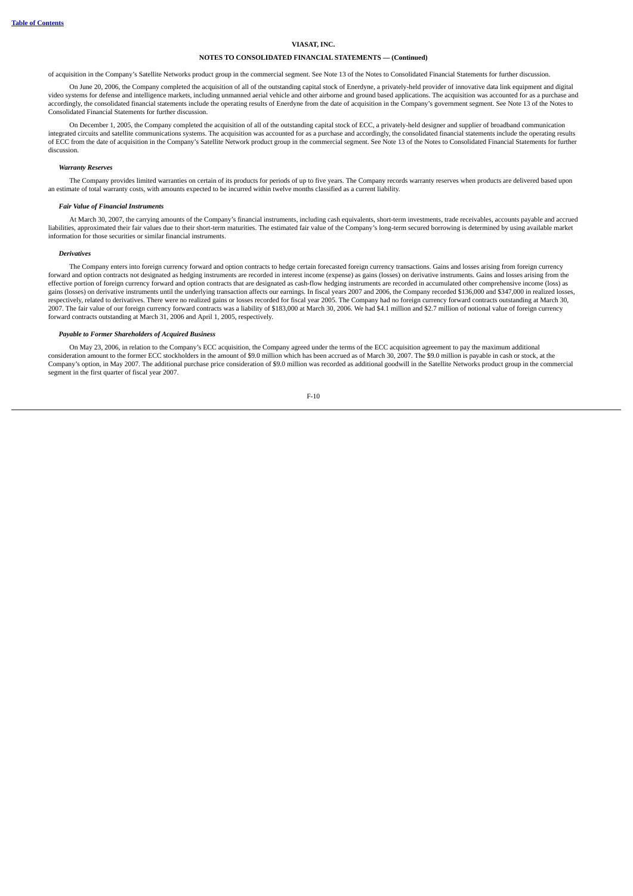of acquisition in the Company's Satellite Networks product group in the commercial segment. See Note 13 of the Notes to Consolidated Financial Statements for further discussion.

On June 20, 2006, the Company completed the acquisition of all of the outstanding capital stock of Enerdyne, a privately-held provider of innovative data link equipment and digital video systems for defense and intelligence markets, including unmanned aerial vehicle and other airborne and ground based applications. The acquisition was accounted for as a purchase and accordingly, the consolidated financial statements include the operating results of Enerdyne from the date of acquisition in the Company's government segment. See Note 13 of the Notes to Consolidated Financial Statements for further discussion.

On December 1, 2005, the Company completed the acquisition of all of the outstanding capital stock of ECC, a privately-held designer and supplier of broadband communication integrated circuits and satellite communications systems. The acquisition was accounted for as a purchase and accordingly, the consolidated financial statements include the operating results of ECC from the date of acquisition in the Company's Satellite Network product group in the commercial segment. See Note 13 of the Notes to Consolidated Financial Statements for further discussion.

***Warranty Reserves***

The Company provides limited warranties on certain of its products for periods of up to five years. The Company records warranty reserves when products are delivered based upon an estimate of total warranty costs, with amounts expected to be incurred within twelve months classified as a current liability.

***Fair Value of Financial Instruments***

At March 30, 2007, the carrying amounts of the Company's financial instruments, including cash equivalents, short-term investments, trade receivables, accounts payable and accrued liabilities, approximated their fair values due to their short-term maturities. The estimated fair value of the Company's long-term secured borrowing is determined by using available market information for those securities or similar financial instruments.

***Derivatives***

The Company enters into foreign currency forward and option contracts to hedge certain forecasted foreign currency transactions. Gains and losses arising from foreign currency forward and option contracts not designated as hedging instruments are recorded in interest income (expense) as gains (losses) on derivative instruments. Gains and losses arising from the effective portion of foreign currency forward and option contracts that are designated as cash-flow hedging instruments are recorded in accumulated other comprehensive income (loss) as gains (losses) on derivative instruments until the underlying transaction affects our earnings. In fiscal years 2007 and 2006, the Company recorded $136,000 and $347,000 in realized losses, respectively, related to derivatives. There were no realized gains or losses recorded for fiscal year 2005. The Company had no foreign currency forward contracts outstanding at March 30, 2007. The fair value of our foreign currency forward contracts was a liability of $183,000 at March 30, 2006. We had $4.1 million and $2.7 million of notional value of foreign currency forward contracts outstanding at March 31, 2006 and April 1, 2005, respectively.

***Payable to Former Shareholders of Acquired Business***

On May 23, 2006, in relation to the Company's ECC acquisition, the Company agreed under the terms of the ECC acquisition agreement to pay the maximum additional consideration amount to the former ECC stockholders in the amount of $9.0 million which has been accrued as of March 30, 2007. The $9.0 million is payable in cash or stock, at the Company's option, in May 2007. The additional purchase price consideration of $9.0 million was recorded as additional goodwill in the Satellite Networks product group in the commercial segment in the first quarter of fiscal year 2007.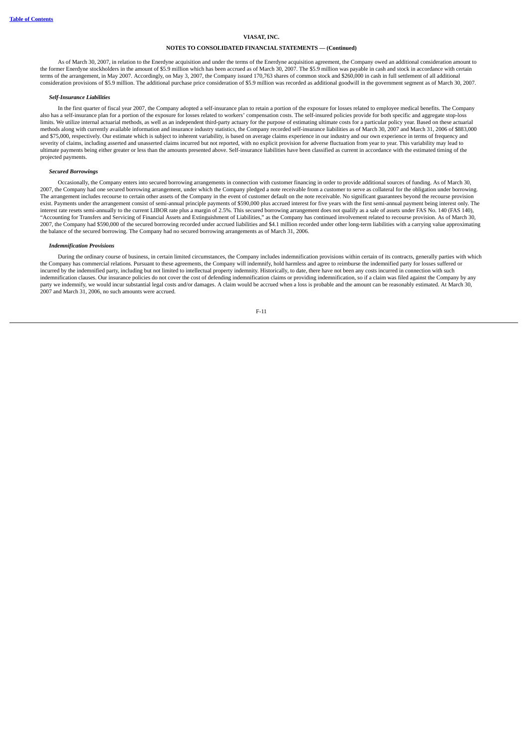As of March 30, 2007, in relation to the Enerdyne acquisition and under the terms of the Enerdyne acquisition agreement, the Company owed an additional consideration amount to the former Enerdyne stockholders in the amount of $5.9 million which has been accrued as of March 30, 2007. The $5.9 million was payable in cash and stock in accordance with certain terms of the arrangement, in May 2007. Accordingly, on May 3, 2007, the Company issued 170,763 shares of common stock and $260,000 in cash in full settlement of all additional consideration provisions of $5.9 million. The additional purchase price consideration of $5.9 million was recorded as additional goodwill in the government segment as of March 30, 2007.

***Self-Insurance Liabilities***

In the first quarter of fiscal year 2007, the Company adopted a self-insurance plan to retain a portion of the exposure for losses related to employee medical benefits. The Company also has a self-insurance plan for a portion of the exposure for losses related to workers' compensation costs. The self-insured policies provide for both specific and aggregate stop-loss limits. We utilize internal actuarial methods, as well as an independent third-party actuary for the purpose of estimating ultimate costs for a particular policy year. Based on these actuarial methods along with currently available information and insurance industry statistics, the Company recorded self-insurance liabilities as of March 30, 2007 and March 31, 2006 of $883,000 and $75,000, respectively. Our estimate which is subject to inherent variability, is based on average claims experience in our industry and our own experience in terms of frequency and severity of claims, including asserted and unasserted claims incurred but not reported, with no explicit provision for adverse fluctuation from year to year. This variability may lead to ultimate payments being either greater or less than the amounts presented above. Self-insurance liabilities have been classified as current in accordance with the estimated timing of the projected payments.

***Secured Borrowings***

Occasionally, the Company enters into secured borrowing arrangements in connection with customer financing in order to provide additional sources of funding. As of March 30, 2007, the Company had one secured borrowing arrangement, under which the Company pledged a note receivable from a customer to serve as collateral for the obligation under borrowing. The arrangement includes recourse to certain other assets of the Company in the event of customer default on the note receivable. No significant guarantees beyond the recourse provision exist. Payments under the arrangement consist of semi-annual principle payments of $590,000 plus accrued interest for five years with the first semi-annual payment being interest only. The interest rate resets semi-annually to the current LIBOR rate plus a margin of 2.5%. This secured borrowing arrangement does not qualify as a sale of assets under FAS No. 140 (FAS 140), "Accounting for Transfers and Servicing of Financial Assets and Extinguishment of Liabilities," as the Company has continued involvement related to recourse provision. As of March 30, 2007, the Company had $590,000 of the secured borrowing recorded under accrued liabilities and $4.1 million recorded under other long-term liabilities with a carrying value approximating the balance of the secured borrowing. The Company had no secured borrowing arrangements as of March 31, 2006.

***Indemnification Provisions***

During the ordinary course of business, in certain limited circumstances, the Company includes indemnification provisions within certain of its contracts, generally parties with which the Company has commercial relations. Pursuant to these agreements, the Company will indemnify, hold harmless and agree to reimburse the indemnified party for losses suffered or incurred by the indemnified party, including but not limited to intellectual property indemnity. Historically, to date, there have not been any costs incurred in connection with such indemnification clauses. Our insurance policies do not cover the cost of defending indemnification claims or providing indemnification, so if a claim was filed against the Company by any party we indemnify, we would incur substantial legal costs and/or damages. A claim would be accrued when a loss is probable and the amount can be reasonably estimated. At March 30, 2007 and March 31, 2006, no such amounts were accrued.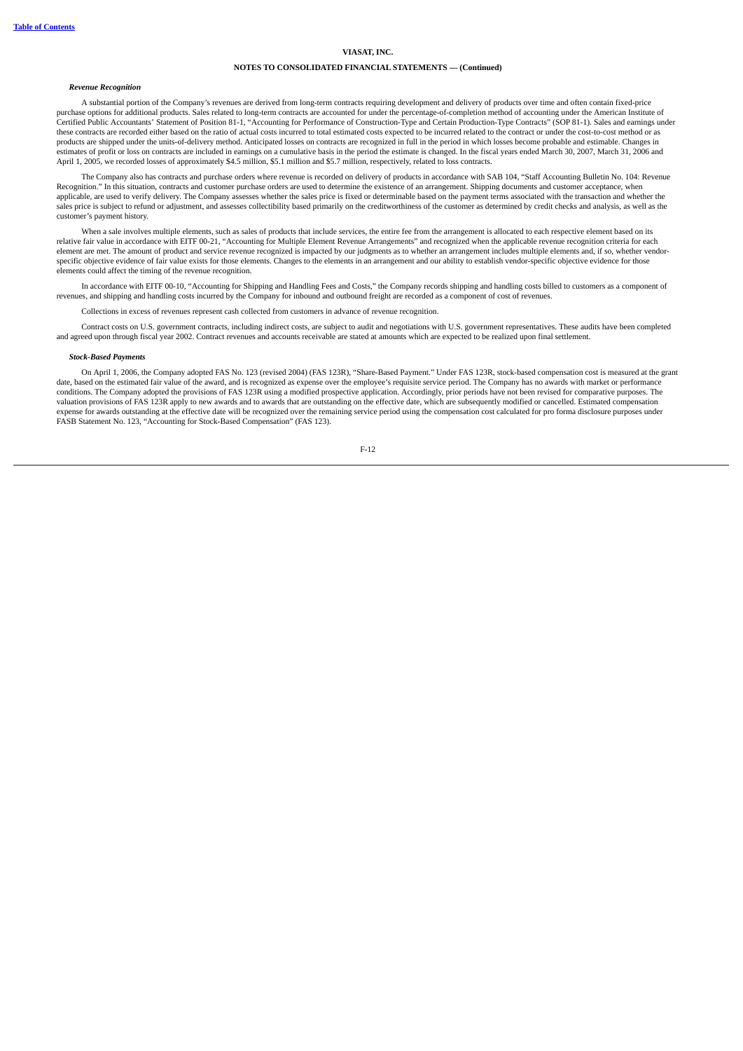**VIASAT, INC.**

**NOTES TO CONSOLIDATED FINANCIAL STATEMENTS — (Continued)**

***Revenue Recognition***

A substantial portion of the Company's revenues are derived from long-term contracts requiring development and delivery of products over time and often contain fixed-price purchase options for additional products. Sales related to long-term contracts are accounted for under the percentage-of-completion method of accounting under the American Institute of Certified Public Accountants' Statement of Position 81-1, "Accounting for Performance of Construction-Type and Certain Production-Type Contracts" (SOP 81-1). Sales and earnings under these contracts are recorded either based on the ratio of actual costs incurred to total estimated costs expected to be incurred related to the contract or under the cost-to-cost method or as products are shipped under the units-of-delivery method. Anticipated losses on contracts are recognized in full in the period in which losses become probable and estimable. Changes in estimates of profit or loss on contracts are included in earnings on a cumulative basis in the period the estimate is changed. In the fiscal years ended March 30, 2007, March 31, 2006 and April 1, 2005, we recorded losses of approximately $4.5 million, $5.1 million and $5.7 million, respectively, related to loss contracts.

The Company also has contracts and purchase orders where revenue is recorded on delivery of products in accordance with SAB 104, "Staff Accounting Bulletin No. 104: Revenue Recognition." In this situation, contracts and customer purchase orders are used to determine the existence of an arrangement. Shipping documents and customer acceptance, when applicable, are used to verify delivery. The Company assesses whether the sales price is fixed or determinable based on the payment terms associated with the transaction and whether the sales price is subject to refund or adjustment, and assesses collectibility based primarily on the creditworthiness of the customer as determined by credit checks and analysis, as well as the customer's payment history.

When a sale involves multiple elements, such as sales of products that include services, the entire fee from the arrangement is allocated to each respective element based on its relative fair value in accordance with EITF 00-21, "Accounting for Multiple Element Revenue Arrangements" and recognized when the applicable revenue recognition criteria for each element are met. The amount of product and service revenue recognized is impacted by our judgments as to whether an arrangement includes multiple elements and, if so, whether vendor-specific objective evidence of fair value exists for those elements. Changes to the elements in an arrangement and our ability to establish vendor-specific objective evidence for those elements could affect the timing of the revenue recognition.

In accordance with EITF 00-10, "Accounting for Shipping and Handling Fees and Costs," the Company records shipping and handling costs billed to customers as a component of revenues, and shipping and handling costs incurred by the Company for inbound and outbound freight are recorded as a component of cost of revenues.

Collections in excess of revenues represent cash collected from customers in advance of revenue recognition.

Contract costs on U.S. government contracts, including indirect costs, are subject to audit and negotiations with U.S. government representatives. These audits have been completed and agreed upon through fiscal year 2002. Contract revenues and accounts receivable are stated at amounts which are expected to be realized upon final settlement.

***Stock-Based Payments***

On April 1, 2006, the Company adopted FAS No. 123 (revised 2004) (FAS 123R), "Share-Based Payment." Under FAS 123R, stock-based compensation cost is measured at the grant date, based on the estimated fair value of the award, and is recognized as expense over the employee's requisite service period. The Company has no awards with market or performance conditions. The Company adopted the provisions of FAS 123R using a modified prospective application. Accordingly, prior periods have not been revised for comparative purposes. The valuation provisions of FAS 123R apply to new awards and to awards that are outstanding on the effective date, which are subsequently modified or cancelled. Estimated compensation expense for awards outstanding at the effective date will be recognized over the remaining service period using the compensation cost calculated for pro forma disclosure purposes under FASB Statement No. 123, "Accounting for Stock-Based Compensation" (FAS 123).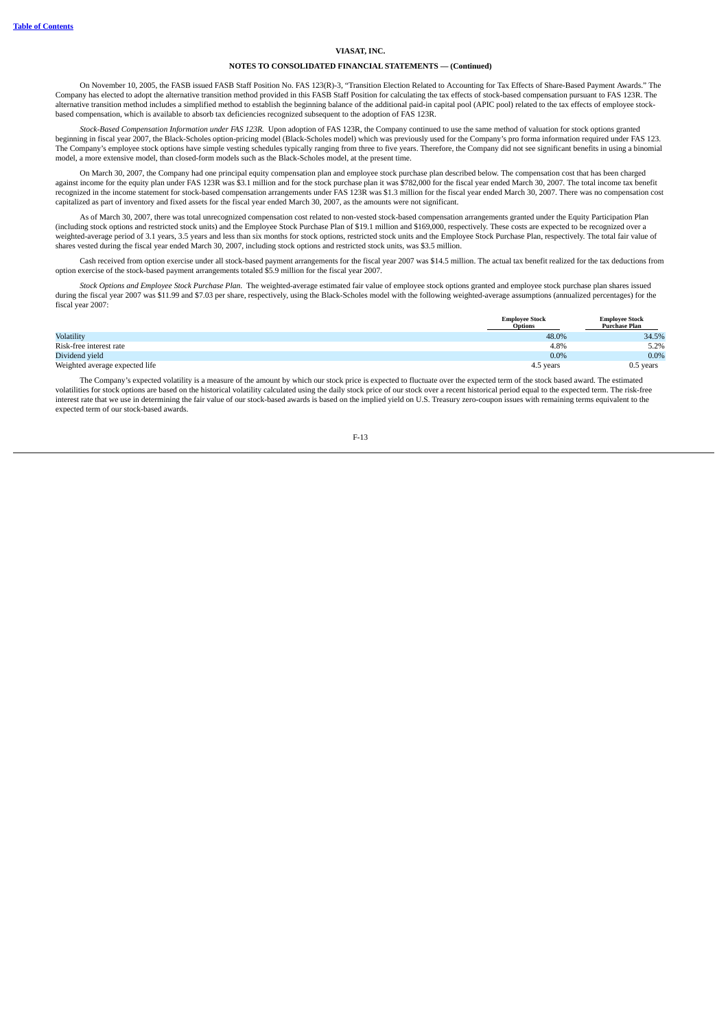On November 10, 2005, the FASB issued FASB Staff Position No. FAS 123(R)-3, "Transition Election Related to Accounting for Tax Effects of Share-Based Payment Awards." The Company has elected to adopt the alternative transition method provided in this FASB Staff Position for calculating the tax effects of stock-based compensation pursuant to FAS 123R. The alternative transition method includes a simplified method to establish the beginning balance of the additional paid-in capital pool (APIC pool) related to the tax effects of employee stock-based compensation, which is available to absorb tax deficiencies recognized subsequent to the adoption of FAS 123R.

*Stock-Based Compensation Information under FAS 123R.* Upon adoption of FAS 123R, the Company continued to use the same method of valuation for stock options granted beginning in fiscal year 2007, the Black-Scholes option-pricing model (Black-Scholes model) which was previously used for the Company's pro forma information required under FAS 123. The Company's employee stock options have simple vesting schedules typically ranging from three to five years. Therefore, the Company did not see significant benefits in using a binomial model, a more extensive model, than closed-form models such as the Black-Scholes model, at the present time.

On March 30, 2007, the Company had one principal equity compensation plan and employee stock purchase plan described below. The compensation cost that has been charged against income for the equity plan under FAS 123R was $3.1 million and for the stock purchase plan it was $782,000 for the fiscal year ended March 30, 2007. The total income tax benefit recognized in the income statement for stock-based compensation arrangements under FAS 123R was $1.3 million for the fiscal year ended March 30, 2007. There was no compensation cost capitalized as part of inventory and fixed assets for the fiscal year ended March 30, 2007, as the amounts were not significant.

As of March 30, 2007, there was total unrecognized compensation cost related to non-vested stock-based compensation arrangements granted under the Equity Participation Plan (including stock options and restricted stock units) and the Employee Stock Purchase Plan of $19.1 million and $169,000, respectively. These costs are expected to be recognized over a weighted-average period of 3.1 years, 3.5 years and less than six months for stock options, restricted stock units and the Employee Stock Purchase Plan, respectively. The total fair value of shares vested during the fiscal year ended March 30, 2007, including stock options and restricted stock units, was $3.5 million.

Cash received from option exercise under all stock-based payment arrangements for the fiscal year 2007 was $14.5 million. The actual tax benefit realized for the tax deductions from option exercise of the stock-based payment arrangements totaled $5.9 million for the fiscal year 2007.

*Stock Options and Employee Stock Purchase Plan.* The weighted-average estimated fair value of employee stock options granted and employee stock purchase plan shares issued during the fiscal year 2007 was $11.99 and $7.03 per share, respectively, using the Black-Scholes model with the following weighted-average assumptions (annualized percentages) for the fiscal year 2007:

| | Employee Stock Options | Employee Stock Purchase Plan |
|---|---|---|
| Volatility | 48.0% | 34.5% |
| Risk-free interest rate | 4.8% | 5.2% |
| Dividend yield | 0.0% | 0.0% |
| Weighted average expected life | 4.5 years | 0.5 years |

The Company's expected volatility is a measure of the amount by which our stock price is expected to fluctuate over the expected term of the stock based award. The estimated volatilities for stock options are based on the historical volatility calculated using the daily stock price of our stock over a recent historical period equal to the expected term. The risk-free interest rate that we use in determining the fair value of our stock-based awards is based on the implied yield on U.S. Treasury zero-coupon issues with remaining terms equivalent to the expected term of our stock-based awards.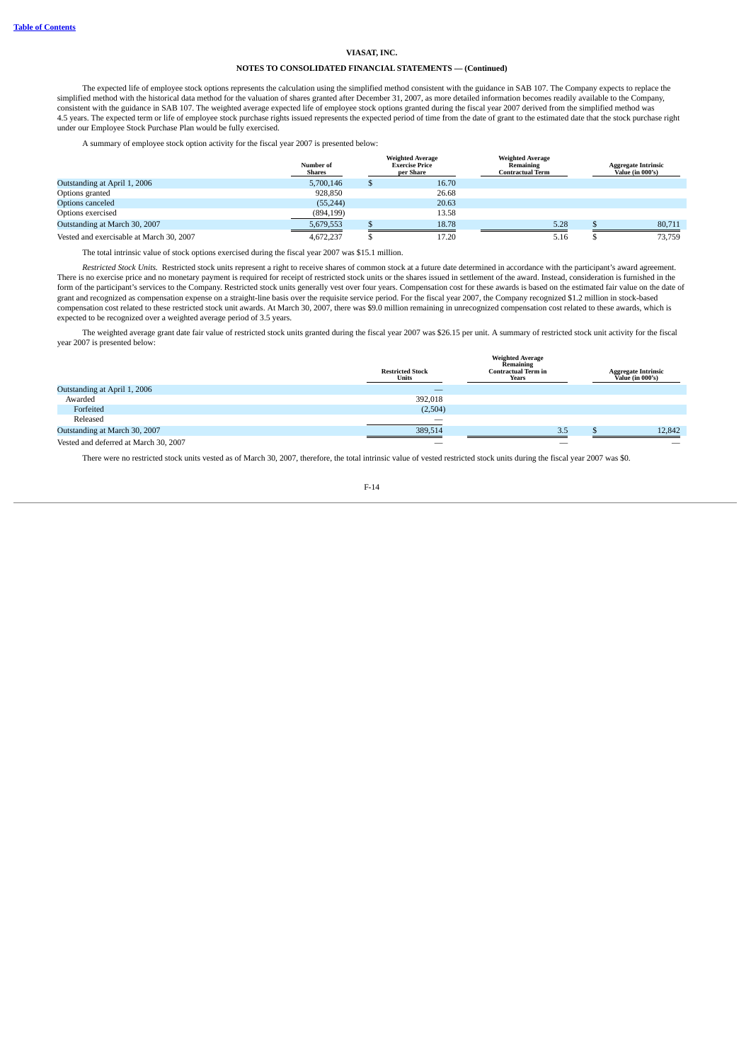**VIASAT, INC.**

**NOTES TO CONSOLIDATED FINANCIAL STATEMENTS — (Continued)**

The expected life of employee stock options represents the calculation using the simplified method consistent with the guidance in SAB 107. The Company expects to replace the simplified method with the historical data method for the valuation of shares granted after December 31, 2007, as more detailed information becomes readily available to the Company, consistent with the guidance in SAB 107. The weighted average expected life of employee stock options granted during the fiscal year 2007 derived from the simplified method was 4.5 years. The expected term or life of employee stock purchase rights issued represents the expected period of time from the date of grant to the estimated date that the stock purchase right under our Employee Stock Purchase Plan would be fully exercised.

A summary of employee stock option activity for the fiscal year 2007 is presented below:

| | Number of Shares | Weighted Average Exercise Price per Share | Weighted Average Remaining Contractual Term | Aggregate Intrinsic Value (in 000's) |
|---|---|---|---|---|
| Outstanding at April 1, 2006 | 5,700,146 | $ 16.70 | | |
| Options granted | 928,850 | 26.68 | | |
| Options canceled | (55,244) | 20.63 | | |
| Options exercised | (894,199) | 13.58 | | |
| Outstanding at March 30, 2007 | 5,679,553 | $ 18.78 | 5.28 | $ 80,711 |
| Vested and exercisable at March 30, 2007 | 4,672,237 | $ 17.20 | 5.16 | $ 73,759 |

The total intrinsic value of stock options exercised during the fiscal year 2007 was $15.1 million.

*Restricted Stock Units.* Restricted stock units represent a right to receive shares of common stock at a future date determined in accordance with the participant's award agreement. There is no exercise price and no monetary payment is required for receipt of restricted stock units or the shares issued in settlement of the award. Instead, consideration is furnished in the form of the participant's services to the Company. Restricted stock units generally vest over four years. Compensation cost for these awards is based on the estimated fair value on the date of grant and recognized as compensation expense on a straight-line basis over the requisite service period. For the fiscal year 2007, the Company recognized $1.2 million in stock-based compensation cost related to these restricted stock unit awards. At March 30, 2007, there was $9.0 million remaining in unrecognized compensation cost related to these awards, which is expected to be recognized over a weighted average period of 3.5 years.

The weighted average grant date fair value of restricted stock units granted during the fiscal year 2007 was $26.15 per unit. A summary of restricted stock unit activity for the fiscal year 2007 is presented below:

| | Restricted Stock Units | Weighted Average Remaining Contractual Term in Years | Aggregate Intrinsic Value (in 000's) |
|---|---|---|---|
| Outstanding at April 1, 2006 | — | | |
| Awarded | 392,018 | | |
| Forfeited | (2,504) | | |
| Released | — | | |
| Outstanding at March 30, 2007 | 389,514 | 3.5 | $ 12,842 |
| Vested and deferred at March 30, 2007 | — | — | — |

There were no restricted stock units vested as of March 30, 2007, therefore, the total intrinsic value of vested restricted stock units during the fiscal year 2007 was $0.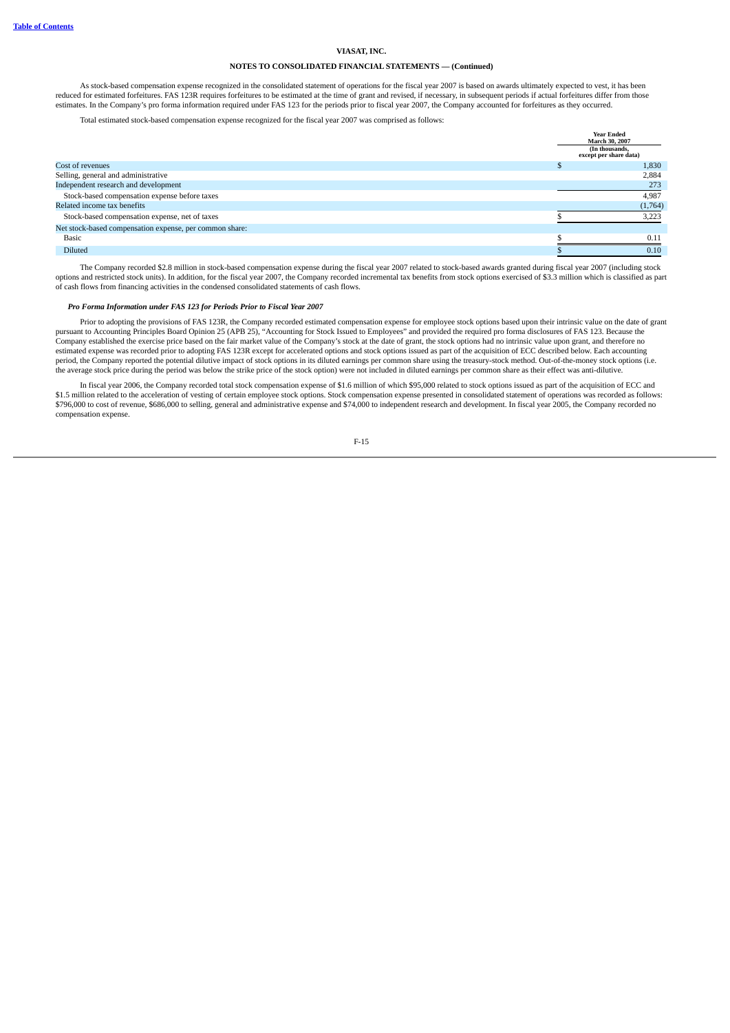**VIASAT, INC.**

**NOTES TO CONSOLIDATED FINANCIAL STATEMENTS — (Continued)**

As stock-based compensation expense recognized in the consolidated statement of operations for the fiscal year 2007 is based on awards ultimately expected to vest, it has been reduced for estimated forfeitures. FAS 123R requires forfeitures to be estimated at the time of grant and revised, if necessary, in subsequent periods if actual forfeitures differ from those estimates. In the Company's pro forma information required under FAS 123 for the periods prior to fiscal year 2007, the Company accounted for forfeitures as they occurred.

Total estimated stock-based compensation expense recognized for the fiscal year 2007 was comprised as follows:

| | Year Ended March 30, 2007 (In thousands, except per share data) |
|---|---|
| Cost of revenues | $ 1,830 |
| Selling, general and administrative | 2,884 |
| Independent research and development | 273 |
| Stock-based compensation expense before taxes | 4,987 |
| Related income tax benefits | (1,764) |
| Stock-based compensation expense, net of taxes | $ 3,223 |
| Net stock-based compensation expense, per common share: | |
| Basic | $ 0.11 |
| Diluted | $ 0.10 |

The Company recorded $2.8 million in stock-based compensation expense during the fiscal year 2007 related to stock-based awards granted during fiscal year 2007 (including stock options and restricted stock units). In addition, for the fiscal year 2007, the Company recorded incremental tax benefits from stock options exercised of $3.3 million which is classified as part of cash flows from financing activities in the condensed consolidated statements of cash flows.

***Pro Forma Information under FAS 123 for Periods Prior to Fiscal Year 2007***

Prior to adopting the provisions of FAS 123R, the Company recorded estimated compensation expense for employee stock options based upon their intrinsic value on the date of grant pursuant to Accounting Principles Board Opinion 25 (APB 25), "Accounting for Stock Issued to Employees" and provided the required pro forma disclosures of FAS 123. Because the Company established the exercise price based on the fair market value of the Company's stock at the date of grant, the stock options had no intrinsic value upon grant, and therefore no estimated expense was recorded prior to adopting FAS 123R except for accelerated options and stock options issued as part of the acquisition of ECC described below. Each accounting period, the Company reported the potential dilutive impact of stock options in its diluted earnings per common share using the treasury-stock method. Out-of-the-money stock options (i.e. the average stock price during the period was below the strike price of the stock option) were not included in diluted earnings per common share as their effect was anti-dilutive.

In fiscal year 2006, the Company recorded total stock compensation expense of $1.6 million of which $95,000 related to stock options issued as part of the acquisition of ECC and $1.5 million related to the acceleration of vesting of certain employee stock options. Stock compensation expense presented in consolidated statement of operations was recorded as follows: $796,000 to cost of revenue, $686,000 to selling, general and administrative expense and $74,000 to independent research and development. In fiscal year 2005, the Company recorded no compensation expense.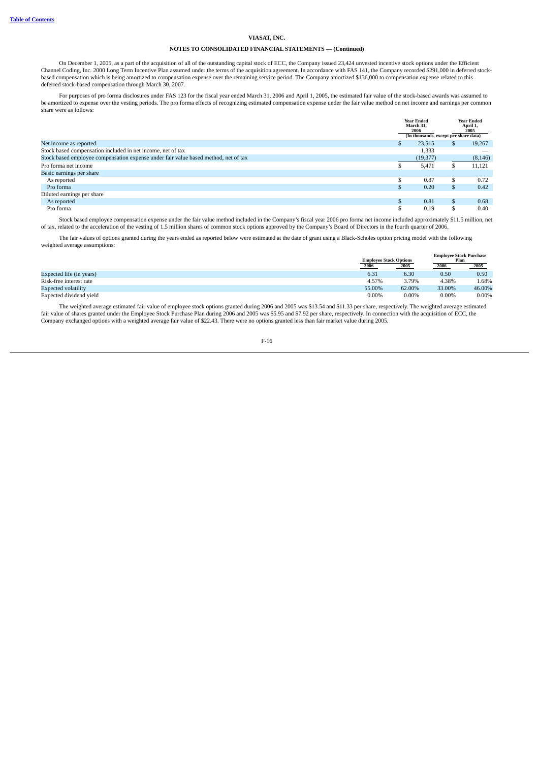VIASAT, INC.

**NOTES TO CONSOLIDATED FINANCIAL STATEMENTS — (Continued)**

On December 1, 2005, as a part of the acquisition of all of the outstanding capital stock of ECC, the Company issued 23,424 unvested incentive stock options under the Efficient Channel Coding, Inc. 2000 Long Term Incentive Plan assumed under the terms of the acquisition agreement. In accordance with FAS 141, the Company recorded $291,000 in deferred stock-based compensation which is being amortized to compensation expense over the remaining service period. The Company amortized $136,000 to compensation expense related to this deferred stock-based compensation through March 30, 2007.

For purposes of pro forma disclosures under FAS 123 for the fiscal year ended March 31, 2006 and April 1, 2005, the estimated fair value of the stock-based awards was assumed to be amortized to expense over the vesting periods. The pro forma effects of recognizing estimated compensation expense under the fair value method on net income and earnings per common share were as follows:

| | Year Ended March 31, 2006 | Year Ended April 1, 2005 |
|---|---|---|
| | (In thousands, except per share data) | |
| Net income as reported | $ 23,515 | $ 19,267 |
| Stock based compensation included in net income, net of tax | 1,333 | — |
| Stock based employee compensation expense under fair value based method, net of tax | (19,377) | (8,146) |
| Pro forma net income | $ 5,471 | $ 11,121 |
| Basic earnings per share | | |
| As reported | $ 0.87 | $ 0.72 |
| Pro forma | $ 0.20 | $ 0.42 |
| Diluted earnings per share | | |
| As reported | $ 0.81 | $ 0.68 |
| Pro forma | $ 0.19 | $ 0.40 |

Stock based employee compensation expense under the fair value method included in the Company's fiscal year 2006 pro forma net income included approximately $11.5 million, net of tax, related to the acceleration of the vesting of 1.5 million shares of common stock options approved by the Company's Board of Directors in the fourth quarter of 2006.

The fair values of options granted during the years ended as reported below were estimated at the date of grant using a Black-Scholes option pricing model with the following weighted average assumptions:

| | Employee Stock Options | | Employee Stock Purchase Plan | |
|---|---|---|---|---|
| | 2006 | 2005 | 2006 | 2005 |
| Expected life (in years) | 6.31 | 6.30 | 0.50 | 0.50 |
| Risk-free interest rate | 4.57% | 3.79% | 4.38% | 1.68% |
| Expected volatility | 55.00% | 62.00% | 33.00% | 46.00% |
| Expected dividend yield | 0.00% | 0.00% | 0.00% | 0.00% |

The weighted average estimated fair value of employee stock options granted during 2006 and 2005 was $13.54 and $11.33 per share, respectively. The weighted average estimated fair value of shares granted under the Employee Stock Purchase Plan during 2006 and 2005 was $5.95 and $7.92 per share, respectively. In connection with the acquisition of ECC, the Company exchanged options with a weighted average fair value of $22.43. There were no options granted less than fair market value during 2005.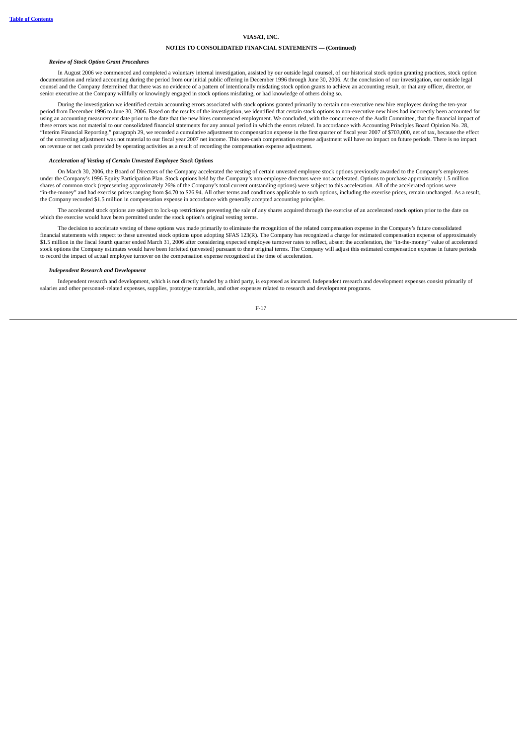**VIASAT, INC.**

**NOTES TO CONSOLIDATED FINANCIAL STATEMENTS — (Continued)**

***Review of Stock Option Grant Procedures***

In August 2006 we commenced and completed a voluntary internal investigation, assisted by our outside legal counsel, of our historical stock option granting practices, stock option documentation and related accounting during the period from our initial public offering in December 1996 through June 30, 2006. At the conclusion of our investigation, our outside legal counsel and the Company determined that there was no evidence of a pattern of intentionally misdating stock option grants to achieve an accounting result, or that any officer, director, or senior executive at the Company willfully or knowingly engaged in stock options misdating, or had knowledge of others doing so.

During the investigation we identified certain accounting errors associated with stock options granted primarily to certain non-executive new hire employees during the ten-year period from December 1996 to June 30, 2006. Based on the results of the investigation, we identified that certain stock options to non-executive new hires had incorrectly been accounted for using an accounting measurement date prior to the date that the new hires commenced employment. We concluded, with the concurrence of the Audit Committee, that the financial impact of these errors was not material to our consolidated financial statements for any annual period in which the errors related. In accordance with Accounting Principles Board Opinion No. 28, "Interim Financial Reporting," paragraph 29, we recorded a cumulative adjustment to compensation expense in the first quarter of fiscal year 2007 of $703,000, net of tax, because the effect of the correcting adjustment was not material to our fiscal year 2007 net income. This non-cash compensation expense adjustment will have no impact on future periods. There is no impact on revenue or net cash provided by operating activities as a result of recording the compensation expense adjustment.

***Acceleration of Vesting of Certain Unvested Employee Stock Options***

On March 30, 2006, the Board of Directors of the Company accelerated the vesting of certain unvested employee stock options previously awarded to the Company's employees under the Company's 1996 Equity Participation Plan. Stock options held by the Company's non-employee directors were not accelerated. Options to purchase approximately 1.5 million shares of common stock (representing approximately 26% of the Company's total current outstanding options) were subject to this acceleration. All of the accelerated options were "in-the-money" and had exercise prices ranging from $4.70 to $26.94. All other terms and conditions applicable to such options, including the exercise prices, remain unchanged. As a result, the Company recorded $1.5 million in compensation expense in accordance with generally accepted accounting principles.

The accelerated stock options are subject to lock-up restrictions preventing the sale of any shares acquired through the exercise of an accelerated stock option prior to the date on which the exercise would have been permitted under the stock option's original vesting terms.

The decision to accelerate vesting of these options was made primarily to eliminate the recognition of the related compensation expense in the Company's future consolidated financial statements with respect to these unvested stock options upon adopting SFAS 123(R). The Company has recognized a charge for estimated compensation expense of approximately $1.5 million in the fiscal fourth quarter ended March 31, 2006 after considering expected employee turnover rates to reflect, absent the acceleration, the "in-the-money" value of accelerated stock options the Company estimates would have been forfeited (unvested) pursuant to their original terms. The Company will adjust this estimated compensation expense in future periods to record the impact of actual employee turnover on the compensation expense recognized at the time of acceleration.

***Independent Research and Development***

Independent research and development, which is not directly funded by a third party, is expensed as incurred. Independent research and development expenses consist primarily of salaries and other personnel-related expenses, supplies, prototype materials, and other expenses related to research and development programs.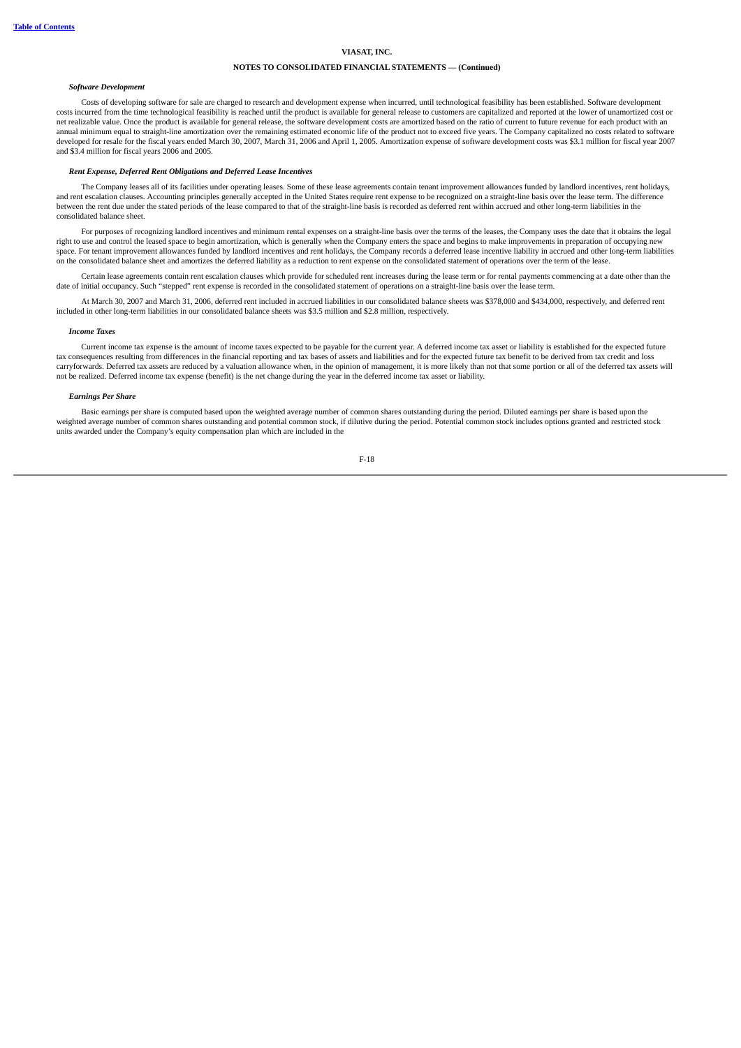### *Software Development*

Costs of developing software for sale are charged to research and development expense when incurred, until technological feasibility has been established. Software development costs incurred from the time technological feasibility is reached until the product is available for general release to customers are capitalized and reported at the lower of unamortized cost or net realizable value. Once the product is available for general release, the software development costs are amortized based on the ratio of current to future revenue for each product with an annual minimum equal to straight-line amortization over the remaining estimated economic life of the product not to exceed five years. The Company capitalized no costs related to software developed for resale for the fiscal years ended March 30, 2007, March 31, 2006 and April 1, 2005. Amortization expense of software development costs was $3.1 million for fiscal year 2007 and $3.4 million for fiscal years 2006 and 2005.

### *Rent Expense, Deferred Rent Obligations and Deferred Lease Incentives*

The Company leases all of its facilities under operating leases. Some of these lease agreements contain tenant improvement allowances funded by landlord incentives, rent holidays, and rent escalation clauses. Accounting principles generally accepted in the United States require rent expense to be recognized on a straight-line basis over the lease term. The difference between the rent due under the stated periods of the lease compared to that of the straight-line basis is recorded as deferred rent within accrued and other long-term liabilities in the consolidated balance sheet.

For purposes of recognizing landlord incentives and minimum rental expenses on a straight-line basis over the terms of the leases, the Company uses the date that it obtains the legal right to use and control the leased space to begin amortization, which is generally when the Company enters the space and begins to make improvements in preparation of occupying new space. For tenant improvement allowances funded by landlord incentives and rent holidays, the Company records a deferred lease incentive liability in accrued and other long-term liabilities on the consolidated balance sheet and amortizes the deferred liability as a reduction to rent expense on the consolidated statement of operations over the term of the lease.

Certain lease agreements contain rent escalation clauses which provide for scheduled rent increases during the lease term or for rental payments commencing at a date other than the date of initial occupancy. Such "stepped" rent expense is recorded in the consolidated statement of operations on a straight-line basis over the lease term.

At March 30, 2007 and March 31, 2006, deferred rent included in accrued liabilities in our consolidated balance sheets was $378,000 and $434,000, respectively, and deferred rent included in other long-term liabilities in our consolidated balance sheets was $3.5 million and $2.8 million, respectively.

### *Income Taxes*

Current income tax expense is the amount of income taxes expected to be payable for the current year. A deferred income tax asset or liability is established for the expected future tax consequences resulting from differences in the financial reporting and tax bases of assets and liabilities and for the expected future tax benefit to be derived from tax credit and loss carryforwards. Deferred tax assets are reduced by a valuation allowance when, in the opinion of management, it is more likely than not that some portion or all of the deferred tax assets will not be realized. Deferred income tax expense (benefit) is the net change during the year in the deferred income tax asset or liability.

### *Earnings Per Share*

Basic earnings per share is computed based upon the weighted average number of common shares outstanding during the period. Diluted earnings per share is based upon the weighted average number of common shares outstanding and potential common stock, if dilutive during the period. Potential common stock includes options granted and restricted stock units awarded under the Company's equity compensation plan which are included in the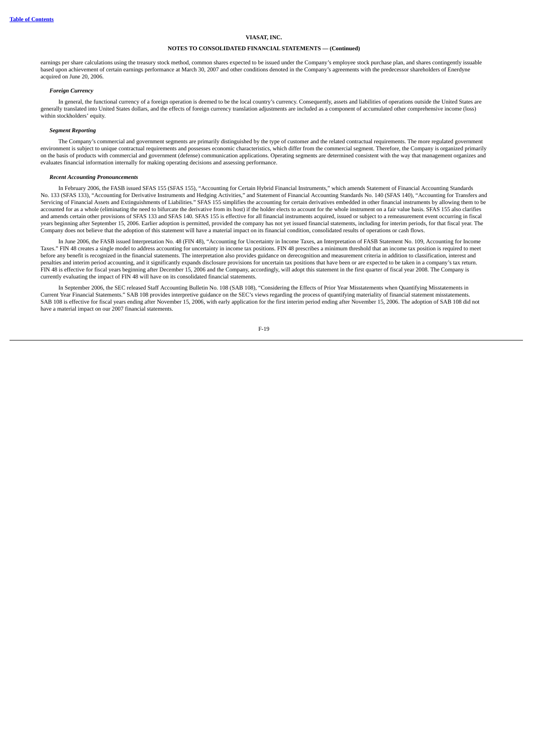earnings per share calculations using the treasury stock method, common shares expected to be issued under the Company's employee stock purchase plan, and shares contingently issuable based upon achievement of certain earnings performance at March 30, 2007 and other conditions denoted in the Company's agreements with the predecessor shareholders of Enerdyne acquired on June 20, 2006.

***Foreign Currency***

In general, the functional currency of a foreign operation is deemed to be the local country's currency. Consequently, assets and liabilities of operations outside the United States are generally translated into United States dollars, and the effects of foreign currency translation adjustments are included as a component of accumulated other comprehensive income (loss) within stockholders' equity.

***Segment Reporting***

The Company's commercial and government segments are primarily distinguished by the type of customer and the related contractual requirements. The more regulated government environment is subject to unique contractual requirements and possesses economic characteristics, which differ from the commercial segment. Therefore, the Company is organized primarily on the basis of products with commercial and government (defense) communication applications. Operating segments are determined consistent with the way that management organizes and evaluates financial information internally for making operating decisions and assessing performance.

***Recent Accounting Pronouncements***

In February 2006, the FASB issued SFAS 155 (SFAS 155), "Accounting for Certain Hybrid Financial Instruments," which amends Statement of Financial Accounting Standards No. 133 (SFAS 133), "Accounting for Derivative Instruments and Hedging Activities," and Statement of Financial Accounting Standards No. 140 (SFAS 140), "Accounting for Transfers and Servicing of Financial Assets and Extinguishments of Liabilities." SFAS 155 simplifies the accounting for certain derivatives embedded in other financial instruments by allowing them to be accounted for as a whole (eliminating the need to bifurcate the derivative from its host) if the holder elects to account for the whole instrument on a fair value basis. SFAS 155 also clarifies and amends certain other provisions of SFAS 133 and SFAS 140. SFAS 155 is effective for all financial instruments acquired, issued or subject to a remeasurement event occurring in fiscal years beginning after September 15, 2006. Earlier adoption is permitted, provided the company has not yet issued financial statements, including for interim periods, for that fiscal year. The Company does not believe that the adoption of this statement will have a material impact on its financial condition, consolidated results of operations or cash flows.

In June 2006, the FASB issued Interpretation No. 48 (FIN 48), "Accounting for Uncertainty in Income Taxes, an Interpretation of FASB Statement No. 109, Accounting for Income Taxes." FIN 48 creates a single model to address accounting for uncertainty in income tax positions. FIN 48 prescribes a minimum threshold that an income tax position is required to meet before any benefit is recognized in the financial statements. The interpretation also provides guidance on derecognition and measurement criteria in addition to classification, interest and penalties and interim period accounting, and it significantly expands disclosure provisions for uncertain tax positions that have been or are expected to be taken in a company's tax return. FIN 48 is effective for fiscal years beginning after December 15, 2006 and the Company, accordingly, will adopt this statement in the first quarter of fiscal year 2008. The Company is currently evaluating the impact of FIN 48 will have on its consolidated financial statements.

In September 2006, the SEC released Staff Accounting Bulletin No. 108 (SAB 108), "Considering the Effects of Prior Year Misstatements when Quantifying Misstatements in Current Year Financial Statements." SAB 108 provides interpretive guidance on the SEC's views regarding the process of quantifying materiality of financial statement misstatements. SAB 108 is effective for fiscal years ending after November 15, 2006, with early application for the first interim period ending after November 15, 2006. The adoption of SAB 108 did not have a material impact on our 2007 financial statements.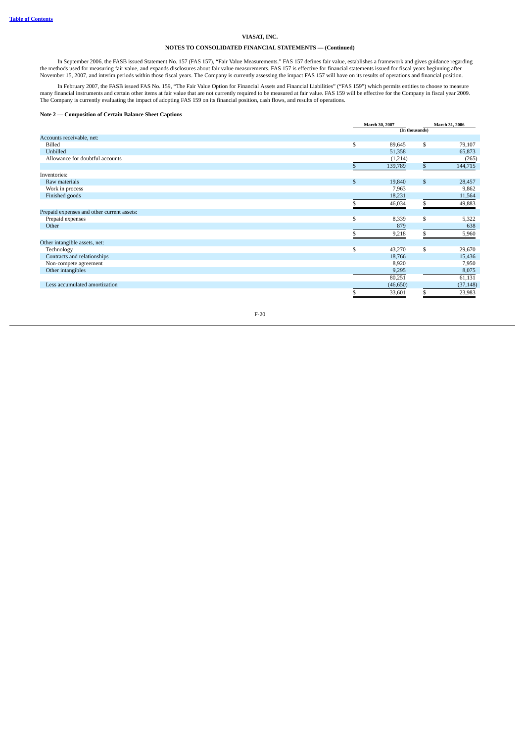**NOTES TO CONSOLIDATED FINANCIAL STATEMENTS — (Continued)**

In September 2006, the FASB issued Statement No. 157 (FAS 157), "Fair Value Measurements." FAS 157 defines fair value, establishes a framework and gives guidance regarding the methods used for measuring fair value, and expands disclosures about fair value measurements. FAS 157 is effective for financial statements issued for fiscal years beginning after November 15, 2007, and interim periods within those fiscal years. The Company is currently assessing the impact FAS 157 will have on its results of operations and financial position.

In February 2007, the FASB issued FAS No. 159, "The Fair Value Option for Financial Assets and Financial Liabilities" ("FAS 159") which permits entities to choose to measure many financial instruments and certain other items at fair value that are not currently required to be measured at fair value. FAS 159 will be effective for the Company in fiscal year 2009. The Company is currently evaluating the impact of adopting FAS 159 on its financial position, cash flows, and results of operations.

**Note 2 — Composition of Certain Balance Sheet Captions**

| | March 30, 2007 | March 31, 2006 |
|---|---|---|
| | (In thousands) | |
| Accounts receivable, net: | | |
| Billed | $ 89,645 | $ 79,107 |
| Unbilled | 51,358 | 65,873 |
| Allowance for doubtful accounts | (1,214) | (265) |
| | $ 139,789 | $ 144,715 |
| Inventories: | | |
| Raw materials | $ 19,840 | $ 28,457 |
| Work in process | 7,963 | 9,862 |
| Finished goods | 18,231 | 11,564 |
| | $ 46,034 | $ 49,883 |
| Prepaid expenses and other current assets: | | |
| Prepaid expenses | $ 8,339 | $ 5,322 |
| Other | 879 | 638 |
| | $ 9,218 | $ 5,960 |
| Other intangible assets, net: | | |
| Technology | $ 43,270 | $ 29,670 |
| Contracts and relationships | 18,766 | 15,436 |
| Non-compete agreement | 8,920 | 7,950 |
| Other intangibles | 9,295 | 8,075 |
| | 80,251 | 61,131 |
| Less accumulated amortization | (46,650) | (37,148) |
| | $ 33,601 | $ 23,983 |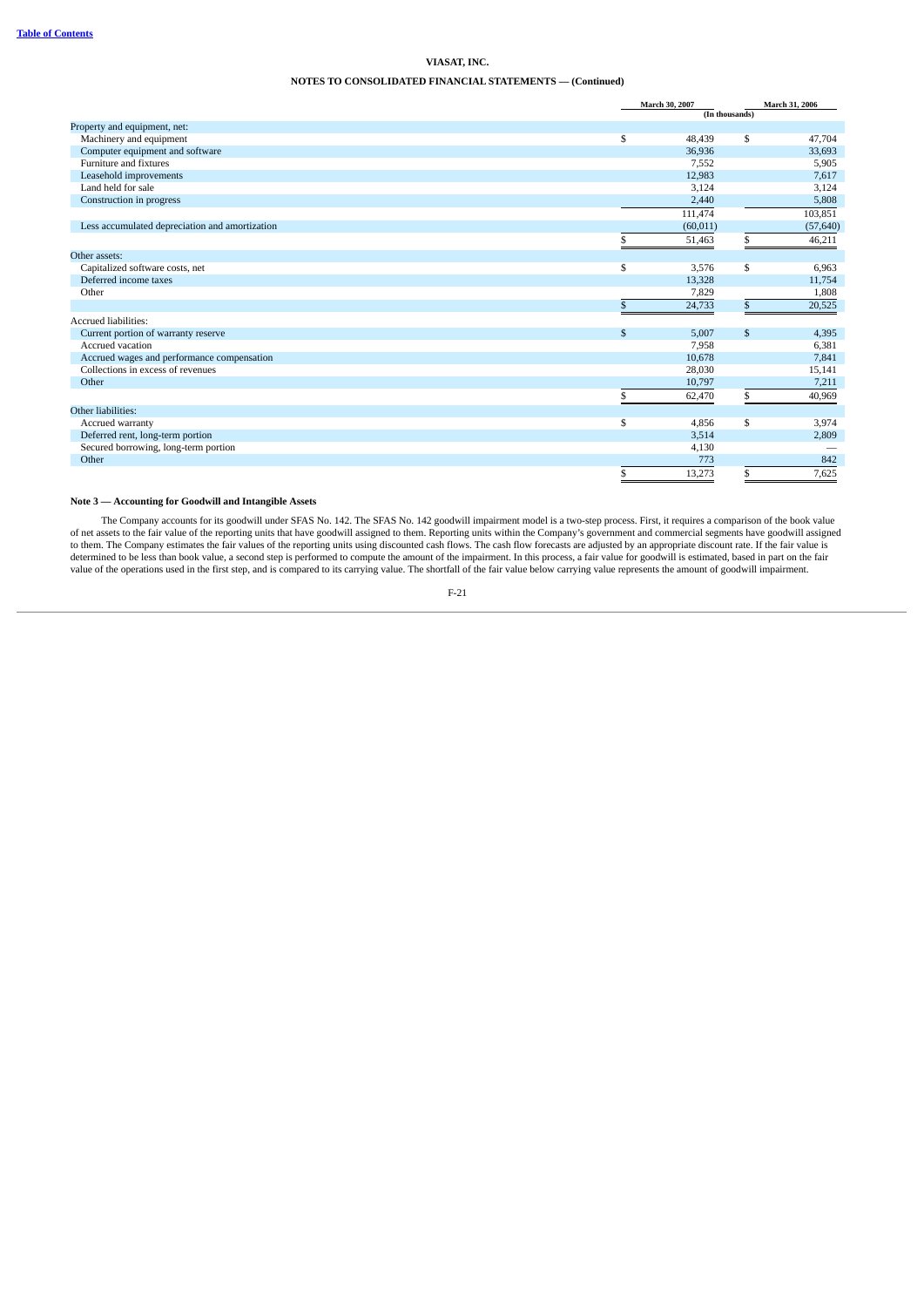**Table of Contents**

VIASAT, INC.

NOTES TO CONSOLIDATED FINANCIAL STATEMENTS — (Continued)

| | March 30, 2007 | March 31, 2006 |
|---|---|---|
| | (In thousands) | |
| Property and equipment, net: | | |
| Machinery and equipment | $ 48,439 | $ 47,704 |
| Computer equipment and software | 36,936 | 33,693 |
| Furniture and fixtures | 7,552 | 5,905 |
| Leasehold improvements | 12,983 | 7,617 |
| Land held for sale | 3,124 | 3,124 |
| Construction in progress | 2,440 | 5,808 |
| | 111,474 | 103,851 |
| Less accumulated depreciation and amortization | (60,011) | (57,640) |
| | $ 51,463 | $ 46,211 |
| Other assets: | | |
| Capitalized software costs, net | $ 3,576 | $ 6,963 |
| Deferred income taxes | 13,328 | 11,754 |
| Other | 7,829 | 1,808 |
| | $ 24,733 | $ 20,525 |
| Accrued liabilities: | | |
| Current portion of warranty reserve | $ 5,007 | $ 4,395 |
| Accrued vacation | 7,958 | 6,381 |
| Accrued wages and performance compensation | 10,678 | 7,841 |
| Collections in excess of revenues | 28,030 | 15,141 |
| Other | 10,797 | 7,211 |
| | $ 62,470 | $ 40,969 |
| Other liabilities: | | |
| Accrued warranty | $ 4,856 | $ 3,974 |
| Deferred rent, long-term portion | 3,514 | 2,809 |
| Secured borrowing, long-term portion | 4,130 | — |
| Other | 773 | 842 |
| | $ 13,273 | $ 7,625 |

**Note 3 — Accounting for Goodwill and Intangible Assets**

The Company accounts for its goodwill under SFAS No. 142. The SFAS No. 142 goodwill impairment model is a two-step process. First, it requires a comparison of the book value of net assets to the fair value of the reporting units that have goodwill assigned to them. Reporting units within the Company's government and commercial segments have goodwill assigned to them. The Company estimates the fair values of the reporting units using discounted cash flows. The cash flow forecasts are adjusted by an appropriate discount rate. If the fair value is determined to be less than book value, a second step is performed to compute the amount of the impairment. In this process, a fair value for goodwill is estimated, based in part on the fair value of the operations used in the first step, and is compared to its carrying value. The shortfall of the fair value below carrying value represents the amount of goodwill impairment.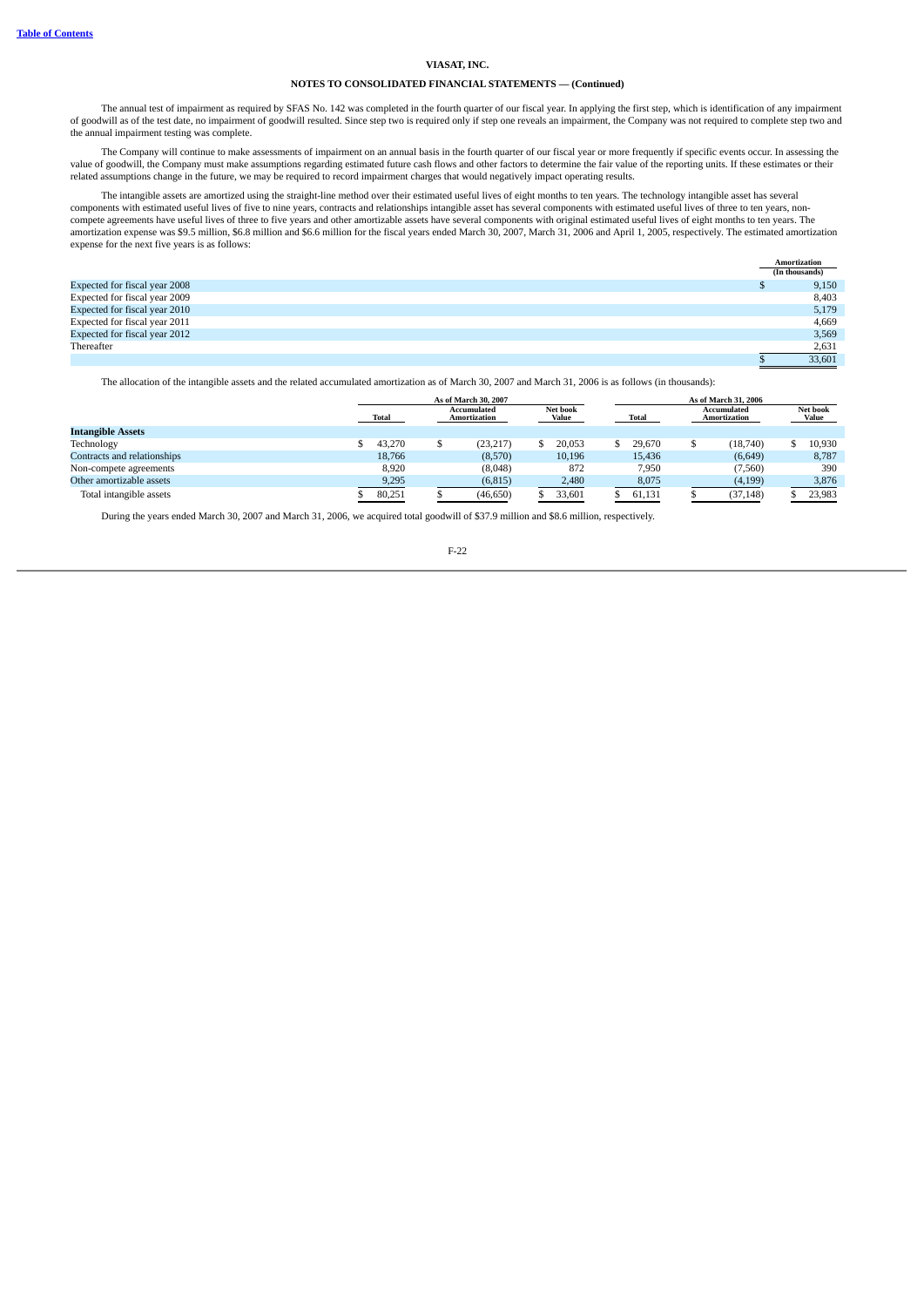**NOTES TO CONSOLIDATED FINANCIAL STATEMENTS — (Continued)**

The annual test of impairment as required by SFAS No. 142 was completed in the fourth quarter of our fiscal year. In applying the first step, which is identification of any impairment of goodwill as of the test date, no impairment of goodwill resulted. Since step two is required only if step one reveals an impairment, the Company was not required to complete step two and the annual impairment testing was complete.

The Company will continue to make assessments of impairment on an annual basis in the fourth quarter of our fiscal year or more frequently if specific events occur. In assessing the value of goodwill, the Company must make assumptions regarding estimated future cash flows and other factors to determine the fair value of the reporting units. If these estimates or their related assumptions change in the future, we may be required to record impairment charges that would negatively impact operating results.

The intangible assets are amortized using the straight-line method over their estimated useful lives of eight months to ten years. The technology intangible asset has several components with estimated useful lives of five to nine years, contracts and relationships intangible asset has several components with estimated useful lives of three to ten years, non-compete agreements have useful lives of three to five years and other amortizable assets have several components with original estimated useful lives of eight months to ten years. The amortization expense was $9.5 million, $6.8 million and $6.6 million for the fiscal years ended March 30, 2007, March 31, 2006 and April 1, 2005, respectively. The estimated amortization expense for the next five years is as follows:

| | Amortization (In thousands) |
|---|---|
| Expected for fiscal year 2008 | $ 9,150 |
| Expected for fiscal year 2009 | 8,403 |
| Expected for fiscal year 2010 | 5,179 |
| Expected for fiscal year 2011 | 4,669 |
| Expected for fiscal year 2012 | 3,569 |
| Thereafter | 2,631 |
| | $ 33,601 |

The allocation of the intangible assets and the related accumulated amortization as of March 30, 2007 and March 31, 2006 is as follows (in thousands):

| | As of March 30, 2007 | | | As of March 31, 2006 | | |
|---|---|---|---|---|---|---|
| | Total | Accumulated Amortization | Net book Value | Total | Accumulated Amortization | Net book Value |
| **Intangible Assets** | | | | | | |
| Technology | $ 43,270 | $ (23,217) | $ 20,053 | $ 29,670 | $ (18,740) | $ 10,930 |
| Contracts and relationships | 18,766 | (8,570) | 10,196 | 15,436 | (6,649) | 8,787 |
| Non-compete agreements | 8,920 | (8,048) | 872 | 7,950 | (7,560) | 390 |
| Other amortizable assets | 9,295 | (6,815) | 2,480 | 8,075 | (4,199) | 3,876 |
| Total intangible assets | $ 80,251 | $ (46,650) | $ 33,601 | $ 61,131 | $ (37,148) | $ 23,983 |

During the years ended March 30, 2007 and March 31, 2006, we acquired total goodwill of $37.9 million and $8.6 million, respectively.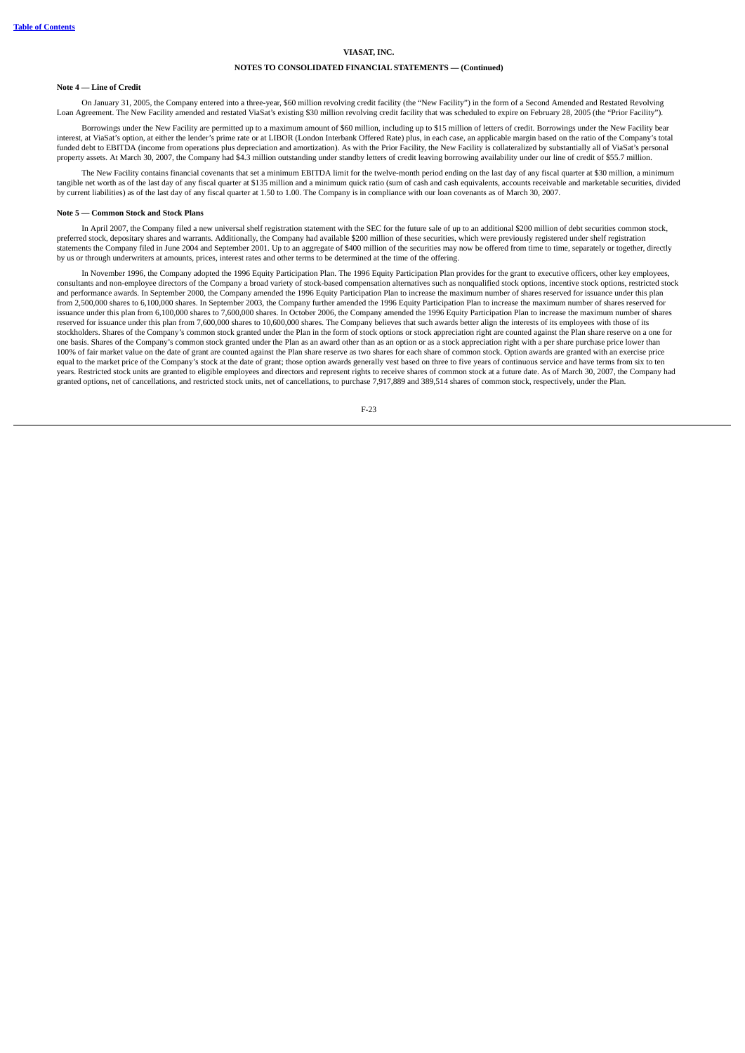#### Note 4 — Line of Credit

On January 31, 2005, the Company entered into a three-year, $60 million revolving credit facility (the "New Facility") in the form of a Second Amended and Restated Revolving Loan Agreement. The New Facility amended and restated ViaSat's existing $30 million revolving credit facility that was scheduled to expire on February 28, 2005 (the "Prior Facility").

Borrowings under the New Facility are permitted up to a maximum amount of $60 million, including up to $15 million of letters of credit. Borrowings under the New Facility bear interest, at ViaSat's option, at either the lender's prime rate or at LIBOR (London Interbank Offered Rate) plus, in each case, an applicable margin based on the ratio of the Company's total funded debt to EBITDA (income from operations plus depreciation and amortization). As with the Prior Facility, the New Facility is collateralized by substantially all of ViaSat's personal property assets. At March 30, 2007, the Company had $4.3 million outstanding under standby letters of credit leaving borrowing availability under our line of credit of $55.7 million.

The New Facility contains financial covenants that set a minimum EBITDA limit for the twelve-month period ending on the last day of any fiscal quarter at $30 million, a minimum tangible net worth as of the last day of any fiscal quarter at $135 million and a minimum quick ratio (sum of cash and cash equivalents, accounts receivable and marketable securities, divided by current liabilities) as of the last day of any fiscal quarter at 1.50 to 1.00. The Company is in compliance with our loan covenants as of March 30, 2007.

#### Note 5 — Common Stock and Stock Plans

In April 2007, the Company filed a new universal shelf registration statement with the SEC for the future sale of up to an additional $200 million of debt securities common stock, preferred stock, depositary shares and warrants. Additionally, the Company had available $200 million of these securities, which were previously registered under shelf registration statements the Company filed in June 2004 and September 2001. Up to an aggregate of $400 million of the securities may now be offered from time to time, separately or together, directly by us or through underwriters at amounts, prices, interest rates and other terms to be determined at the time of the offering.

In November 1996, the Company adopted the 1996 Equity Participation Plan. The 1996 Equity Participation Plan provides for the grant to executive officers, other key employees, consultants and non-employee directors of the Company a broad variety of stock-based compensation alternatives such as nonqualified stock options, incentive stock options, restricted stock and performance awards. In September 2000, the Company amended the 1996 Equity Participation Plan to increase the maximum number of shares reserved for issuance under this plan from 2,500,000 shares to 6,100,000 shares. In September 2003, the Company further amended the 1996 Equity Participation Plan to increase the maximum number of shares reserved for issuance under this plan from 6,100,000 shares to 7,600,000 shares. In October 2006, the Company amended the 1996 Equity Participation Plan to increase the maximum number of shares reserved for issuance under this plan from 7,600,000 shares to 10,600,000 shares. The Company believes that such awards better align the interests of its employees with those of its stockholders. Shares of the Company's common stock granted under the Plan in the form of stock options or stock appreciation right are counted against the Plan share reserve on a one for one basis. Shares of the Company's common stock granted under the Plan as an award other than as an option or as a stock appreciation right with a per share purchase price lower than 100% of fair market value on the date of grant are counted against the Plan share reserve as two shares for each share of common stock. Option awards are granted with an exercise price equal to the market price of the Company's stock at the date of grant; those option awards generally vest based on three to five years of continuous service and have terms from six to ten years. Restricted stock units are granted to eligible employees and directors and represent rights to receive shares of common stock at a future date. As of March 30, 2007, the Company had granted options, net of cancellations, and restricted stock units, net of cancellations, to purchase 7,917,889 and 389,514 shares of common stock, respectively, under the Plan.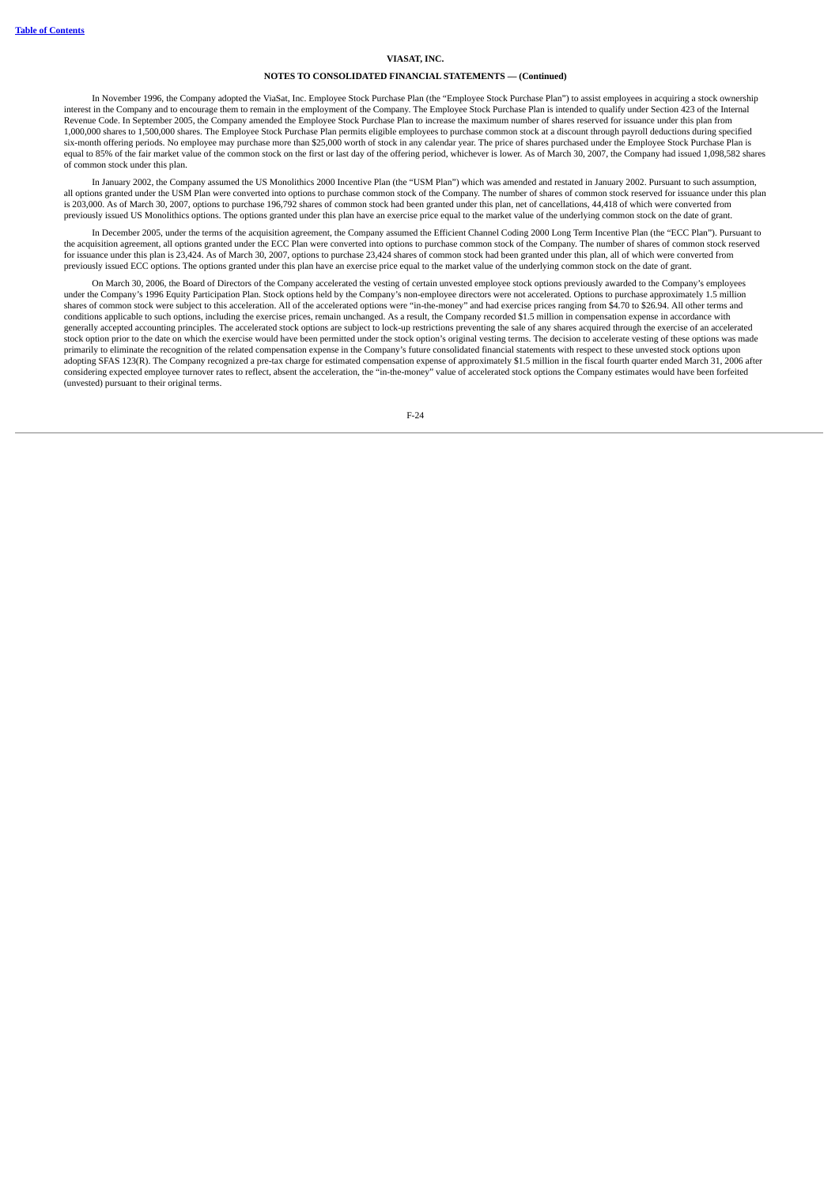In November 1996, the Company adopted the ViaSat, Inc. Employee Stock Purchase Plan (the "Employee Stock Purchase Plan") to assist employees in acquiring a stock ownership interest in the Company and to encourage them to remain in the employment of the Company. The Employee Stock Purchase Plan is intended to qualify under Section 423 of the Internal Revenue Code. In September 2005, the Company amended the Employee Stock Purchase Plan to increase the maximum number of shares reserved for issuance under this plan from 1,000,000 shares to 1,500,000 shares. The Employee Stock Purchase Plan permits eligible employees to purchase common stock at a discount through payroll deductions during specified six-month offering periods. No employee may purchase more than $25,000 worth of stock in any calendar year. The price of shares purchased under the Employee Stock Purchase Plan is equal to 85% of the fair market value of the common stock on the first or last day of the offering period, whichever is lower. As of March 30, 2007, the Company had issued 1,098,582 shares of common stock under this plan.

In January 2002, the Company assumed the US Monolithics 2000 Incentive Plan (the "USM Plan") which was amended and restated in January 2002. Pursuant to such assumption, all options granted under the USM Plan were converted into options to purchase common stock of the Company. The number of shares of common stock reserved for issuance under this plan is 203,000. As of March 30, 2007, options to purchase 196,792 shares of common stock had been granted under this plan, net of cancellations, 44,418 of which were converted from previously issued US Monolithics options. The options granted under this plan have an exercise price equal to the market value of the underlying common stock on the date of grant.

In December 2005, under the terms of the acquisition agreement, the Company assumed the Efficient Channel Coding 2000 Long Term Incentive Plan (the "ECC Plan"). Pursuant to the acquisition agreement, all options granted under the ECC Plan were converted into options to purchase common stock of the Company. The number of shares of common stock reserved for issuance under this plan is 23,424. As of March 30, 2007, options to purchase 23,424 shares of common stock had been granted under this plan, all of which were converted from previously issued ECC options. The options granted under this plan have an exercise price equal to the market value of the underlying common stock on the date of grant.

On March 30, 2006, the Board of Directors of the Company accelerated the vesting of certain unvested employee stock options previously awarded to the Company's employees under the Company's 1996 Equity Participation Plan. Stock options held by the Company's non-employee directors were not accelerated. Options to purchase approximately 1.5 million shares of common stock were subject to this acceleration. All of the accelerated options were "in-the-money" and had exercise prices ranging from $4.70 to $26.94. All other terms and conditions applicable to such options, including the exercise prices, remain unchanged. As a result, the Company recorded $1.5 million in compensation expense in accordance with generally accepted accounting principles. The accelerated stock options are subject to lock-up restrictions preventing the sale of any shares acquired through the exercise of an accelerated stock option prior to the date on which the exercise would have been permitted under the stock option's original vesting terms. The decision to accelerate vesting of these options was made primarily to eliminate the recognition of the related compensation expense in the Company's future consolidated financial statements with respect to these unvested stock options upon adopting SFAS 123(R). The Company recognized a pre-tax charge for estimated compensation expense of approximately $1.5 million in the fiscal fourth quarter ended March 31, 2006 after considering expected employee turnover rates to reflect, absent the acceleration, the "in-the-money" value of accelerated stock options the Company estimates would have been forfeited (unvested) pursuant to their original terms.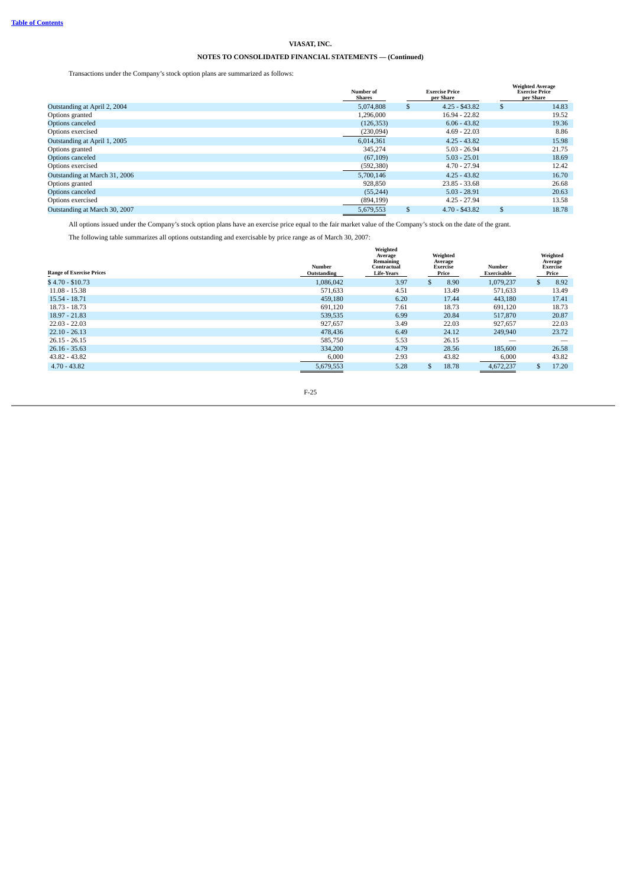**VIASAT, INC.**

**NOTES TO CONSOLIDATED FINANCIAL STATEMENTS — (Continued)**

Transactions under the Company's stock option plans are summarized as follows:

| | Number of Shares | Exercise Price per Share | Weighted Average Exercise Price per Share |
|---|---|---|---|
| Outstanding at April 2, 2004 | 5,074,808 | $ 4.25 - $43.82 | $ 14.83 |
| Options granted | 1,296,000 | 16.94 - 22.82 | 19.52 |
| Options canceled | (126,353) | 6.06 - 43.82 | 19.36 |
| Options exercised | (230,094) | 4.69 - 22.03 | 8.86 |
| Outstanding at April 1, 2005 | 6,014,361 | 4.25 - 43.82 | 15.98 |
| Options granted | 345,274 | 5.03 - 26.94 | 21.75 |
| Options canceled | (67,109) | 5.03 - 25.01 | 18.69 |
| Options exercised | (592,380) | 4.70 - 27.94 | 12.42 |
| Outstanding at March 31, 2006 | 5,700,146 | 4.25 - 43.82 | 16.70 |
| Options granted | 928,850 | 23.85 - 33.68 | 26.68 |
| Options canceled | (55,244) | 5.03 - 28.91 | 20.63 |
| Options exercised | (894,199) | 4.25 - 27.94 | 13.58 |
| Outstanding at March 30, 2007 | 5,679,553 | $ 4.70 - $43.82 | $ 18.78 |

All options issued under the Company's stock option plans have an exercise price equal to the fair market value of the Company's stock on the date of the grant.

The following table summarizes all options outstanding and exercisable by price range as of March 30, 2007:

| Range of Exercise Prices | Number Outstanding | Weighted Average Remaining Contractual Life-Years | Weighted Average Exercise Price | Number Exercisable | Weighted Average Exercise Price |
|---|---|---|---|---|---|
| $ 4.70 - $10.73 | 1,086,042 | 3.97 | $ 8.90 | 1,079,237 | $ 8.92 |
| 11.08 - 15.38 | 571,633 | 4.51 | 13.49 | 571,633 | 13.49 |
| 15.54 - 18.71 | 459,180 | 6.20 | 17.44 | 443,180 | 17.41 |
| 18.73 - 18.73 | 691,120 | 7.61 | 18.73 | 691,120 | 18.73 |
| 18.97 - 21.83 | 539,535 | 6.99 | 20.84 | 517,870 | 20.87 |
| 22.03 - 22.03 | 927,657 | 3.49 | 22.03 | 927,657 | 22.03 |
| 22.10 - 26.13 | 478,436 | 6.49 | 24.12 | 249,940 | 23.72 |
| 26.15 - 26.15 | 585,750 | 5.53 | 26.15 | — | — |
| 26.16 - 35.63 | 334,200 | 4.79 | 28.56 | 185,600 | 26.58 |
| 43.82 - 43.82 | 6,000 | 2.93 | 43.82 | 6,000 | 43.82 |
| 4.70 - 43.82 | 5,679,553 | 5.28 | $ 18.78 | 4,672,237 | $ 17.20 |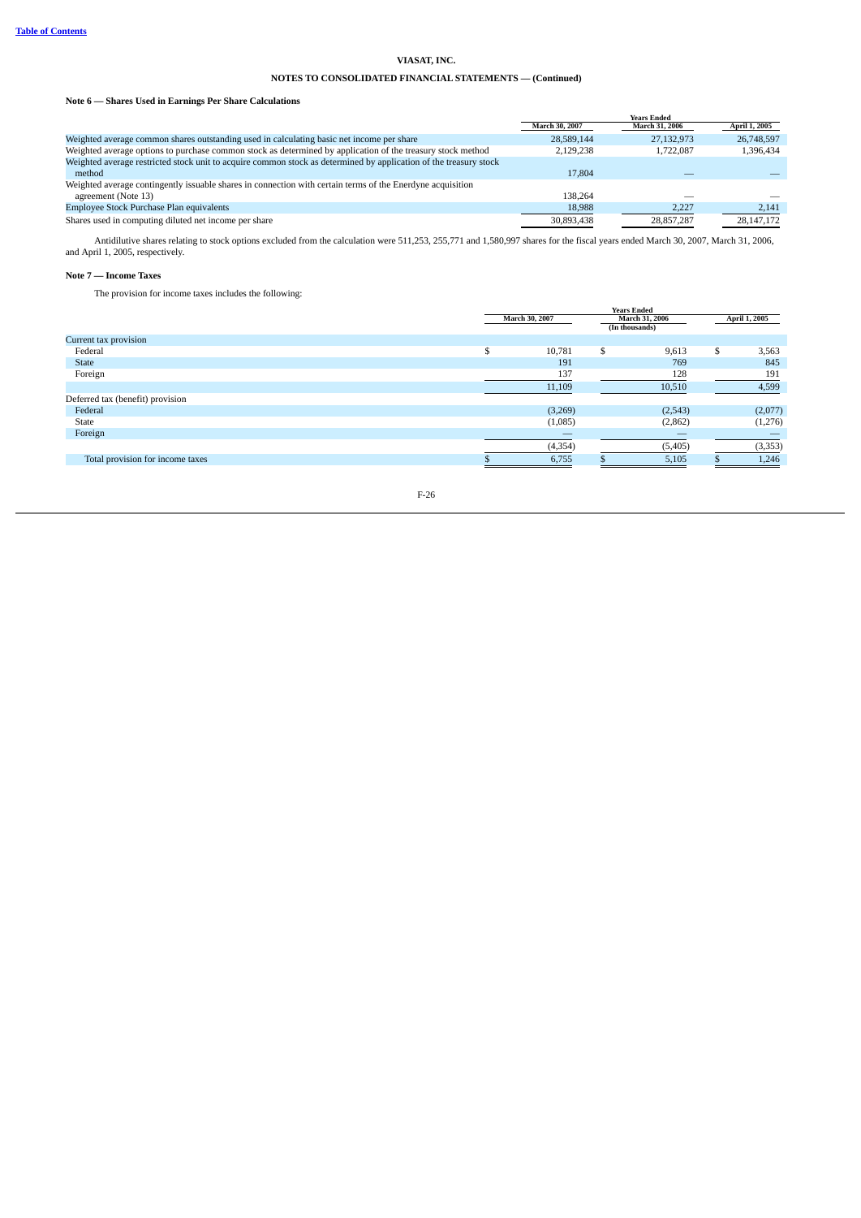**Table of Contents**

**VIASAT, INC.**

**NOTES TO CONSOLIDATED FINANCIAL STATEMENTS — (Continued)**

**Note 6 — Shares Used in Earnings Per Share Calculations**

| | Years Ended | | |
|---|---|---|---|
| | March 30, 2007 | March 31, 2006 | April 1, 2005 |
| Weighted average common shares outstanding used in calculating basic net income per share | 28,589,144 | 27,132,973 | 26,748,597 |
| Weighted average options to purchase common stock as determined by application of the treasury stock method | 2,129,238 | 1,722,087 | 1,396,434 |
| Weighted average restricted stock unit to acquire common stock as determined by application of the treasury stock method | 17,804 | — | — |
| Weighted average contingently issuable shares in connection with certain terms of the Enerdyne acquisition agreement (Note 13) | 138,264 | — | — |
| Employee Stock Purchase Plan equivalents | 18,988 | 2,227 | 2,141 |
| Shares used in computing diluted net income per share | 30,893,438 | 28,857,287 | 28,147,172 |

Antidilutive shares relating to stock options excluded from the calculation were 511,253, 255,771 and 1,580,997 shares for the fiscal years ended March 30, 2007, March 31, 2006, and April 1, 2005, respectively.

**Note 7 — Income Taxes**

The provision for income taxes includes the following:

| | Years Ended | | |
|---|---|---|---|
| | March 30, 2007 | March 31, 2006 | April 1, 2005 |
| | | (In thousands) | |
| Current tax provision | | | |
| Federal | $ 10,781 | $ 9,613 | $ 3,563 |
| State | 191 | 769 | 845 |
| Foreign | 137 | 128 | 191 |
| | 11,109 | 10,510 | 4,599 |
| Deferred tax (benefit) provision | | | |
| Federal | (3,269) | (2,543) | (2,077) |
| State | (1,085) | (2,862) | (1,276) |
| Foreign | — | — | — |
| | (4,354) | (5,405) | (3,353) |
| Total provision for income taxes | $ 6,755 | $ 5,105 | $ 1,246 |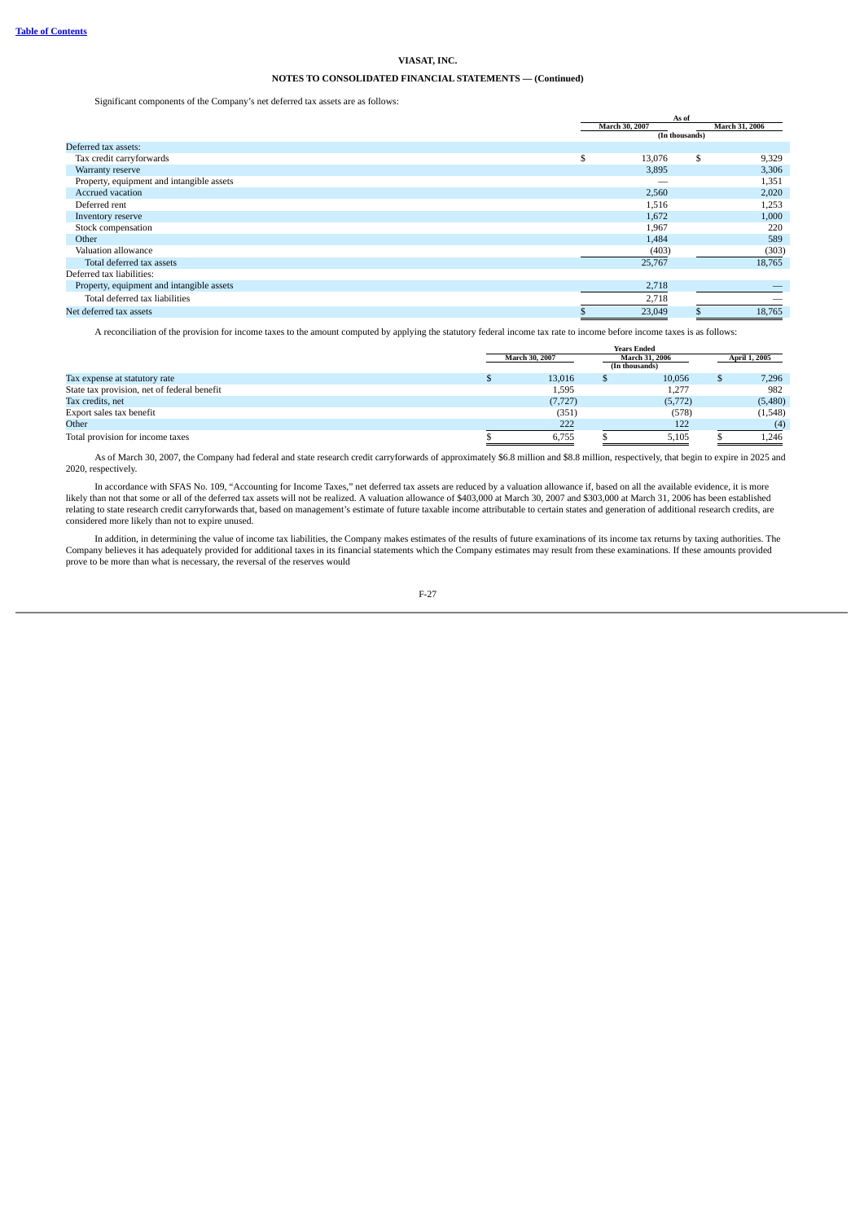Significant components of the Company's net deferred tax assets are as follows:

| | As of | |
|---|---|---|
| | March 30, 2007 | March 31, 2006 |
| | (In thousands) | |
| Deferred tax assets: | | |
| Tax credit carryforwards | $ 13,076 | $ 9,329 |
| Warranty reserve | 3,895 | 3,306 |
| Property, equipment and intangible assets | — | 1,351 |
| Accrued vacation | 2,560 | 2,020 |
| Deferred rent | 1,516 | 1,253 |
| Inventory reserve | 1,672 | 1,000 |
| Stock compensation | 1,967 | 220 |
| Other | 1,484 | 589 |
| Valuation allowance | (403) | (303) |
| Total deferred tax assets | 25,767 | 18,765 |
| Deferred tax liabilities: | | |
| Property, equipment and intangible assets | 2,718 | — |
| Total deferred tax liabilities | 2,718 | — |
| Net deferred tax assets | $ 23,049 | $ 18,765 |

A reconciliation of the provision for income taxes to the amount computed by applying the statutory federal income tax rate to income before income taxes is as follows:

| | Years Ended | | |
|---|---|---|---|
| | March 30, 2007 | March 31, 2006 | April 1, 2005 |
| | | (In thousands) | |
| Tax expense at statutory rate | $ 13,016 | $ 10,056 | $ 7,296 |
| State tax provision, net of federal benefit | 1,595 | 1,277 | 982 |
| Tax credits, net | (7,727) | (5,772) | (5,480) |
| Export sales tax benefit | (351) | (578) | (1,548) |
| Other | 222 | 122 | (4) |
| Total provision for income taxes | $ 6,755 | $ 5,105 | $ 1,246 |

As of March 30, 2007, the Company had federal and state research credit carryforwards of approximately $6.8 million and $8.8 million, respectively, that begin to expire in 2025 and 2020, respectively.

In accordance with SFAS No. 109, "Accounting for Income Taxes," net deferred tax assets are reduced by a valuation allowance if, based on all the available evidence, it is more likely than not that some or all of the deferred tax assets will not be realized. A valuation allowance of $403,000 at March 30, 2007 and $303,000 at March 31, 2006 has been established relating to state research credit carryforwards that, based on management's estimate of future taxable income attributable to certain states and generation of additional research credits, are considered more likely than not to expire unused.

In addition, in determining the value of income tax liabilities, the Company makes estimates of the results of future examinations of its income tax returns by taxing authorities. The Company believes it has adequately provided for additional taxes in its financial statements which the Company estimates may result from these examinations. If these amounts provided prove to be more than what is necessary, the reversal of the reserves would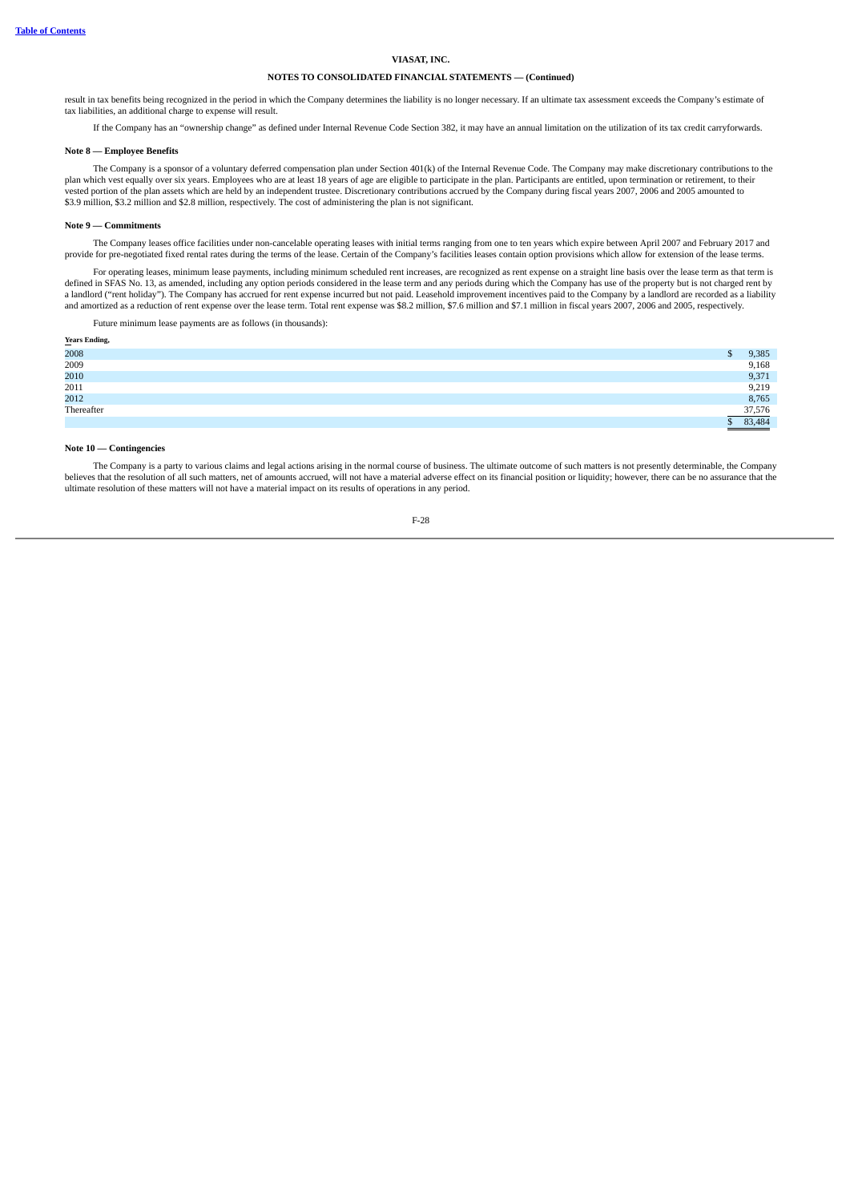result in tax benefits being recognized in the period in which the Company determines the liability is no longer necessary. If an ultimate tax assessment exceeds the Company's estimate of tax liabilities, an additional charge to expense will result.

If the Company has an "ownership change" as defined under Internal Revenue Code Section 382, it may have an annual limitation on the utilization of its tax credit carryforwards.

**Note 8 — Employee Benefits**

The Company is a sponsor of a voluntary deferred compensation plan under Section 401(k) of the Internal Revenue Code. The Company may make discretionary contributions to the plan which vest equally over six years. Employees who are at least 18 years of age are eligible to participate in the plan. Participants are entitled, upon termination or retirement, to their vested portion of the plan assets which are held by an independent trustee. Discretionary contributions accrued by the Company during fiscal years 2007, 2006 and 2005 amounted to $3.9 million, $3.2 million and $2.8 million, respectively. The cost of administering the plan is not significant.

**Note 9 — Commitments**

The Company leases office facilities under non-cancelable operating leases with initial terms ranging from one to ten years which expire between April 2007 and February 2017 and provide for pre-negotiated fixed rental rates during the terms of the lease. Certain of the Company's facilities leases contain option provisions which allow for extension of the lease terms.

For operating leases, minimum lease payments, including minimum scheduled rent increases, are recognized as rent expense on a straight line basis over the lease term as that term is defined in SFAS No. 13, as amended, including any option periods considered in the lease term and any periods during which the Company has use of the property but is not charged rent by a landlord ("rent holiday"). The Company has accrued for rent expense incurred but not paid. Leasehold improvement incentives paid to the Company by a landlord are recorded as a liability and amortized as a reduction of rent expense over the lease term. Total rent expense was $8.2 million, $7.6 million and $7.1 million in fiscal years 2007, 2006 and 2005, respectively.

Future minimum lease payments are as follows (in thousands):

| Years Ending, | |
|---|---|
| 2008 | $ 9,385 |
| 2009 | 9,168 |
| 2010 | 9,371 |
| 2011 | 9,219 |
| 2012 | 8,765 |
| Thereafter | 37,576 |
| | $ 83,484 |

**Note 10 — Contingencies**

The Company is a party to various claims and legal actions arising in the normal course of business. The ultimate outcome of such matters is not presently determinable, the Company believes that the resolution of all such matters, net of amounts accrued, will not have a material adverse effect on its financial position or liquidity; however, there can be no assurance that the ultimate resolution of these matters will not have a material impact on its results of operations in any period.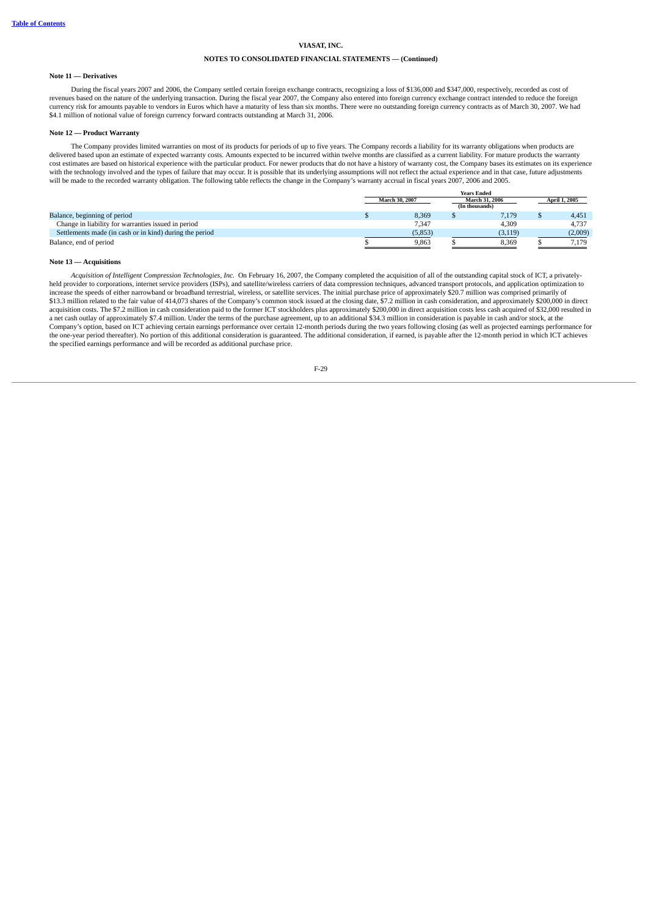**VIASAT, INC.**

**NOTES TO CONSOLIDATED FINANCIAL STATEMENTS — (Continued)**

**Note 11 — Derivatives**

During the fiscal years 2007 and 2006, the Company settled certain foreign exchange contracts, recognizing a loss of $136,000 and $347,000, respectively, recorded as cost of revenues based on the nature of the underlying transaction. During the fiscal year 2007, the Company also entered into foreign currency exchange contract intended to reduce the foreign currency risk for amounts payable to vendors in Euros which have a maturity of less than six months. There were no outstanding foreign currency contracts as of March 30, 2007. We had $4.1 million of notional value of foreign currency forward contracts outstanding at March 31, 2006.

**Note 12 — Product Warranty**

The Company provides limited warranties on most of its products for periods of up to five years. The Company records a liability for its warranty obligations when products are delivered based upon an estimate of expected warranty costs. Amounts expected to be incurred within twelve months are classified as a current liability. For mature products the warranty cost estimates are based on historical experience with the particular product. For newer products that do not have a history of warranty cost, the Company bases its estimates on its experience with the technology involved and the types of failure that may occur. It is possible that its underlying assumptions will not reflect the actual experience and in that case, future adjustments will be made to the recorded warranty obligation. The following table reflects the change in the Company's warranty accrual in fiscal years 2007, 2006 and 2005.

| | Years Ended | | |
|---|---|---|---|
| | March 30, 2007 | March 31, 2006 | April 1, 2005 |
| | | (In thousands) | |
| Balance, beginning of period | $ 8,369 | $ 7,179 | $ 4,451 |
| Change in liability for warranties issued in period | 7,347 | 4,309 | 4,737 |
| Settlements made (in cash or in kind) during the period | (5,853) | (3,119) | (2,009) |
| Balance, end of period | $ 9,863 | $ 8,369 | $ 7,179 |

**Note 13 — Acquisitions**

*Acquisition of Intelligent Compression Technologies, Inc.* On February 16, 2007, the Company completed the acquisition of all of the outstanding capital stock of ICT, a privately-held provider to corporations, internet service providers (ISPs), and satellite/wireless carriers of data compression techniques, advanced transport protocols, and application optimization to increase the speeds of either narrowband or broadband terrestrial, wireless, or satellite services. The initial purchase price of approximately $20.7 million was comprised primarily of $13.3 million related to the fair value of 414,073 shares of the Company's common stock issued at the closing date, $7.2 million in cash consideration, and approximately $200,000 in direct acquisition costs. The $7.2 million in cash consideration paid to the former ICT stockholders plus approximately $200,000 in direct acquisition costs less cash acquired of $32,000 resulted in a net cash outlay of approximately $7.4 million. Under the terms of the purchase agreement, up to an additional $34.3 million in consideration is payable in cash and/or stock, at the Company's option, based on ICT achieving certain earnings performance over certain 12-month periods during the two years following closing (as well as projected earnings performance for the one-year period thereafter). No portion of this additional consideration is guaranteed. The additional consideration, if earned, is payable after the 12-month period in which ICT achieves the specified earnings performance and will be recorded as additional purchase price.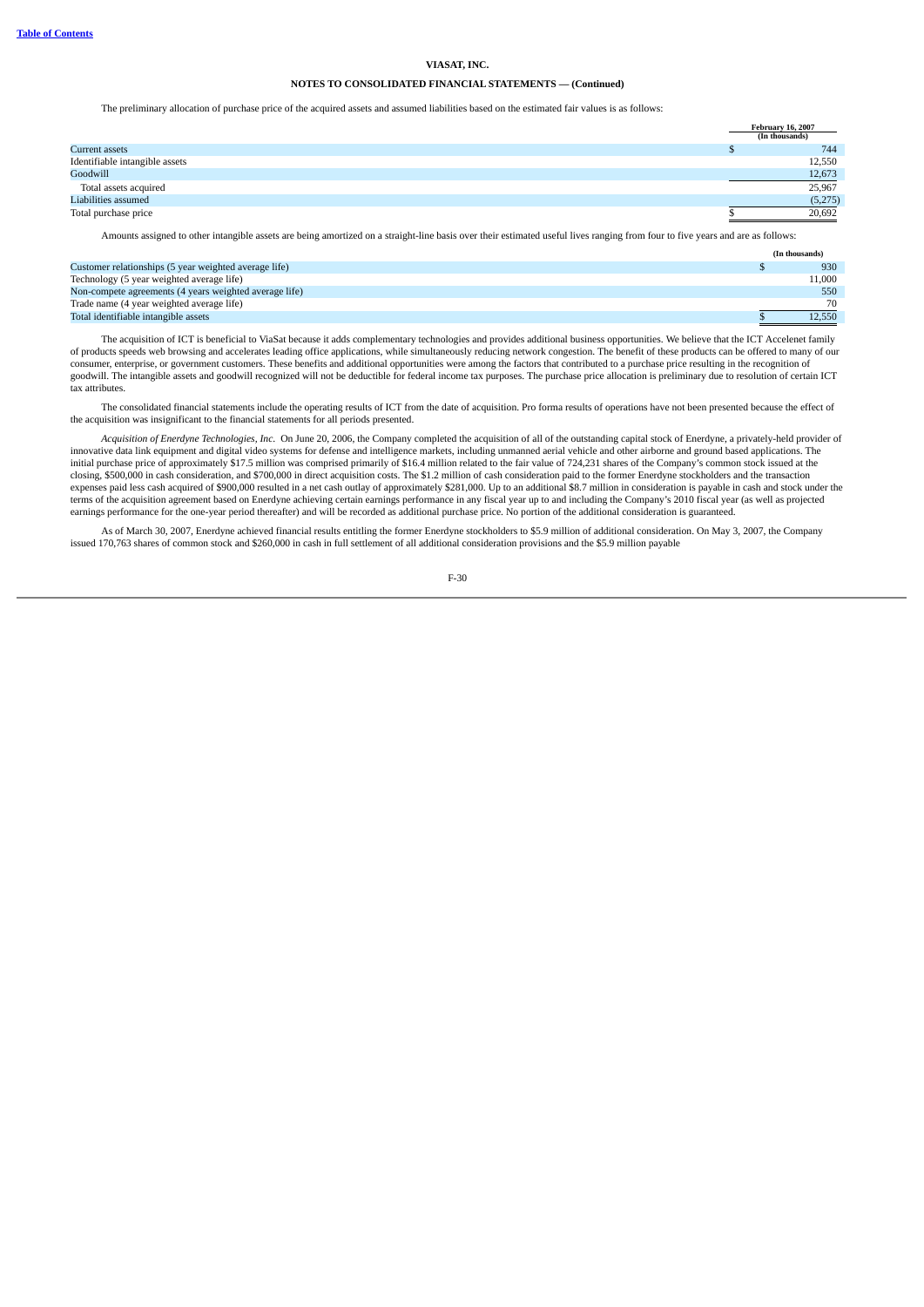The preliminary allocation of purchase price of the acquired assets and assumed liabilities based on the estimated fair values is as follows:

| | February 16, 2007 (In thousands) |
|---|---|
| Current assets | $ 744 |
| Identifiable intangible assets | 12,550 |
| Goodwill | 12,673 |
| Total assets acquired | 25,967 |
| Liabilities assumed | (5,275) |
| Total purchase price | $ 20,692 |

Amounts assigned to other intangible assets are being amortized on a straight-line basis over their estimated useful lives ranging from four to five years and are as follows:

| | (In thousands) |
|---|---|
| Customer relationships (5 year weighted average life) | $ 930 |
| Technology (5 year weighted average life) | 11,000 |
| Non-compete agreements (4 years weighted average life) | 550 |
| Trade name (4 year weighted average life) | 70 |
| Total identifiable intangible assets | $ 12,550 |

The acquisition of ICT is beneficial to ViaSat because it adds complementary technologies and provides additional business opportunities. We believe that the ICT Accelenet family of products speeds web browsing and accelerates leading office applications, while simultaneously reducing network congestion. The benefit of these products can be offered to many of our consumer, enterprise, or government customers. These benefits and additional opportunities were among the factors that contributed to a purchase price resulting in the recognition of goodwill. The intangible assets and goodwill recognized will not be deductible for federal income tax purposes. The purchase price allocation is preliminary due to resolution of certain ICT tax attributes.

The consolidated financial statements include the operating results of ICT from the date of acquisition. Pro forma results of operations have not been presented because the effect of the acquisition was insignificant to the financial statements for all periods presented.

*Acquisition of Enerdyne Technologies, Inc.* On June 20, 2006, the Company completed the acquisition of all of the outstanding capital stock of Enerdyne, a privately-held provider of innovative data link equipment and digital video systems for defense and intelligence markets, including unmanned aerial vehicle and other airborne and ground based applications. The initial purchase price of approximately $17.5 million was comprised primarily of $16.4 million related to the fair value of 724,231 shares of the Company's common stock issued at the closing, $500,000 in cash consideration, and $700,000 in direct acquisition costs. The $1.2 million of cash consideration paid to the former Enerdyne stockholders and the transaction expenses paid less cash acquired of $900,000 resulted in a net cash outlay of approximately $281,000. Up to an additional $8.7 million in consideration is payable in cash and stock under the terms of the acquisition agreement based on Enerdyne achieving certain earnings performance in any fiscal year up to and including the Company's 2010 fiscal year (as well as projected earnings performance for the one-year period thereafter) and will be recorded as additional purchase price. No portion of the additional consideration is guaranteed.

As of March 30, 2007, Enerdyne achieved financial results entitling the former Enerdyne stockholders to $5.9 million of additional consideration. On May 3, 2007, the Company issued 170,763 shares of common stock and $260,000 in cash in full settlement of all additional consideration provisions and the $5.9 million payable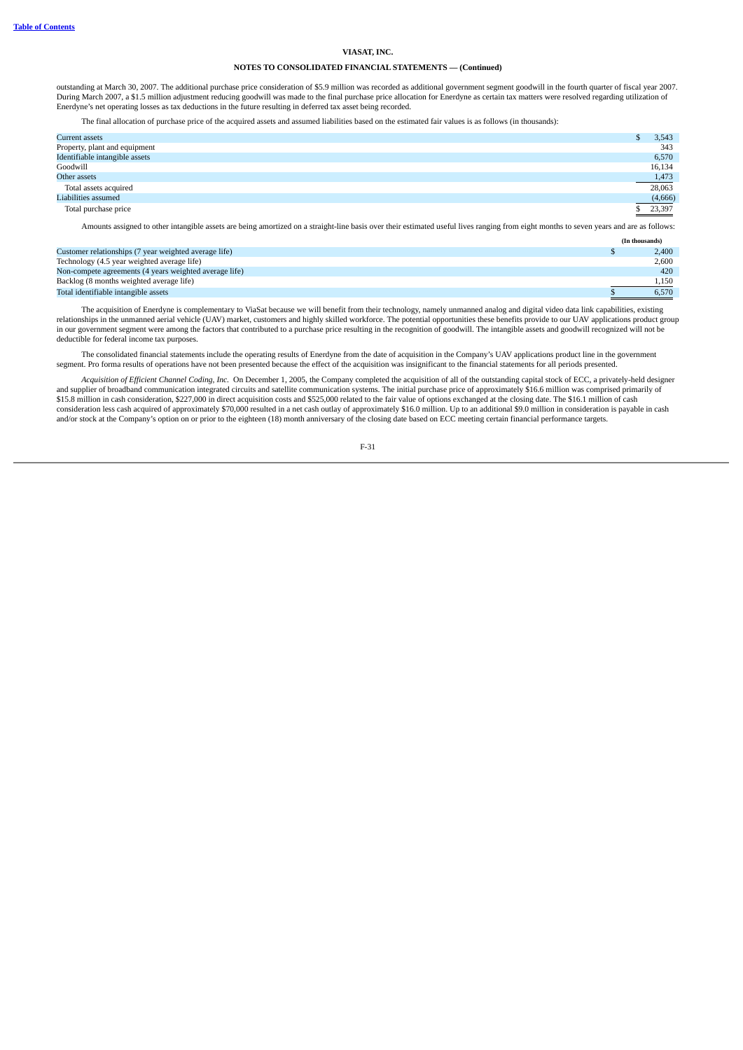outstanding at March 30, 2007. The additional purchase price consideration of $5.9 million was recorded as additional government segment goodwill in the fourth quarter of fiscal year 2007. During March 2007, a $1.5 million adjustment reducing goodwill was made to the final purchase price allocation for Enerdyne as certain tax matters were resolved regarding utilization of Enerdyne's net operating losses as tax deductions in the future resulting in deferred tax asset being recorded.

The final allocation of purchase price of the acquired assets and assumed liabilities based on the estimated fair values is as follows (in thousands):

| | |
|---|---|
| Current assets | $ 3,543 |
| Property, plant and equipment | 343 |
| Identifiable intangible assets | 6,570 |
| Goodwill | 16,134 |
| Other assets | 1,473 |
| Total assets acquired | 28,063 |
| Liabilities assumed | (4,666) |
| Total purchase price | $ 23,397 |

Amounts assigned to other intangible assets are being amortized on a straight-line basis over their estimated useful lives ranging from eight months to seven years and are as follows:

| | (In thousands) |
|---|---|
| Customer relationships (7 year weighted average life) | $ 2,400 |
| Technology (4.5 year weighted average life) | 2,600 |
| Non-compete agreements (4 years weighted average life) | 420 |
| Backlog (8 months weighted average life) | 1,150 |
| Total identifiable intangible assets | $ 6,570 |

The acquisition of Enerdyne is complementary to ViaSat because we will benefit from their technology, namely unmanned analog and digital video data link capabilities, existing relationships in the unmanned aerial vehicle (UAV) market, customers and highly skilled workforce. The potential opportunities these benefits provide to our UAV applications product group in our government segment were among the factors that contributed to a purchase price resulting in the recognition of goodwill. The intangible assets and goodwill recognized will not be deductible for federal income tax purposes.

The consolidated financial statements include the operating results of Enerdyne from the date of acquisition in the Company's UAV applications product line in the government segment. Pro forma results of operations have not been presented because the effect of the acquisition was insignificant to the financial statements for all periods presented.

*Acquisition of Efficient Channel Coding, Inc.* On December 1, 2005, the Company completed the acquisition of all of the outstanding capital stock of ECC, a privately-held designer and supplier of broadband communication integrated circuits and satellite communication systems. The initial purchase price of approximately $16.6 million was comprised primarily of $15.8 million in cash consideration, $227,000 in direct acquisition costs and $525,000 related to the fair value of options exchanged at the closing date. The $16.1 million of cash consideration less cash acquired of approximately $70,000 resulted in a net cash outlay of approximately $16.0 million. Up to an additional $9.0 million in consideration is payable in cash and/or stock at the Company's option on or prior to the eighteen (18) month anniversary of the closing date based on ECC meeting certain financial performance targets.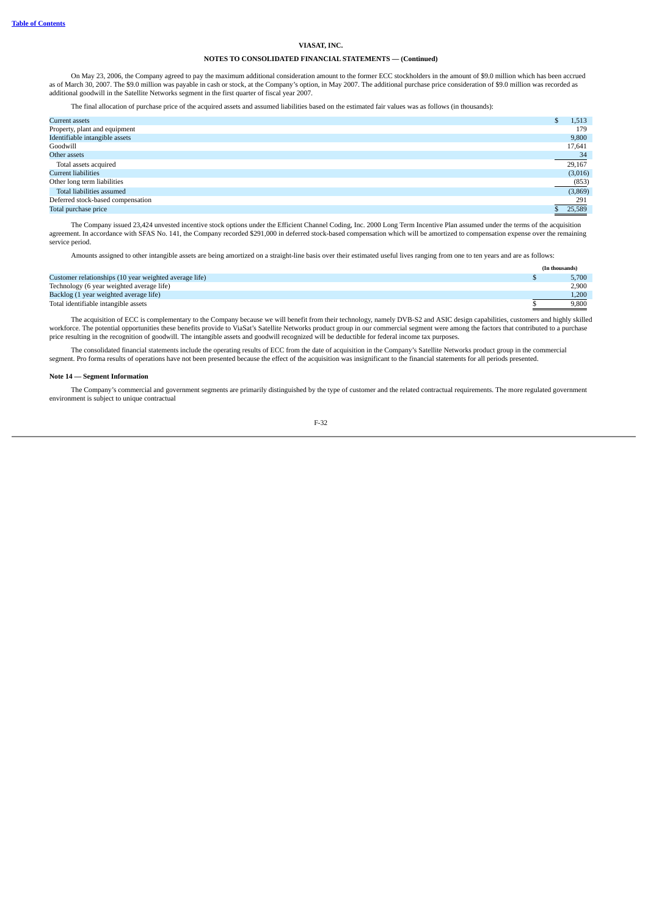**VIASAT, INC.**

**NOTES TO CONSOLIDATED FINANCIAL STATEMENTS — (Continued)**

On May 23, 2006, the Company agreed to pay the maximum additional consideration amount to the former ECC stockholders in the amount of $9.0 million which has been accrued as of March 30, 2007. The $9.0 million was payable in cash or stock, at the Company's option, in May 2007. The additional purchase price consideration of $9.0 million was recorded as additional goodwill in the Satellite Networks segment in the first quarter of fiscal year 2007.

The final allocation of purchase price of the acquired assets and assumed liabilities based on the estimated fair values was as follows (in thousands):

| | |
|---|---|
| Current assets | $ 1,513 |
| Property, plant and equipment | 179 |
| Identifiable intangible assets | 9,800 |
| Goodwill | 17,641 |
| Other assets | 34 |
| Total assets acquired | 29,167 |
| Current liabilities | (3,016) |
| Other long term liabilities | (853) |
| Total liabilities assumed | (3,869) |
| Deferred stock-based compensation | 291 |
| Total purchase price | $ 25,589 |

The Company issued 23,424 unvested incentive stock options under the Efficient Channel Coding, Inc. 2000 Long Term Incentive Plan assumed under the terms of the acquisition agreement. In accordance with SFAS No. 141, the Company recorded $291,000 in deferred stock-based compensation which will be amortized to compensation expense over the remaining service period.

Amounts assigned to other intangible assets are being amortized on a straight-line basis over their estimated useful lives ranging from one to ten years and are as follows:

| | (In thousands) |
|---|---|
| Customer relationships (10 year weighted average life) | $ 5,700 |
| Technology (6 year weighted average life) | 2,900 |
| Backlog (1 year weighted average life) | 1,200 |
| Total identifiable intangible assets | $ 9,800 |

The acquisition of ECC is complementary to the Company because we will benefit from their technology, namely DVB-S2 and ASIC design capabilities, customers and highly skilled workforce. The potential opportunities these benefits provide to ViaSat's Satellite Networks product group in our commercial segment were among the factors that contributed to a purchase price resulting in the recognition of goodwill. The intangible assets and goodwill recognized will be deductible for federal income tax purposes.

The consolidated financial statements include the operating results of ECC from the date of acquisition in the Company's Satellite Networks product group in the commercial segment. Pro forma results of operations have not been presented because the effect of the acquisition was insignificant to the financial statements for all periods presented.

**Note 14 — Segment Information**

The Company's commercial and government segments are primarily distinguished by the type of customer and the related contractual requirements. The more regulated government environment is subject to unique contractual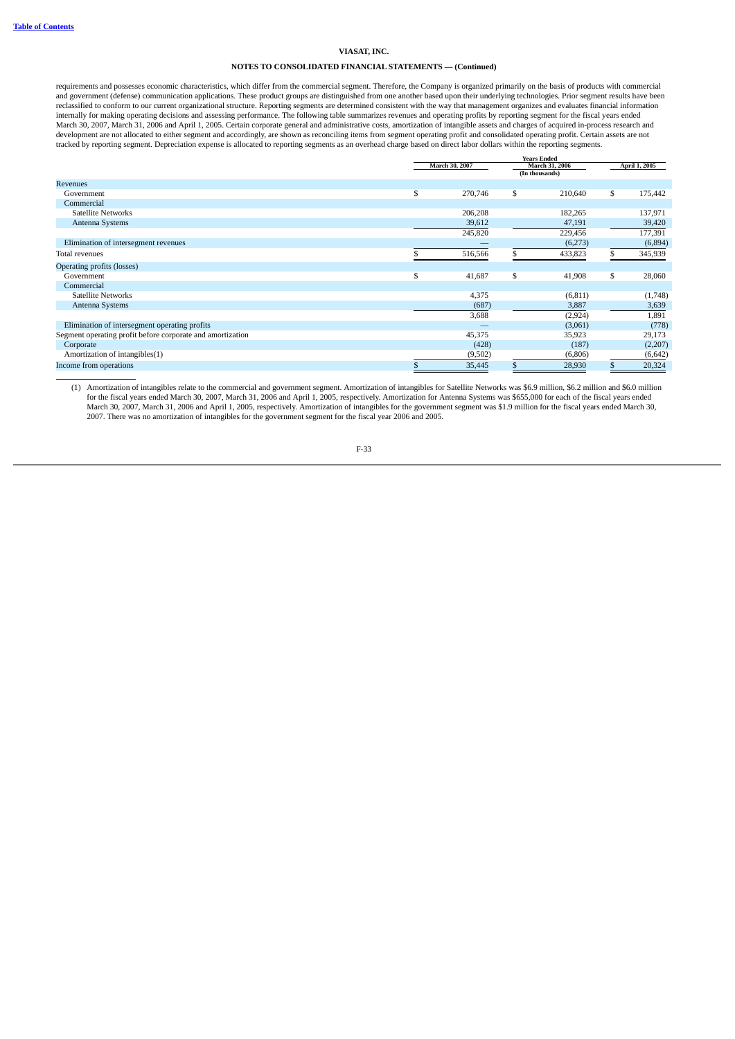requirements and possesses economic characteristics, which differ from the commercial segment. Therefore, the Company is organized primarily on the basis of products with commercial and government (defense) communication applications. These product groups are distinguished from one another based upon their underlying technologies. Prior segment results have been reclassified to conform to our current organizational structure. Reporting segments are determined consistent with the way that management organizes and evaluates financial information internally for making operating decisions and assessing performance. The following table summarizes revenues and operating profits by reporting segment for the fiscal years ended March 30, 2007, March 31, 2006 and April 1, 2005. Certain corporate general and administrative costs, amortization of intangible assets and charges of acquired in-process research and development are not allocated to either segment and accordingly, are shown as reconciling items from segment operating profit and consolidated operating profit. Certain assets are not tracked by reporting segment. Depreciation expense is allocated to reporting segments as an overhead charge based on direct labor dollars within the reporting segments.

| | Years Ended | | |
|---|---|---|---|
| | March 30, 2007 | March 31, 2006 | April 1, 2005 |
| | | (In thousands) | |
| Revenues | | | |
| Government | $ 270,746 | $ 210,640 | $ 175,442 |
| Commercial | | | |
| Satellite Networks | 206,208 | 182,265 | 137,971 |
| Antenna Systems | 39,612 | 47,191 | 39,420 |
| | 245,820 | 229,456 | 177,391 |
| Elimination of intersegment revenues | — | (6,273) | (6,894) |
| Total revenues | $ 516,566 | $ 433,823 | $ 345,939 |
| Operating profits (losses) | | | |
| Government | $ 41,687 | $ 41,908 | $ 28,060 |
| Commercial | | | |
| Satellite Networks | 4,375 | (6,811) | (1,748) |
| Antenna Systems | (687) | 3,887 | 3,639 |
| | 3,688 | (2,924) | 1,891 |
| Elimination of intersegment operating profits | — | (3,061) | (778) |
| Segment operating profit before corporate and amortization | 45,375 | 35,923 | 29,173 |
| Corporate | (428) | (187) | (2,207) |
| Amortization of intangibles(1) | (9,502) | (6,806) | (6,642) |
| Income from operations | $ 35,445 | $ 28,930 | $ 20,324 |

(1) Amortization of intangibles relate to the commercial and government segment. Amortization of intangibles for Satellite Networks was $6.9 million, $6.2 million and $6.0 million for the fiscal years ended March 30, 2007, March 31, 2006 and April 1, 2005, respectively. Amortization for Antenna Systems was $655,000 for each of the fiscal years ended March 30, 2007, March 31, 2006 and April 1, 2005, respectively. Amortization of intangibles for the government segment was $1.9 million for the fiscal years ended March 30, 2007. There was no amortization of intangibles for the government segment for the fiscal year 2006 and 2005.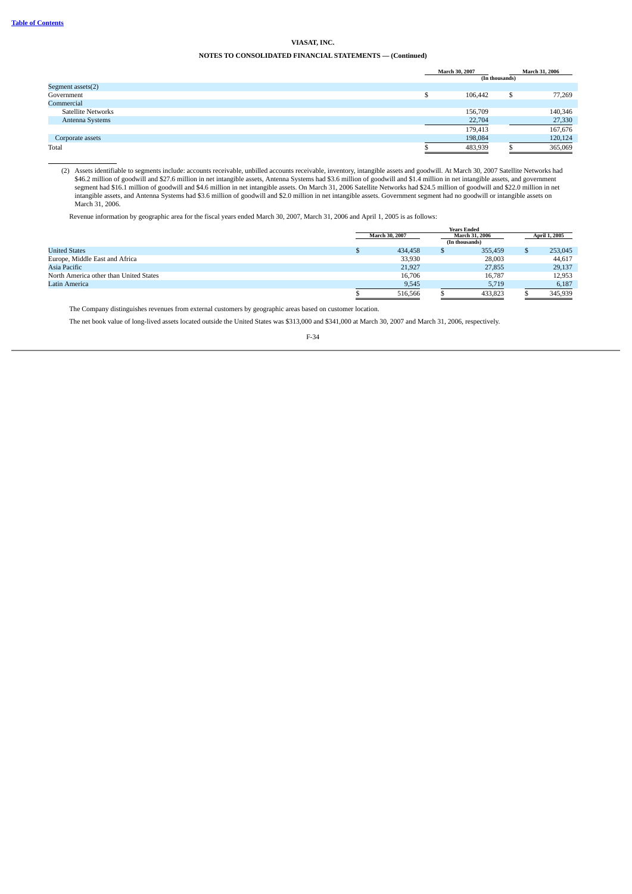VIASAT, INC.

NOTES TO CONSOLIDATED FINANCIAL STATEMENTS — (Continued)

| | March 30, 2007 | March 31, 2006 |
|---|---|---|
| | (In thousands) | |
| Segment assets(2) | | |
| Government | $ 106,442 | $ 77,269 |
| Commercial | | |
| Satellite Networks | 156,709 | 140,346 |
| Antenna Systems | 22,704 | 27,330 |
| | 179,413 | 167,676 |
| Corporate assets | 198,084 | 120,124 |
| Total | $ 483,939 | $ 365,069 |

(2) Assets identifiable to segments include: accounts receivable, unbilled accounts receivable, inventory, intangible assets and goodwill. At March 30, 2007 Satellite Networks had $46.2 million of goodwill and $27.6 million in net intangible assets, Antenna Systems had $3.6 million of goodwill and $1.4 million in net intangible assets, and government segment had $16.1 million of goodwill and $4.6 million in net intangible assets. On March 31, 2006 Satellite Networks had $24.5 million of goodwill and $22.0 million in net intangible assets, and Antenna Systems had $3.6 million of goodwill and $2.0 million in net intangible assets. Government segment had no goodwill or intangible assets on March 31, 2006.

Revenue information by geographic area for the fiscal years ended March 30, 2007, March 31, 2006 and April 1, 2005 is as follows:

| | Years Ended | | |
|---|---|---|---|
| | March 30, 2007 | March 31, 2006 | April 1, 2005 |
| | | (In thousands) | |
| United States | $ 434,458 | $ 355,459 | $ 253,045 |
| Europe, Middle East and Africa | 33,930 | 28,003 | 44,617 |
| Asia Pacific | 21,927 | 27,855 | 29,137 |
| North America other than United States | 16,706 | 16,787 | 12,953 |
| Latin America | 9,545 | 5,719 | 6,187 |
| | $ 516,566 | $ 433,823 | $ 345,939 |

The Company distinguishes revenues from external customers by geographic areas based on customer location.

The net book value of long-lived assets located outside the United States was $313,000 and $341,000 at March 30, 2007 and March 31, 2006, respectively.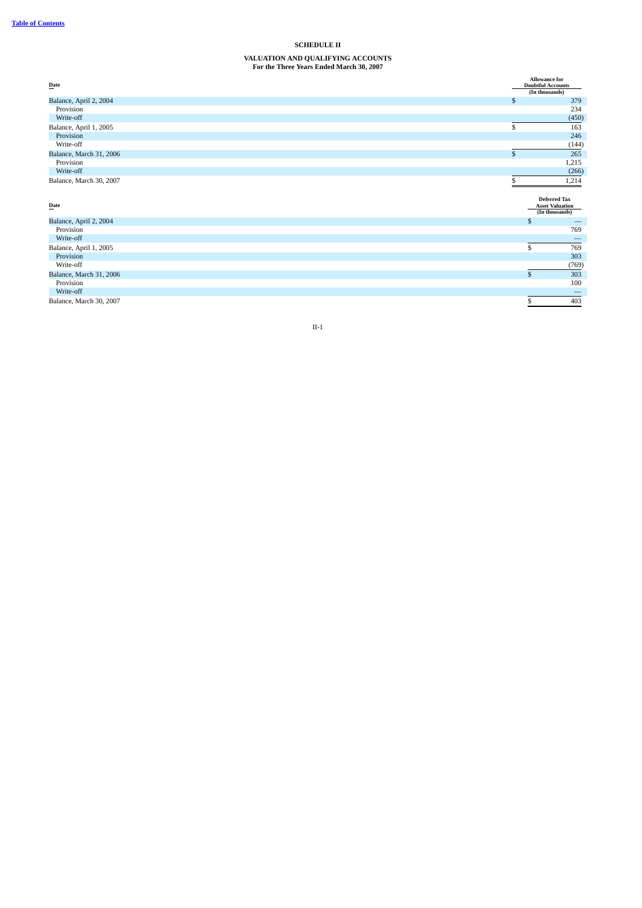[Table of Contents]

## SCHEDULE II

### VALUATION AND QUALIFYING ACCOUNTS
**For the Three Years Ended March 30, 2007**

| Date | Allowance for Doubtful Accounts (In thousands) |
|---|---|
| Balance, April 2, 2004 | $ 379 |
| Provision | 234 |
| Write-off | (450) |
| Balance, April 1, 2005 | $ 163 |
| Provision | 246 |
| Write-off | (144) |
| Balance, March 31, 2006 | $ 265 |
| Provision | 1,215 |
| Write-off | (266) |
| Balance, March 30, 2007 | $ 1,214 |

| Date | Deferred Tax Asset Valuation (In thousands) |
|---|---|
| Balance, April 2, 2004 | $ — |
| Provision | 769 |
| Write-off | — |
| Balance, April 1, 2005 | $ 769 |
| Provision | 303 |
| Write-off | (769) |
| Balance, March 31, 2006 | $ 303 |
| Provision | 100 |
| Write-off | — |
| Balance, March 30, 2007 | $ 403 |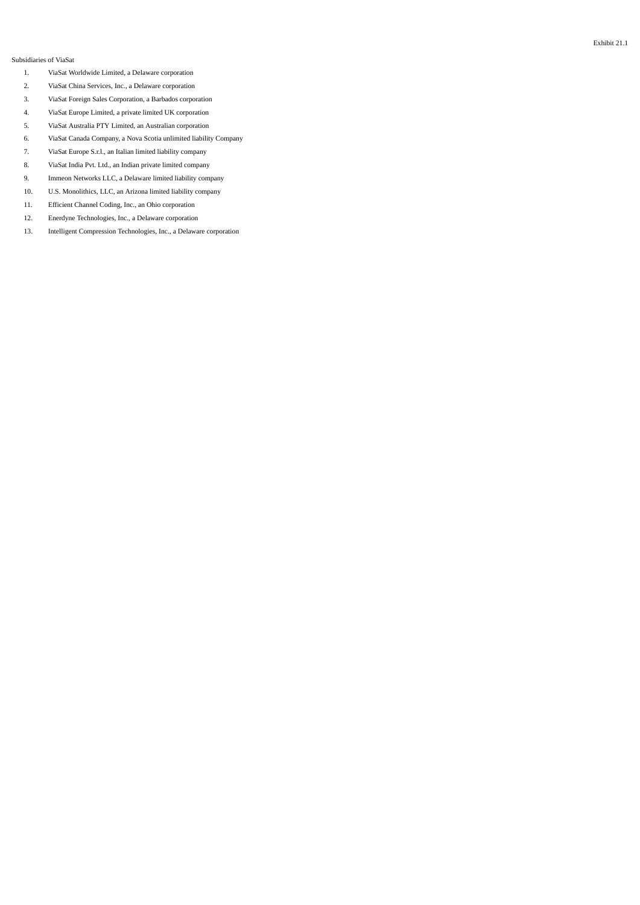Exhibit 21.1

Subsidiaries of ViaSat

1. ViaSat Worldwide Limited, a Delaware corporation
2. ViaSat China Services, Inc., a Delaware corporation
3. ViaSat Foreign Sales Corporation, a Barbados corporation
4. ViaSat Europe Limited, a private limited UK corporation
5. ViaSat Australia PTY Limited, an Australian corporation
6. ViaSat Canada Company, a Nova Scotia unlimited liability Company
7. ViaSat Europe S.r.l., an Italian limited liability company
8. ViaSat India Pvt. Ltd., an Indian private limited company
9. Immeon Networks LLC, a Delaware limited liability company
10. U.S. Monolithics, LLC, an Arizona limited liability company
11. Efficient Channel Coding, Inc., an Ohio corporation
12. Enerdyne Technologies, Inc., a Delaware corporation
13. Intelligent Compression Technologies, Inc., a Delaware corporation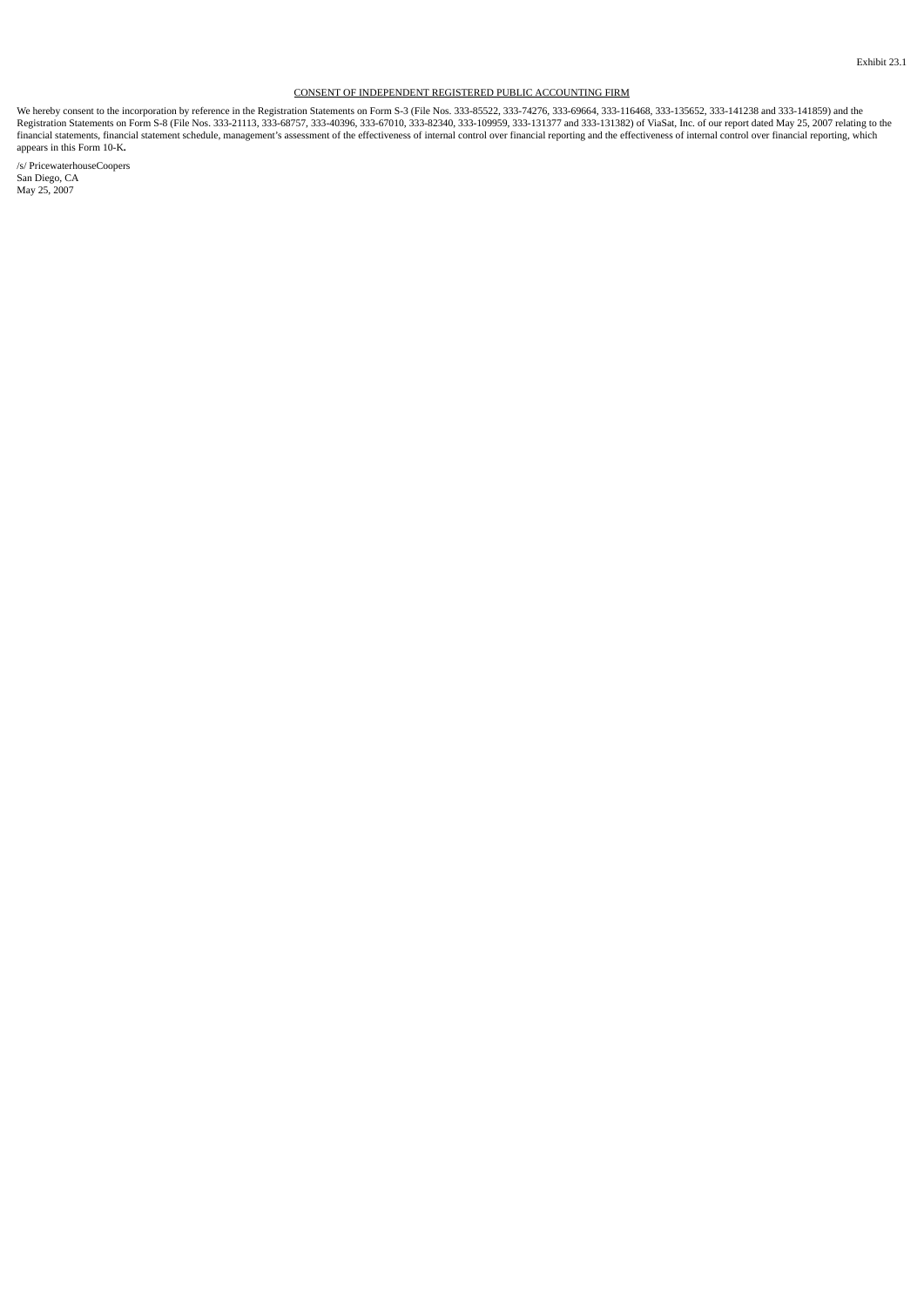Exhibit 23.1

CONSENT OF INDEPENDENT REGISTERED PUBLIC ACCOUNTING FIRM

We hereby consent to the incorporation by reference in the Registration Statements on Form S-3 (File Nos. 333-85522, 333-74276, 333-69664, 333-116468, 333-135652, 333-141238 and 333-141859) and the Registration Statements on Form S-8 (File Nos. 333-21113, 333-68757, 333-40396, 333-67010, 333-82340, 333-109959, 333-131377 and 333-131382) of ViaSat, Inc. of our report dated May 25, 2007 relating to the financial statements, financial statement schedule, management's assessment of the effectiveness of internal control over financial reporting and the effectiveness of internal control over financial reporting, which appears in this Form 10-K.

/s/ PricewaterhouseCoopers
San Diego, CA
May 25, 2007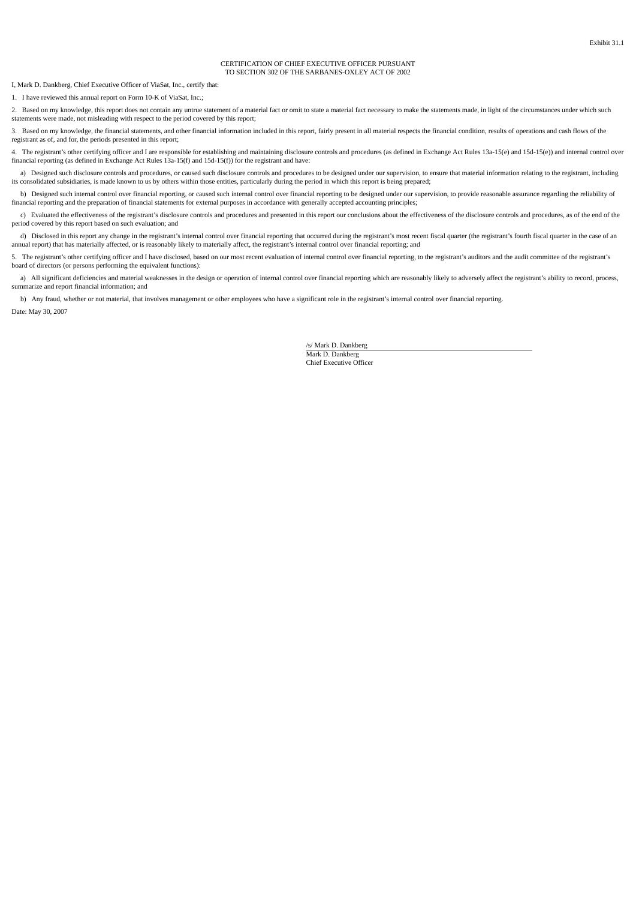Exhibit 31.1

CERTIFICATION OF CHIEF EXECUTIVE OFFICER PURSUANT
TO SECTION 302 OF THE SARBANES-OXLEY ACT OF 2002

I, Mark D. Dankberg, Chief Executive Officer of ViaSat, Inc., certify that:

1. I have reviewed this annual report on Form 10-K of ViaSat, Inc.;

2. Based on my knowledge, this report does not contain any untrue statement of a material fact or omit to state a material fact necessary to make the statements made, in light of the circumstances under which such statements were made, not misleading with respect to the period covered by this report;

3. Based on my knowledge, the financial statements, and other financial information included in this report, fairly present in all material respects the financial condition, results of operations and cash flows of the registrant as of, and for, the periods presented in this report;

4. The registrant's other certifying officer and I are responsible for establishing and maintaining disclosure controls and procedures (as defined in Exchange Act Rules 13a-15(e) and 15d-15(e)) and internal control over financial reporting (as defined in Exchange Act Rules 13a-15(f) and 15d-15(f)) for the registrant and have:

a) Designed such disclosure controls and procedures, or caused such disclosure controls and procedures to be designed under our supervision, to ensure that material information relating to the registrant, including its consolidated subsidiaries, is made known to us by others within those entities, particularly during the period in which this report is being prepared;

b) Designed such internal control over financial reporting, or caused such internal control over financial reporting to be designed under our supervision, to provide reasonable assurance regarding the reliability of financial reporting and the preparation of financial statements for external purposes in accordance with generally accepted accounting principles;

c) Evaluated the effectiveness of the registrant's disclosure controls and procedures and presented in this report our conclusions about the effectiveness of the disclosure controls and procedures, as of the end of the period covered by this report based on such evaluation; and

d) Disclosed in this report any change in the registrant's internal control over financial reporting that occurred during the registrant's most recent fiscal quarter (the registrant's fourth fiscal quarter in the case of an annual report) that has materially affected, or is reasonably likely to materially affect, the registrant's internal control over financial reporting; and

5. The registrant's other certifying officer and I have disclosed, based on our most recent evaluation of internal control over financial reporting, to the registrant's auditors and the audit committee of the registrant's board of directors (or persons performing the equivalent functions):

a) All significant deficiencies and material weaknesses in the design or operation of internal control over financial reporting which are reasonably likely to adversely affect the registrant's ability to record, process, summarize and report financial information; and

b) Any fraud, whether or not material, that involves management or other employees who have a significant role in the registrant's internal control over financial reporting.

Date: May 30, 2007

/s/ Mark D. Dankberg
Mark D. Dankberg
Chief Executive Officer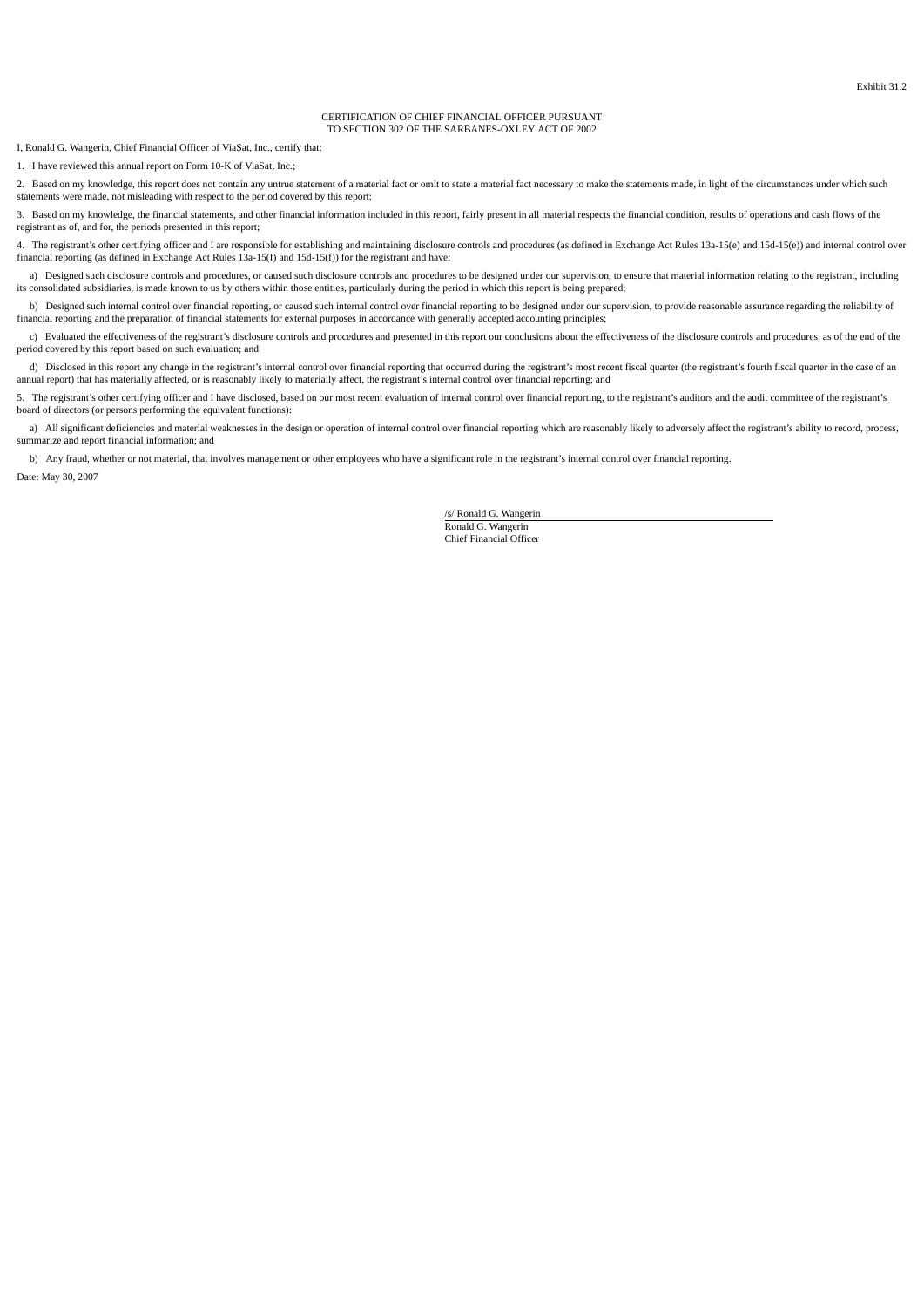Exhibit 31.2

CERTIFICATION OF CHIEF FINANCIAL OFFICER PURSUANT
TO SECTION 302 OF THE SARBANES-OXLEY ACT OF 2002

I, Ronald G. Wangerin, Chief Financial Officer of ViaSat, Inc., certify that:

1. I have reviewed this annual report on Form 10-K of ViaSat, Inc.;

2. Based on my knowledge, this report does not contain any untrue statement of a material fact or omit to state a material fact necessary to make the statements made, in light of the circumstances under which such statements were made, not misleading with respect to the period covered by this report;

3. Based on my knowledge, the financial statements, and other financial information included in this report, fairly present in all material respects the financial condition, results of operations and cash flows of the registrant as of, and for, the periods presented in this report;

4. The registrant's other certifying officer and I are responsible for establishing and maintaining disclosure controls and procedures (as defined in Exchange Act Rules 13a-15(e) and 15d-15(e)) and internal control over financial reporting (as defined in Exchange Act Rules 13a-15(f) and 15d-15(f)) for the registrant and have:

a) Designed such disclosure controls and procedures, or caused such disclosure controls and procedures to be designed under our supervision, to ensure that material information relating to the registrant, including its consolidated subsidiaries, is made known to us by others within those entities, particularly during the period in which this report is being prepared;

b) Designed such internal control over financial reporting, or caused such internal control over financial reporting to be designed under our supervision, to provide reasonable assurance regarding the reliability of financial reporting and the preparation of financial statements for external purposes in accordance with generally accepted accounting principles;

c) Evaluated the effectiveness of the registrant's disclosure controls and procedures and presented in this report our conclusions about the effectiveness of the disclosure controls and procedures, as of the end of the period covered by this report based on such evaluation; and

d) Disclosed in this report any change in the registrant's internal control over financial reporting that occurred during the registrant's most recent fiscal quarter (the registrant's fourth fiscal quarter in the case of an annual report) that has materially affected, or is reasonably likely to materially affect, the registrant's internal control over financial reporting; and

5. The registrant's other certifying officer and I have disclosed, based on our most recent evaluation of internal control over financial reporting, to the registrant's auditors and the audit committee of the registrant's board of directors (or persons performing the equivalent functions):

a) All significant deficiencies and material weaknesses in the design or operation of internal control over financial reporting which are reasonably likely to adversely affect the registrant's ability to record, process, summarize and report financial information; and

b) Any fraud, whether or not material, that involves management or other employees who have a significant role in the registrant's internal control over financial reporting.

Date: May 30, 2007

/s/ Ronald G. Wangerin

Ronald G. Wangerin
Chief Financial Officer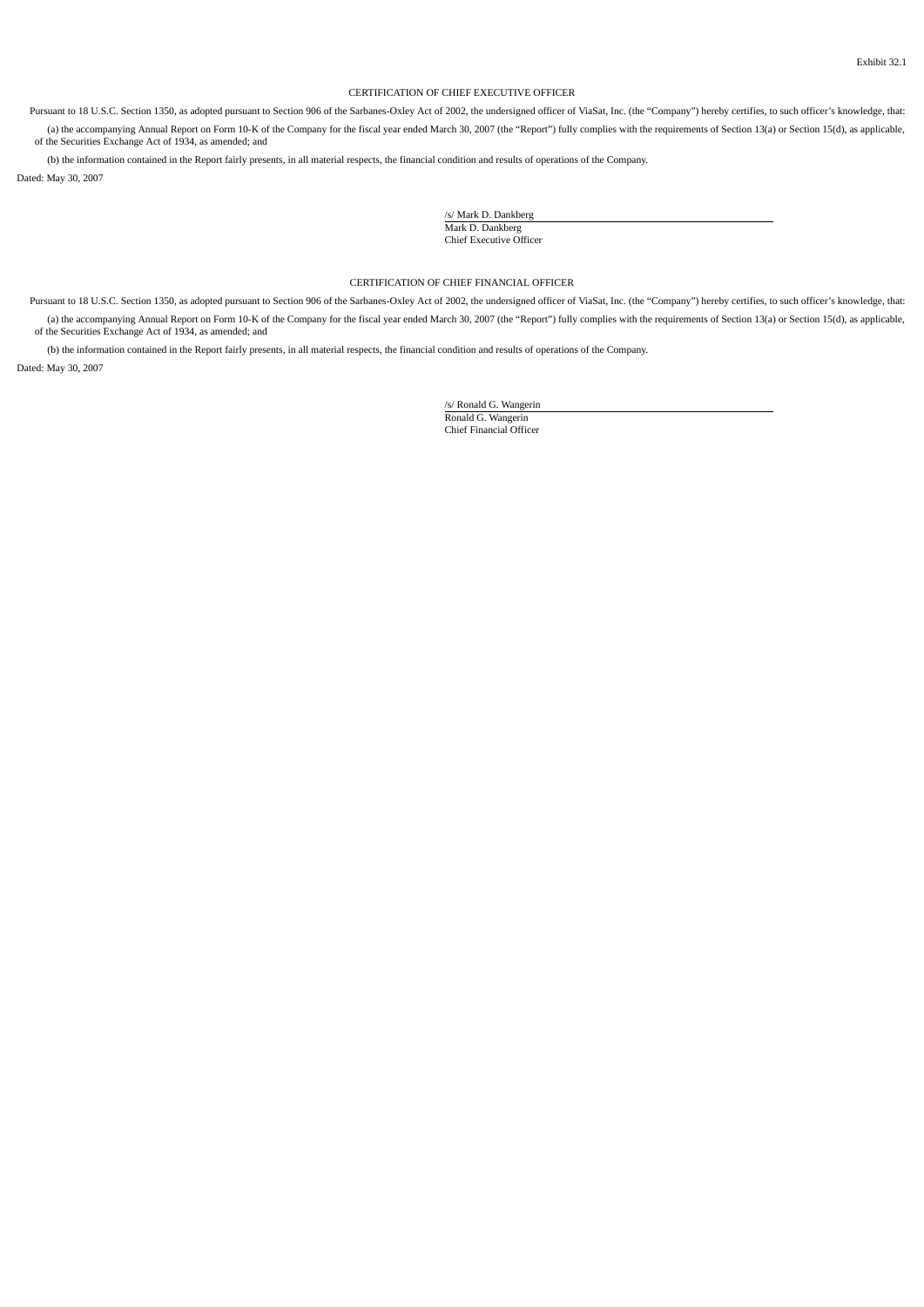Exhibit 32.1

CERTIFICATION OF CHIEF EXECUTIVE OFFICER

Pursuant to 18 U.S.C. Section 1350, as adopted pursuant to Section 906 of the Sarbanes-Oxley Act of 2002, the undersigned officer of ViaSat, Inc. (the "Company") hereby certifies, to such officer's knowledge, that:

(a) the accompanying Annual Report on Form 10-K of the Company for the fiscal year ended March 30, 2007 (the "Report") fully complies with the requirements of Section 13(a) or Section 15(d), as applicable, of the Securities Exchange Act of 1934, as amended; and

(b) the information contained in the Report fairly presents, in all material respects, the financial condition and results of operations of the Company.

Dated: May 30, 2007

/s/ Mark D. Dankberg
Mark D. Dankberg
Chief Executive Officer

CERTIFICATION OF CHIEF FINANCIAL OFFICER

Pursuant to 18 U.S.C. Section 1350, as adopted pursuant to Section 906 of the Sarbanes-Oxley Act of 2002, the undersigned officer of ViaSat, Inc. (the "Company") hereby certifies, to such officer's knowledge, that:

(a) the accompanying Annual Report on Form 10-K of the Company for the fiscal year ended March 30, 2007 (the "Report") fully complies with the requirements of Section 13(a) or Section 15(d), as applicable, of the Securities Exchange Act of 1934, as amended; and

(b) the information contained in the Report fairly presents, in all material respects, the financial condition and results of operations of the Company.

Dated: May 30, 2007

/s/ Ronald G. Wangerin
Ronald G. Wangerin
Chief Financial Officer